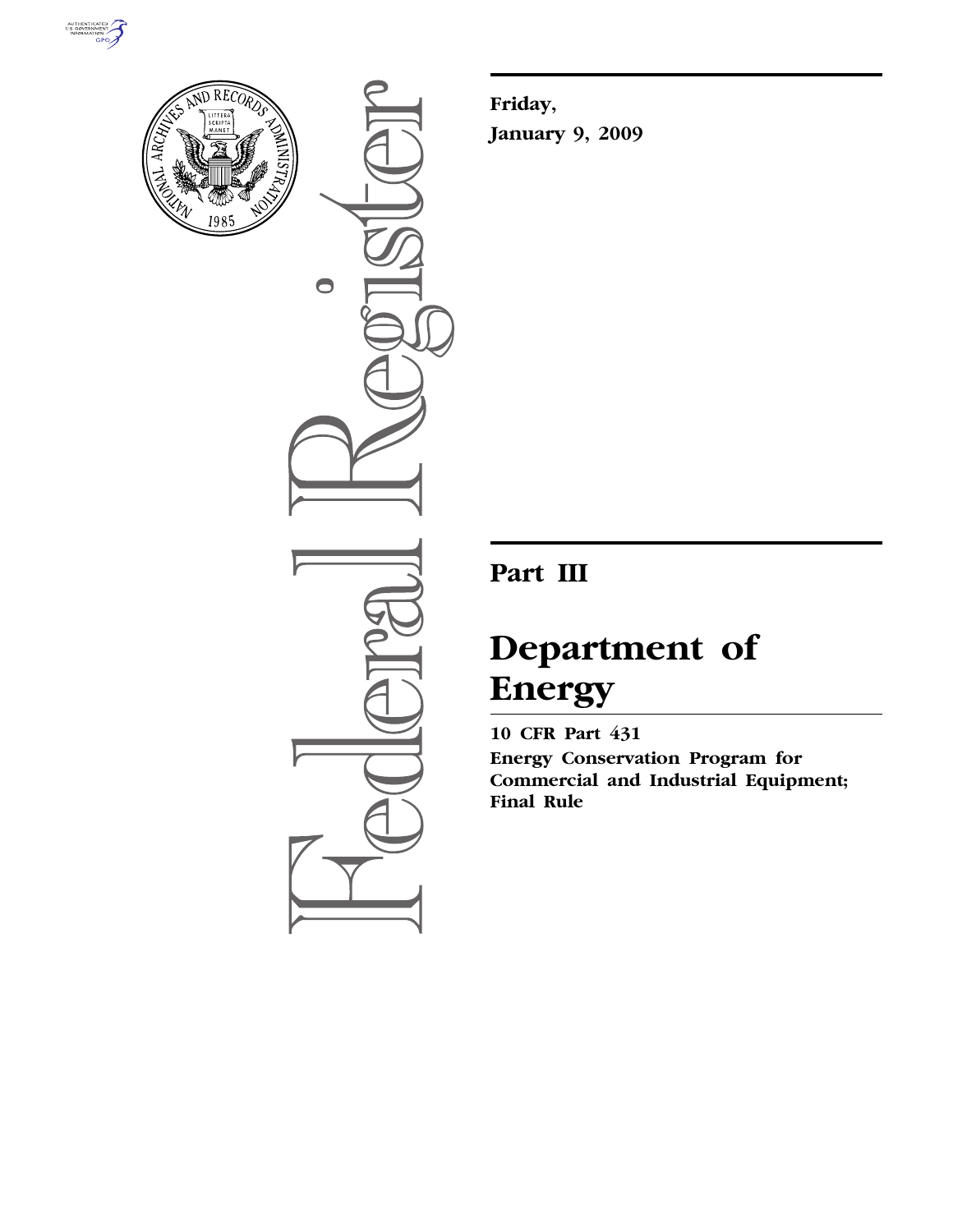**Friday,**

**January 9, 2009**

---

# Part III

# Department of Energy

**10 CFR Part 431**

**Energy Conservation Program for Commercial and Industrial Equipment; Final Rule**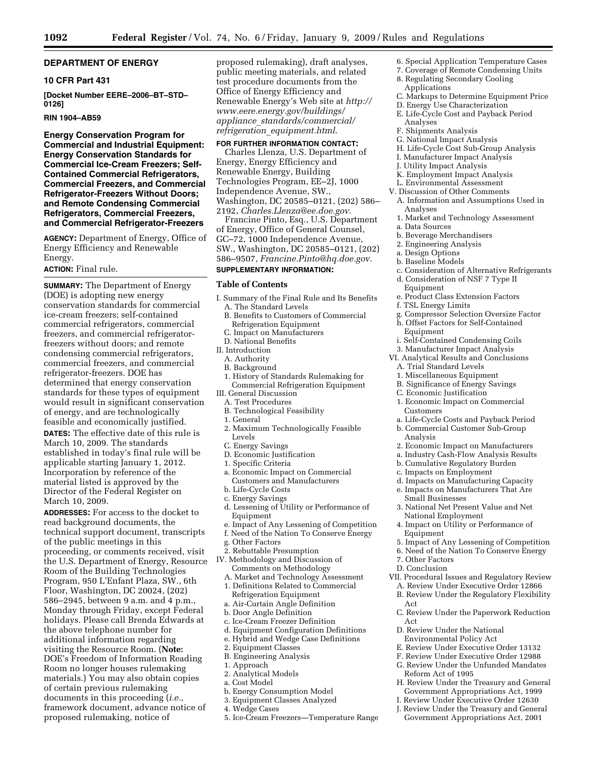## DEPARTMENT OF ENERGY

### 10 CFR Part 431

**[Docket Number EERE–2006–BT–STD–0126]**

**RIN 1904–AB59**

## Energy Conservation Program for Commercial and Industrial Equipment: Energy Conservation Standards for Commercial Ice-Cream Freezers; Self-Contained Commercial Refrigerators, Commercial Freezers, and Commercial Refrigerator-Freezers Without Doors; and Remote Condensing Commercial Refrigerators, Commercial Freezers, and Commercial Refrigerator-Freezers

**AGENCY:** Department of Energy, Office of Energy Efficiency and Renewable Energy.

**ACTION:** Final rule.

**SUMMARY:** The Department of Energy (DOE) is adopting new energy conservation standards for commercial ice-cream freezers; self-contained commercial refrigerators, commercial freezers, and commercial refrigerator-freezers without doors; and remote condensing commercial refrigerators, commercial freezers, and commercial refrigerator-freezers. DOE has determined that energy conservation standards for these types of equipment would result in significant conservation of energy, and are technologically feasible and economically justified.

**DATES:** The effective date of this rule is March 10, 2009. The standards established in today's final rule will be applicable starting January 1, 2012. Incorporation by reference of the material listed is approved by the Director of the Federal Register on March 10, 2009.

**ADDRESSES:** For access to the docket to read background documents, the technical support document, transcripts of the public meetings in this proceeding, or comments received, visit the U.S. Department of Energy, Resource Room of the Building Technologies Program, 950 L'Enfant Plaza, SW., 6th Floor, Washington, DC 20024, (202) 586–2945, between 9 a.m. and 4 p.m., Monday through Friday, except Federal holidays. Please call Brenda Edwards at the above telephone number for additional information regarding visiting the Resource Room. (**Note:** DOE's Freedom of Information Reading Room no longer houses rulemaking materials.) You may also obtain copies of certain previous rulemaking documents in this proceeding (*i.e.*, framework document, advance notice of proposed rulemaking, notice of proposed rulemaking), draft analyses, public meeting materials, and related test procedure documents from the Office of Energy Efficiency and Renewable Energy's Web site at *http://www.eere.energy.gov/buildings/appliance_standards/commercial/refrigeration_equipment.html*.

**FOR FURTHER INFORMATION CONTACT:**

Charles Llenza, U.S. Department of Energy, Energy Efficiency and Renewable Energy, Building Technologies Program, EE–2J, 1000 Independence Avenue, SW., Washington, DC 20585–0121, (202) 586–2192, *Charles.Llenza@ee.doe.gov*.

Francine Pinto, Esq., U.S. Department of Energy, Office of General Counsel, GC–72, 1000 Independence Avenue, SW., Washington, DC 20585–0121, (202) 586–9507, *Francine.Pinto@hq.doe.gov*.

**SUPPLEMENTARY INFORMATION:**

### Table of Contents

I. Summary of the Final Rule and Its Benefits
  A. The Standard Levels
  B. Benefits to Customers of Commercial Refrigeration Equipment
  C. Impact on Manufacturers
  D. National Benefits
II. Introduction
  A. Authority
  B. Background
  1. History of Standards Rulemaking for Commercial Refrigeration Equipment
III. General Discussion
  A. Test Procedures
  B. Technological Feasibility
  1. General
  2. Maximum Technologically Feasible Levels
  C. Energy Savings
  D. Economic Justification
  1. Specific Criteria
  a. Economic Impact on Commercial Customers and Manufacturers
  b. Life-Cycle Costs
  c. Energy Savings
  d. Lessening of Utility or Performance of Equipment
  e. Impact of Any Lessening of Competition
  f. Need of the Nation To Conserve Energy
  g. Other Factors
  2. Rebuttable Presumption
IV. Methodology and Discussion of Comments on Methodology
  A. Market and Technology Assessment
  1. Definitions Related to Commercial Refrigeration Equipment
  a. Air-Curtain Angle Definition
  b. Door Angle Definition
  c. Ice-Cream Freezer Definition
  d. Equipment Configuration Definitions
  e. Hybrid and Wedge Case Definitions
  2. Equipment Classes
  B. Engineering Analysis
  1. Approach
  2. Analytical Models
  a. Cost Model
  b. Energy Consumption Model
  3. Equipment Classes Analyzed
  4. Wedge Cases
  5. Ice-Cream Freezers—Temperature Range
  6. Special Application Temperature Cases
  7. Coverage of Remote Condensing Units
  8. Regulating Secondary Cooling Applications
  C. Markups to Determine Equipment Price
  D. Energy Use Characterization
  E. Life-Cycle Cost and Payback Period Analyses
  F. Shipments Analysis
  G. National Impact Analysis
  H. Life-Cycle Cost Sub-Group Analysis
  I. Manufacturer Impact Analysis
  J. Utility Impact Analysis
  K. Employment Impact Analysis
  L. Environmental Assessment
V. Discussion of Other Comments
  A. Information and Assumptions Used in Analyses
  1. Market and Technology Assessment
  a. Data Sources
  b. Beverage Merchandisers
  2. Engineering Analysis
  a. Design Options
  b. Baseline Models
  c. Consideration of Alternative Refrigerants
  d. Consideration of NSF 7 Type II Equipment
  e. Product Class Extension Factors
  f. TSL Energy Limits
  g. Compressor Selection Oversize Factor
  h. Offset Factors for Self-Contained Equipment
  i. Self-Contained Condensing Coils
  3. Manufacturer Impact Analysis
VI. Analytical Results and Conclusions
  A. Trial Standard Levels
  1. Miscellaneous Equipment
  B. Significance of Energy Savings
  C. Economic Justification
  1. Economic Impact on Commercial Customers
  a. Life-Cycle Costs and Payback Period
  b. Commercial Customer Sub-Group Analysis
  2. Economic Impact on Manufacturers
  a. Industry Cash-Flow Analysis Results
  b. Cumulative Regulatory Burden
  c. Impacts on Employment
  d. Impacts on Manufacturing Capacity
  e. Impacts on Manufacturers That Are Small Businesses
  3. National Net Present Value and Net National Employment
  4. Impact on Utility or Performance of Equipment
  5. Impact of Any Lessening of Competition
  6. Need of the Nation To Conserve Energy
  7. Other Factors
  D. Conclusion
VII. Procedural Issues and Regulatory Review
  A. Review Under Executive Order 12866
  B. Review Under the Regulatory Flexibility Act
  C. Review Under the Paperwork Reduction Act
  D. Review Under the National Environmental Policy Act
  E. Review Under Executive Order 13132
  F. Review Under Executive Order 12988
  G. Review Under the Unfunded Mandates Reform Act of 1995
  H. Review Under the Treasury and General Government Appropriations Act, 1999
  I. Review Under Executive Order 12630
  J. Review Under the Treasury and General Government Appropriations Act, 2001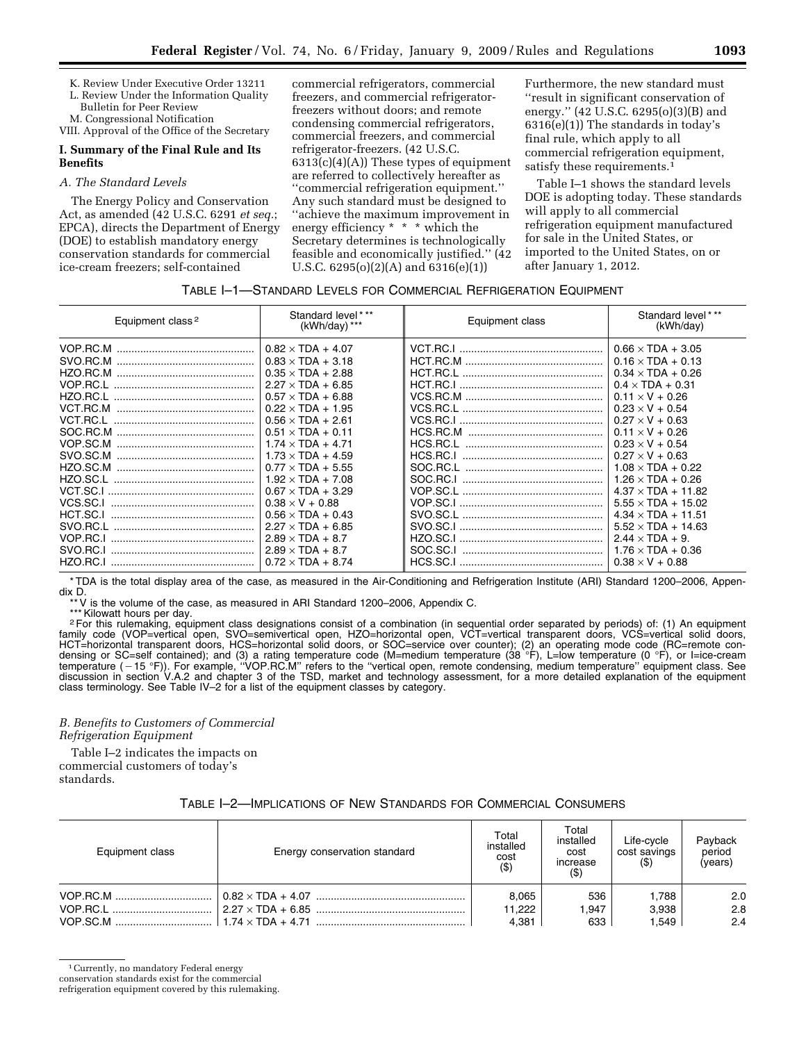K. Review Under Executive Order 13211
L. Review Under the Information Quality Bulletin for Peer Review
M. Congressional Notification
VIII. Approval of the Office of the Secretary

## I. Summary of the Final Rule and Its Benefits

### A. The Standard Levels

The Energy Policy and Conservation Act, as amended (42 U.S.C. 6291 *et seq.*; EPCA), directs the Department of Energy (DOE) to establish mandatory energy conservation standards for commercial ice-cream freezers; self-contained commercial refrigerators, commercial freezers, and commercial refrigerator-freezers without doors; and remote condensing commercial refrigerators, commercial freezers, and commercial refrigerator-freezers. (42 U.S.C. 6313(c)(4)(A)) These types of equipment are referred to collectively hereafter as ''commercial refrigeration equipment.'' Any such standard must be designed to ''achieve the maximum improvement in energy efficiency * * * which the Secretary determines is technologically feasible and economically justified.'' (42 U.S.C. 6295(o)(2)(A) and 6316(e)(1)) Furthermore, the new standard must ''result in significant conservation of energy.'' (42 U.S.C. 6295(o)(3)(B) and 6316(e)(1)) The standards in today's final rule, which apply to all commercial refrigeration equipment, satisfy these requirements.[1]

Table I–1 shows the standard levels DOE is adopting today. These standards will apply to all commercial refrigeration equipment manufactured for sale in the United States, or imported to the United States, on or after January 1, 2012.

TABLE I–1—STANDARD LEVELS FOR COMMERCIAL REFRIGERATION EQUIPMENT

| Equipment class[2] | Standard level*,** (kWh/day)*** | Equipment class | Standard level*,** (kWh/day) |
|---|---|---|---|
| VOP.RC.M | 0.82 × TDA + 4.07 | VCT.RC.I | 0.66 × TDA + 3.05 |
| SVO.RC.M | 0.83 × TDA + 3.18 | HCT.RC.M | 0.16 × TDA + 0.13 |
| HZO.RC.M | 0.35 × TDA + 2.88 | HCT.RC.L | 0.34 × TDA + 0.26 |
| VOP.RC.L | 2.27 × TDA + 6.85 | HCT.RC.I | 0.4 × TDA + 0.31 |
| HZO.RC.L | 0.57 × TDA + 6.88 | VCS.RC.M | 0.11 × V + 0.26 |
| VCT.RC.M | 0.22 × TDA + 1.95 | VCS.RC.L | 0.23 × V + 0.54 |
| VCT.RC.L | 0.56 × TDA + 2.61 | VCS.RC.I | 0.27 × V + 0.63 |
| SOC.RC.M | 0.51 × TDA + 0.11 | HCS.RC.M | 0.11 × V + 0.26 |
| VOP.SC.M | 1.74 × TDA + 4.71 | HCS.RC.L | 0.23 × V + 0.54 |
| SVO.SC.M | 1.73 × TDA + 4.59 | HCS.RC.I | 0.27 × V + 0.63 |
| HZO.SC.M | 0.77 × TDA + 5.55 | SOC.RC.L | 1.08 × TDA + 0.22 |
| HZO.SC.L | 1.92 × TDA + 7.08 | SOC.RC.I | 1.26 × TDA + 0.26 |
| VCT.SC.I | 0.67 × TDA + 3.29 | VOP.SC.L | 4.37 × TDA + 11.82 |
| VCS.SC.I | 0.38 × V + 0.88 | VOP.SC.I | 5.55 × TDA + 15.02 |
| HCT.SC.I | 0.56 × TDA + 0.43 | SVO.SC.L | 4.34 × TDA + 11.51 |
| SVO.RC.L | 2.27 × TDA + 6.85 | SVO.SC.I | 5.52 × TDA + 14.63 |
| VOP.RC.I | 2.89 × TDA + 8.7 | HZO.SC.I | 2.44 × TDA + 9. |
| SVO.RC.I | 2.89 × TDA + 8.7 | SOC.SC.I | 1.76 × TDA + 0.36 |
| HZO.RC.I | 0.72 × TDA + 8.74 | HCS.SC.I | 0.38 × V + 0.88 |

\* TDA is the total display area of the case, as measured in the Air-Conditioning and Refrigeration Institute (ARI) Standard 1200–2006, Appendix D.

\*\* V is the volume of the case, as measured in ARI Standard 1200–2006, Appendix C.

\*\*\* Kilowatt hours per day.

[2] For this rulemaking, equipment class designations consist of a combination (in sequential order separated by periods) of: (1) An equipment family code (VOP=vertical open, SVO=semivertical open, HZO=horizontal open, VCT=vertical transparent doors, VCS=vertical solid doors, HCT=horizontal transparent doors, HCS=horizontal solid doors, or SOC=service over counter); (2) an operating mode code (RC=remote condensing or SC=self contained); and (3) a rating temperature code (M=medium temperature (38 °F), L=low temperature (0 °F), or I=ice-cream temperature (−15 °F)). For example, ''VOP.RC.M'' refers to the ''vertical open, remote condensing, medium temperature'' equipment class. See discussion in section V.A.2 and chapter 3 of the TSD, market and technology assessment, for a more detailed explanation of the equipment class terminology. See Table IV–2 for a list of the equipment classes by category.

### B. Benefits to Customers of Commercial Refrigeration Equipment

Table I–2 indicates the impacts on commercial customers of today's standards.

TABLE I–2—IMPLICATIONS OF NEW STANDARDS FOR COMMERCIAL CONSUMERS

| Equipment class | Energy conservation standard | Total installed cost ($) | Total installed cost increase ($) | Life-cycle cost savings ($) | Payback period (years) |
|---|---|---|---|---|---|
| VOP.RC.M | 0.82 × TDA + 4.07 | 8,065 | 536 | 1,788 | 2.0 |
| VOP.RC.L | 2.27 × TDA + 6.85 | 11,222 | 1,947 | 3,938 | 2.8 |
| VOP.SC.M | 1.74 × TDA + 4.71 | 4,381 | 633 | 1,549 | 2.4 |

[1] Currently, no mandatory Federal energy conservation standards exist for the commercial refrigeration equipment covered by this rulemaking.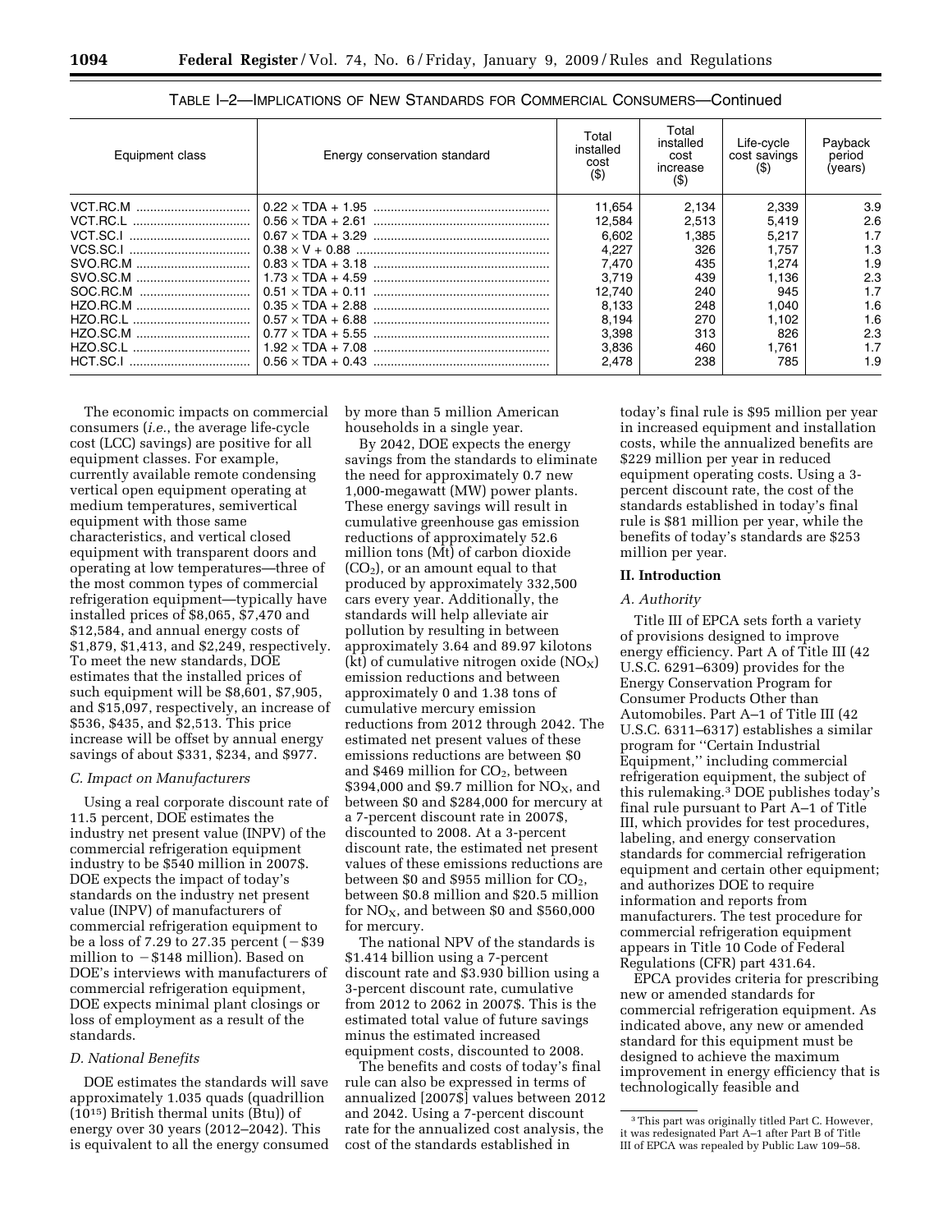TABLE I–2—IMPLICATIONS OF NEW STANDARDS FOR COMMERCIAL CONSUMERS—Continued

| Equipment class | Energy conservation standard | Total installed cost ($) | Total installed cost increase ($) | Life-cycle cost savings ($) | Payback period (years) |
|---|---|---|---|---|---|
| VCT.RC.M | 0.22 × TDA + 1.95 | 11,654 | 2,134 | 2,339 | 3.9 |
| VCT.RC.L | 0.56 × TDA + 2.61 | 12,584 | 2,513 | 5,419 | 2.6 |
| VCT.SC.I | 0.67 × TDA + 3.29 | 6,602 | 1,385 | 5,217 | 1.7 |
| VCS.SC.I | 0.38 × V + 0.88 | 4,227 | 326 | 1,757 | 1.3 |
| SVO.RC.M | 0.83 × TDA + 3.18 | 7,470 | 435 | 1,274 | 1.9 |
| SVO.SC.M | 1.73 × TDA + 4.59 | 3,719 | 439 | 1,136 | 2.3 |
| SOC.RC.M | 0.51 × TDA + 0.11 | 12,740 | 240 | 945 | 1.7 |
| HZO.RC.M | 0.35 × TDA + 2.88 | 8,133 | 248 | 1,040 | 1.6 |
| HZO.RC.L | 0.57 × TDA + 6.88 | 8,194 | 270 | 1,102 | 1.6 |
| HZO.SC.M | 0.77 × TDA + 5.55 | 3,398 | 313 | 826 | 2.3 |
| HZO.SC.L | 1.92 × TDA + 7.08 | 3,836 | 460 | 1,761 | 1.7 |
| HCT.SC.I | 0.56 × TDA + 0.43 | 2,478 | 238 | 785 | 1.9 |

The economic impacts on commercial consumers (*i.e.*, the average life-cycle cost (LCC) savings) are positive for all equipment classes. For example, currently available remote condensing vertical open equipment operating at medium temperatures, semivertical equipment with those same characteristics, and vertical closed equipment with transparent doors and operating at low temperatures—three of the most common types of commercial refrigeration equipment—typically have installed prices of $8,065, $7,470 and $12,584, and annual energy costs of $1,879, $1,413, and $2,249, respectively. To meet the new standards, DOE estimates that the installed prices of such equipment will be $8,601, $7,905, and $15,097, respectively, an increase of $536, $435, and $2,513. This price increase will be offset by annual energy savings of about $331, $234, and $977.

### C. Impact on Manufacturers

Using a real corporate discount rate of 11.5 percent, DOE estimates the industry net present value (INPV) of the commercial refrigeration equipment industry to be $540 million in 2007$. DOE expects the impact of today's standards on the industry net present value (INPV) of manufacturers of commercial refrigeration equipment to be a loss of 7.29 to 27.35 percent (−$39 million to −$148 million). Based on DOE's interviews with manufacturers of commercial refrigeration equipment, DOE expects minimal plant closings or loss of employment as a result of the standards.

### D. National Benefits

DOE estimates the standards will save approximately 1.035 quads (quadrillion ($10^{15}$) British thermal units (Btu)) of energy over 30 years (2012–2042). This is equivalent to all the energy consumed by more than 5 million American households in a single year.

By 2042, DOE expects the energy savings from the standards to eliminate the need for approximately 0.7 new 1,000-megawatt (MW) power plants. These energy savings will result in cumulative greenhouse gas emission reductions of approximately 52.6 million tons (Mt) of carbon dioxide ($CO_2$), or an amount equal to that produced by approximately 332,500 cars every year. Additionally, the standards will help alleviate air pollution by resulting in between approximately 3.64 and 89.97 kilotons (kt) of cumulative nitrogen oxide ($NO_X$) emission reductions and between approximately 0 and 1.38 tons of cumulative mercury emission reductions from 2012 through 2042. The estimated net present values of these emissions reductions are between $0 and $469 million for $CO_2$, between $394,000 and $9.7 million for $NO_X$, and between $0 and $284,000 for mercury at a 7-percent discount rate in 2007$, discounted to 2008. At a 3-percent discount rate, the estimated net present values of these emissions reductions are between $0 and $955 million for $CO_2$, between $0.8 million and $20.5 million for $NO_X$, and between $0 and $560,000 for mercury.

The national NPV of the standards is $1.414 billion using a 7-percent discount rate and $3.930 billion using a 3-percent discount rate, cumulative from 2012 to 2062 in 2007$. This is the estimated total value of future savings minus the estimated increased equipment costs, discounted to 2008.

The benefits and costs of today's final rule can also be expressed in terms of annualized [2007$] values between 2012 and 2042. Using a 7-percent discount rate for the annualized cost analysis, the cost of the standards established in today's final rule is $95 million per year in increased equipment and installation costs, while the annualized benefits are $229 million per year in reduced equipment operating costs. Using a 3-percent discount rate, the cost of the standards established in today's final rule is $81 million per year, while the benefits of today's standards are $253 million per year.

## II. Introduction

### A. Authority

Title III of EPCA sets forth a variety of provisions designed to improve energy efficiency. Part A of Title III (42 U.S.C. 6291–6309) provides for the Energy Conservation Program for Consumer Products Other than Automobiles. Part A–1 of Title III (42 U.S.C. 6311–6317) establishes a similar program for "Certain Industrial Equipment," including commercial refrigeration equipment, the subject of this rulemaking.[3] DOE publishes today's final rule pursuant to Part A–1 of Title III, which provides for test procedures, labeling, and energy conservation standards for commercial refrigeration equipment and certain other equipment; and authorizes DOE to require information and reports from manufacturers. The test procedure for commercial refrigeration equipment appears in Title 10 Code of Federal Regulations (CFR) part 431.64.

EPCA provides criteria for prescribing new or amended standards for commercial refrigeration equipment. As indicated above, any new or amended standard for this equipment must be designed to achieve the maximum improvement in energy efficiency that is technologically feasible and

[3] This part was originally titled Part C. However, it was redesignated Part A–1 after Part B of Title III of EPCA was repealed by Public Law 109–58.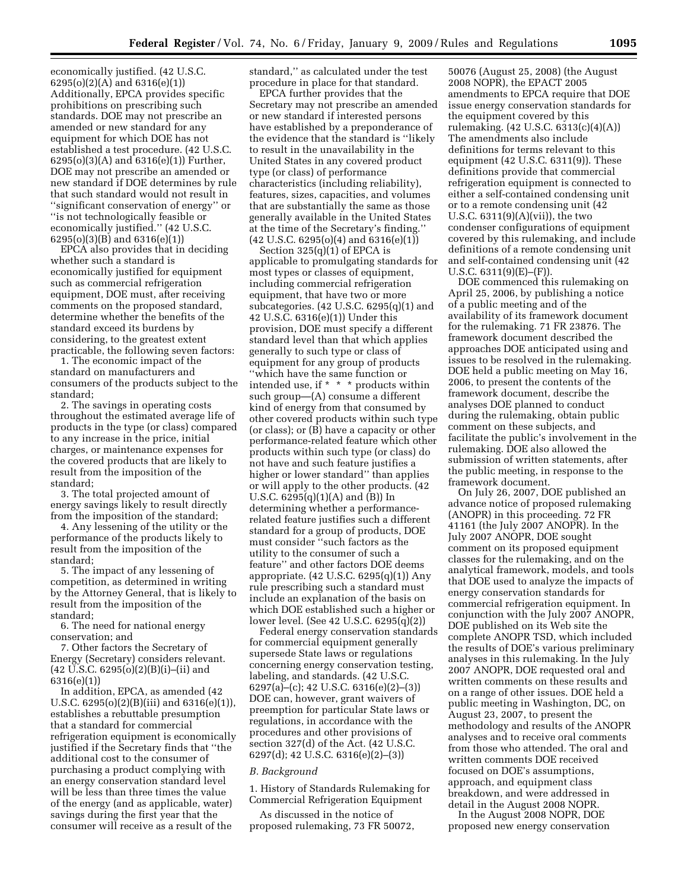economically justified. (42 U.S.C. 6295(o)(2)(A) and 6316(e)(1)) Additionally, EPCA provides specific prohibitions on prescribing such standards. DOE may not prescribe an amended or new standard for any equipment for which DOE has not established a test procedure. (42 U.S.C. 6295(o)(3)(A) and 6316(e)(1)) Further, DOE may not prescribe an amended or new standard if DOE determines by rule that such standard would not result in ''significant conservation of energy'' or ''is not technologically feasible or economically justified.'' (42 U.S.C. 6295(o)(3)(B) and 6316(e)(1))

EPCA also provides that in deciding whether such a standard is economically justified for equipment such as commercial refrigeration equipment, DOE must, after receiving comments on the proposed standard, determine whether the benefits of the standard exceed its burdens by considering, to the greatest extent practicable, the following seven factors:

1. The economic impact of the standard on manufacturers and consumers of the products subject to the standard;
2. The savings in operating costs throughout the estimated average life of products in the type (or class) compared to any increase in the price, initial charges, or maintenance expenses for the covered products that are likely to result from the imposition of the standard;
3. The total projected amount of energy savings likely to result directly from the imposition of the standard;
4. Any lessening of the utility or the performance of the products likely to result from the imposition of the standard;
5. The impact of any lessening of competition, as determined in writing by the Attorney General, that is likely to result from the imposition of the standard;
6. The need for national energy conservation; and
7. Other factors the Secretary of Energy (Secretary) considers relevant. (42 U.S.C. 6295(o)(2)(B)(i)–(ii) and 6316(e)(1))

In addition, EPCA, as amended (42 U.S.C. 6295(o)(2)(B)(iii) and 6316(e)(1)), establishes a rebuttable presumption that a standard for commercial refrigeration equipment is economically justified if the Secretary finds that ''the additional cost to the consumer of purchasing a product complying with an energy conservation standard level will be less than three times the value of the energy (and as applicable, water) savings during the first year that the consumer will receive as a result of the standard,'' as calculated under the test procedure in place for that standard.

EPCA further provides that the Secretary may not prescribe an amended or new standard if interested persons have established by a preponderance of the evidence that the standard is ''likely to result in the unavailability in the United States in any covered product type (or class) of performance characteristics (including reliability), features, sizes, capacities, and volumes that are substantially the same as those generally available in the United States at the time of the Secretary's finding.'' (42 U.S.C. 6295(o)(4) and 6316(e)(1))

Section 325(q)(1) of EPCA is applicable to promulgating standards for most types or classes of equipment, including commercial refrigeration equipment, that have two or more subcategories. (42 U.S.C. 6295(q)(1) and 42 U.S.C. 6316(e)(1)) Under this provision, DOE must specify a different standard level than that which applies generally to such type or class of equipment for any group of products ''which have the same function or intended use, if * * * products within such group—(A) consume a different kind of energy from that consumed by other covered products within such type (or class); or (B) have a capacity or other performance-related feature which other products within such type (or class) do not have and such feature justifies a higher or lower standard'' than applies or will apply to the other products. (42 U.S.C. 6295(q)(1)(A) and (B)) In determining whether a performance-related feature justifies such a different standard for a group of products, DOE must consider ''such factors as the utility to the consumer of such a feature'' and other factors DOE deems appropriate. (42 U.S.C. 6295(q)(1)) Any rule prescribing such a standard must include an explanation of the basis on which DOE established such a higher or lower level. (See 42 U.S.C. 6295(q)(2))

Federal energy conservation standards for commercial equipment generally supersede State laws or regulations concerning energy conservation testing, labeling, and standards. (42 U.S.C. 6297(a)–(c); 42 U.S.C. 6316(e)(2)–(3)) DOE can, however, grant waivers of preemption for particular State laws or regulations, in accordance with the procedures and other provisions of section 327(d) of the Act. (42 U.S.C. 6297(d); 42 U.S.C. 6316(e)(2)–(3))

*B. Background*

1. History of Standards Rulemaking for Commercial Refrigeration Equipment

As discussed in the notice of proposed rulemaking, 73 FR 50072, 50076 (August 25, 2008) (the August 2008 NOPR), the EPACT 2005 amendments to EPCA require that DOE issue energy conservation standards for the equipment covered by this rulemaking. (42 U.S.C. 6313(c)(4)(A)) The amendments also include definitions for terms relevant to this equipment (42 U.S.C. 6311(9)). These definitions provide that commercial refrigeration equipment is connected to either a self-contained condensing unit or to a remote condensing unit (42 U.S.C. 6311(9)(A)(vii)), the two condenser configurations of equipment covered by this rulemaking, and include definitions of a remote condensing unit and self-contained condensing unit (42 U.S.C. 6311(9)(E)–(F)).

DOE commenced this rulemaking on April 25, 2006, by publishing a notice of a public meeting and of the availability of its framework document for the rulemaking. 71 FR 23876. The framework document described the approaches DOE anticipated using and issues to be resolved in the rulemaking. DOE held a public meeting on May 16, 2006, to present the contents of the framework document, describe the analyses DOE planned to conduct during the rulemaking, obtain public comment on these subjects, and facilitate the public's involvement in the rulemaking. DOE also allowed the submission of written statements, after the public meeting, in response to the framework document.

On July 26, 2007, DOE published an advance notice of proposed rulemaking (ANOPR) in this proceeding. 72 FR 41161 (the July 2007 ANOPR). In the July 2007 ANOPR, DOE sought comment on its proposed equipment classes for the rulemaking, and on the analytical framework, models, and tools that DOE used to analyze the impacts of energy conservation standards for commercial refrigeration equipment. In conjunction with the July 2007 ANOPR, DOE published on its Web site the complete ANOPR TSD, which included the results of DOE's various preliminary analyses in this rulemaking. In the July 2007 ANOPR, DOE requested oral and written comments on these results and on a range of other issues. DOE held a public meeting in Washington, DC, on August 23, 2007, to present the methodology and results of the ANOPR analyses and to receive oral comments from those who attended. The oral and written comments DOE received focused on DOE's assumptions, approach, and equipment class breakdown, and were addressed in detail in the August 2008 NOPR.

In the August 2008 NOPR, DOE proposed new energy conservation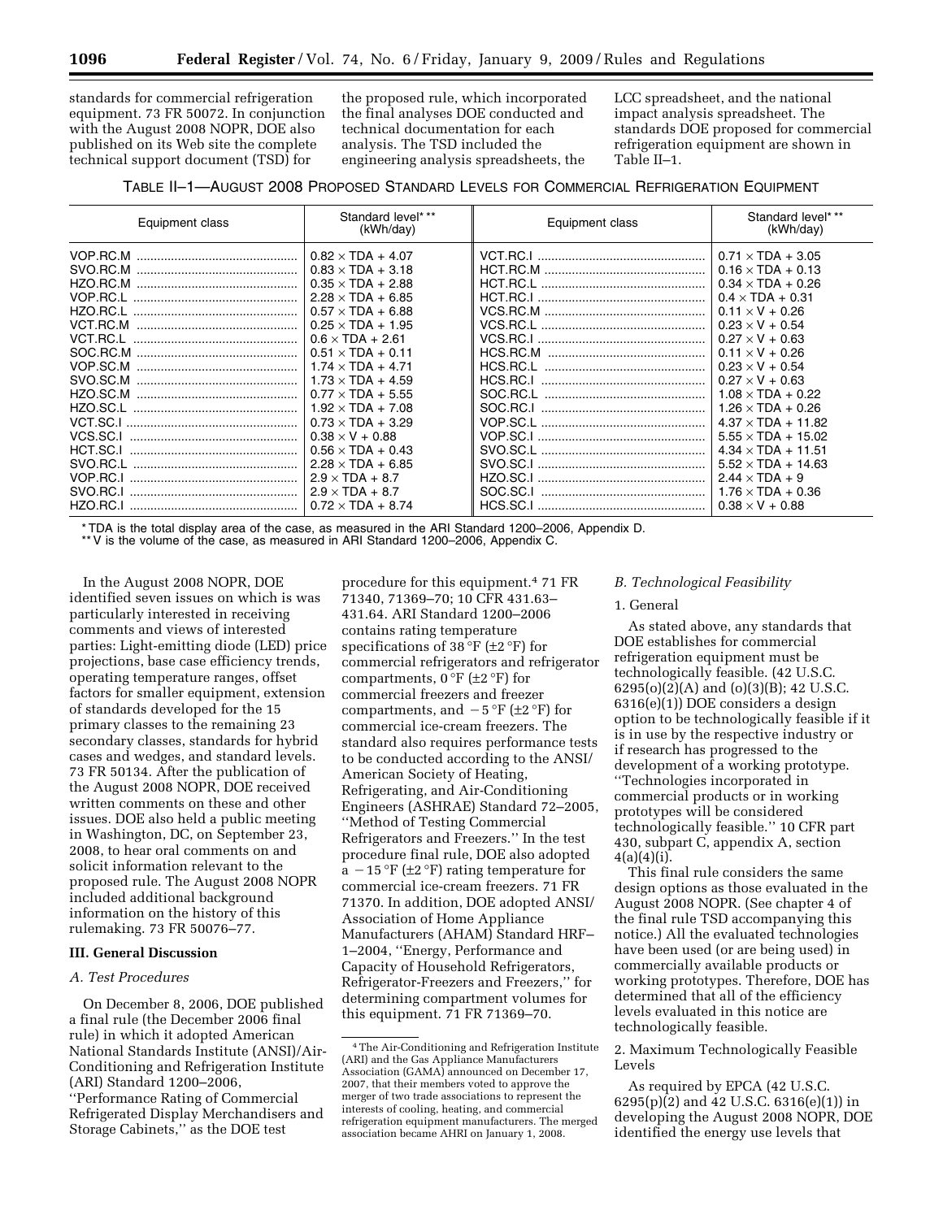standards for commercial refrigeration equipment. 73 FR 50072. In conjunction with the August 2008 NOPR, DOE also published on its Web site the complete technical support document (TSD) for the proposed rule, which incorporated the final analyses DOE conducted and technical documentation for each analysis. The TSD included the engineering analysis spreadsheets, the LCC spreadsheet, and the national impact analysis spreadsheet. The standards DOE proposed for commercial refrigeration equipment are shown in Table II–1.

TABLE II–1—AUGUST 2008 PROPOSED STANDARD LEVELS FOR COMMERCIAL REFRIGERATION EQUIPMENT

| Equipment class | Standard level* ** (kWh/day) | Equipment class | Standard level* ** (kWh/day) |
|---|---|---|---|
| VOP.RC.M | 0.82 × TDA + 4.07 | VCT.RC.I | 0.71 × TDA + 3.05 |
| SVO.RC.M | 0.83 × TDA + 3.18 | HCT.RC.M | 0.16 × TDA + 0.13 |
| HZO.RC.M | 0.35 × TDA + 2.88 | HCT.RC.L | 0.34 × TDA + 0.26 |
| VOP.RC.L | 2.28 × TDA + 6.85 | HCT.RC.I | 0.4 × TDA + 0.31 |
| HZO.RC.L | 0.57 × TDA + 6.88 | VCS.RC.M | 0.11 × V + 0.26 |
| VCT.RC.M | 0.25 × TDA + 1.95 | VCS.RC.L | 0.23 × V + 0.54 |
| VCT.RC.L | 0.6 × TDA + 2.61 | VCS.RC.I | 0.27 × V + 0.63 |
| SOC.RC.M | 0.51 × TDA + 0.11 | HCS.RC.M | 0.11 × V + 0.26 |
| VOP.SC.M | 1.74 × TDA + 4.71 | HCS.RC.L | 0.23 × V + 0.54 |
| SVO.SC.M | 1.73 × TDA + 4.59 | HCS.RC.I | 0.27 × V + 0.63 |
| HZO.SC.M | 0.77 × TDA + 5.55 | SOC.RC.L | 1.08 × TDA + 0.22 |
| HZO.SC.L | 1.92 × TDA + 7.08 | SOC.RC.I | 1.26 × TDA + 0.26 |
| VCT.SC.I | 0.73 × TDA + 3.29 | VOP.SC.L | 4.37 × TDA + 11.82 |
| VCS.SC.I | 0.38 × V + 0.88 | VOP.SC.I | 5.55 × TDA + 15.02 |
| HCT.SC.I | 0.56 × TDA + 0.43 | SVO.SC.L | 4.34 × TDA + 11.51 |
| SVO.RC.L | 2.28 × TDA + 6.85 | SVO.SC.I | 5.52 × TDA + 14.63 |
| VOP.RC.I | 2.9 × TDA + 8.7 | HZO.SC.I | 2.44 × TDA + 9 |
| SVO.RC.I | 2.9 × TDA + 8.7 | SOC.SC.I | 1.76 × TDA + 0.36 |
| HZO.RC.I | 0.72 × TDA + 8.74 | HCS.SC.I | 0.38 × V + 0.88 |

* TDA is the total display area of the case, as measured in the ARI Standard 1200–2006, Appendix D.
** V is the volume of the case, as measured in ARI Standard 1200–2006, Appendix C.

In the August 2008 NOPR, DOE identified seven issues on which is was particularly interested in receiving comments and views of interested parties: Light-emitting diode (LED) price projections, base case efficiency trends, operating temperature ranges, offset factors for smaller equipment, extension of standards developed for the 15 primary classes to the remaining 23 secondary classes, standards for hybrid cases and wedges, and standard levels. 73 FR 50134. After the publication of the August 2008 NOPR, DOE received written comments on these and other issues. DOE also held a public meeting in Washington, DC, on September 23, 2008, to hear oral comments on and solicit information relevant to the proposed rule. The August 2008 NOPR included additional background information on the history of this rulemaking. 73 FR 50076–77.

## III. General Discussion

### A. Test Procedures

On December 8, 2006, DOE published a final rule (the December 2006 final rule) in which it adopted American National Standards Institute (ANSI)/Air-Conditioning and Refrigeration Institute (ARI) Standard 1200–2006, ''Performance Rating of Commercial Refrigerated Display Merchandisers and Storage Cabinets,'' as the DOE test procedure for this equipment.[4] 71 FR 71340, 71369–70; 10 CFR 431.63–431.64. ARI Standard 1200–2006 contains rating temperature specifications of 38 °F (±2 °F) for commercial refrigerators and refrigerator compartments, 0 °F (±2 °F) for commercial freezers and freezer compartments, and −5 °F (±2 °F) for commercial ice-cream freezers. The standard also requires performance tests to be conducted according to the ANSI/American Society of Heating, Refrigerating, and Air-Conditioning Engineers (ASHRAE) Standard 72–2005, ''Method of Testing Commercial Refrigerators and Freezers.'' In the test procedure final rule, DOE also adopted a −15 °F (±2 °F) rating temperature for commercial ice-cream freezers. 71 FR 71370. In addition, DOE adopted ANSI/Association of Home Appliance Manufacturers (AHAM) Standard HRF–1–2004, ''Energy, Performance and Capacity of Household Refrigerators, Refrigerator-Freezers and Freezers,'' for determining compartment volumes for this equipment. 71 FR 71369–70.

[4] The Air-Conditioning and Refrigeration Institute (ARI) and the Gas Appliance Manufacturers Association (GAMA) announced on December 17, 2007, that their members voted to approve the merger of two trade associations to represent the interests of cooling, heating, and commercial refrigeration equipment manufacturers. The merged association became AHRI on January 1, 2008.

### B. Technological Feasibility

#### 1. General

As stated above, any standards that DOE establishes for commercial refrigeration equipment must be technologically feasible. (42 U.S.C. 6295(o)(2)(A) and (o)(3)(B); 42 U.S.C. 6316(e)(1)) DOE considers a design option to be technologically feasible if it is in use by the respective industry or if research has progressed to the development of a working prototype. ''Technologies incorporated in commercial products or in working prototypes will be considered technologically feasible.'' 10 CFR part 430, subpart C, appendix A, section 4(a)(4)(i).

This final rule considers the same design options as those evaluated in the August 2008 NOPR. (See chapter 4 of the final rule TSD accompanying this notice.) All the evaluated technologies have been used (or are being used) in commercially available products or working prototypes. Therefore, DOE has determined that all of the efficiency levels evaluated in this notice are technologically feasible.

#### 2. Maximum Technologically Feasible Levels

As required by EPCA (42 U.S.C. 6295(p)(2) and 42 U.S.C. 6316(e)(1)) in developing the August 2008 NOPR, DOE identified the energy use levels that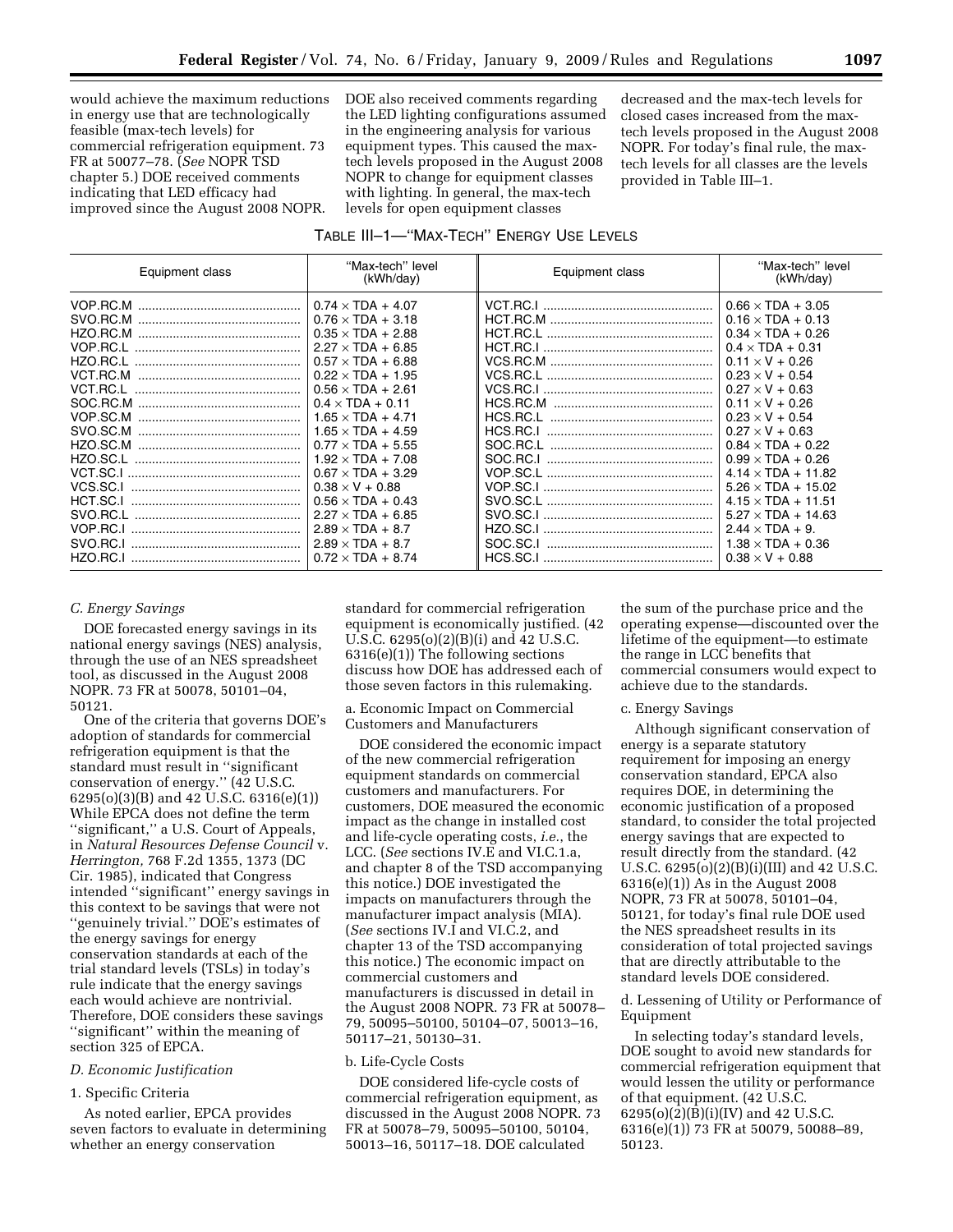would achieve the maximum reductions in energy use that are technologically feasible (max-tech levels) for commercial refrigeration equipment. 73 FR at 50077–78. (*See* NOPR TSD chapter 5.) DOE received comments indicating that LED efficacy had improved since the August 2008 NOPR. DOE also received comments regarding the LED lighting configurations assumed in the engineering analysis for various equipment types. This caused the max-tech levels proposed in the August 2008 NOPR to change for equipment classes with lighting. In general, the max-tech levels for open equipment classes decreased and the max-tech levels for closed cases increased from the max-tech levels proposed in the August 2008 NOPR. For today's final rule, the max-tech levels for all classes are the levels provided in Table III–1.

TABLE III–1—"MAX-TECH" ENERGY USE LEVELS

| Equipment class | "Max-tech" level (kWh/day) | Equipment class | "Max-tech" level (kWh/day) |
|---|---|---|---|
| VOP.RC.M | 0.74 × TDA + 4.07 | VCT.RC.I | 0.66 × TDA + 3.05 |
| SVO.RC.M | 0.76 × TDA + 3.18 | HCT.RC.M | 0.16 × TDA + 0.13 |
| HZO.RC.M | 0.35 × TDA + 2.88 | HCT.RC.L | 0.34 × TDA + 0.26 |
| VOP.RC.L | 2.27 × TDA + 6.85 | HCT.RC.I | 0.4 × TDA + 0.31 |
| HZO.RC.L | 0.57 × TDA + 6.88 | VCS.RC.M | 0.11 × V + 0.26 |
| VCT.RC.M | 0.22 × TDA + 1.95 | VCS.RC.L | 0.23 × V + 0.54 |
| VCT.RC.L | 0.56 × TDA + 2.61 | VCS.RC.I | 0.27 × V + 0.63 |
| SOC.RC.M | 0.4 × TDA + 0.11 | HCS.RC.M | 0.11 × V + 0.26 |
| VOP.SC.M | 1.65 × TDA + 4.71 | HCS.RC.L | 0.23 × V + 0.54 |
| SVO.SC.M | 1.65 × TDA + 4.59 | HCS.RC.I | 0.27 × V + 0.63 |
| HZO.SC.M | 0.77 × TDA + 5.55 | SOC.RC.L | 0.84 × TDA + 0.22 |
| HZO.SC.L | 1.92 × TDA + 7.08 | SOC.RC.I | 0.99 × TDA + 0.26 |
| VCT.SC.I | 0.67 × TDA + 3.29 | VOP.SC.L | 4.14 × TDA + 11.82 |
| VCS.SC.I | 0.38 × V + 0.88 | VOP.SC.I | 5.26 × TDA + 15.02 |
| HCT.SC.I | 0.56 × TDA + 0.43 | SVO.SC.L | 4.15 × TDA + 11.51 |
| SVO.RC.L | 2.27 × TDA + 6.85 | SVO.SC.I | 5.27 × TDA + 14.63 |
| VOP.RC.I | 2.89 × TDA + 8.7 | HZO.SC.I | 2.44 × TDA + 9. |
| SVO.RC.I | 2.89 × TDA + 8.7 | SOC.SC.I | 1.38 × TDA + 0.36 |
| HZO.RC.I | 0.72 × TDA + 8.74 | HCS.SC.I | 0.38 × V + 0.88 |

### *C. Energy Savings*

DOE forecasted energy savings in its national energy savings (NES) analysis, through the use of an NES spreadsheet tool, as discussed in the August 2008 NOPR. 73 FR at 50078, 50101–04, 50121.

One of the criteria that governs DOE's adoption of standards for commercial refrigeration equipment is that the standard must result in "significant conservation of energy." (42 U.S.C. 6295(o)(3)(B) and 42 U.S.C. 6316(e)(1)) While EPCA does not define the term "significant," a U.S. Court of Appeals, in *Natural Resources Defense Council* v. *Herrington,* 768 F.2d 1355, 1373 (DC Cir. 1985), indicated that Congress intended "significant" energy savings in this context to be savings that were not "genuinely trivial." DOE's estimates of the energy savings for energy conservation standards at each of the trial standard levels (TSLs) in today's rule indicate that the energy savings each would achieve are nontrivial. Therefore, DOE considers these savings "significant" within the meaning of section 325 of EPCA.

### *D. Economic Justification*

#### 1. Specific Criteria

As noted earlier, EPCA provides seven factors to evaluate in determining whether an energy conservation standard for commercial refrigeration equipment is economically justified. (42 U.S.C. 6295(o)(2)(B)(i) and 42 U.S.C. 6316(e)(1)) The following sections discuss how DOE has addressed each of those seven factors in this rulemaking.

a. Economic Impact on Commercial Customers and Manufacturers

DOE considered the economic impact of the new commercial refrigeration equipment standards on commercial customers and manufacturers. For customers, DOE measured the economic impact as the change in installed cost and life-cycle operating costs, *i.e.*, the LCC. (*See* sections IV.E and VI.C.1.a, and chapter 8 of the TSD accompanying this notice.) DOE investigated the impacts on manufacturers through the manufacturer impact analysis (MIA). (*See* sections IV.I and VI.C.2, and chapter 13 of the TSD accompanying this notice.) The economic impact on commercial customers and manufacturers is discussed in detail in the August 2008 NOPR. 73 FR at 50078–79, 50095–50100, 50104–07, 50013–16, 50117–21, 50130–31.

b. Life-Cycle Costs

DOE considered life-cycle costs of commercial refrigeration equipment, as discussed in the August 2008 NOPR. 73 FR at 50078–79, 50095–50100, 50104, 50013–16, 50117–18. DOE calculated the sum of the purchase price and the operating expense—discounted over the lifetime of the equipment—to estimate the range in LCC benefits that commercial consumers would expect to achieve due to the standards.

c. Energy Savings

Although significant conservation of energy is a separate statutory requirement for imposing an energy conservation standard, EPCA also requires DOE, in determining the economic justification of a proposed standard, to consider the total projected energy savings that are expected to result directly from the standard. (42 U.S.C. 6295(o)(2)(B)(i)(III) and 42 U.S.C. 6316(e)(1)) As in the August 2008 NOPR, 73 FR at 50078, 50101–04, 50121, for today's final rule DOE used the NES spreadsheet results in its consideration of total projected savings that are directly attributable to the standard levels DOE considered.

d. Lessening of Utility or Performance of Equipment

In selecting today's standard levels, DOE sought to avoid new standards for commercial refrigeration equipment that would lessen the utility or performance of that equipment. (42 U.S.C. 6295(o)(2)(B)(i)(IV) and 42 U.S.C. 6316(e)(1)) 73 FR at 50079, 50088–89, 50123.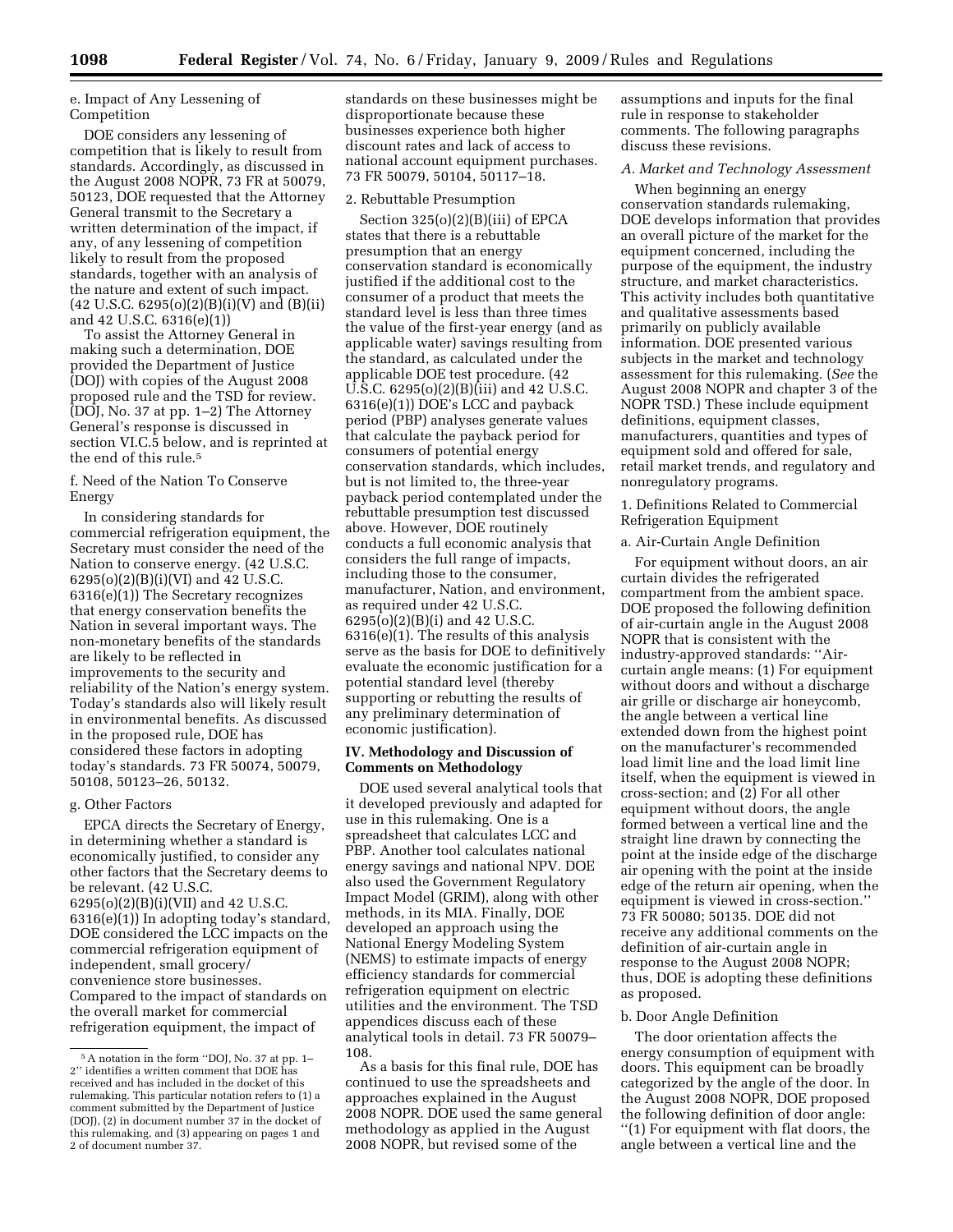e. Impact of Any Lessening of Competition

DOE considers any lessening of competition that is likely to result from standards. Accordingly, as discussed in the August 2008 NOPR, 73 FR at 50079, 50123, DOE requested that the Attorney General transmit to the Secretary a written determination of the impact, if any, of any lessening of competition likely to result from the proposed standards, together with an analysis of the nature and extent of such impact. (42 U.S.C. 6295(o)(2)(B)(i)(V) and (B)(ii) and 42 U.S.C. 6316(e)(1))

To assist the Attorney General in making such a determination, DOE provided the Department of Justice (DOJ) with copies of the August 2008 proposed rule and the TSD for review. (DOJ, No. 37 at pp. 1–2) The Attorney General's response is discussed in section VI.C.5 below, and is reprinted at the end of this rule.[5]

f. Need of the Nation To Conserve Energy

In considering standards for commercial refrigeration equipment, the Secretary must consider the need of the Nation to conserve energy. (42 U.S.C. 6295(o)(2)(B)(i)(VI) and 42 U.S.C. 6316(e)(1)) The Secretary recognizes that energy conservation benefits the Nation in several important ways. The non-monetary benefits of the standards are likely to be reflected in improvements to the security and reliability of the Nation's energy system. Today's standards also will likely result in environmental benefits. As discussed in the proposed rule, DOE has considered these factors in adopting today's standards. 73 FR 50074, 50079, 50108, 50123–26, 50132.

g. Other Factors

EPCA directs the Secretary of Energy, in determining whether a standard is economically justified, to consider any other factors that the Secretary deems to be relevant. (42 U.S.C. 6295(o)(2)(B)(i)(VII) and 42 U.S.C. 6316(e)(1)) In adopting today's standard, DOE considered the LCC impacts on the commercial refrigeration equipment of independent, small grocery/convenience store businesses. Compared to the impact of standards on the overall market for commercial refrigeration equipment, the impact of standards on these businesses might be disproportionate because these businesses experience both higher discount rates and lack of access to national account equipment purchases. 73 FR 50079, 50104, 50117–18.

2. Rebuttable Presumption

Section 325(o)(2)(B)(iii) of EPCA states that there is a rebuttable presumption that an energy conservation standard is economically justified if the additional cost to the consumer of a product that meets the standard level is less than three times the value of the first-year energy (and as applicable water) savings resulting from the standard, as calculated under the applicable DOE test procedure. (42 U.S.C. 6295(o)(2)(B)(iii) and 42 U.S.C. 6316(e)(1)) DOE's LCC and payback period (PBP) analyses generate values that calculate the payback period for consumers of potential energy conservation standards, which includes, but is not limited to, the three-year payback period contemplated under the rebuttable presumption test discussed above. However, DOE routinely conducts a full economic analysis that considers the full range of impacts, including those to the consumer, manufacturer, Nation, and environment, as required under 42 U.S.C. 6295(o)(2)(B)(i) and 42 U.S.C. 6316(e)(1). The results of this analysis serve as the basis for DOE to definitively evaluate the economic justification for a potential standard level (thereby supporting or rebutting the results of any preliminary determination of economic justification).

## IV. Methodology and Discussion of Comments on Methodology

DOE used several analytical tools that it developed previously and adapted for use in this rulemaking. One is a spreadsheet that calculates LCC and PBP. Another tool calculates national energy savings and national NPV. DOE also used the Government Regulatory Impact Model (GRIM), along with other methods, in its MIA. Finally, DOE developed an approach using the National Energy Modeling System (NEMS) to estimate impacts of energy efficiency standards for commercial refrigeration equipment on electric utilities and the environment. The TSD appendices discuss each of these analytical tools in detail. 73 FR 50079–108.

As a basis for this final rule, DOE has continued to use the spreadsheets and approaches explained in the August 2008 NOPR. DOE used the same general methodology as applied in the August 2008 NOPR, but revised some of the assumptions and inputs for the final rule in response to stakeholder comments. The following paragraphs discuss these revisions.

### *A. Market and Technology Assessment*

When beginning an energy conservation standards rulemaking, DOE develops information that provides an overall picture of the market for the equipment concerned, including the purpose of the equipment, the industry structure, and market characteristics. This activity includes both quantitative and qualitative assessments based primarily on publicly available information. DOE presented various subjects in the market and technology assessment for this rulemaking. (*See* the August 2008 NOPR and chapter 3 of the NOPR TSD.) These include equipment definitions, equipment classes, manufacturers, quantities and types of equipment sold and offered for sale, retail market trends, and regulatory and nonregulatory programs.

1. Definitions Related to Commercial Refrigeration Equipment

a. Air-Curtain Angle Definition

For equipment without doors, an air curtain divides the refrigerated compartment from the ambient space. DOE proposed the following definition of air-curtain angle in the August 2008 NOPR that is consistent with the industry-approved standards: ''Air-curtain angle means: (1) For equipment without doors and without a discharge air grille or discharge air honeycomb, the angle between a vertical line extended down from the highest point on the manufacturer's recommended load limit line and the load limit line itself, when the equipment is viewed in cross-section; and (2) For all other equipment without doors, the angle formed between a vertical line and the straight line drawn by connecting the point at the inside edge of the discharge air opening with the point at the inside edge of the return air opening, when the equipment is viewed in cross-section.'' 73 FR 50080; 50135. DOE did not receive any additional comments on the definition of air-curtain angle in response to the August 2008 NOPR; thus, DOE is adopting these definitions as proposed.

b. Door Angle Definition

The door orientation affects the energy consumption of equipment with doors. This equipment can be broadly categorized by the angle of the door. In the August 2008 NOPR, DOE proposed the following definition of door angle: ''(1) For equipment with flat doors, the angle between a vertical line and the

[5] A notation in the form ''DOJ, No. 37 at pp. 1–2'' identifies a written comment that DOE has received and has included in the docket of this rulemaking. This particular notation refers to (1) a comment submitted by the Department of Justice (DOJ), (2) in document number 37 in the docket of this rulemaking, and (3) appearing on pages 1 and 2 of document number 37.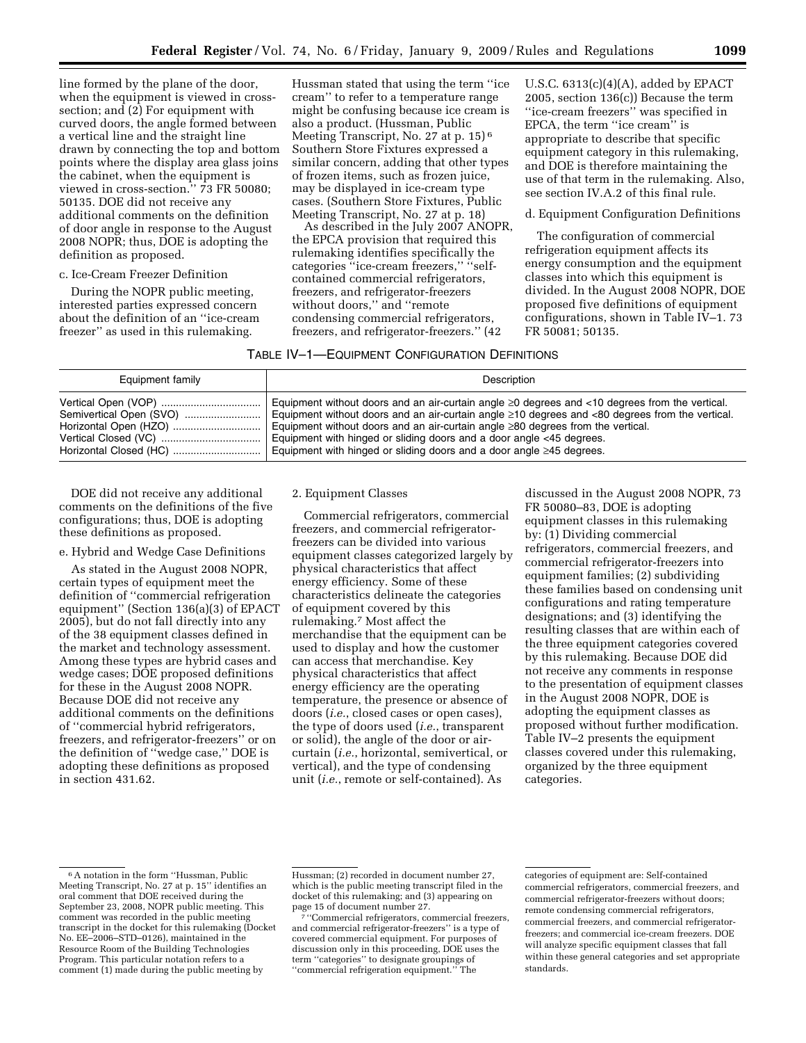line formed by the plane of the door, when the equipment is viewed in cross-section; and (2) For equipment with curved doors, the angle formed between a vertical line and the straight line drawn by connecting the top and bottom points where the display area glass joins the cabinet, when the equipment is viewed in cross-section.'' 73 FR 50080; 50135. DOE did not receive any additional comments on the definition of door angle in response to the August 2008 NOPR; thus, DOE is adopting the definition as proposed.

c. Ice-Cream Freezer Definition

During the NOPR public meeting, interested parties expressed concern about the definition of an ''ice-cream freezer'' as used in this rulemaking. Hussman stated that using the term ''ice cream'' to refer to a temperature range might be confusing because ice cream is also a product. (Hussman, Public Meeting Transcript, No. 27 at p. 15)[6] Southern Store Fixtures expressed a similar concern, adding that other types of frozen items, such as frozen juice, may be displayed in ice-cream type cases. (Southern Store Fixtures, Public Meeting Transcript, No. 27 at p. 18)

As described in the July 2007 ANOPR, the EPCA provision that required this rulemaking identifies specifically the categories ''ice-cream freezers,'' ''self-contained commercial refrigerators, freezers, and refrigerator-freezers without doors,'' and ''remote condensing commercial refrigerators, freezers, and refrigerator-freezers.'' (42 U.S.C. 6313(c)(4)(A), added by EPACT 2005, section 136(c)) Because the term ''ice-cream freezers'' was specified in EPCA, the term ''ice cream'' is appropriate to describe that specific equipment category in this rulemaking, and DOE is therefore maintaining the use of that term in the rulemaking. Also, see section IV.A.2 of this final rule.

d. Equipment Configuration Definitions

The configuration of commercial refrigeration equipment affects its energy consumption and the equipment classes into which this equipment is divided. In the August 2008 NOPR, DOE proposed five definitions of equipment configurations, shown in Table IV–1. 73 FR 50081; 50135.

TABLE IV–1—EQUIPMENT CONFIGURATION DEFINITIONS

| Equipment family | Description |
|---|---|
| Vertical Open (VOP) | Equipment without doors and an air-curtain angle ≥0 degrees and <10 degrees from the vertical. |
| Semivertical Open (SVO) | Equipment without doors and an air-curtain angle ≥10 degrees and <80 degrees from the vertical. |
| Horizontal Open (HZO) | Equipment without doors and an air-curtain angle ≥80 degrees from the vertical. |
| Vertical Closed (VC) | Equipment with hinged or sliding doors and a door angle <45 degrees. |
| Horizontal Closed (HC) | Equipment with hinged or sliding doors and a door angle ≥45 degrees. |

DOE did not receive any additional comments on the definitions of the five configurations; thus, DOE is adopting these definitions as proposed.

e. Hybrid and Wedge Case Definitions

As stated in the August 2008 NOPR, certain types of equipment meet the definition of ''commercial refrigeration equipment'' (Section 136(a)(3) of EPACT 2005), but do not fall directly into any of the 38 equipment classes defined in the market and technology assessment. Among these types are hybrid cases and wedge cases; DOE proposed definitions for these in the August 2008 NOPR. Because DOE did not receive any additional comments on the definitions of ''commercial hybrid refrigerators, freezers, and refrigerator-freezers'' or on the definition of ''wedge case,'' DOE is adopting these definitions as proposed in section 431.62.

2. Equipment Classes

Commercial refrigerators, commercial freezers, and commercial refrigerator-freezers can be divided into various equipment classes categorized largely by physical characteristics that affect energy efficiency. Some of these characteristics delineate the categories of equipment covered by this rulemaking.[7] Most affect the merchandise that the equipment can be used to display and how the customer can access that merchandise. Key physical characteristics that affect energy efficiency are the operating temperature, the presence or absence of doors (*i.e.*, closed cases or open cases), the type of doors used (*i.e.*, transparent or solid), the angle of the door or air-curtain (*i.e.*, horizontal, semivertical, or vertical), and the type of condensing unit (*i.e.*, remote or self-contained). As discussed in the August 2008 NOPR, 73 FR 50080–83, DOE is adopting equipment classes in this rulemaking by: (1) Dividing commercial refrigerators, commercial freezers, and commercial refrigerator-freezers into equipment families; (2) subdividing these families based on condensing unit configurations and rating temperature designations; and (3) identifying the resulting classes that are within each of the three equipment categories covered by this rulemaking. Because DOE did not receive any comments in response to the presentation of equipment classes in the August 2008 NOPR, DOE is adopting the equipment classes as proposed without further modification. Table IV–2 presents the equipment classes covered under this rulemaking, organized by the three equipment categories.

[6] A notation in the form ''Hussman, Public Meeting Transcript, No. 27 at p. 15'' identifies an oral comment that DOE received during the September 23, 2008, NOPR public meeting. This comment was recorded in the public meeting transcript in the docket for this rulemaking (Docket No. EE–2006–STD–0126), maintained in the Resource Room of the Building Technologies Program. This particular notation refers to a comment (1) made during the public meeting by Hussman; (2) recorded in document number 27, which is the public meeting transcript filed in the docket of this rulemaking; and (3) appearing on page 15 of document number 27.

[7] ''Commercial refrigerators, commercial freezers, and commercial refrigerator-freezers'' is a type of covered commercial equipment. For purposes of discussion only in this proceeding, DOE uses the term ''categories'' to designate groupings of ''commercial refrigeration equipment.'' The categories of equipment are: Self-contained commercial refrigerators, commercial freezers, and commercial refrigerator-freezers without doors; remote condensing commercial refrigerators, commercial freezers, and commercial refrigerator-freezers; and commercial ice-cream freezers. DOE will analyze specific equipment classes that fall within these general categories and set appropriate standards.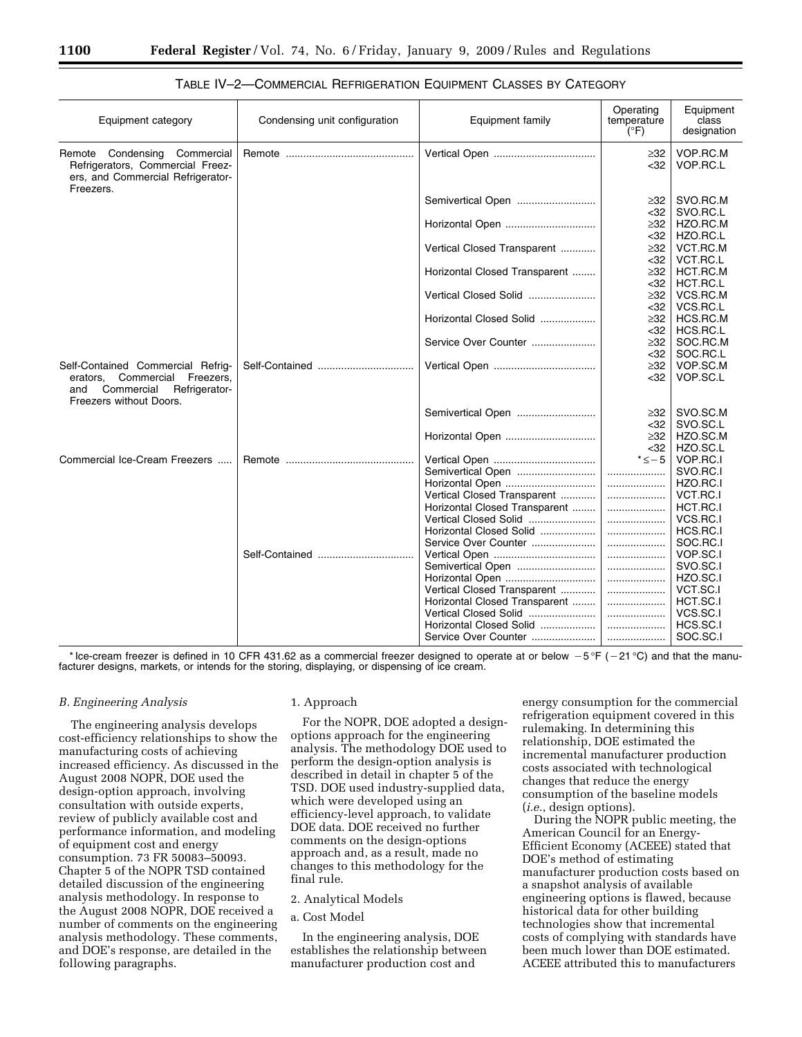TABLE IV–2—COMMERCIAL REFRIGERATION EQUIPMENT CLASSES BY CATEGORY

| Equipment category | Condensing unit configuration | Equipment family | Operating temperature (°F) | Equipment class designation |
|---|---|---|---|---|
| Remote Condensing Commercial Refrigerators, Commercial Freezers, and Commercial Refrigerator-Freezers. | Remote | Vertical Open | ≥32 | VOP.RC.M |
| | | | <32 | VOP.RC.L |
| | | Semivertical Open | ≥32 | SVO.RC.M |
| | | | <32 | SVO.RC.L |
| | | Horizontal Open | ≥32 | HZO.RC.M |
| | | | <32 | HZO.RC.L |
| | | Vertical Closed Transparent | ≥32 | VCT.RC.M |
| | | | <32 | VCT.RC.L |
| | | Horizontal Closed Transparent | ≥32 | HCT.RC.M |
| | | | <32 | HCT.RC.L |
| | | Vertical Closed Solid | ≥32 | VCS.RC.M |
| | | | <32 | VCS.RC.L |
| | | Horizontal Closed Solid | ≥32 | HCS.RC.M |
| | | | <32 | HCS.RC.L |
| | | Service Over Counter | ≥32 | SOC.RC.M |
| | | | <32 | SOC.RC.L |
| Self-Contained Commercial Refrigerators, Commercial Freezers, and Commercial Refrigerator-Freezers without Doors. | Self-Contained | Vertical Open | ≥32 | VOP.SC.M |
| | | | <32 | VOP.SC.L |
| | | Semivertical Open | ≥32 | SVO.SC.M |
| | | | <32 | SVO.SC.L |
| | | Horizontal Open | ≥32 | HZO.SC.M |
| | | | <32 | HZO.SC.L |
| Commercial Ice-Cream Freezers | Remote | Vertical Open | *≤−5 | VOP.RC.I |
| | | Semivertical Open | | SVO.RC.I |
| | | Horizontal Open | | HZO.RC.I |
| | | Vertical Closed Transparent | | VCT.RC.I |
| | | Horizontal Closed Transparent | | HCT.RC.I |
| | | Vertical Closed Solid | | VCS.RC.I |
| | | Horizontal Closed Solid | | HCS.RC.I |
| | | Service Over Counter | | SOC.RC.I |
| | Self-Contained | Vertical Open | | VOP.SC.I |
| | | Semivertical Open | | SVO.SC.I |
| | | Horizontal Open | | HZO.SC.I |
| | | Vertical Closed Transparent | | VCT.SC.I |
| | | Horizontal Closed Transparent | | HCT.SC.I |
| | | Vertical Closed Solid | | VCS.SC.I |
| | | Horizontal Closed Solid | | HCS.SC.I |
| | | Service Over Counter | | SOC.SC.I |

* Ice-cream freezer is defined in 10 CFR 431.62 as a commercial freezer designed to operate at or below −5 °F (−21 °C) and that the manufacturer designs, markets, or intends for the storing, displaying, or dispensing of ice cream.

### *B. Engineering Analysis*

The engineering analysis develops cost-efficiency relationships to show the manufacturing costs of achieving increased efficiency. As discussed in the August 2008 NOPR, DOE used the design-option approach, involving consultation with outside experts, review of publicly available cost and performance information, and modeling of equipment cost and energy consumption. 73 FR 50083–50093. Chapter 5 of the NOPR TSD contained detailed discussion of the engineering analysis methodology. In response to the August 2008 NOPR, DOE received a number of comments on the engineering analysis methodology. These comments, and DOE's response, are detailed in the following paragraphs.

#### 1. Approach

For the NOPR, DOE adopted a design-options approach for the engineering analysis. The methodology DOE used to perform the design-option analysis is described in detail in chapter 5 of the TSD. DOE used industry-supplied data, which were developed using an efficiency-level approach, to validate DOE data. DOE received no further comments on the design-options approach and, as a result, made no changes to this methodology for the final rule.

#### 2. Analytical Models

##### a. Cost Model

In the engineering analysis, DOE establishes the relationship between manufacturer production cost and energy consumption for the commercial refrigeration equipment covered in this rulemaking. In determining this relationship, DOE estimated the incremental manufacturer production costs associated with technological changes that reduce the energy consumption of the baseline models (*i.e.*, design options).

During the NOPR public meeting, the American Council for an Energy-Efficient Economy (ACEEE) stated that DOE's method of estimating manufacturer production costs based on a snapshot analysis of available engineering options is flawed, because historical data for other building technologies show that incremental costs of complying with standards have been much lower than DOE estimated. ACEEE attributed this to manufacturers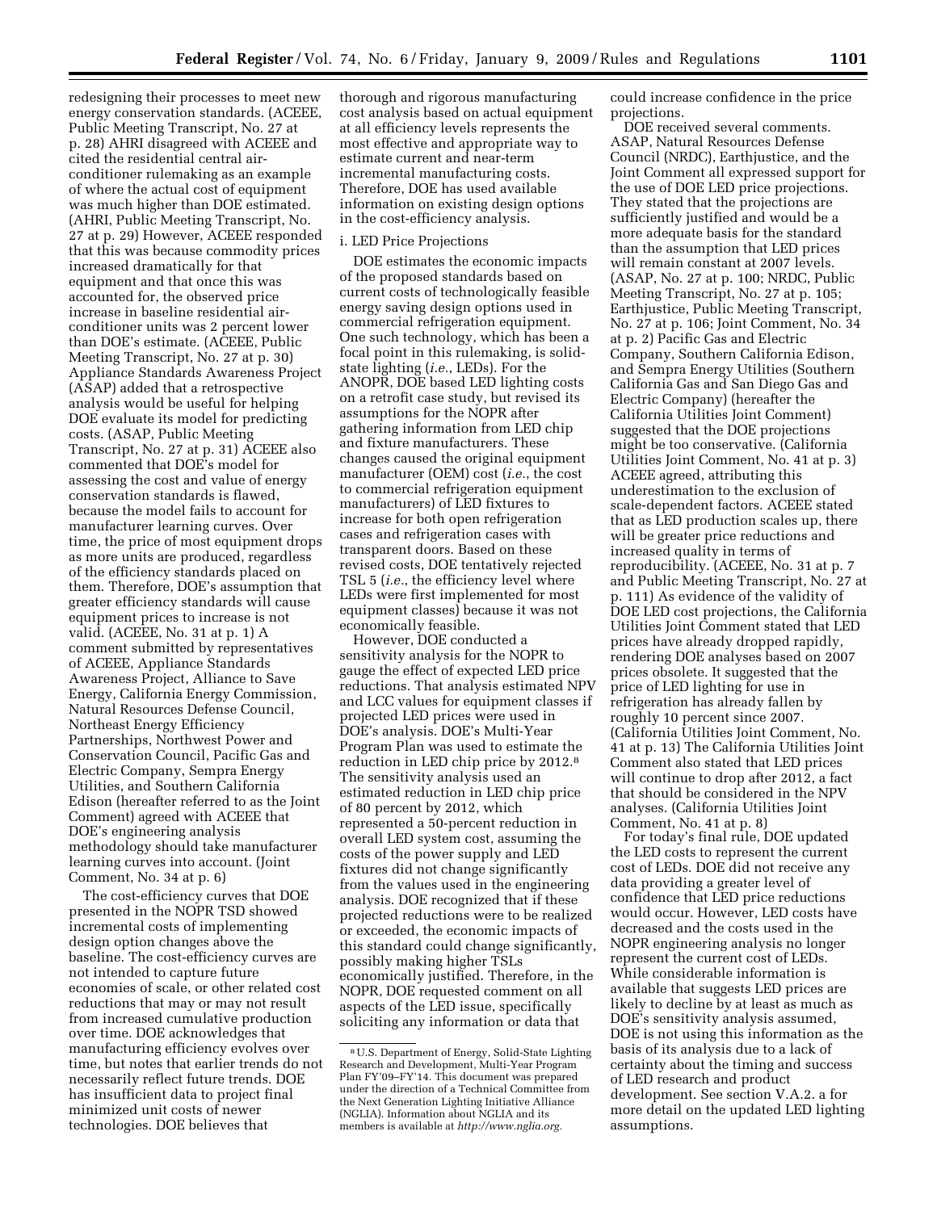redesigning their processes to meet new energy conservation standards. (ACEEE, Public Meeting Transcript, No. 27 at p. 28) AHRI disagreed with ACEEE and cited the residential central air-conditioner rulemaking as an example of where the actual cost of equipment was much higher than DOE estimated. (AHRI, Public Meeting Transcript, No. 27 at p. 29) However, ACEEE responded that this was because commodity prices increased dramatically for that equipment and that once this was accounted for, the observed price increase in baseline residential air-conditioner units was 2 percent lower than DOE's estimate. (ACEEE, Public Meeting Transcript, No. 27 at p. 30) Appliance Standards Awareness Project (ASAP) added that a retrospective analysis would be useful for helping DOE evaluate its model for predicting costs. (ASAP, Public Meeting Transcript, No. 27 at p. 31) ACEEE also commented that DOE's model for assessing the cost and value of energy conservation standards is flawed, because the model fails to account for manufacturer learning curves. Over time, the price of most equipment drops as more units are produced, regardless of the efficiency standards placed on them. Therefore, DOE's assumption that greater efficiency standards will cause equipment prices to increase is not valid. (ACEEE, No. 31 at p. 1) A comment submitted by representatives of ACEEE, Appliance Standards Awareness Project, Alliance to Save Energy, California Energy Commission, Natural Resources Defense Council, Northeast Energy Efficiency Partnerships, Northwest Power and Conservation Council, Pacific Gas and Electric Company, Sempra Energy Utilities, and Southern California Edison (hereafter referred to as the Joint Comment) agreed with ACEEE that DOE's engineering analysis methodology should take manufacturer learning curves into account. (Joint Comment, No. 34 at p. 6)

The cost-efficiency curves that DOE presented in the NOPR TSD showed incremental costs of implementing design option changes above the baseline. The cost-efficiency curves are not intended to capture future economies of scale, or other related cost reductions that may or may not result from increased cumulative production over time. DOE acknowledges that manufacturing efficiency evolves over time, but notes that earlier trends do not necessarily reflect future trends. DOE has insufficient data to project final minimized unit costs of newer technologies. DOE believes that thorough and rigorous manufacturing cost analysis based on actual equipment at all efficiency levels represents the most effective and appropriate way to estimate current and near-term incremental manufacturing costs. Therefore, DOE has used available information on existing design options in the cost-efficiency analysis.

i. LED Price Projections

DOE estimates the economic impacts of the proposed standards based on current costs of technologically feasible energy saving design options used in commercial refrigeration equipment. One such technology, which has been a focal point in this rulemaking, is solid-state lighting (*i.e.*, LEDs). For the ANOPR, DOE based LED lighting costs on a retrofit case study, but revised its assumptions for the NOPR after gathering information from LED chip and fixture manufacturers. These changes caused the original equipment manufacturer (OEM) cost (*i.e.*, the cost to commercial refrigeration equipment manufacturers) of LED fixtures to increase for both open refrigeration cases and refrigeration cases with transparent doors. Based on these revised costs, DOE tentatively rejected TSL 5 (*i.e.*, the efficiency level where LEDs were first implemented for most equipment classes) because it was not economically feasible.

However, DOE conducted a sensitivity analysis for the NOPR to gauge the effect of expected LED price reductions. That analysis estimated NPV and LCC values for equipment classes if projected LED prices were used in DOE's analysis. DOE's Multi-Year Program Plan was used to estimate the reduction in LED chip price by 2012.[8] The sensitivity analysis used an estimated reduction in LED chip price of 80 percent by 2012, which represented a 50-percent reduction in overall LED system cost, assuming the costs of the power supply and LED fixtures did not change significantly from the values used in the engineering analysis. DOE recognized that if these projected reductions were to be realized or exceeded, the economic impacts of this standard could change significantly, possibly making higher TSLs economically justified. Therefore, in the NOPR, DOE requested comment on all aspects of the LED issue, specifically soliciting any information or data that could increase confidence in the price projections.

DOE received several comments. ASAP, Natural Resources Defense Council (NRDC), Earthjustice, and the Joint Comment all expressed support for the use of DOE LED price projections. They stated that the projections are sufficiently justified and would be a more adequate basis for the standard than the assumption that LED prices will remain constant at 2007 levels. (ASAP, No. 27 at p. 100; NRDC, Public Meeting Transcript, No. 27 at p. 105; Earthjustice, Public Meeting Transcript, No. 27 at p. 106; Joint Comment, No. 34 at p. 2) Pacific Gas and Electric Company, Southern California Edison, and Sempra Energy Utilities (Southern California Gas and San Diego Gas and Electric Company) (hereafter the California Utilities Joint Comment) suggested that the DOE projections might be too conservative. (California Utilities Joint Comment, No. 41 at p. 3) ACEEE agreed, attributing this underestimation to the exclusion of scale-dependent factors. ACEEE stated that as LED production scales up, there will be greater price reductions and increased quality in terms of reproducibility. (ACEEE, No. 31 at p. 7 and Public Meeting Transcript, No. 27 at p. 111) As evidence of the validity of DOE LED cost projections, the California Utilities Joint Comment stated that LED prices have already dropped rapidly, rendering DOE analyses based on 2007 prices obsolete. It suggested that the price of LED lighting for use in refrigeration has already fallen by roughly 10 percent since 2007. (California Utilities Joint Comment, No. 41 at p. 13) The California Utilities Joint Comment also stated that LED prices will continue to drop after 2012, a fact that should be considered in the NPV analyses. (California Utilities Joint Comment, No. 41 at p. 8)

For today's final rule, DOE updated the LED costs to represent the current cost of LEDs. DOE did not receive any data providing a greater level of confidence that LED price reductions would occur. However, LED costs have decreased and the costs used in the NOPR engineering analysis no longer represent the current cost of LEDs. While considerable information is available that suggests LED prices are likely to decline by at least as much as DOE's sensitivity analysis assumed, DOE is not using this information as the basis of its analysis due to a lack of certainty about the timing and success of LED research and product development. See section V.A.2. a for more detail on the updated LED lighting assumptions.

[8] U.S. Department of Energy, Solid-State Lighting Research and Development, Multi-Year Program Plan FY'09–FY'14. This document was prepared under the direction of a Technical Committee from the Next Generation Lighting Initiative Alliance (NGLIA). Information about NGLIA and its members is available at *http://www.nglia.org.*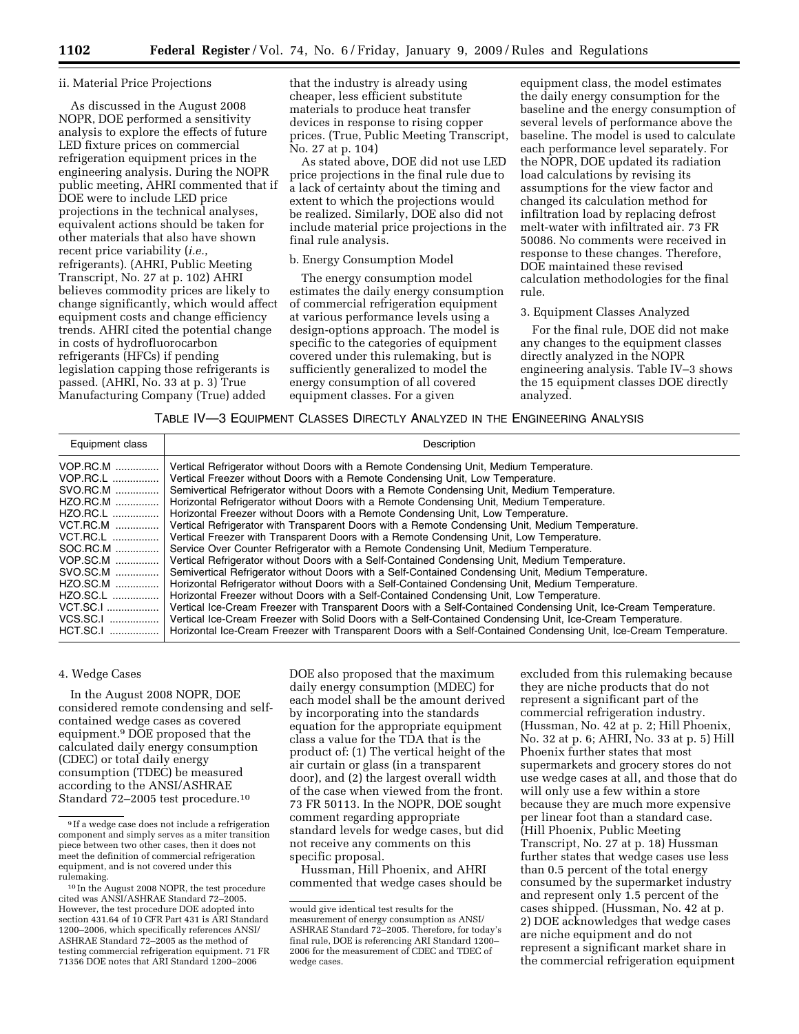ii. Material Price Projections

As discussed in the August 2008 NOPR, DOE performed a sensitivity analysis to explore the effects of future LED fixture prices on commercial refrigeration equipment prices in the engineering analysis. During the NOPR public meeting, AHRI commented that if DOE were to include LED price projections in the technical analyses, equivalent actions should be taken for other materials that also have shown recent price variability (*i.e.*, refrigerants). (AHRI, Public Meeting Transcript, No. 27 at p. 102) AHRI believes commodity prices are likely to change significantly, which would affect equipment costs and change efficiency trends. AHRI cited the potential change in costs of hydrofluorocarbon refrigerants (HFCs) if pending legislation capping those refrigerants is passed. (AHRI, No. 33 at p. 3) True Manufacturing Company (True) added that the industry is already using cheaper, less efficient substitute materials to produce heat transfer devices in response to rising copper prices. (True, Public Meeting Transcript, No. 27 at p. 104)

As stated above, DOE did not use LED price projections in the final rule due to a lack of certainty about the timing and extent to which the projections would be realized. Similarly, DOE also did not include material price projections in the final rule analysis.

b. Energy Consumption Model

The energy consumption model estimates the daily energy consumption of commercial refrigeration equipment at various performance levels using a design-options approach. The model is specific to the categories of equipment covered under this rulemaking, but is sufficiently generalized to model the energy consumption of all covered equipment classes. For a given equipment class, the model estimates the daily energy consumption for the baseline and the energy consumption of several levels of performance above the baseline. The model is used to calculate each performance level separately. For the NOPR, DOE updated its radiation load calculations by revising its assumptions for the view factor and changed its calculation method for infiltration load by replacing defrost melt-water with infiltrated air. 73 FR 50086. No comments were received in response to these changes. Therefore, DOE maintained these revised calculation methodologies for the final rule.

3. Equipment Classes Analyzed

For the final rule, DOE did not make any changes to the equipment classes directly analyzed in the NOPR engineering analysis. Table IV–3 shows the 15 equipment classes DOE directly analyzed.

TABLE IV—3 EQUIPMENT CLASSES DIRECTLY ANALYZED IN THE ENGINEERING ANALYSIS

| Equipment class | Description |
|---|---|
| VOP.RC.M | Vertical Refrigerator without Doors with a Remote Condensing Unit, Medium Temperature. |
| VOP.RC.L | Vertical Freezer without Doors with a Remote Condensing Unit, Low Temperature. |
| SVO.RC.M | Semivertical Refrigerator without Doors with a Remote Condensing Unit, Medium Temperature. |
| HZO.RC.M | Horizontal Refrigerator without Doors with a Remote Condensing Unit, Medium Temperature. |
| HZO.RC.L | Horizontal Freezer without Doors with a Remote Condensing Unit, Low Temperature. |
| VCT.RC.M | Vertical Refrigerator with Transparent Doors with a Remote Condensing Unit, Medium Temperature. |
| VCT.RC.L | Vertical Freezer with Transparent Doors with a Remote Condensing Unit, Low Temperature. |
| SOC.RC.M | Service Over Counter Refrigerator with a Remote Condensing Unit, Medium Temperature. |
| VOP.SC.M | Vertical Refrigerator without Doors with a Self-Contained Condensing Unit, Medium Temperature. |
| SVO.SC.M | Semivertical Refrigerator without Doors with a Self-Contained Condensing Unit, Medium Temperature. |
| HZO.SC.M | Horizontal Refrigerator without Doors with a Self-Contained Condensing Unit, Medium Temperature. |
| HZO.SC.L | Horizontal Freezer without Doors with a Self-Contained Condensing Unit, Low Temperature. |
| VCT.SC.I | Vertical Ice-Cream Freezer with Transparent Doors with a Self-Contained Condensing Unit, Ice-Cream Temperature. |
| VCS.SC.I | Vertical Ice-Cream Freezer with Solid Doors with a Self-Contained Condensing Unit, Ice-Cream Temperature. |
| HCT.SC.I | Horizontal Ice-Cream Freezer with Transparent Doors with a Self-Contained Condensing Unit, Ice-Cream Temperature. |

4. Wedge Cases

In the August 2008 NOPR, DOE considered remote condensing and self-contained wedge cases as covered equipment.[9] DOE proposed that the calculated daily energy consumption (CDEC) or total daily energy consumption (TDEC) be measured according to the ANSI/ASHRAE Standard 72–2005 test procedure.[10] DOE also proposed that the maximum daily energy consumption (MDEC) for each model shall be the amount derived by incorporating into the standards equation for the appropriate equipment class a value for the TDA that is the product of: (1) The vertical height of the air curtain or glass (in a transparent door), and (2) the largest overall width of the case when viewed from the front. 73 FR 50113. In the NOPR, DOE sought comment regarding appropriate standard levels for wedge cases, but did not receive any comments on this specific proposal.

Hussman, Hill Phoenix, and AHRI commented that wedge cases should be excluded from this rulemaking because they are niche products that do not represent a significant part of the commercial refrigeration industry. (Hussman, No. 42 at p. 2; Hill Phoenix, No. 32 at p. 6; AHRI, No. 33 at p. 5) Hill Phoenix further states that most supermarkets and grocery stores do not use wedge cases at all, and those that do will only use a few within a store because they are much more expensive per linear foot than a standard case. (Hill Phoenix, Public Meeting Transcript, No. 27 at p. 18) Hussman further states that wedge cases use less than 0.5 percent of the total energy consumed by the supermarket industry and represent only 1.5 percent of the cases shipped. (Hussman, No. 42 at p. 2) DOE acknowledges that wedge cases are niche equipment and do not represent a significant market share in the commercial refrigeration equipment

[9] If a wedge case does not include a refrigeration component and simply serves as a miter transition piece between two other cases, then it does not meet the definition of commercial refrigeration equipment, and is not covered under this rulemaking.

[10] In the August 2008 NOPR, the test procedure cited was ANSI/ASHRAE Standard 72–2005. However, the test procedure DOE adopted into section 431.64 of 10 CFR Part 431 is ARI Standard 1200–2006, which specifically references ANSI/ASHRAE Standard 72–2005 as the method of testing commercial refrigeration equipment. 71 FR 71356 DOE notes that ARI Standard 1200–2006 would give identical test results for the measurement of energy consumption as ANSI/ASHRAE Standard 72–2005. Therefore, for today's final rule, DOE is referencing ARI Standard 1200–2006 for the measurement of CDEC and TDEC of wedge cases.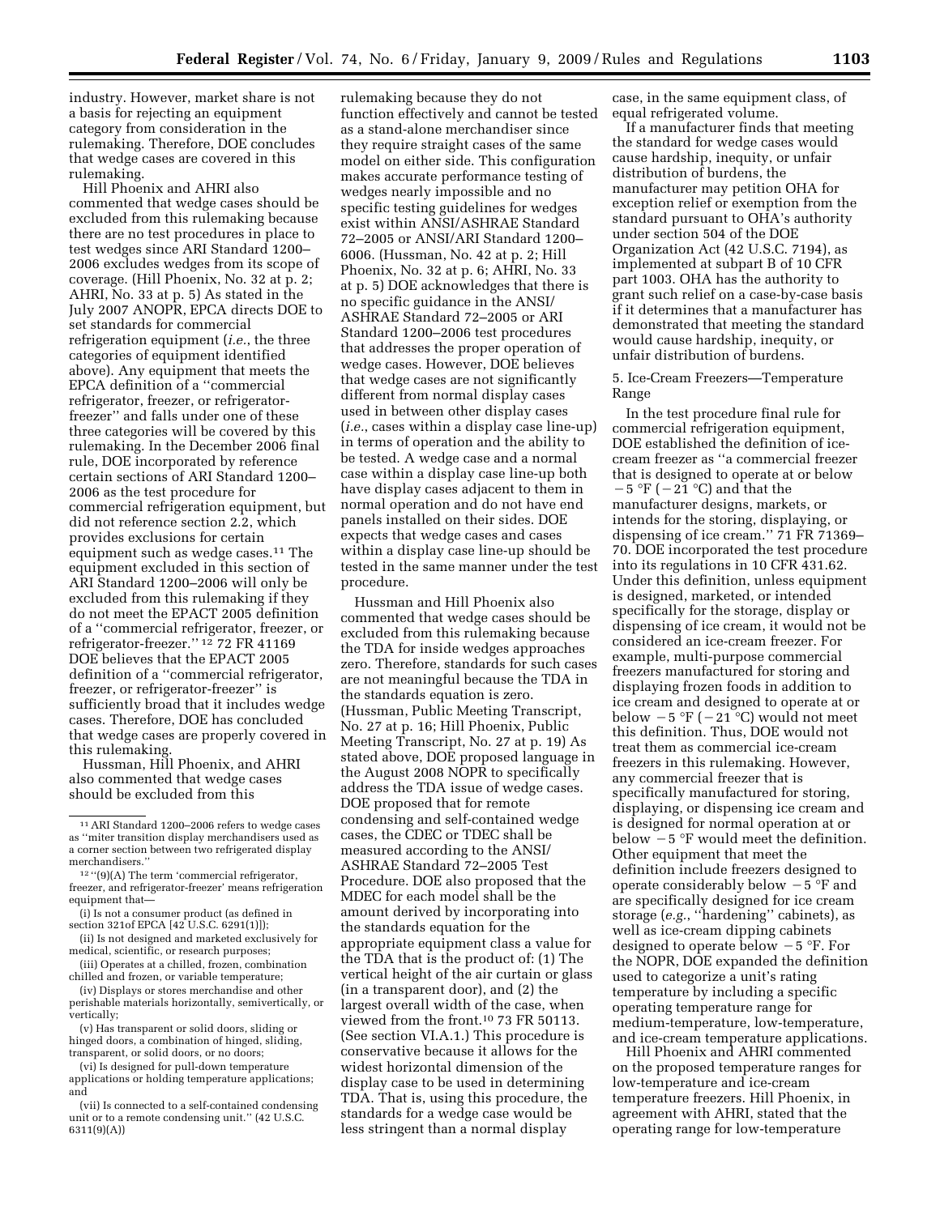industry. However, market share is not a basis for rejecting an equipment category from consideration in the rulemaking. Therefore, DOE concludes that wedge cases are covered in this rulemaking.

Hill Phoenix and AHRI also commented that wedge cases should be excluded from this rulemaking because there are no test procedures in place to test wedges since ARI Standard 1200–2006 excludes wedges from its scope of coverage. (Hill Phoenix, No. 32 at p. 2; AHRI, No. 33 at p. 5) As stated in the July 2007 ANOPR, EPCA directs DOE to set standards for commercial refrigeration equipment (*i.e.*, the three categories of equipment identified above). Any equipment that meets the EPCA definition of a "commercial refrigerator, freezer, or refrigerator-freezer" and falls under one of these three categories will be covered by this rulemaking. In the December 2006 final rule, DOE incorporated by reference certain sections of ARI Standard 1200–2006 as the test procedure for commercial refrigeration equipment, but did not reference section 2.2, which provides exclusions for certain equipment such as wedge cases.[11] The equipment excluded in this section of ARI Standard 1200–2006 will only be excluded from this rulemaking if they do not meet the EPACT 2005 definition of a "commercial refrigerator, freezer, or refrigerator-freezer."[12] 72 FR 41169 DOE believes that the EPACT 2005 definition of a "commercial refrigerator, freezer, or refrigerator-freezer" is sufficiently broad that it includes wedge cases. Therefore, DOE has concluded that wedge cases are properly covered in this rulemaking.

Hussman, Hill Phoenix, and AHRI also commented that wedge cases should be excluded from this rulemaking because they do not function effectively and cannot be tested as a stand-alone merchandiser since they require straight cases of the same model on either side. This configuration makes accurate performance testing of wedges nearly impossible and no specific testing guidelines for wedges exist within ANSI/ASHRAE Standard 72–2005 or ANSI/ARI Standard 1200–6006. (Hussman, No. 42 at p. 2; Hill Phoenix, No. 32 at p. 6; AHRI, No. 33 at p. 5) DOE acknowledges that there is no specific guidance in the ANSI/ASHRAE Standard 72–2005 or ARI Standard 1200–2006 test procedures that addresses the proper operation of wedge cases. However, DOE believes that wedge cases are not significantly different from normal display cases used in between other display cases (*i.e.*, cases within a display case line-up) in terms of operation and the ability to be tested. A wedge case and a normal case within a display case line-up both have display cases adjacent to them in normal operation and do not have end panels installed on their sides. DOE expects that wedge cases and cases within a display case line-up should be tested in the same manner under the test procedure.

Hussman and Hill Phoenix also commented that wedge cases should be excluded from this rulemaking because the TDA for inside wedges approaches zero. Therefore, standards for such cases are not meaningful because the TDA in the standards equation is zero. (Hussman, Public Meeting Transcript, No. 27 at p. 16; Hill Phoenix, Public Meeting Transcript, No. 27 at p. 19) As stated above, DOE proposed language in the August 2008 NOPR to specifically address the TDA issue of wedge cases. DOE proposed that for remote condensing and self-contained wedge cases, the CDEC or TDEC shall be measured according to the ANSI/ASHRAE Standard 72–2005 Test Procedure. DOE also proposed that the MDEC for each model shall be the amount derived by incorporating into the standards equation for the appropriate equipment class a value for the TDA that is the product of: (1) The vertical height of the air curtain or glass (in a transparent door), and (2) the largest overall width of the case, when viewed from the front.[10] 73 FR 50113. (See section VI.A.1.) This procedure is conservative because it allows for the widest horizontal dimension of the display case to be used in determining TDA. That is, using this procedure, the standards for a wedge case would be less stringent than a normal display case, in the same equipment class, of equal refrigerated volume.

If a manufacturer finds that meeting the standard for wedge cases would cause hardship, inequity, or unfair distribution of burdens, the manufacturer may petition OHA for exception relief or exemption from the standard pursuant to OHA's authority under section 504 of the DOE Organization Act (42 U.S.C. 7194), as implemented at subpart B of 10 CFR part 1003. OHA has the authority to grant such relief on a case-by-case basis if it determines that a manufacturer has demonstrated that meeting the standard would cause hardship, inequity, or unfair distribution of burdens.

5. Ice-Cream Freezers—Temperature Range

In the test procedure final rule for commercial refrigeration equipment, DOE established the definition of ice-cream freezer as "a commercial freezer that is designed to operate at or below −5 °F (−21 °C) and that the manufacturer designs, markets, or intends for the storing, displaying, or dispensing of ice cream." 71 FR 71369–70. DOE incorporated the test procedure into its regulations in 10 CFR 431.62. Under this definition, unless equipment is designed, marketed, or intended specifically for the storage, display or dispensing of ice cream, it would not be considered an ice-cream freezer. For example, multi-purpose commercial freezers manufactured for storing and displaying frozen foods in addition to ice cream and designed to operate at or below −5 °F (−21 °C) would not meet this definition. Thus, DOE would not treat them as commercial ice-cream freezers in this rulemaking. However, any commercial freezer that is specifically manufactured for storing, displaying, or dispensing ice cream and is designed for normal operation at or below −5 °F would meet the definition. Other equipment that meet the definition include freezers designed to operate considerably below −5 °F and are specifically designed for ice cream storage (*e.g.*, "hardening" cabinets), as well as ice-cream dipping cabinets designed to operate below −5 °F. For the NOPR, DOE expanded the definition used to categorize a unit's rating temperature by including a specific operating temperature range for medium-temperature, low-temperature, and ice-cream temperature applications.

Hill Phoenix and AHRI commented on the proposed temperature ranges for low-temperature and ice-cream temperature freezers. Hill Phoenix, in agreement with AHRI, stated that the operating range for low-temperature

---

[11] ARI Standard 1200–2006 refers to wedge cases as "miter transition display merchandisers used as a corner section between two refrigerated display merchandisers."

[12] "(9)(A) The term 'commercial refrigerator, freezer, and refrigerator-freezer' means refrigeration equipment that—

(i) Is not a consumer product (as defined in section 321of EPCA [42 U.S.C. 6291(1)]);

(ii) Is not designed and marketed exclusively for medical, scientific, or research purposes;

(iii) Operates at a chilled, frozen, combination chilled and frozen, or variable temperature;

(iv) Displays or stores merchandise and other perishable materials horizontally, semivertically, or vertically;

(v) Has transparent or solid doors, sliding or hinged doors, a combination of hinged, sliding, transparent, or solid doors, or no doors;

(vi) Is designed for pull-down temperature applications or holding temperature applications; and

(vii) Is connected to a self-contained condensing unit or to a remote condensing unit." (42 U.S.C. 6311(9)(A))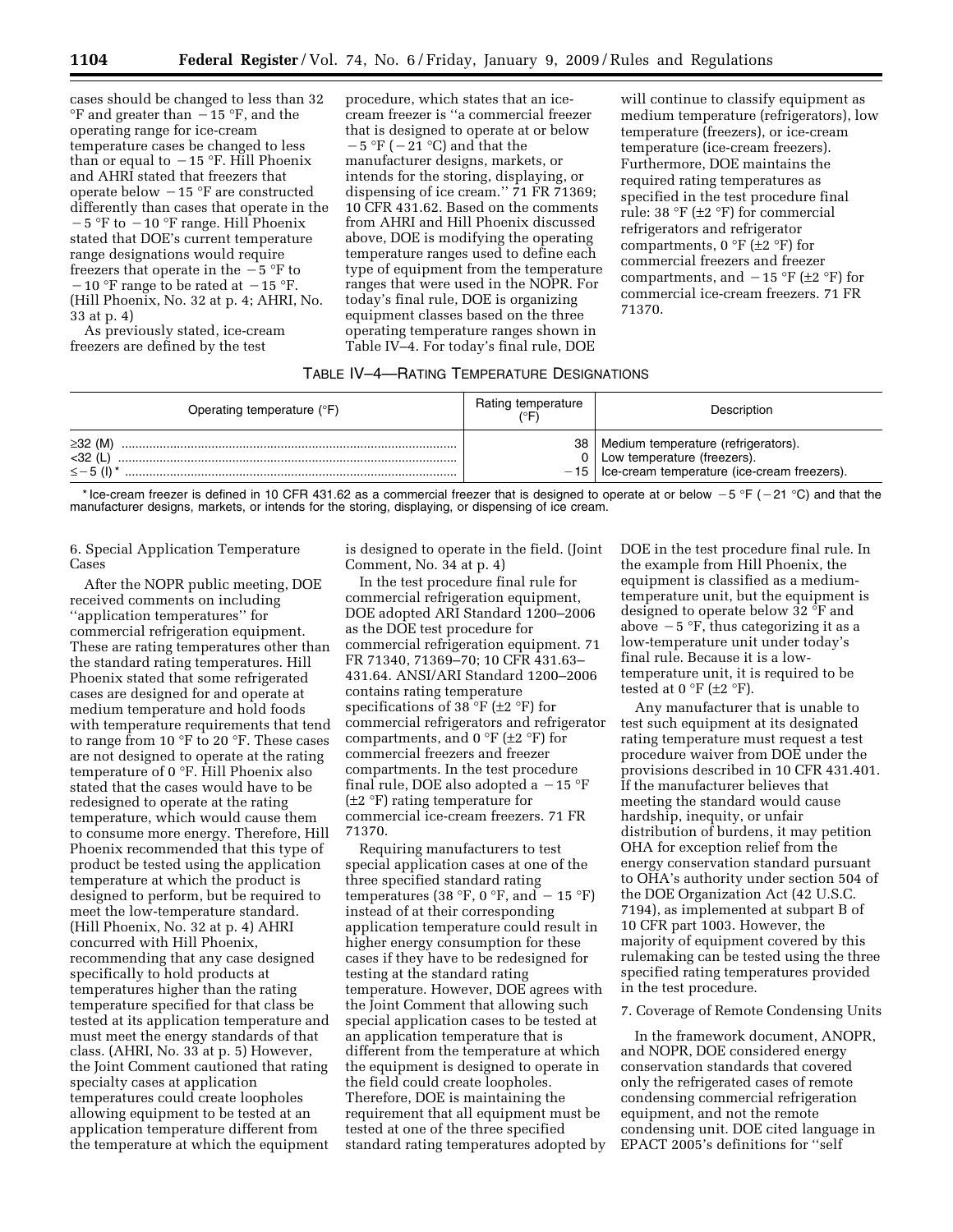cases should be changed to less than 32 °F and greater than −15 °F, and the operating range for ice-cream temperature cases be changed to less than or equal to −15 °F. Hill Phoenix and AHRI stated that freezers that operate below −15 °F are constructed differently than cases that operate in the −5 °F to −10 °F range. Hill Phoenix stated that DOE's current temperature range designations would require freezers that operate in the −5 °F to −10 °F range to be rated at −15 °F. (Hill Phoenix, No. 32 at p. 4; AHRI, No. 33 at p. 4)

As previously stated, ice-cream freezers are defined by the test procedure, which states that an ice-cream freezer is ''a commercial freezer that is designed to operate at or below −5 °F (−21 °C) and that the manufacturer designs, markets, or intends for the storing, displaying, or dispensing of ice cream.'' 71 FR 71369; 10 CFR 431.62. Based on the comments from AHRI and Hill Phoenix discussed above, DOE is modifying the operating temperature ranges used to define each type of equipment from the temperature ranges that were used in the NOPR. For today's final rule, DOE is organizing equipment classes based on the three operating temperature ranges shown in Table IV–4. For today's final rule, DOE will continue to classify equipment as medium temperature (refrigerators), low temperature (freezers), or ice-cream temperature (ice-cream freezers). Furthermore, DOE maintains the required rating temperatures as specified in the test procedure final rule: 38 °F (±2 °F) for commercial refrigerators and refrigerator compartments, 0 °F (±2 °F) for commercial freezers and freezer compartments, and −15 °F (±2 °F) for commercial ice-cream freezers. 71 FR 71370.

TABLE IV–4—RATING TEMPERATURE DESIGNATIONS

| Operating temperature (°F) | Rating temperature (°F) | Description |
|---|---|---|
| ≥32 (M) | 38 | Medium temperature (refrigerators). |
| <32 (L) | 0 | Low temperature (freezers). |
| ≤−5 (I)* | −15 | Ice-cream temperature (ice-cream freezers). |

\* Ice-cream freezer is defined in 10 CFR 431.62 as a commercial freezer that is designed to operate at or below −5 °F (−21 °C) and that the manufacturer designs, markets, or intends for the storing, displaying, or dispensing of ice cream.

6. Special Application Temperature Cases

After the NOPR public meeting, DOE received comments on including ''application temperatures'' for commercial refrigeration equipment. These are rating temperatures other than the standard rating temperatures. Hill Phoenix stated that some refrigerated cases are designed for and operate at medium temperature and hold foods with temperature requirements that tend to range from 10 °F to 20 °F. These cases are not designed to operate at the rating temperature of 0 °F. Hill Phoenix also stated that the cases would have to be redesigned to operate at the rating temperature, which would cause them to consume more energy. Therefore, Hill Phoenix recommended that this type of product be tested using the application temperature at which the product is designed to perform, but be required to meet the low-temperature standard. (Hill Phoenix, No. 32 at p. 4) AHRI concurred with Hill Phoenix, recommending that any case designed specifically to hold products at temperatures higher than the rating temperature specified for that class be tested at its application temperature and must meet the energy standards of that class. (AHRI, No. 33 at p. 5) However, the Joint Comment cautioned that rating specialty cases at application temperatures could create loopholes allowing equipment to be tested at an application temperature different from the temperature at which the equipment is designed to operate in the field. (Joint Comment, No. 34 at p. 4)

In the test procedure final rule for commercial refrigeration equipment, DOE adopted ARI Standard 1200–2006 as the DOE test procedure for commercial refrigeration equipment. 71 FR 71340, 71369–70; 10 CFR 431.63–431.64. ANSI/ARI Standard 1200–2006 contains rating temperature specifications of 38 °F (±2 °F) for commercial refrigerators and refrigerator compartments, and 0 °F (±2 °F) for commercial freezers and freezer compartments. In the test procedure final rule, DOE also adopted a −15 °F (±2 °F) rating temperature for commercial ice-cream freezers. 71 FR 71370.

Requiring manufacturers to test special application cases at one of the three specified standard rating temperatures (38 °F, 0 °F, and −15 °F) instead of at their corresponding application temperature could result in higher energy consumption for these cases if they have to be redesigned for testing at the standard rating temperature. However, DOE agrees with the Joint Comment that allowing such special application cases to be tested at an application temperature that is different from the temperature at which the equipment is designed to operate in the field could create loopholes. Therefore, DOE is maintaining the requirement that all equipment must be tested at one of the three specified standard rating temperatures adopted by DOE in the test procedure final rule. In the example from Hill Phoenix, the equipment is classified as a medium-temperature unit, but the equipment is designed to operate below 32 °F and above −5 °F, thus categorizing it as a low-temperature unit under today's final rule. Because it is a low-temperature unit, it is required to be tested at 0 °F (±2 °F).

Any manufacturer that is unable to test such equipment at its designated rating temperature must request a test procedure waiver from DOE under the provisions described in 10 CFR 431.401. If the manufacturer believes that meeting the standard would cause hardship, inequity, or unfair distribution of burdens, it may petition OHA for exception relief from the energy conservation standard pursuant to OHA's authority under section 504 of the DOE Organization Act (42 U.S.C. 7194), as implemented at subpart B of 10 CFR part 1003. However, the majority of equipment covered by this rulemaking can be tested using the three specified rating temperatures provided in the test procedure.

7. Coverage of Remote Condensing Units

In the framework document, ANOPR, and NOPR, DOE considered energy conservation standards that covered only the refrigerated cases of remote condensing commercial refrigeration equipment, and not the remote condensing unit. DOE cited language in EPACT 2005's definitions for ''self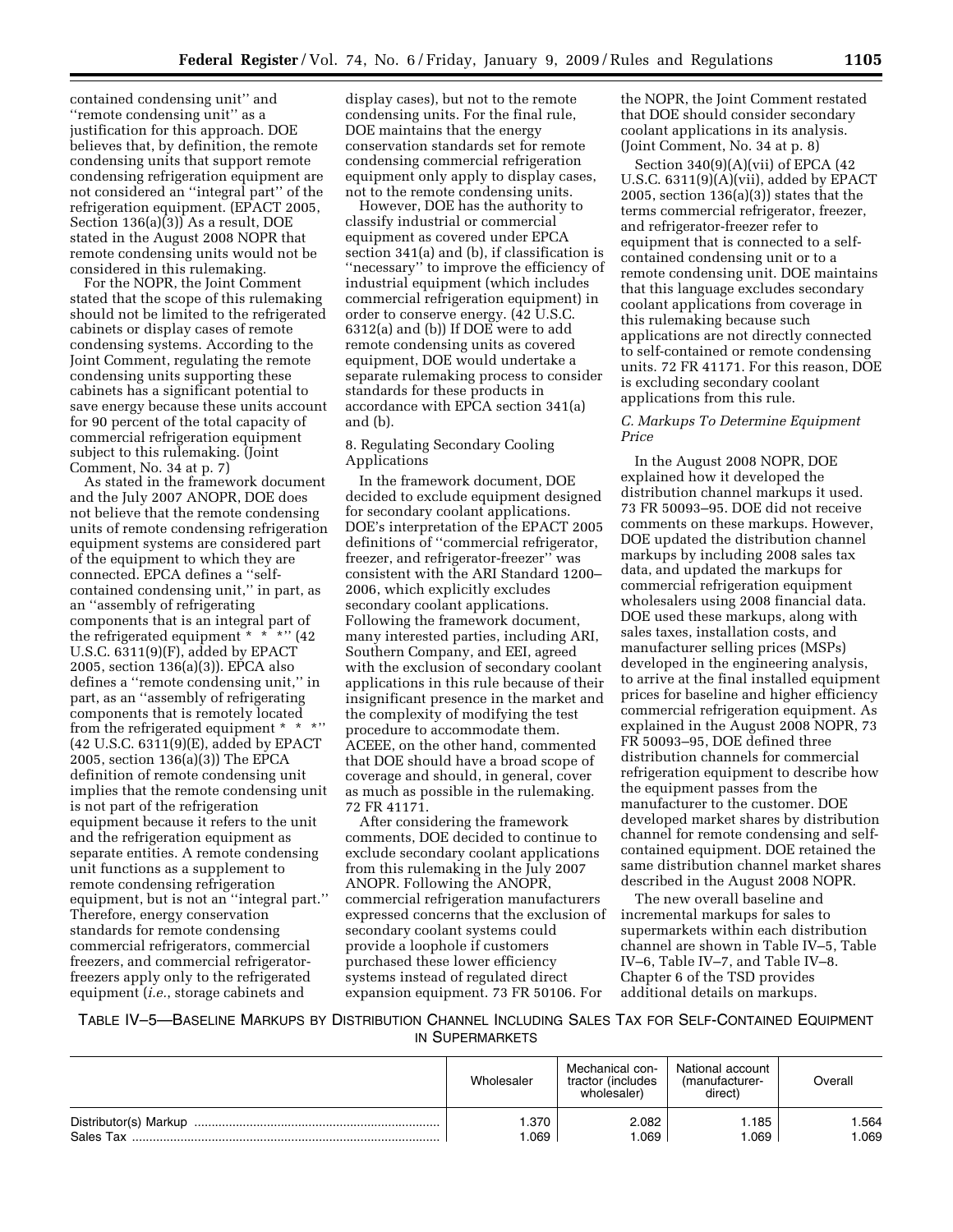contained condensing unit'' and ''remote condensing unit'' as a justification for this approach. DOE believes that, by definition, the remote condensing units that support remote condensing refrigeration equipment are not considered an ''integral part'' of the refrigeration equipment. (EPACT 2005, Section 136(a)(3)) As a result, DOE stated in the August 2008 NOPR that remote condensing units would not be considered in this rulemaking.

For the NOPR, the Joint Comment stated that the scope of this rulemaking should not be limited to the refrigerated cabinets or display cases of remote condensing systems. According to the Joint Comment, regulating the remote condensing units supporting these cabinets has a significant potential to save energy because these units account for 90 percent of the total capacity of commercial refrigeration equipment subject to this rulemaking. (Joint Comment, No. 34 at p. 7)

As stated in the framework document and the July 2007 ANOPR, DOE does not believe that the remote condensing units of remote condensing refrigeration equipment systems are considered part of the equipment to which they are connected. EPCA defines a ''self-contained condensing unit,'' in part, as an ''assembly of refrigerating components that is an integral part of the refrigerated equipment * * *'' (42 U.S.C. 6311(9)(F), added by EPACT 2005, section 136(a)(3)). EPCA also defines a ''remote condensing unit,'' in part, as an ''assembly of refrigerating components that is remotely located from the refrigerated equipment * * *'' (42 U.S.C. 6311(9)(E), added by EPACT 2005, section 136(a)(3)) The EPCA definition of remote condensing unit implies that the remote condensing unit is not part of the refrigeration equipment because it refers to the unit and the refrigeration equipment as separate entities. A remote condensing unit functions as a supplement to remote condensing refrigeration equipment, but is not an ''integral part.'' Therefore, energy conservation standards for remote condensing commercial refrigerators, commercial freezers, and commercial refrigerator-freezers apply only to the refrigerated equipment (*i.e.*, storage cabinets and display cases), but not to the remote condensing units. For the final rule, DOE maintains that the energy conservation standards set for remote condensing commercial refrigeration equipment only apply to display cases, not to the remote condensing units.

However, DOE has the authority to classify industrial or commercial equipment as covered under EPCA section 341(a) and (b), if classification is ''necessary'' to improve the efficiency of industrial equipment (which includes commercial refrigeration equipment) in order to conserve energy. (42 U.S.C. 6312(a) and (b)) If DOE were to add remote condensing units as covered equipment, DOE would undertake a separate rulemaking process to consider standards for these products in accordance with EPCA section 341(a) and (b).

8. Regulating Secondary Cooling Applications

In the framework document, DOE decided to exclude equipment designed for secondary coolant applications. DOE's interpretation of the EPACT 2005 definitions of ''commercial refrigerator, freezer, and refrigerator-freezer'' was consistent with the ARI Standard 1200–2006, which explicitly excludes secondary coolant applications. Following the framework document, many interested parties, including ARI, Southern Company, and EEI, agreed with the exclusion of secondary coolant applications in this rule because of their insignificant presence in the market and the complexity of modifying the test procedure to accommodate them. ACEEE, on the other hand, commented that DOE should have a broad scope of coverage and should, in general, cover as much as possible in the rulemaking. 72 FR 41171.

After considering the framework comments, DOE decided to continue to exclude secondary coolant applications from this rulemaking in the July 2007 ANOPR. Following the ANOPR, commercial refrigeration manufacturers expressed concerns that the exclusion of secondary coolant systems could provide a loophole if customers purchased these lower efficiency systems instead of regulated direct expansion equipment. 73 FR 50106. For the NOPR, the Joint Comment restated that DOE should consider secondary coolant applications in its analysis. (Joint Comment, No. 34 at p. 8)

Section 340(9)(A)(vii) of EPCA (42 U.S.C. 6311(9)(A)(vii), added by EPACT 2005, section 136(a)(3)) states that the terms commercial refrigerator, freezer, and refrigerator-freezer refer to equipment that is connected to a self-contained condensing unit or to a remote condensing unit. DOE maintains that this language excludes secondary coolant applications from coverage in this rulemaking because such applications are not directly connected to self-contained or remote condensing units. 72 FR 41171. For this reason, DOE is excluding secondary coolant applications from this rule.

### *C. Markups To Determine Equipment Price*

In the August 2008 NOPR, DOE explained how it developed the distribution channel markups it used. 73 FR 50093–95. DOE did not receive comments on these markups. However, DOE updated the distribution channel markups by including 2008 sales tax data, and updated the markups for commercial refrigeration equipment wholesalers using 2008 financial data. DOE used these markups, along with sales taxes, installation costs, and manufacturer selling prices (MSPs) developed in the engineering analysis, to arrive at the final installed equipment prices for baseline and higher efficiency commercial refrigeration equipment. As explained in the August 2008 NOPR, 73 FR 50093–95, DOE defined three distribution channels for commercial refrigeration equipment to describe how the equipment passes from the manufacturer to the customer. DOE developed market shares by distribution channel for remote condensing and self-contained equipment. DOE retained the same distribution channel market shares described in the August 2008 NOPR.

The new overall baseline and incremental markups for sales to supermarkets within each distribution channel are shown in Table IV–5, Table IV–6, Table IV–7, and Table IV–8. Chapter 6 of the TSD provides additional details on markups.

TABLE IV–5—BASELINE MARKUPS BY DISTRIBUTION CHANNEL INCLUDING SALES TAX FOR SELF-CONTAINED EQUIPMENT IN SUPERMARKETS

| | Wholesaler | Mechanical contractor (includes wholesaler) | National account (manufacturer-direct) | Overall |
|---|---|---|---|---|
| Distributor(s) Markup | 1.370 | 2.082 | 1.185 | 1.564 |
| Sales Tax | 1.069 | 1.069 | 1.069 | 1.069 |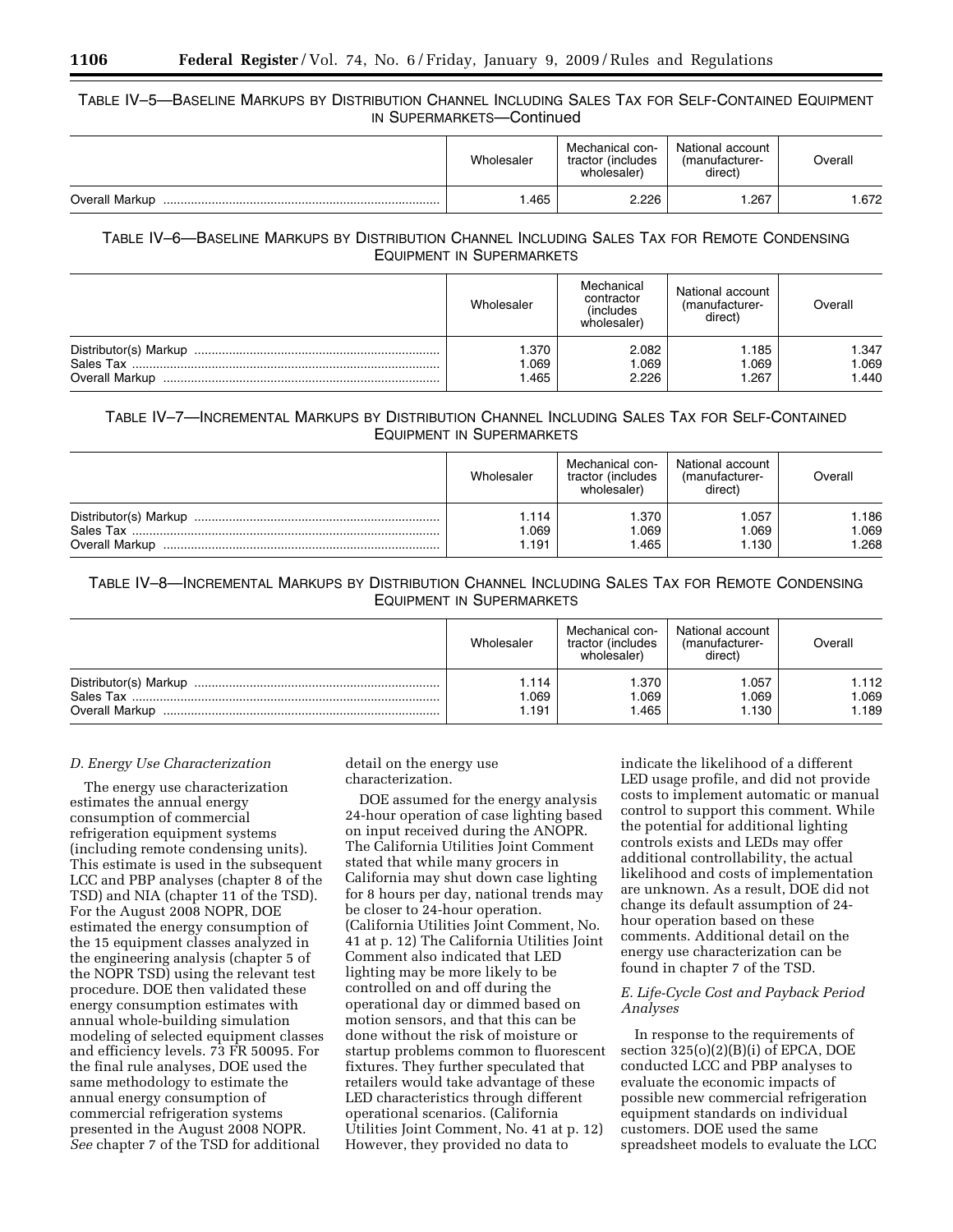TABLE IV–5—BASELINE MARKUPS BY DISTRIBUTION CHANNEL INCLUDING SALES TAX FOR SELF-CONTAINED EQUIPMENT IN SUPERMARKETS—Continued

| | Wholesaler | Mechanical contractor (includes wholesaler) | National account (manufacturer-direct) | Overall |
|---|---|---|---|---|
| Overall Markup | 1.465 | 2.226 | 1.267 | 1.672 |

TABLE IV–6—BASELINE MARKUPS BY DISTRIBUTION CHANNEL INCLUDING SALES TAX FOR REMOTE CONDENSING EQUIPMENT IN SUPERMARKETS

| | Wholesaler | Mechanical contractor (includes wholesaler) | National account (manufacturer-direct) | Overall |
|---|---|---|---|---|
| Distributor(s) Markup | 1.370 | 2.082 | 1.185 | 1.347 |
| Sales Tax | 1.069 | 1.069 | 1.069 | 1.069 |
| Overall Markup | 1.465 | 2.226 | 1.267 | 1.440 |

TABLE IV–7—INCREMENTAL MARKUPS BY DISTRIBUTION CHANNEL INCLUDING SALES TAX FOR SELF-CONTAINED EQUIPMENT IN SUPERMARKETS

| | Wholesaler | Mechanical contractor (includes wholesaler) | National account (manufacturer-direct) | Overall |
|---|---|---|---|---|
| Distributor(s) Markup | 1.114 | 1.370 | 1.057 | 1.186 |
| Sales Tax | 1.069 | 1.069 | 1.069 | 1.069 |
| Overall Markup | 1.191 | 1.465 | 1.130 | 1.268 |

TABLE IV–8—INCREMENTAL MARKUPS BY DISTRIBUTION CHANNEL INCLUDING SALES TAX FOR REMOTE CONDENSING EQUIPMENT IN SUPERMARKETS

| | Wholesaler | Mechanical contractor (includes wholesaler) | National account (manufacturer-direct) | Overall |
|---|---|---|---|---|
| Distributor(s) Markup | 1.114 | 1.370 | 1.057 | 1.112 |
| Sales Tax | 1.069 | 1.069 | 1.069 | 1.069 |
| Overall Markup | 1.191 | 1.465 | 1.130 | 1.189 |

### *D. Energy Use Characterization*

The energy use characterization estimates the annual energy consumption of commercial refrigeration equipment systems (including remote condensing units). This estimate is used in the subsequent LCC and PBP analyses (chapter 8 of the TSD) and NIA (chapter 11 of the TSD). For the August 2008 NOPR, DOE estimated the energy consumption of the 15 equipment classes analyzed in the engineering analysis (chapter 5 of the NOPR TSD) using the relevant test procedure. DOE then validated these energy consumption estimates with annual whole-building simulation modeling of selected equipment classes and efficiency levels. 73 FR 50095. For the final rule analyses, DOE used the same methodology to estimate the annual energy consumption of commercial refrigeration systems presented in the August 2008 NOPR. *See* chapter 7 of the TSD for additional detail on the energy use characterization.

DOE assumed for the energy analysis 24-hour operation of case lighting based on input received during the ANOPR. The California Utilities Joint Comment stated that while many grocers in California may shut down case lighting for 8 hours per day, national trends may be closer to 24-hour operation. (California Utilities Joint Comment, No. 41 at p. 12) The California Utilities Joint Comment also indicated that LED lighting may be more likely to be controlled on and off during the operational day or dimmed based on motion sensors, and that this can be done without the risk of moisture or startup problems common to fluorescent fixtures. They further speculated that retailers would take advantage of these LED characteristics through different operational scenarios. (California Utilities Joint Comment, No. 41 at p. 12) However, they provided no data to indicate the likelihood of a different LED usage profile, and did not provide costs to implement automatic or manual control to support this comment. While the potential for additional lighting controls exists and LEDs may offer additional controllability, the actual likelihood and costs of implementation are unknown. As a result, DOE did not change its default assumption of 24-hour operation based on these comments. Additional detail on the energy use characterization can be found in chapter 7 of the TSD.

### *E. Life-Cycle Cost and Payback Period Analyses*

In response to the requirements of section 325(o)(2)(B)(i) of EPCA, DOE conducted LCC and PBP analyses to evaluate the economic impacts of possible new commercial refrigeration equipment standards on individual customers. DOE used the same spreadsheet models to evaluate the LCC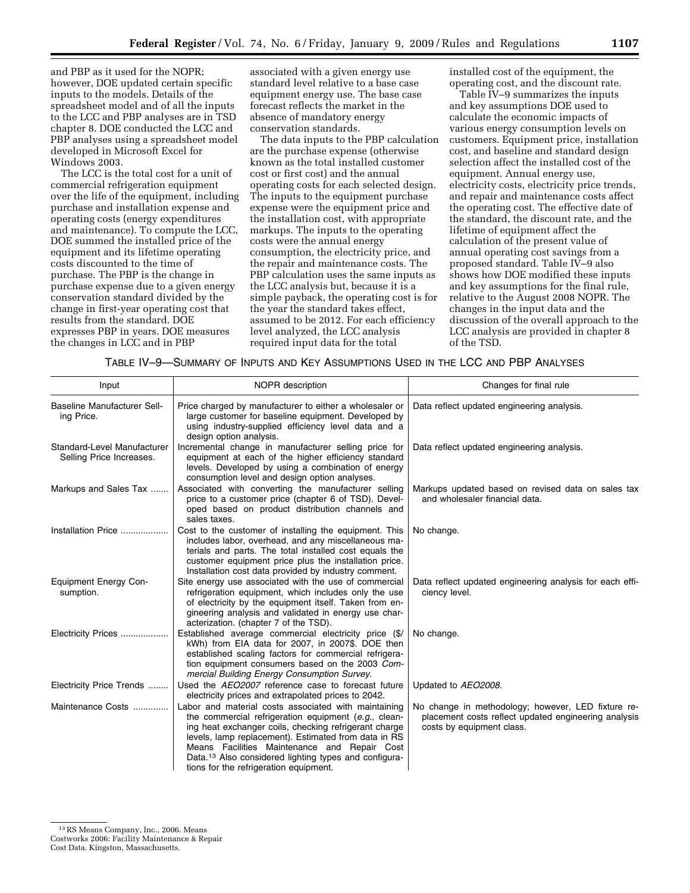and PBP as it used for the NOPR; however, DOE updated certain specific inputs to the models. Details of the spreadsheet model and of all the inputs to the LCC and PBP analyses are in TSD chapter 8. DOE conducted the LCC and PBP analyses using a spreadsheet model developed in Microsoft Excel for Windows 2003.

The LCC is the total cost for a unit of commercial refrigeration equipment over the life of the equipment, including purchase and installation expense and operating costs (energy expenditures and maintenance). To compute the LCC, DOE summed the installed price of the equipment and its lifetime operating costs discounted to the time of purchase. The PBP is the change in purchase expense due to a given energy conservation standard divided by the change in first-year operating cost that results from the standard. DOE expresses PBP in years. DOE measures the changes in LCC and in PBP associated with a given energy use standard level relative to a base case equipment energy use. The base case forecast reflects the market in the absence of mandatory energy conservation standards.

The data inputs to the PBP calculation are the purchase expense (otherwise known as the total installed customer cost or first cost) and the annual operating costs for each selected design. The inputs to the equipment purchase expense were the equipment price and the installation cost, with appropriate markups. The inputs to the operating costs were the annual energy consumption, the electricity price, and the repair and maintenance costs. The PBP calculation uses the same inputs as the LCC analysis but, because it is a simple payback, the operating cost is for the year the standard takes effect, assumed to be 2012. For each efficiency level analyzed, the LCC analysis required input data for the total installed cost of the equipment, the operating cost, and the discount rate.

Table IV–9 summarizes the inputs and key assumptions DOE used to calculate the economic impacts of various energy consumption levels on customers. Equipment price, installation cost, and baseline and standard design selection affect the installed cost of the equipment. Annual energy use, electricity costs, electricity price trends, and repair and maintenance costs affect the operating cost. The effective date of the standard, the discount rate, and the lifetime of equipment affect the calculation of the present value of annual operating cost savings from a proposed standard. Table IV–9 also shows how DOE modified these inputs and key assumptions for the final rule, relative to the August 2008 NOPR. The changes in the input data and the discussion of the overall approach to the LCC analysis are provided in chapter 8 of the TSD.

TABLE IV–9—SUMMARY OF INPUTS AND KEY ASSUMPTIONS USED IN THE LCC AND PBP ANALYSES

| Input | NOPR description | Changes for final rule |
|---|---|---|
| Baseline Manufacturer Selling Price. | Price charged by manufacturer to either a wholesaler or large customer for baseline equipment. Developed by using industry-supplied efficiency level data and a design option analysis. | Data reflect updated engineering analysis. |
| Standard-Level Manufacturer Selling Price Increases. | Incremental change in manufacturer selling price for equipment at each of the higher efficiency standard levels. Developed by using a combination of energy consumption level and design option analyses. | Data reflect updated engineering analysis. |
| Markups and Sales Tax | Associated with converting the manufacturer selling price to a customer price (chapter 6 of TSD). Developed based on product distribution channels and sales taxes. | Markups updated based on revised data on sales tax and wholesaler financial data. |
| Installation Price | Cost to the customer of installing the equipment. This includes labor, overhead, and any miscellaneous materials and parts. The total installed cost equals the customer equipment price plus the installation price. Installation cost data provided by industry comment. | No change. |
| Equipment Energy Consumption. | Site energy use associated with the use of commercial refrigeration equipment, which includes only the use of electricity by the equipment itself. Taken from engineering analysis and validated in energy use characterization. (chapter 7 of the TSD). | Data reflect updated engineering analysis for each efficiency level. |
| Electricity Prices | Established average commercial electricity price ($/kWh) from EIA data for 2007, in 2007$. DOE then established scaling factors for commercial refrigeration equipment consumers based on the 2003 *Commercial Building Energy Consumption Survey*. | No change. |
| Electricity Price Trends | Used the *AEO2007* reference case to forecast future electricity prices and extrapolated prices to 2042. | Updated to *AEO2008*. |
| Maintenance Costs | Labor and material costs associated with maintaining the commercial refrigeration equipment (*e.g.*, cleaning heat exchanger coils, checking refrigerant charge levels, lamp replacement). Estimated from data in RS Means Facilities Maintenance and Repair Cost Data.[13] Also considered lighting types and configurations for the refrigeration equipment. | No change in methodology; however, LED fixture replacement costs reflect updated engineering analysis costs by equipment class. |

[13] RS Means Company, Inc., 2006. Means Costworks 2006: Facility Maintenance & Repair Cost Data. Kingston, Massachusetts.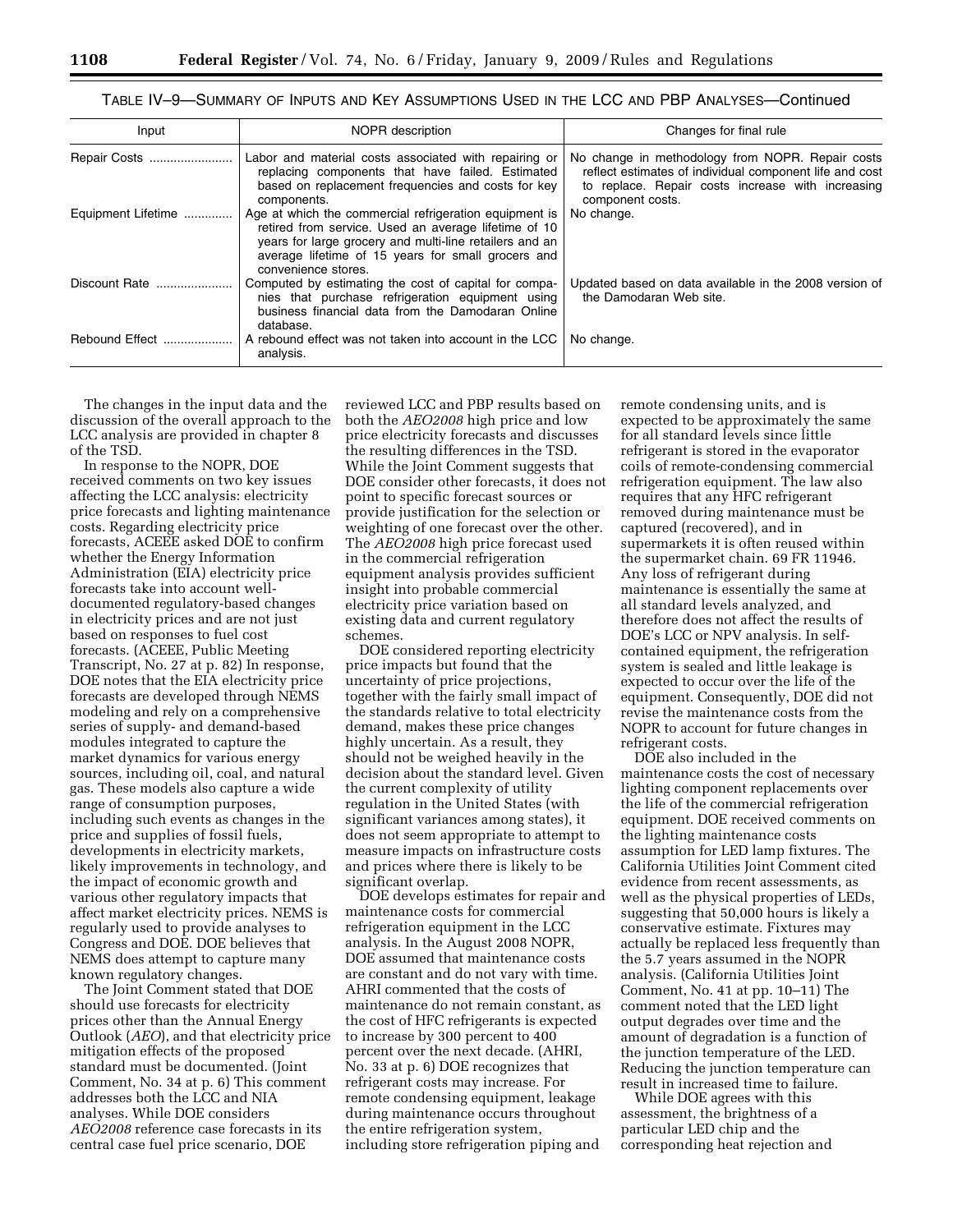TABLE IV–9—SUMMARY OF INPUTS AND KEY ASSUMPTIONS USED IN THE LCC AND PBP ANALYSES—Continued

| Input | NOPR description | Changes for final rule |
| --- | --- | --- |
| Repair Costs | Labor and material costs associated with repairing or replacing components that have failed. Estimated based on replacement frequencies and costs for key components. | No change in methodology from NOPR. Repair costs reflect estimates of individual component life and cost to replace. Repair costs increase with increasing component costs. |
| Equipment Lifetime | Age at which the commercial refrigeration equipment is retired from service. Used an average lifetime of 10 years for large grocery and multi-line retailers and an average lifetime of 15 years for small grocers and convenience stores. | No change. |
| Discount Rate | Computed by estimating the cost of capital for companies that purchase refrigeration equipment using business financial data from the Damodaran Online database. | Updated based on data available in the 2008 version of the Damodaran Web site. |
| Rebound Effect | A rebound effect was not taken into account in the LCC analysis. | No change. |

The changes in the input data and the discussion of the overall approach to the LCC analysis are provided in chapter 8 of the TSD.

In response to the NOPR, DOE received comments on two key issues affecting the LCC analysis: electricity price forecasts and lighting maintenance costs. Regarding electricity price forecasts, ACEEE asked DOE to confirm whether the Energy Information Administration (EIA) electricity price forecasts take into account well-documented regulatory-based changes in electricity prices and are not just based on responses to fuel cost forecasts. (ACEEE, Public Meeting Transcript, No. 27 at p. 82) In response, DOE notes that the EIA electricity price forecasts are developed through NEMS modeling and rely on a comprehensive series of supply- and demand-based modules integrated to capture the market dynamics for various energy sources, including oil, coal, and natural gas. These models also capture a wide range of consumption purposes, including such events as changes in the price and supplies of fossil fuels, developments in electricity markets, likely improvements in technology, and the impact of economic growth and various other regulatory impacts that affect market electricity prices. NEMS is regularly used to provide analyses to Congress and DOE. DOE believes that NEMS does attempt to capture many known regulatory changes.

The Joint Comment stated that DOE should use forecasts for electricity prices other than the Annual Energy Outlook (*AEO*), and that electricity price mitigation effects of the proposed standard must be documented. (Joint Comment, No. 34 at p. 6) This comment addresses both the LCC and NIA analyses. While DOE considers *AEO2008* reference case forecasts in its central case fuel price scenario, DOE reviewed LCC and PBP results based on both the *AEO2008* high price and low price electricity forecasts and discusses the resulting differences in the TSD. While the Joint Comment suggests that DOE consider other forecasts, it does not point to specific forecast sources or provide justification for the selection or weighting of one forecast over the other. The *AEO2008* high price forecast used in the commercial refrigeration equipment analysis provides sufficient insight into probable commercial electricity price variation based on existing data and current regulatory schemes.

DOE considered reporting electricity price impacts but found that the uncertainty of price projections, together with the fairly small impact of the standards relative to total electricity demand, makes these price changes highly uncertain. As a result, they should not be weighed heavily in the decision about the standard level. Given the current complexity of utility regulation in the United States (with significant variances among states), it does not seem appropriate to attempt to measure impacts on infrastructure costs and prices where there is likely to be significant overlap.

DOE develops estimates for repair and maintenance costs for commercial refrigeration equipment in the LCC analysis. In the August 2008 NOPR, DOE assumed that maintenance costs are constant and do not vary with time. AHRI commented that the costs of maintenance do not remain constant, as the cost of HFC refrigerants is expected to increase by 300 percent to 400 percent over the next decade. (AHRI, No. 33 at p. 6) DOE recognizes that refrigerant costs may increase. For remote condensing equipment, leakage during maintenance occurs throughout the entire refrigeration system, including store refrigeration piping and remote condensing units, and is expected to be approximately the same for all standard levels since little refrigerant is stored in the evaporator coils of remote-condensing commercial refrigeration equipment. The law also requires that any HFC refrigerant removed during maintenance must be captured (recovered), and in supermarkets it is often reused within the supermarket chain. 69 FR 11946. Any loss of refrigerant during maintenance is essentially the same at all standard levels analyzed, and therefore does not affect the results of DOE's LCC or NPV analysis. In self-contained equipment, the refrigeration system is sealed and little leakage is expected to occur over the life of the equipment. Consequently, DOE did not revise the maintenance costs from the NOPR to account for future changes in refrigerant costs.

DOE also included in the maintenance costs the cost of necessary lighting component replacements over the life of the commercial refrigeration equipment. DOE received comments on the lighting maintenance costs assumption for LED lamp fixtures. The California Utilities Joint Comment cited evidence from recent assessments, as well as the physical properties of LEDs, suggesting that 50,000 hours is likely a conservative estimate. Fixtures may actually be replaced less frequently than the 5.7 years assumed in the NOPR analysis. (California Utilities Joint Comment, No. 41 at pp. 10–11) The comment noted that the LED light output degrades over time and the amount of degradation is a function of the junction temperature of the LED. Reducing the junction temperature can result in increased time to failure.

While DOE agrees with this assessment, the brightness of a particular LED chip and the corresponding heat rejection and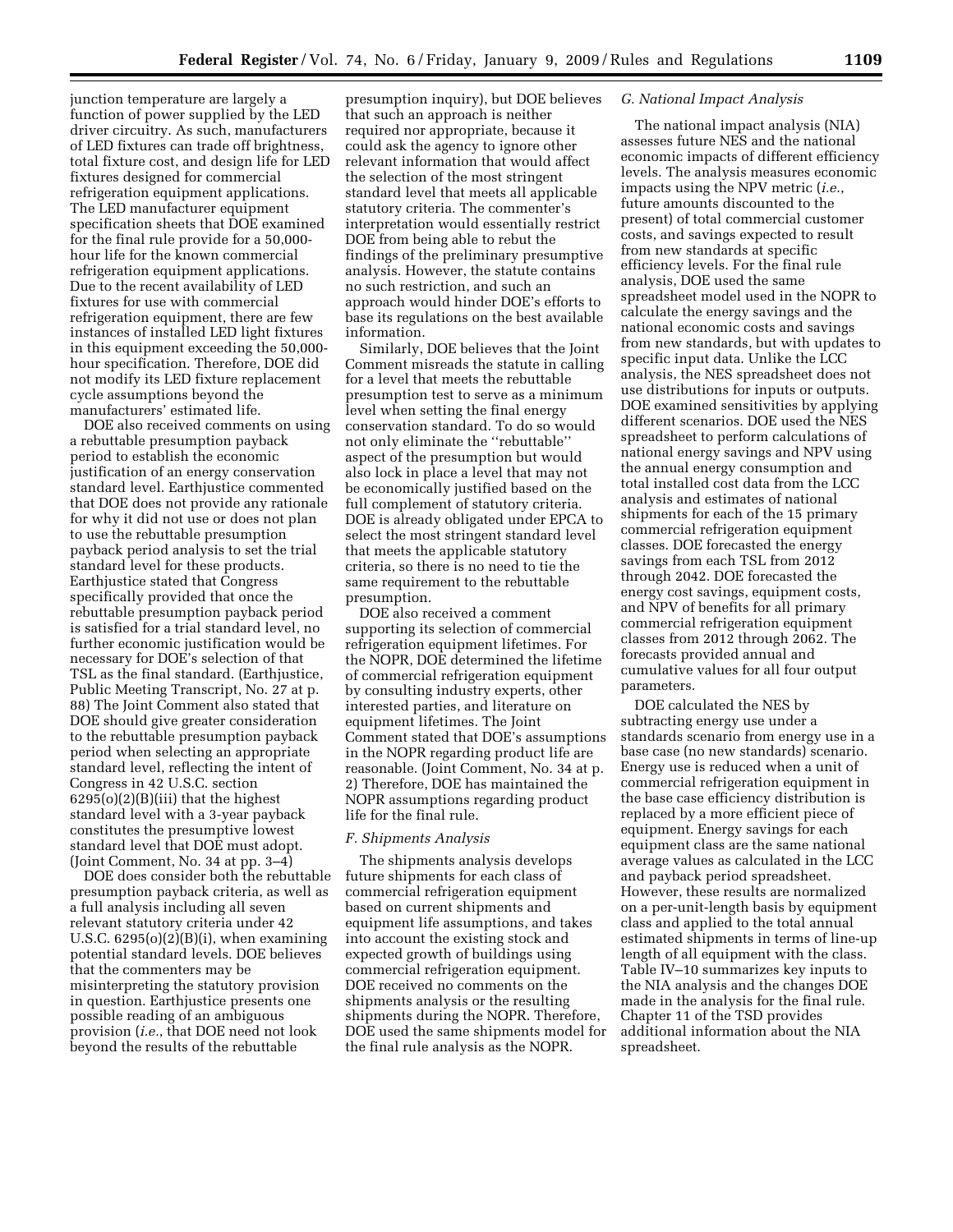junction temperature are largely a function of power supplied by the LED driver circuitry. As such, manufacturers of LED fixtures can trade off brightness, total fixture cost, and design life for LED fixtures designed for commercial refrigeration equipment applications. The LED manufacturer equipment specification sheets that DOE examined for the final rule provide for a 50,000-hour life for the known commercial refrigeration equipment applications. Due to the recent availability of LED fixtures for use with commercial refrigeration equipment, there are few instances of installed LED light fixtures in this equipment exceeding the 50,000-hour specification. Therefore, DOE did not modify its LED fixture replacement cycle assumptions beyond the manufacturers' estimated life.

DOE also received comments on using a rebuttable presumption payback period to establish the economic justification of an energy conservation standard level. Earthjustice commented that DOE does not provide any rationale for why it did not use or does not plan to use the rebuttable presumption payback period analysis to set the trial standard level for these products. Earthjustice stated that Congress specifically provided that once the rebuttable presumption payback period is satisfied for a trial standard level, no further economic justification would be necessary for DOE's selection of that TSL as the final standard. (Earthjustice, Public Meeting Transcript, No. 27 at p. 88) The Joint Comment also stated that DOE should give greater consideration to the rebuttable presumption payback period when selecting an appropriate standard level, reflecting the intent of Congress in 42 U.S.C. section 6295(o)(2)(B)(iii) that the highest standard level with a 3-year payback constitutes the presumptive lowest standard level that DOE must adopt. (Joint Comment, No. 34 at pp. 3–4)

DOE does consider both the rebuttable presumption payback criteria, as well as a full analysis including all seven relevant statutory criteria under 42 U.S.C. 6295(o)(2)(B)(i), when examining potential standard levels. DOE believes that the commenters may be misinterpreting the statutory provision in question. Earthjustice presents one possible reading of an ambiguous provision (*i.e.*, that DOE need not look beyond the results of the rebuttable presumption inquiry), but DOE believes that such an approach is neither required nor appropriate, because it could ask the agency to ignore other relevant information that would affect the selection of the most stringent standard level that meets all applicable statutory criteria. The commenter's interpretation would essentially restrict DOE from being able to rebut the findings of the preliminary presumptive analysis. However, the statute contains no such restriction, and such an approach would hinder DOE's efforts to base its regulations on the best available information.

Similarly, DOE believes that the Joint Comment misreads the statute in calling for a level that meets the rebuttable presumption test to serve as a minimum level when setting the final energy conservation standard. To do so would not only eliminate the ''rebuttable'' aspect of the presumption but would also lock in place a level that may not be economically justified based on the full complement of statutory criteria. DOE is already obligated under EPCA to select the most stringent standard level that meets the applicable statutory criteria, so there is no need to tie the same requirement to the rebuttable presumption.

DOE also received a comment supporting its selection of commercial refrigeration equipment lifetimes. For the NOPR, DOE determined the lifetime of commercial refrigeration equipment by consulting industry experts, other interested parties, and literature on equipment lifetimes. The Joint Comment stated that DOE's assumptions in the NOPR regarding product life are reasonable. (Joint Comment, No. 34 at p. 2) Therefore, DOE has maintained the NOPR assumptions regarding product life for the final rule.

### *F. Shipments Analysis*

The shipments analysis develops future shipments for each class of commercial refrigeration equipment based on current shipments and equipment life assumptions, and takes into account the existing stock and expected growth of buildings using commercial refrigeration equipment. DOE received no comments on the shipments analysis or the resulting shipments during the NOPR. Therefore, DOE used the same shipments model for the final rule analysis as the NOPR.

### *G. National Impact Analysis*

The national impact analysis (NIA) assesses future NES and the national economic impacts of different efficiency levels. The analysis measures economic impacts using the NPV metric (*i.e.*, future amounts discounted to the present) of total commercial customer costs, and savings expected to result from new standards at specific efficiency levels. For the final rule analysis, DOE used the same spreadsheet model used in the NOPR to calculate the energy savings and the national economic costs and savings from new standards, but with updates to specific input data. Unlike the LCC analysis, the NES spreadsheet does not use distributions for inputs or outputs. DOE examined sensitivities by applying different scenarios. DOE used the NES spreadsheet to perform calculations of national energy savings and NPV using the annual energy consumption and total installed cost data from the LCC analysis and estimates of national shipments for each of the 15 primary commercial refrigeration equipment classes. DOE forecasted the energy savings from each TSL from 2012 through 2042. DOE forecasted the energy cost savings, equipment costs, and NPV of benefits for all primary commercial refrigeration equipment classes from 2012 through 2062. The forecasts provided annual and cumulative values for all four output parameters.

DOE calculated the NES by subtracting energy use under a standards scenario from energy use in a base case (no new standards) scenario. Energy use is reduced when a unit of commercial refrigeration equipment in the base case efficiency distribution is replaced by a more efficient piece of equipment. Energy savings for each equipment class are the same national average values as calculated in the LCC and payback period spreadsheet. However, these results are normalized on a per-unit-length basis by equipment class and applied to the total annual estimated shipments in terms of line-up length of all equipment with the class. Table IV–10 summarizes key inputs to the NIA analysis and the changes DOE made in the analysis for the final rule. Chapter 11 of the TSD provides additional information about the NIA spreadsheet.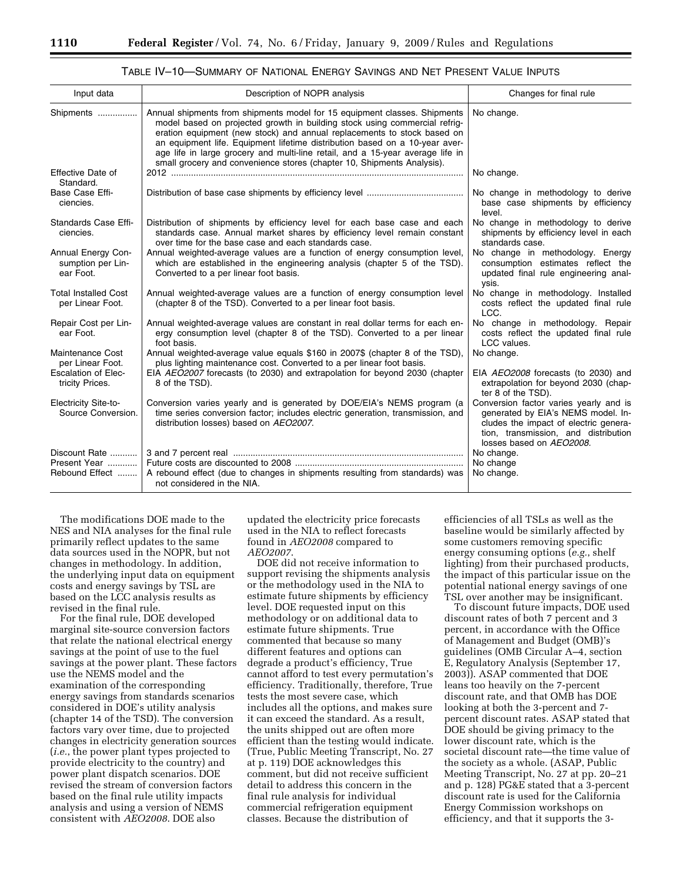TABLE IV–10—SUMMARY OF NATIONAL ENERGY SAVINGS AND NET PRESENT VALUE INPUTS

| Input data | Description of NOPR analysis | Changes for final rule |
| --- | --- | --- |
| Shipments | Annual shipments from shipments model for 15 equipment classes. Shipments model based on projected growth in building stock using commercial refrigeration equipment (new stock) and annual replacements to stock based on an equipment life. Equipment lifetime distribution based on a 10-year average life in large grocery and multi-line retail, and a 15-year average life in small grocery and convenience stores (chapter 10, Shipments Analysis). | No change. |
| Effective Date of Standard. | 2012 | No change. |
| Base Case Efficiencies. | Distribution of base case shipments by efficiency level | No change in methodology to derive base case shipments by efficiency level. |
| Standards Case Efficiencies. | Distribution of shipments by efficiency level for each base case and each standards case. Annual market shares by efficiency level remain constant over time for the base case and each standards case. | No change in methodology to derive shipments by efficiency level in each standards case. |
| Annual Energy Consumption per Linear Foot. | Annual weighted-average values are a function of energy consumption level, which are established in the engineering analysis (chapter 5 of the TSD). Converted to a per linear foot basis. | No change in methodology. Energy consumption estimates reflect the updated final rule engineering analysis. |
| Total Installed Cost per Linear Foot. | Annual weighted-average values are a function of energy consumption level (chapter 8 of the TSD). Converted to a per linear foot basis. | No change in methodology. Installed costs reflect the updated final rule LCC. |
| Repair Cost per Linear Foot. | Annual weighted-average values are constant in real dollar terms for each energy consumption level (chapter 8 of the TSD). Converted to a per linear foot basis. | No change in methodology. Repair costs reflect the updated final rule LCC values. |
| Maintenance Cost per Linear Foot. | Annual weighted-average value equals $160 in 2007$ (chapter 8 of the TSD), plus lighting maintenance cost. Converted to a per linear foot basis. | No change. |
| Escalation of Electricity Prices. | EIA *AEO2007* forecasts (to 2030) and extrapolation for beyond 2030 (chapter 8 of the TSD). | EIA *AEO2008* forecasts (to 2030) and extrapolation for beyond 2030 (chapter 8 of the TSD). |
| Electricity Site-to-Source Conversion. | Conversion varies yearly and is generated by DOE/EIA's NEMS program (a time series conversion factor; includes electric generation, transmission, and distribution losses) based on *AEO2007*. | Conversion factor varies yearly and is generated by EIA's NEMS model. Includes the impact of electric generation, transmission, and distribution losses based on *AEO2008*. |
| Discount Rate | 3 and 7 percent real | No change. |
| Present Year | Future costs are discounted to 2008 | No change |
| Rebound Effect | A rebound effect (due to changes in shipments resulting from standards) was not considered in the NIA. | No change. |

The modifications DOE made to the NES and NIA analyses for the final rule primarily reflect updates to the same data sources used in the NOPR, but not changes in methodology. In addition, the underlying input data on equipment costs and energy savings by TSL are based on the LCC analysis results as revised in the final rule.

For the final rule, DOE developed marginal site-source conversion factors that relate the national electrical energy savings at the point of use to the fuel savings at the power plant. These factors use the NEMS model and the examination of the corresponding energy savings from standards scenarios considered in DOE's utility analysis (chapter 14 of the TSD). The conversion factors vary over time, due to projected changes in electricity generation sources (*i.e.*, the power plant types projected to provide electricity to the country) and power plant dispatch scenarios. DOE revised the stream of conversion factors based on the final rule utility impacts analysis and using a version of NEMS consistent with *AEO2008*. DOE also updated the electricity price forecasts used in the NIA to reflect forecasts found in *AEO2008* compared to *AEO2007*.

DOE did not receive information to support revising the shipments analysis or the methodology used in the NIA to estimate future shipments by efficiency level. DOE requested input on this methodology or on additional data to estimate future shipments. True commented that because so many different features and options can degrade a product's efficiency, True cannot afford to test every permutation's efficiency. Traditionally, therefore, True tests the most severe case, which includes all the options, and makes sure it can exceed the standard. As a result, the units shipped out are often more efficient than the testing would indicate. (True, Public Meeting Transcript, No. 27 at p. 119) DOE acknowledges this comment, but did not receive sufficient detail to address this concern in the final rule analysis for individual commercial refrigeration equipment classes. Because the distribution of efficiencies of all TSLs as well as the baseline would be similarly affected by some customers removing specific energy consuming options (*e.g.*, shelf lighting) from their purchased products, the impact of this particular issue on the potential national energy savings of one TSL over another may be insignificant.

To discount future impacts, DOE used discount rates of both 7 percent and 3 percent, in accordance with the Office of Management and Budget (OMB)'s guidelines (OMB Circular A–4, section E, Regulatory Analysis (September 17, 2003)). ASAP commented that DOE leans too heavily on the 7-percent discount rate, and that OMB has DOE looking at both the 3-percent and 7-percent discount rates. ASAP stated that DOE should be giving primacy to the lower discount rate, which is the societal discount rate—the time value of the society as a whole. (ASAP, Public Meeting Transcript, No. 27 at pp. 20–21 and p. 128) PG&E stated that a 3-percent discount rate is used for the California Energy Commission workshops on efficiency, and that it supports the 3-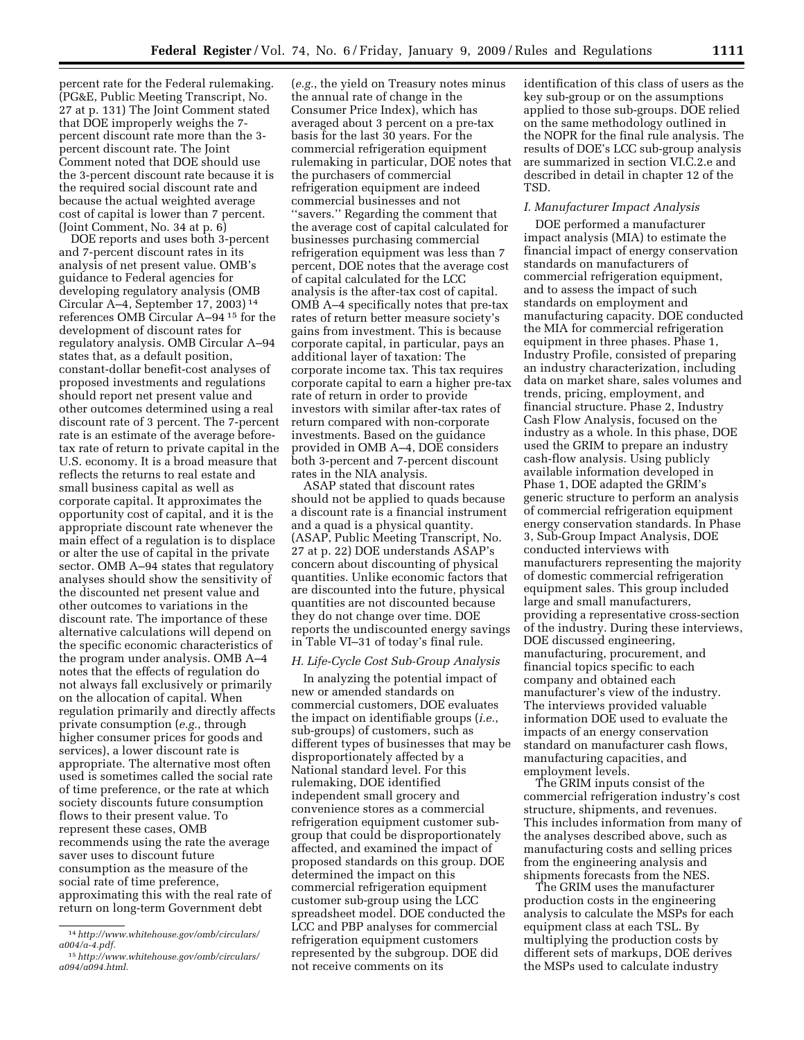percent rate for the Federal rulemaking. (PG&E, Public Meeting Transcript, No. 27 at p. 131) The Joint Comment stated that DOE improperly weighs the 7-percent discount rate more than the 3-percent discount rate. The Joint Comment noted that DOE should use the 3-percent discount rate because it is the required social discount rate and because the actual weighted average cost of capital is lower than 7 percent. (Joint Comment, No. 34 at p. 6)

DOE reports and uses both 3-percent and 7-percent discount rates in its analysis of net present value. OMB's guidance to Federal agencies for developing regulatory analysis (OMB Circular A–4, September 17, 2003)[14] references OMB Circular A–94[15] for the development of discount rates for regulatory analysis. OMB Circular A–94 states that, as a default position, constant-dollar benefit-cost analyses of proposed investments and regulations should report net present value and other outcomes determined using a real discount rate of 3 percent. The 7-percent rate is an estimate of the average before-tax rate of return to private capital in the U.S. economy. It is a broad measure that reflects the returns to real estate and small business capital as well as corporate capital. It approximates the opportunity cost of capital, and it is the appropriate discount rate whenever the main effect of a regulation is to displace or alter the use of capital in the private sector. OMB A–94 states that regulatory analyses should show the sensitivity of the discounted net present value and other outcomes to variations in the discount rate. The importance of these alternative calculations will depend on the specific economic characteristics of the program under analysis. OMB A–4 notes that the effects of regulation do not always fall exclusively or primarily on the allocation of capital. When regulation primarily and directly affects private consumption (*e.g.*, through higher consumer prices for goods and services), a lower discount rate is appropriate. The alternative most often used is sometimes called the social rate of time preference, or the rate at which society discounts future consumption flows to their present value. To represent these cases, OMB recommends using the rate the average saver uses to discount future consumption as the measure of the social rate of time preference, approximating this with the real rate of return on long-term Government debt (*e.g.*, the yield on Treasury notes minus the annual rate of change in the Consumer Price Index), which has averaged about 3 percent on a pre-tax basis for the last 30 years. For the commercial refrigeration equipment rulemaking in particular, DOE notes that the purchasers of commercial refrigeration equipment are indeed commercial businesses and not "savers." Regarding the comment that the average cost of capital calculated for businesses purchasing commercial refrigeration equipment was less than 7 percent, DOE notes that the average cost of capital calculated for the LCC analysis is the after-tax cost of capital. OMB A–4 specifically notes that pre-tax rates of return better measure society's gains from investment. This is because corporate capital, in particular, pays an additional layer of taxation: The corporate income tax. This tax requires corporate capital to earn a higher pre-tax rate of return in order to provide investors with similar after-tax rates of return compared with non-corporate investments. Based on the guidance provided in OMB A–4, DOE considers both 3-percent and 7-percent discount rates in the NIA analysis.

ASAP stated that discount rates should not be applied to quads because a discount rate is a financial instrument and a quad is a physical quantity. (ASAP, Public Meeting Transcript, No. 27 at p. 22) DOE understands ASAP's concern about discounting of physical quantities. Unlike economic factors that are discounted into the future, physical quantities are not discounted because they do not change over time. DOE reports the undiscounted energy savings in Table VI–31 of today's final rule.

### *H. Life-Cycle Cost Sub-Group Analysis*

In analyzing the potential impact of new or amended standards on commercial customers, DOE evaluates the impact on identifiable groups (*i.e.*, sub-groups) of customers, such as different types of businesses that may be disproportionately affected by a National standard level. For this rulemaking, DOE identified independent small grocery and convenience stores as a commercial refrigeration equipment customer sub-group that could be disproportionately affected, and examined the impact of proposed standards on this group. DOE determined the impact on this commercial refrigeration equipment customer sub-group using the LCC spreadsheet model. DOE conducted the LCC and PBP analyses for commercial refrigeration equipment customers represented by the subgroup. DOE did not receive comments on its identification of this class of users as the key sub-group or on the assumptions applied to those sub-groups. DOE relied on the same methodology outlined in the NOPR for the final rule analysis. The results of DOE's LCC sub-group analysis are summarized in section VI.C.2.e and described in detail in chapter 12 of the TSD.

### *I. Manufacturer Impact Analysis*

DOE performed a manufacturer impact analysis (MIA) to estimate the financial impact of energy conservation standards on manufacturers of commercial refrigeration equipment, and to assess the impact of such standards on employment and manufacturing capacity. DOE conducted the MIA for commercial refrigeration equipment in three phases. Phase 1, Industry Profile, consisted of preparing an industry characterization, including data on market share, sales volumes and trends, pricing, employment, and financial structure. Phase 2, Industry Cash Flow Analysis, focused on the industry as a whole. In this phase, DOE used the GRIM to prepare an industry cash-flow analysis. Using publicly available information developed in Phase 1, DOE adapted the GRIM's generic structure to perform an analysis of commercial refrigeration equipment energy conservation standards. In Phase 3, Sub-Group Impact Analysis, DOE conducted interviews with manufacturers representing the majority of domestic commercial refrigeration equipment sales. This group included large and small manufacturers, providing a representative cross-section of the industry. During these interviews, DOE discussed engineering, manufacturing, procurement, and financial topics specific to each company and obtained each manufacturer's view of the industry. The interviews provided valuable information DOE used to evaluate the impacts of an energy conservation standard on manufacturer cash flows, manufacturing capacities, and employment levels.

The GRIM inputs consist of the commercial refrigeration industry's cost structure, shipments, and revenues. This includes information from many of the analyses described above, such as manufacturing costs and selling prices from the engineering analysis and shipments forecasts from the NES.

The GRIM uses the manufacturer production costs in the engineering analysis to calculate the MSPs for each equipment class at each TSL. By multiplying the production costs by different sets of markups, DOE derives the MSPs used to calculate industry

[14] *http://www.whitehouse.gov/omb/circulars/a004/a-4.pdf.*

[15] *http://www.whitehouse.gov/omb/circulars/a094/a094.html.*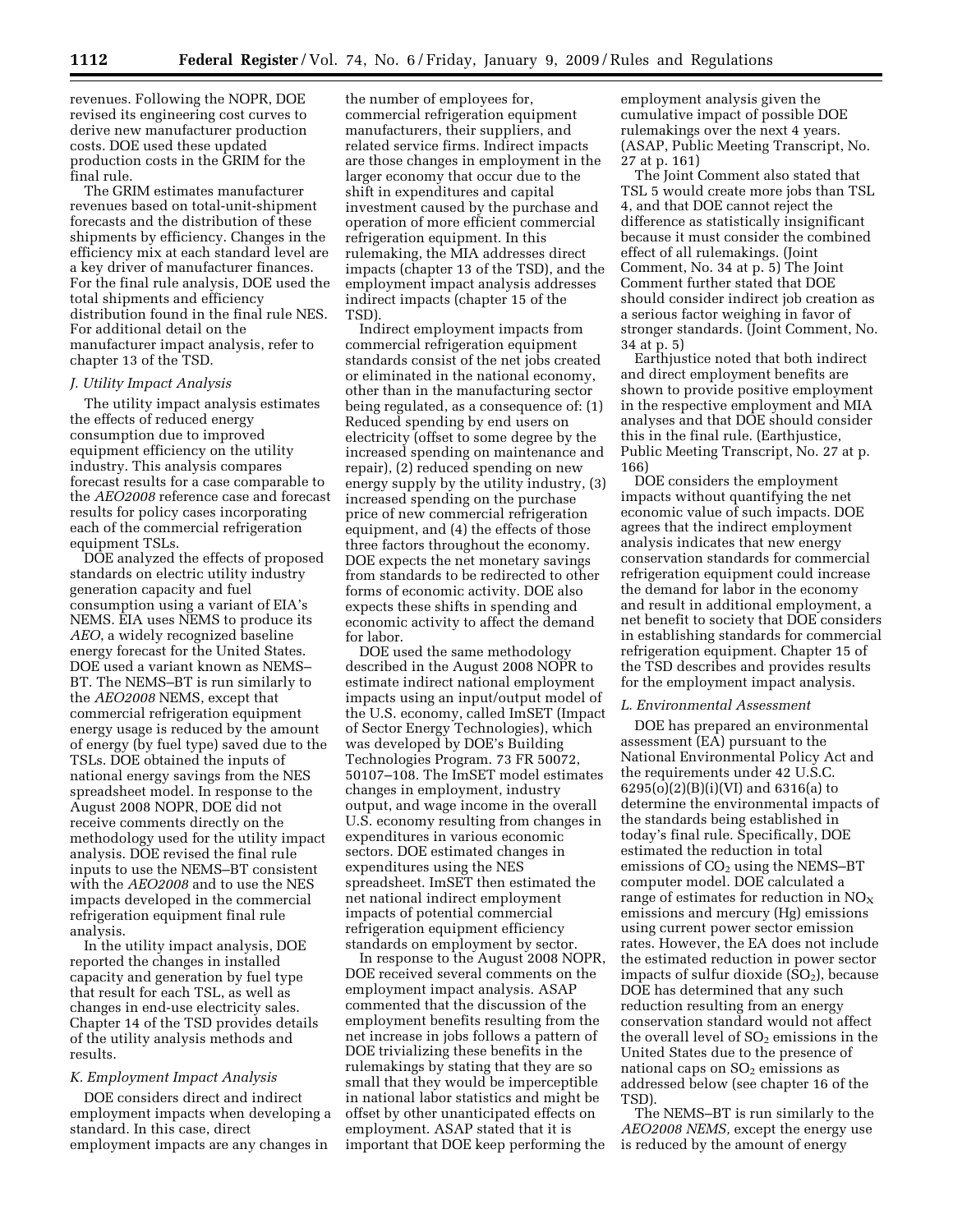revenues. Following the NOPR, DOE revised its engineering cost curves to derive new manufacturer production costs. DOE used these updated production costs in the GRIM for the final rule.

The GRIM estimates manufacturer revenues based on total-unit-shipment forecasts and the distribution of these shipments by efficiency. Changes in the efficiency mix at each standard level are a key driver of manufacturer finances. For the final rule analysis, DOE used the total shipments and efficiency distribution found in the final rule NES. For additional detail on the manufacturer impact analysis, refer to chapter 13 of the TSD.

### *J. Utility Impact Analysis*

The utility impact analysis estimates the effects of reduced energy consumption due to improved equipment efficiency on the utility industry. This analysis compares forecast results for a case comparable to the *AEO2008* reference case and forecast results for policy cases incorporating each of the commercial refrigeration equipment TSLs.

DOE analyzed the effects of proposed standards on electric utility industry generation capacity and fuel consumption using a variant of EIA's NEMS. EIA uses NEMS to produce its *AEO*, a widely recognized baseline energy forecast for the United States. DOE used a variant known as NEMS–BT. The NEMS–BT is run similarly to the *AEO2008* NEMS, except that commercial refrigeration equipment energy usage is reduced by the amount of energy (by fuel type) saved due to the TSLs. DOE obtained the inputs of national energy savings from the NES spreadsheet model. In response to the August 2008 NOPR, DOE did not receive comments directly on the methodology used for the utility impact analysis. DOE revised the final rule inputs to use the NEMS–BT consistent with the *AEO2008* and to use the NES impacts developed in the commercial refrigeration equipment final rule analysis.

In the utility impact analysis, DOE reported the changes in installed capacity and generation by fuel type that result for each TSL, as well as changes in end-use electricity sales. Chapter 14 of the TSD provides details of the utility analysis methods and results.

### *K. Employment Impact Analysis*

DOE considers direct and indirect employment impacts when developing a standard. In this case, direct employment impacts are any changes in the number of employees for, commercial refrigeration equipment manufacturers, their suppliers, and related service firms. Indirect impacts are those changes in employment in the larger economy that occur due to the shift in expenditures and capital investment caused by the purchase and operation of more efficient commercial refrigeration equipment. In this rulemaking, the MIA addresses direct impacts (chapter 13 of the TSD), and the employment impact analysis addresses indirect impacts (chapter 15 of the TSD).

Indirect employment impacts from commercial refrigeration equipment standards consist of the net jobs created or eliminated in the national economy, other than in the manufacturing sector being regulated, as a consequence of: (1) Reduced spending by end users on electricity (offset to some degree by the increased spending on maintenance and repair), (2) reduced spending on new energy supply by the utility industry, (3) increased spending on the purchase price of new commercial refrigeration equipment, and (4) the effects of those three factors throughout the economy. DOE expects the net monetary savings from standards to be redirected to other forms of economic activity. DOE also expects these shifts in spending and economic activity to affect the demand for labor.

DOE used the same methodology described in the August 2008 NOPR to estimate indirect national employment impacts using an input/output model of the U.S. economy, called ImSET (Impact of Sector Energy Technologies), which was developed by DOE's Building Technologies Program. 73 FR 50072, 50107–108. The ImSET model estimates changes in employment, industry output, and wage income in the overall U.S. economy resulting from changes in expenditures in various economic sectors. DOE estimated changes in expenditures using the NES spreadsheet. ImSET then estimated the net national indirect employment impacts of potential commercial refrigeration equipment efficiency standards on employment by sector.

In response to the August 2008 NOPR, DOE received several comments on the employment impact analysis. ASAP commented that the discussion of the employment benefits resulting from the net increase in jobs follows a pattern of DOE trivializing these benefits in the rulemakings by stating that they are so small that they would be imperceptible in national labor statistics and might be offset by other unanticipated effects on employment. ASAP stated that it is important that DOE keep performing the employment analysis given the cumulative impact of possible DOE rulemakings over the next 4 years. (ASAP, Public Meeting Transcript, No. 27 at p. 161)

The Joint Comment also stated that TSL 5 would create more jobs than TSL 4, and that DOE cannot reject the difference as statistically insignificant because it must consider the combined effect of all rulemakings. (Joint Comment, No. 34 at p. 5) The Joint Comment further stated that DOE should consider indirect job creation as a serious factor weighing in favor of stronger standards. (Joint Comment, No. 34 at p. 5)

Earthjustice noted that both indirect and direct employment benefits are shown to provide positive employment in the respective employment and MIA analyses and that DOE should consider this in the final rule. (Earthjustice, Public Meeting Transcript, No. 27 at p. 166)

DOE considers the employment impacts without quantifying the net economic value of such impacts. DOE agrees that the indirect employment analysis indicates that new energy conservation standards for commercial refrigeration equipment could increase the demand for labor in the economy and result in additional employment, a net benefit to society that DOE considers in establishing standards for commercial refrigeration equipment. Chapter 15 of the TSD describes and provides results for the employment impact analysis.

### *L. Environmental Assessment*

DOE has prepared an environmental assessment (EA) pursuant to the National Environmental Policy Act and the requirements under 42 U.S.C. 6295(o)(2)(B)(i)(VI) and 6316(a) to determine the environmental impacts of the standards being established in today's final rule. Specifically, DOE estimated the reduction in total emissions of $CO_2$ using the NEMS–BT computer model. DOE calculated a range of estimates for reduction in $NO_X$ emissions and mercury (Hg) emissions using current power sector emission rates. However, the EA does not include the estimated reduction in power sector impacts of sulfur dioxide ($SO_2$), because DOE has determined that any such reduction resulting from an energy conservation standard would not affect the overall level of $SO_2$ emissions in the United States due to the presence of national caps on $SO_2$ emissions as addressed below (see chapter 16 of the TSD).

The NEMS–BT is run similarly to the *AEO2008 NEMS,* except the energy use is reduced by the amount of energy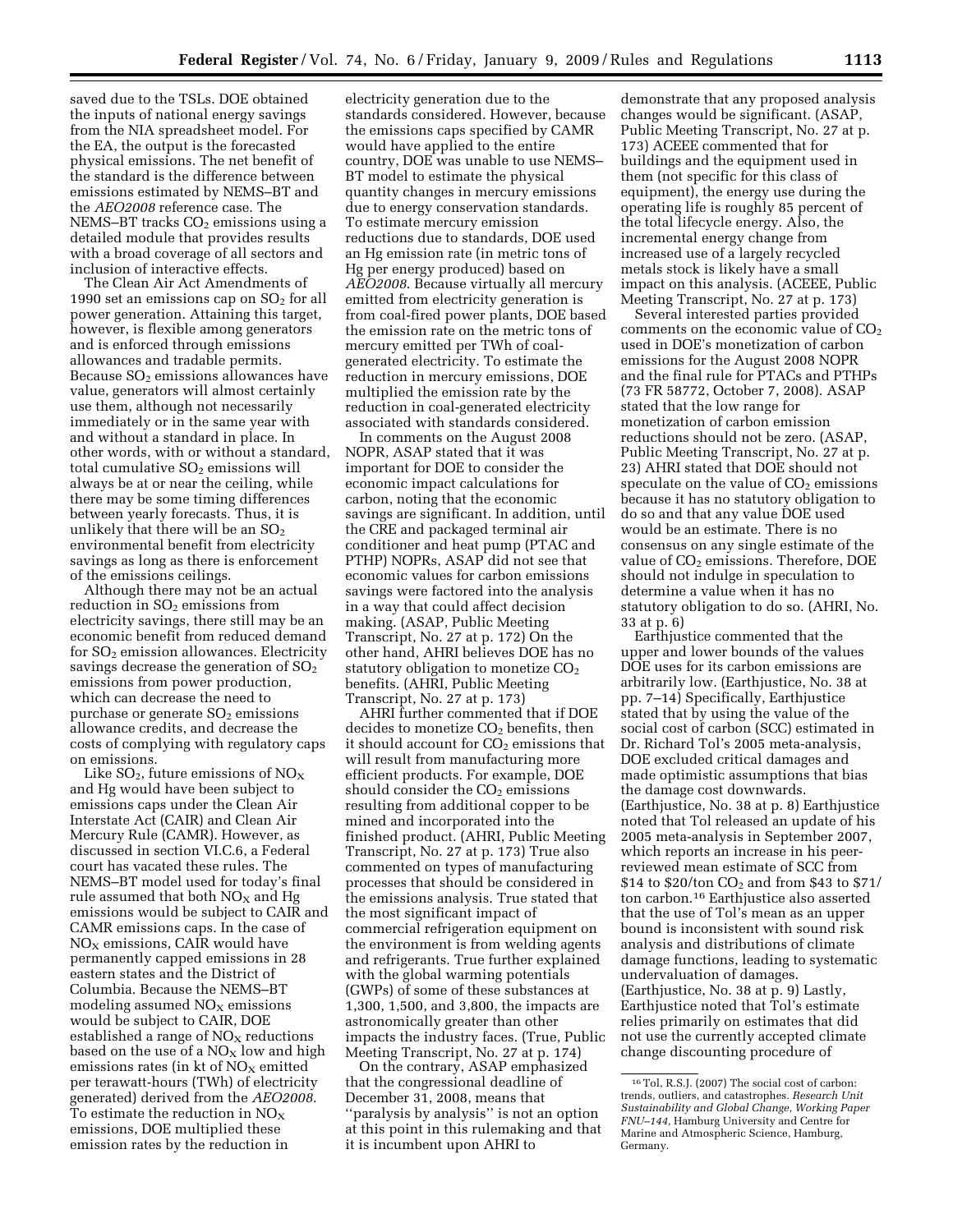saved due to the TSLs. DOE obtained the inputs of national energy savings from the NIA spreadsheet model. For the EA, the output is the forecasted physical emissions. The net benefit of the standard is the difference between emissions estimated by NEMS–BT and the *AEO2008* reference case. The NEMS–BT tracks $CO_2$ emissions using a detailed module that provides results with a broad coverage of all sectors and inclusion of interactive effects.

The Clean Air Act Amendments of 1990 set an emissions cap on $SO_2$ for all power generation. Attaining this target, however, is flexible among generators and is enforced through emissions allowances and tradable permits. Because $SO_2$ emissions allowances have value, generators will almost certainly use them, although not necessarily immediately or in the same year with and without a standard in place. In other words, with or without a standard, total cumulative $SO_2$ emissions will always be at or near the ceiling, while there may be some timing differences between yearly forecasts. Thus, it is unlikely that there will be an $SO_2$ environmental benefit from electricity savings as long as there is enforcement of the emissions ceilings.

Although there may not be an actual reduction in $SO_2$ emissions from electricity savings, there still may be an economic benefit from reduced demand for $SO_2$ emission allowances. Electricity savings decrease the generation of $SO_2$ emissions from power production, which can decrease the need to purchase or generate $SO_2$ emissions allowance credits, and decrease the costs of complying with regulatory caps on emissions.

Like $SO_2$, future emissions of $NO_X$ and Hg would have been subject to emissions caps under the Clean Air Interstate Act (CAIR) and Clean Air Mercury Rule (CAMR). However, as discussed in section VI.C.6, a Federal court has vacated these rules. The NEMS–BT model used for today's final rule assumed that both $NO_X$ and Hg emissions would be subject to CAIR and CAMR emissions caps. In the case of $NO_X$ emissions, CAIR would have permanently capped emissions in 28 eastern states and the District of Columbia. Because the NEMS–BT modeling assumed $NO_X$ emissions would be subject to CAIR, DOE established a range of $NO_X$ reductions based on the use of a $NO_X$ low and high emissions rates (in kt of $NO_X$ emitted per terawatt-hours (TWh) of electricity generated) derived from the *AEO2008*. To estimate the reduction in $NO_X$ emissions, DOE multiplied these emission rates by the reduction in electricity generation due to the standards considered. However, because the emissions caps specified by CAMR would have applied to the entire country, DOE was unable to use NEMS–BT model to estimate the physical quantity changes in mercury emissions due to energy conservation standards. To estimate mercury emission reductions due to standards, DOE used an Hg emission rate (in metric tons of Hg per energy produced) based on *AEO2008*. Because virtually all mercury emitted from electricity generation is from coal-fired power plants, DOE based the emission rate on the metric tons of mercury emitted per TWh of coal-generated electricity. To estimate the reduction in mercury emissions, DOE multiplied the emission rate by the reduction in coal-generated electricity associated with standards considered.

In comments on the August 2008 NOPR, ASAP stated that it was important for DOE to consider the economic impact calculations for carbon, noting that the economic savings are significant. In addition, until the CRE and packaged terminal air conditioner and heat pump (PTAC and PTHP) NOPRs, ASAP did not see that economic values for carbon emissions savings were factored into the analysis in a way that could affect decision making. (ASAP, Public Meeting Transcript, No. 27 at p. 172) On the other hand, AHRI believes DOE has no statutory obligation to monetize $CO_2$ benefits. (AHRI, Public Meeting Transcript, No. 27 at p. 173)

AHRI further commented that if DOE decides to monetize $CO_2$ benefits, then it should account for $CO_2$ emissions that will result from manufacturing more efficient products. For example, DOE should consider the $CO_2$ emissions resulting from additional copper to be mined and incorporated into the finished product. (AHRI, Public Meeting Transcript, No. 27 at p. 173) True also commented on types of manufacturing processes that should be considered in the emissions analysis. True stated that the most significant impact of commercial refrigeration equipment on the environment is from welding agents and refrigerants. True further explained with the global warming potentials (GWPs) of some of these substances at 1,300, 1,500, and 3,800, the impacts are astronomically greater than other impacts the industry faces. (True, Public Meeting Transcript, No. 27 at p. 174)

On the contrary, ASAP emphasized that the congressional deadline of December 31, 2008, means that ''paralysis by analysis'' is not an option at this point in this rulemaking and that it is incumbent upon AHRI to demonstrate that any proposed analysis changes would be significant. (ASAP, Public Meeting Transcript, No. 27 at p. 173) ACEEE commented that for buildings and the equipment used in them (not specific for this class of equipment), the energy use during the operating life is roughly 85 percent of the total lifecycle energy. Also, the incremental energy change from increased use of a largely recycled metals stock is likely have a small impact on this analysis. (ACEEE, Public Meeting Transcript, No. 27 at p. 173)

Several interested parties provided comments on the economic value of $CO_2$ used in DOE's monetization of carbon emissions for the August 2008 NOPR and the final rule for PTACs and PTHPs (73 FR 58772, October 7, 2008). ASAP stated that the low range for monetization of carbon emission reductions should not be zero. (ASAP, Public Meeting Transcript, No. 27 at p. 23) AHRI stated that DOE should not speculate on the value of $CO_2$ emissions because it has no statutory obligation to do so and that any value DOE used would be an estimate. There is no consensus on any single estimate of the value of $CO_2$ emissions. Therefore, DOE should not indulge in speculation to determine a value when it has no statutory obligation to do so. (AHRI, No. 33 at p. 6)

Earthjustice commented that the upper and lower bounds of the values DOE uses for its carbon emissions are arbitrarily low. (Earthjustice, No. 38 at pp. 7–14) Specifically, Earthjustice stated that by using the value of the social cost of carbon (SCC) estimated in Dr. Richard Tol's 2005 meta-analysis, DOE excluded critical damages and made optimistic assumptions that bias the damage cost downwards. (Earthjustice, No. 38 at p. 8) Earthjustice noted that Tol released an update of his 2005 meta-analysis in September 2007, which reports an increase in his peer-reviewed mean estimate of SCC from \$14 to \$20/ton $CO_2$ and from \$43 to \$71/ton carbon.[16] Earthjustice also asserted that the use of Tol's mean as an upper bound is inconsistent with sound risk analysis and distributions of climate damage functions, leading to systematic undervaluation of damages. (Earthjustice, No. 38 at p. 9) Lastly, Earthjustice noted that Tol's estimate relies primarily on estimates that did not use the currently accepted climate change discounting procedure of

---

[16] Tol, R.S.J. (2007) The social cost of carbon: trends, outliers, and catastrophes. *Research Unit Sustainability and Global Change, Working Paper FNU–144,* Hamburg University and Centre for Marine and Atmospheric Science, Hamburg, Germany.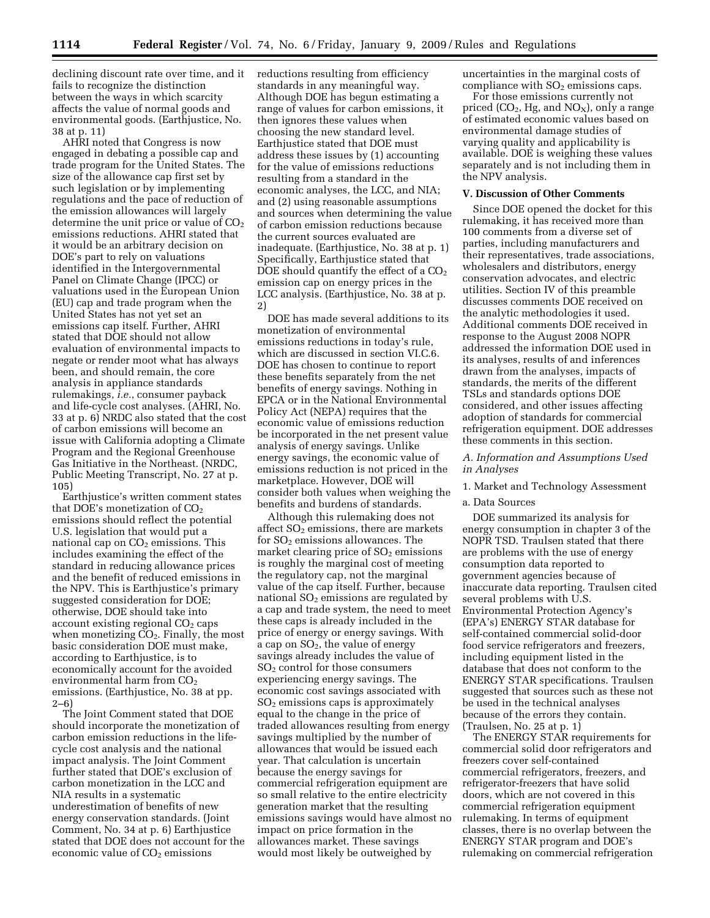declining discount rate over time, and it fails to recognize the distinction between the ways in which scarcity affects the value of normal goods and environmental goods. (Earthjustice, No. 38 at p. 11)

AHRI noted that Congress is now engaged in debating a possible cap and trade program for the United States. The size of the allowance cap first set by such legislation or by implementing regulations and the pace of reduction of the emission allowances will largely determine the unit price or value of $CO_2$ emissions reductions. AHRI stated that it would be an arbitrary decision on DOE's part to rely on valuations identified in the Intergovernmental Panel on Climate Change (IPCC) or valuations used in the European Union (EU) cap and trade program when the United States has not yet set an emissions cap itself. Further, AHRI stated that DOE should not allow evaluation of environmental impacts to negate or render moot what has always been, and should remain, the core analysis in appliance standards rulemakings, *i.e.*, consumer payback and life-cycle cost analyses. (AHRI, No. 33 at p. 6) NRDC also stated that the cost of carbon emissions will become an issue with California adopting a Climate Program and the Regional Greenhouse Gas Initiative in the Northeast. (NRDC, Public Meeting Transcript, No. 27 at p. 105)

Earthjustice's written comment states that DOE's monetization of $CO_2$ emissions should reflect the potential U.S. legislation that would put a national cap on $CO_2$ emissions. This includes examining the effect of the standard in reducing allowance prices and the benefit of reduced emissions in the NPV. This is Earthjustice's primary suggested consideration for DOE; otherwise, DOE should take into account existing regional $CO_2$ caps when monetizing $CO_2$. Finally, the most basic consideration DOE must make, according to Earthjustice, is to economically account for the avoided environmental harm from $CO_2$ emissions. (Earthjustice, No. 38 at pp. 2–6)

The Joint Comment stated that DOE should incorporate the monetization of carbon emission reductions in the life-cycle cost analysis and the national impact analysis. The Joint Comment further stated that DOE's exclusion of carbon monetization in the LCC and NIA results in a systematic underestimation of benefits of new energy conservation standards. (Joint Comment, No. 34 at p. 6) Earthjustice stated that DOE does not account for the economic value of $CO_2$ emissions reductions resulting from efficiency standards in any meaningful way. Although DOE has begun estimating a range of values for carbon emissions, it then ignores these values when choosing the new standard level. Earthjustice stated that DOE must address these issues by (1) accounting for the value of emissions reductions resulting from a standard in the economic analyses, the LCC, and NIA; and (2) using reasonable assumptions and sources when determining the value of carbon emission reductions because the current sources evaluated are inadequate. (Earthjustice, No. 38 at p. 1) Specifically, Earthjustice stated that DOE should quantify the effect of a $CO_2$ emission cap on energy prices in the LCC analysis. (Earthjustice, No. 38 at p. 2)

DOE has made several additions to its monetization of environmental emissions reductions in today's rule, which are discussed in section VI.C.6. DOE has chosen to continue to report these benefits separately from the net benefits of energy savings. Nothing in EPCA or in the National Environmental Policy Act (NEPA) requires that the economic value of emissions reduction be incorporated in the net present value analysis of energy savings. Unlike energy savings, the economic value of emissions reduction is not priced in the marketplace. However, DOE will consider both values when weighing the benefits and burdens of standards.

Although this rulemaking does not affect $SO_2$ emissions, there are markets for $SO_2$ emissions allowances. The market clearing price of $SO_2$ emissions is roughly the marginal cost of meeting the regulatory cap, not the marginal value of the cap itself. Further, because national $SO_2$ emissions are regulated by a cap and trade system, the need to meet these caps is already included in the price of energy or energy savings. With a cap on $SO_2$, the value of energy savings already includes the value of $SO_2$ control for those consumers experiencing energy savings. The economic cost savings associated with $SO_2$ emissions caps is approximately equal to the change in the price of traded allowances resulting from energy savings multiplied by the number of allowances that would be issued each year. That calculation is uncertain because the energy savings for commercial refrigeration equipment are so small relative to the entire electricity generation market that the resulting emissions savings would have almost no impact on price formation in the allowances market. These savings would most likely be outweighed by uncertainties in the marginal costs of compliance with $SO_2$ emissions caps.

For those emissions currently not priced ($CO_2$, Hg, and $NO_X$), only a range of estimated economic values based on environmental damage studies of varying quality and applicability is available. DOE is weighing these values separately and is not including them in the NPV analysis.

## V. Discussion of Other Comments

Since DOE opened the docket for this rulemaking, it has received more than 100 comments from a diverse set of parties, including manufacturers and their representatives, trade associations, wholesalers and distributors, energy conservation advocates, and electric utilities. Section IV of this preamble discusses comments DOE received on the analytic methodologies it used. Additional comments DOE received in response to the August 2008 NOPR addressed the information DOE used in its analyses, results of and inferences drawn from the analyses, impacts of standards, the merits of the different TSLs and standards options DOE considered, and other issues affecting adoption of standards for commercial refrigeration equipment. DOE addresses these comments in this section.

### *A. Information and Assumptions Used in Analyses*

#### 1. Market and Technology Assessment

##### a. Data Sources

DOE summarized its analysis for energy consumption in chapter 3 of the NOPR TSD. Traulsen stated that there are problems with the use of energy consumption data reported to government agencies because of inaccurate data reporting. Traulsen cited several problems with U.S. Environmental Protection Agency's (EPA's) ENERGY STAR database for self-contained commercial solid-door food service refrigerators and freezers, including equipment listed in the database that does not conform to the ENERGY STAR specifications. Traulsen suggested that sources such as these not be used in the technical analyses because of the errors they contain. (Traulsen, No. 25 at p. 1)

The ENERGY STAR requirements for commercial solid door refrigerators and freezers cover self-contained commercial refrigerators, freezers, and refrigerator-freezers that have solid doors, which are not covered in this commercial refrigeration equipment rulemaking. In terms of equipment classes, there is no overlap between the ENERGY STAR program and DOE's rulemaking on commercial refrigeration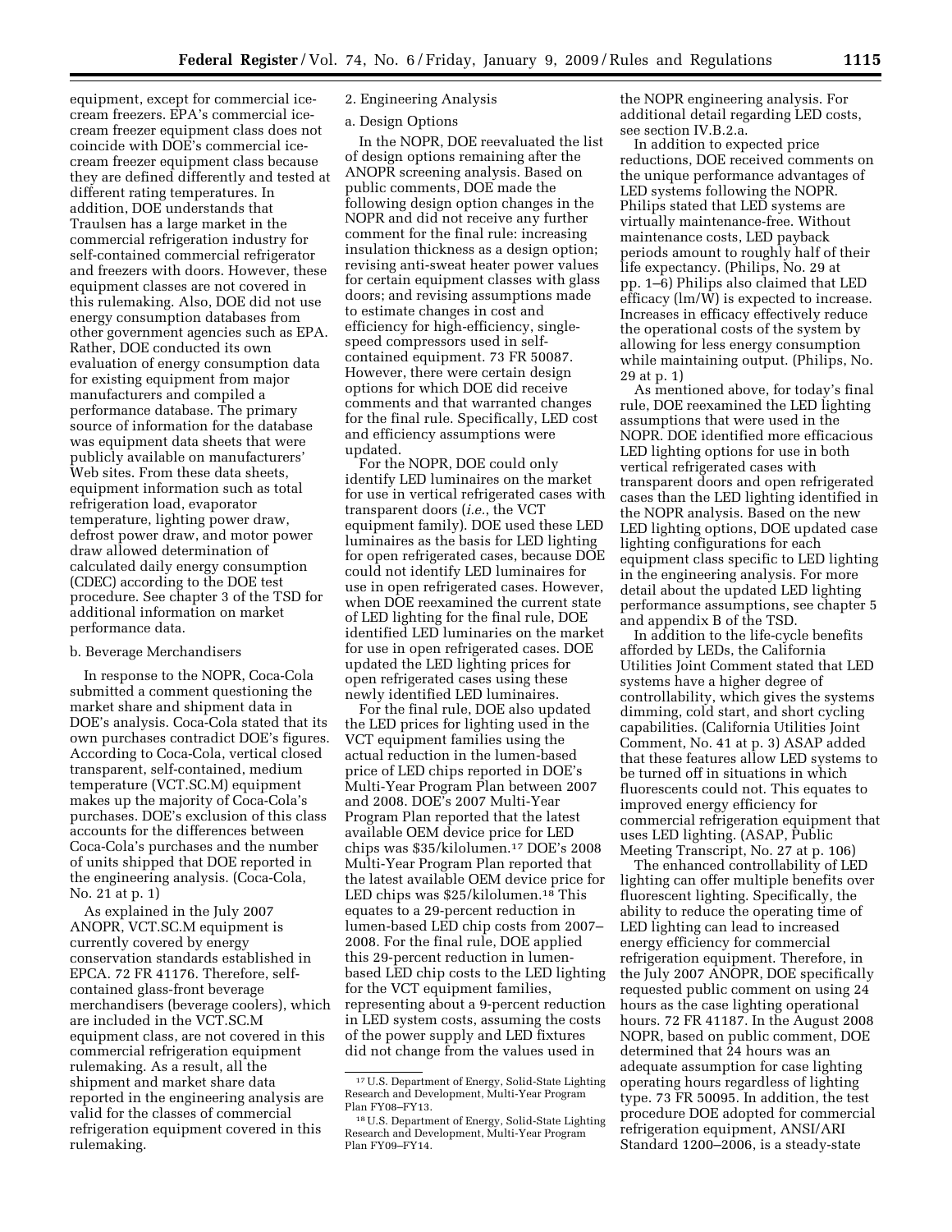equipment, except for commercial ice-cream freezers. EPA's commercial ice-cream freezer equipment class does not coincide with DOE's commercial ice-cream freezer equipment class because they are defined differently and tested at different rating temperatures. In addition, DOE understands that Traulsen has a large market in the commercial refrigeration industry for self-contained commercial refrigerator and freezers with doors. However, these equipment classes are not covered in this rulemaking. Also, DOE did not use energy consumption databases from other government agencies such as EPA. Rather, DOE conducted its own evaluation of energy consumption data for existing equipment from major manufacturers and compiled a performance database. The primary source of information for the database was equipment data sheets that were publicly available on manufacturers' Web sites. From these data sheets, equipment information such as total refrigeration load, evaporator temperature, lighting power draw, defrost power draw, and motor power draw allowed determination of calculated daily energy consumption (CDEC) according to the DOE test procedure. See chapter 3 of the TSD for additional information on market performance data.

b. Beverage Merchandisers

In response to the NOPR, Coca-Cola submitted a comment questioning the market share and shipment data in DOE's analysis. Coca-Cola stated that its own purchases contradict DOE's figures. According to Coca-Cola, vertical closed transparent, self-contained, medium temperature (VCT.SC.M) equipment makes up the majority of Coca-Cola's purchases. DOE's exclusion of this class accounts for the differences between Coca-Cola's purchases and the number of units shipped that DOE reported in the engineering analysis. (Coca-Cola, No. 21 at p. 1)

As explained in the July 2007 ANOPR, VCT.SC.M equipment is currently covered by energy conservation standards established in EPCA. 72 FR 41176. Therefore, self-contained glass-front beverage merchandisers (beverage coolers), which are included in the VCT.SC.M equipment class, are not covered in this commercial refrigeration equipment rulemaking. As a result, all the shipment and market share data reported in the engineering analysis are valid for the classes of commercial refrigeration equipment covered in this rulemaking.

2. Engineering Analysis

a. Design Options

In the NOPR, DOE reevaluated the list of design options remaining after the ANOPR screening analysis. Based on public comments, DOE made the following design option changes in the NOPR and did not receive any further comment for the final rule: increasing insulation thickness as a design option; revising anti-sweat heater power values for certain equipment classes with glass doors; and revising assumptions made to estimate changes in cost and efficiency for high-efficiency, single-speed compressors used in self-contained equipment. 73 FR 50087. However, there were certain design options for which DOE did receive comments and that warranted changes for the final rule. Specifically, LED cost and efficiency assumptions were updated.

For the NOPR, DOE could only identify LED luminaires on the market for use in vertical refrigerated cases with transparent doors (*i.e.*, the VCT equipment family). DOE used these LED luminaires as the basis for LED lighting for open refrigerated cases, because DOE could not identify LED luminaires for use in open refrigerated cases. However, when DOE reexamined the current state of LED lighting for the final rule, DOE identified LED luminaries on the market for use in open refrigerated cases. DOE updated the LED lighting prices for open refrigerated cases using these newly identified LED luminaires.

For the final rule, DOE also updated the LED prices for lighting used in the VCT equipment families using the actual reduction in the lumen-based price of LED chips reported in DOE's Multi-Year Program Plan between 2007 and 2008. DOE's 2007 Multi-Year Program Plan reported that the latest available OEM device price for LED chips was $35/kilolumen.[17] DOE's 2008 Multi-Year Program Plan reported that the latest available OEM device price for LED chips was $25/kilolumen.[18] This equates to a 29-percent reduction in lumen-based LED chip costs from 2007–2008. For the final rule, DOE applied this 29-percent reduction in lumen-based LED chip costs to the LED lighting for the VCT equipment families, representing about a 9-percent reduction in LED system costs, assuming the costs of the power supply and LED fixtures did not change from the values used in the NOPR engineering analysis. For additional detail regarding LED costs, see section IV.B.2.a.

In addition to expected price reductions, DOE received comments on the unique performance advantages of LED systems following the NOPR. Philips stated that LED systems are virtually maintenance-free. Without maintenance costs, LED payback periods amount to roughly half of their life expectancy. (Philips, No. 29 at pp. 1–6) Philips also claimed that LED efficacy (lm/W) is expected to increase. Increases in efficacy effectively reduce the operational costs of the system by allowing for less energy consumption while maintaining output. (Philips, No. 29 at p. 1)

As mentioned above, for today's final rule, DOE reexamined the LED lighting assumptions that were used in the NOPR. DOE identified more efficacious LED lighting options for use in both vertical refrigerated cases with transparent doors and open refrigerated cases than the LED lighting identified in the NOPR analysis. Based on the new LED lighting options, DOE updated case lighting configurations for each equipment class specific to LED lighting in the engineering analysis. For more detail about the updated LED lighting performance assumptions, see chapter 5 and appendix B of the TSD.

In addition to the life-cycle benefits afforded by LEDs, the California Utilities Joint Comment stated that LED systems have a higher degree of controllability, which gives the systems dimming, cold start, and short cycling capabilities. (California Utilities Joint Comment, No. 41 at p. 3) ASAP added that these features allow LED systems to be turned off in situations in which fluorescents could not. This equates to improved energy efficiency for commercial refrigeration equipment that uses LED lighting. (ASAP, Public Meeting Transcript, No. 27 at p. 106)

The enhanced controllability of LED lighting can offer multiple benefits over fluorescent lighting. Specifically, the ability to reduce the operating time of LED lighting can lead to increased energy efficiency for commercial refrigeration equipment. Therefore, in the July 2007 ANOPR, DOE specifically requested public comment on using 24 hours as the case lighting operational hours. 72 FR 41187. In the August 2008 NOPR, based on public comment, DOE determined that 24 hours was an adequate assumption for case lighting operating hours regardless of lighting type. 73 FR 50095. In addition, the test procedure DOE adopted for commercial refrigeration equipment, ANSI/ARI Standard 1200–2006, is a steady-state

[17] U.S. Department of Energy, Solid-State Lighting Research and Development, Multi-Year Program Plan FY08–FY13.

[18] U.S. Department of Energy, Solid-State Lighting Research and Development, Multi-Year Program Plan FY09–FY14.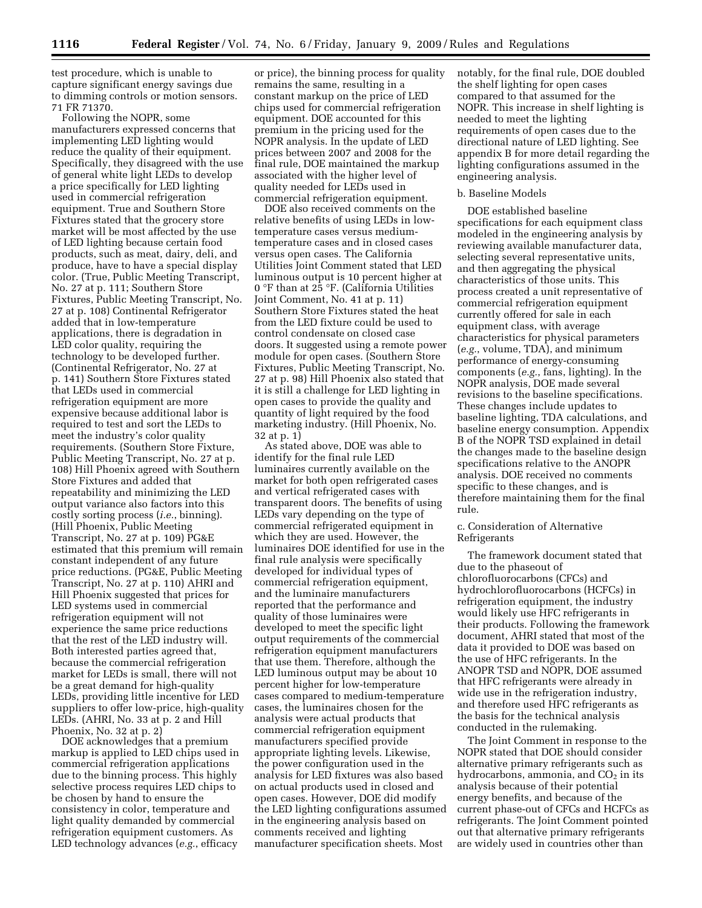test procedure, which is unable to capture significant energy savings due to dimming controls or motion sensors. 71 FR 71370.

Following the NOPR, some manufacturers expressed concerns that implementing LED lighting would reduce the quality of their equipment. Specifically, they disagreed with the use of general white light LEDs to develop a price specifically for LED lighting used in commercial refrigeration equipment. True and Southern Store Fixtures stated that the grocery store market will be most affected by the use of LED lighting because certain food products, such as meat, dairy, deli, and produce, have to have a special display color. (True, Public Meeting Transcript, No. 27 at p. 111; Southern Store Fixtures, Public Meeting Transcript, No. 27 at p. 108) Continental Refrigerator added that in low-temperature applications, there is degradation in LED color quality, requiring the technology to be developed further. (Continental Refrigerator, No. 27 at p. 141) Southern Store Fixtures stated that LEDs used in commercial refrigeration equipment are more expensive because additional labor is required to test and sort the LEDs to meet the industry's color quality requirements. (Southern Store Fixture, Public Meeting Transcript, No. 27 at p. 108) Hill Phoenix agreed with Southern Store Fixtures and added that repeatability and minimizing the LED output variance also factors into this costly sorting process (*i.e.*, binning). (Hill Phoenix, Public Meeting Transcript, No. 27 at p. 109) PG&E estimated that this premium will remain constant independent of any future price reductions. (PG&E, Public Meeting Transcript, No. 27 at p. 110) AHRI and Hill Phoenix suggested that prices for LED systems used in commercial refrigeration equipment will not experience the same price reductions that the rest of the LED industry will. Both interested parties agreed that, because the commercial refrigeration market for LEDs is small, there will not be a great demand for high-quality LEDs, providing little incentive for LED suppliers to offer low-price, high-quality LEDs. (AHRI, No. 33 at p. 2 and Hill Phoenix, No. 32 at p. 2)

DOE acknowledges that a premium markup is applied to LED chips used in commercial refrigeration applications due to the binning process. This highly selective process requires LED chips to be chosen by hand to ensure the consistency in color, temperature and light quality demanded by commercial refrigeration equipment customers. As LED technology advances (*e.g.*, efficacy or price), the binning process for quality remains the same, resulting in a constant markup on the price of LED chips used for commercial refrigeration equipment. DOE accounted for this premium in the pricing used for the NOPR analysis. In the update of LED prices between 2007 and 2008 for the final rule, DOE maintained the markup associated with the higher level of quality needed for LEDs used in commercial refrigeration equipment.

DOE also received comments on the relative benefits of using LEDs in low-temperature cases versus medium-temperature cases and in closed cases versus open cases. The California Utilities Joint Comment stated that LED luminous output is 10 percent higher at 0 °F than at 25 °F. (California Utilities Joint Comment, No. 41 at p. 11) Southern Store Fixtures stated the heat from the LED fixture could be used to control condensate on closed case doors. It suggested using a remote power module for open cases. (Southern Store Fixtures, Public Meeting Transcript, No. 27 at p. 98) Hill Phoenix also stated that it is still a challenge for LED lighting in open cases to provide the quality and quantity of light required by the food marketing industry. (Hill Phoenix, No. 32 at p. 1)

As stated above, DOE was able to identify for the final rule LED luminaires currently available on the market for both open refrigerated cases and vertical refrigerated cases with transparent doors. The benefits of using LEDs vary depending on the type of commercial refrigerated equipment in which they are used. However, the luminaires DOE identified for use in the final rule analysis were specifically developed for individual types of commercial refrigeration equipment, and the luminaire manufacturers reported that the performance and quality of those luminaires were developed to meet the specific light output requirements of the commercial refrigeration equipment manufacturers that use them. Therefore, although the LED luminous output may be about 10 percent higher for low-temperature cases compared to medium-temperature cases, the luminaires chosen for the analysis were actual products that commercial refrigeration equipment manufacturers specified provide appropriate lighting levels. Likewise, the power configuration used in the analysis for LED fixtures was also based on actual products used in closed and open cases. However, DOE did modify the LED lighting configurations assumed in the engineering analysis based on comments received and lighting manufacturer specification sheets. Most notably, for the final rule, DOE doubled the shelf lighting for open cases compared to that assumed for the NOPR. This increase in shelf lighting is needed to meet the lighting requirements of open cases due to the directional nature of LED lighting. See appendix B for more detail regarding the lighting configurations assumed in the engineering analysis.

b. Baseline Models

DOE established baseline specifications for each equipment class modeled in the engineering analysis by reviewing available manufacturer data, selecting several representative units, and then aggregating the physical characteristics of those units. This process created a unit representative of commercial refrigeration equipment currently offered for sale in each equipment class, with average characteristics for physical parameters (*e.g.*, volume, TDA), and minimum performance of energy-consuming components (*e.g.*, fans, lighting). In the NOPR analysis, DOE made several revisions to the baseline specifications. These changes include updates to baseline lighting, TDA calculations, and baseline energy consumption. Appendix B of the NOPR TSD explained in detail the changes made to the baseline design specifications relative to the ANOPR analysis. DOE received no comments specific to these changes, and is therefore maintaining them for the final rule.

c. Consideration of Alternative Refrigerants

The framework document stated that due to the phaseout of chlorofluorocarbons (CFCs) and hydrochlorofluorocarbons (HCFCs) in refrigeration equipment, the industry would likely use HFC refrigerants in their products. Following the framework document, AHRI stated that most of the data it provided to DOE was based on the use of HFC refrigerants. In the ANOPR TSD and NOPR, DOE assumed that HFC refrigerants were already in wide use in the refrigeration industry, and therefore used HFC refrigerants as the basis for the technical analysis conducted in the rulemaking.

The Joint Comment in response to the NOPR stated that DOE should consider alternative primary refrigerants such as hydrocarbons, ammonia, and $CO_2$ in its analysis because of their potential energy benefits, and because of the current phase-out of CFCs and HCFCs as refrigerants. The Joint Comment pointed out that alternative primary refrigerants are widely used in countries other than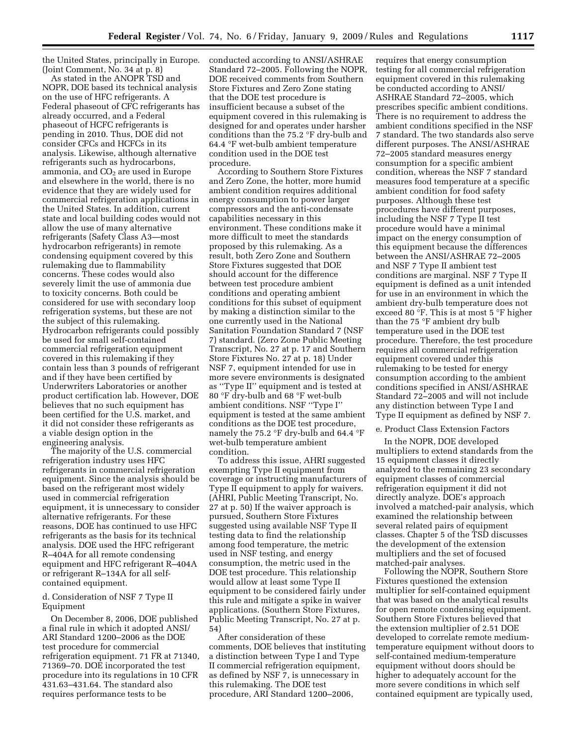the United States, principally in Europe. (Joint Comment, No. 34 at p. 8)

As stated in the ANOPR TSD and NOPR, DOE based its technical analysis on the use of HFC refrigerants. A Federal phaseout of CFC refrigerants has already occurred, and a Federal phaseout of HCFC refrigerants is pending in 2010. Thus, DOE did not consider CFCs and HCFCs in its analysis. Likewise, although alternative refrigerants such as hydrocarbons, ammonia, and $CO_2$ are used in Europe and elsewhere in the world, there is no evidence that they are widely used for commercial refrigeration applications in the United States. In addition, current state and local building codes would not allow the use of many alternative refrigerants (Safety Class A3—most hydrocarbon refrigerants) in remote condensing equipment covered by this rulemaking due to flammability concerns. These codes would also severely limit the use of ammonia due to toxicity concerns. Both could be considered for use with secondary loop refrigeration systems, but these are not the subject of this rulemaking. Hydrocarbon refrigerants could possibly be used for small self-contained commercial refrigeration equipment covered in this rulemaking if they contain less than 3 pounds of refrigerant and if they have been certified by Underwriters Laboratories or another product certification lab. However, DOE believes that no such equipment has been certified for the U.S. market, and it did not consider these refrigerants as a viable design option in the engineering analysis.

The majority of the U.S. commercial refrigeration industry uses HFC refrigerants in commercial refrigeration equipment. Since the analysis should be based on the refrigerant most widely used in commercial refrigeration equipment, it is unnecessary to consider alternative refrigerants. For these reasons, DOE has continued to use HFC refrigerants as the basis for its technical analysis. DOE used the HFC refrigerant R–404A for all remote condensing equipment and HFC refrigerant R–404A or refrigerant R–134A for all self-contained equipment.

d. Consideration of NSF 7 Type II Equipment

On December 8, 2006, DOE published a final rule in which it adopted ANSI/ARI Standard 1200–2006 as the DOE test procedure for commercial refrigeration equipment. 71 FR at 71340, 71369–70. DOE incorporated the test procedure into its regulations in 10 CFR 431.63–431.64. The standard also requires performance tests to be conducted according to ANSI/ASHRAE Standard 72–2005. Following the NOPR, DOE received comments from Southern Store Fixtures and Zero Zone stating that the DOE test procedure is insufficient because a subset of the equipment covered in this rulemaking is designed for and operates under harsher conditions than the 75.2 °F dry-bulb and 64.4 °F wet-bulb ambient temperature condition used in the DOE test procedure.

According to Southern Store Fixtures and Zero Zone, the hotter, more humid ambient condition requires additional energy consumption to power larger compressors and the anti-condensate capabilities necessary in this environment. These conditions make it more difficult to meet the standards proposed by this rulemaking. As a result, both Zero Zone and Southern Store Fixtures suggested that DOE should account for the difference between test procedure ambient conditions and operating ambient conditions for this subset of equipment by making a distinction similar to the one currently used in the National Sanitation Foundation Standard 7 (NSF 7) standard. (Zero Zone Public Meeting Transcript, No. 27 at p. 17 and Southern Store Fixtures No. 27 at p. 18) Under NSF 7, equipment intended for use in more severe environments is designated as "Type II" equipment and is tested at 80 °F dry-bulb and 68 °F wet-bulb ambient conditions. NSF "Type I" equipment is tested at the same ambient conditions as the DOE test procedure, namely the 75.2 °F dry-bulb and 64.4 °F wet-bulb temperature ambient condition.

To address this issue, AHRI suggested exempting Type II equipment from coverage or instructing manufacturers of Type II equipment to apply for waivers. (AHRI, Public Meeting Transcript, No. 27 at p. 50) If the waiver approach is pursued, Southern Store Fixtures suggested using available NSF Type II testing data to find the relationship among food temperature, the metric used in NSF testing, and energy consumption, the metric used in the DOE test procedure. This relationship would allow at least some Type II equipment to be considered fairly under this rule and mitigate a spike in waiver applications. (Southern Store Fixtures, Public Meeting Transcript, No. 27 at p. 54)

After consideration of these comments, DOE believes that instituting a distinction between Type I and Type II commercial refrigeration equipment, as defined by NSF 7, is unnecessary in this rulemaking. The DOE test procedure, ARI Standard 1200–2006, requires that energy consumption testing for all commercial refrigeration equipment covered in this rulemaking be conducted according to ANSI/ASHRAE Standard 72–2005, which prescribes specific ambient conditions. There is no requirement to address the ambient conditions specified in the NSF 7 standard. The two standards also serve different purposes. The ANSI/ASHRAE 72–2005 standard measures energy consumption for a specific ambient condition, whereas the NSF 7 standard measures food temperature at a specific ambient condition for food safety purposes. Although these test procedures have different purposes, including the NSF 7 Type II test procedure would have a minimal impact on the energy consumption of this equipment because the differences between the ANSI/ASHRAE 72–2005 and NSF 7 Type II ambient test conditions are marginal. NSF 7 Type II equipment is defined as a unit intended for use in an environment in which the ambient dry-bulb temperature does not exceed 80 °F. This is at most 5 °F higher than the 75 °F ambient dry bulb temperature used in the DOE test procedure. Therefore, the test procedure requires all commercial refrigeration equipment covered under this rulemaking to be tested for energy consumption according to the ambient conditions specified in ANSI/ASHRAE Standard 72–2005 and will not include any distinction between Type I and Type II equipment as defined by NSF 7.

e. Product Class Extension Factors

In the NOPR, DOE developed multipliers to extend standards from the 15 equipment classes it directly analyzed to the remaining 23 secondary equipment classes of commercial refrigeration equipment it did not directly analyze. DOE's approach involved a matched-pair analysis, which examined the relationship between several related pairs of equipment classes. Chapter 5 of the TSD discusses the development of the extension multipliers and the set of focused matched-pair analyses.

Following the NOPR, Southern Store Fixtures questioned the extension multiplier for self-contained equipment that was based on the analytical results for open remote condensing equipment. Southern Store Fixtures believed that the extension multiplier of 2.51 DOE developed to correlate remote medium-temperature equipment without doors to self-contained medium-temperature equipment without doors should be higher to adequately account for the more severe conditions in which self contained equipment are typically used,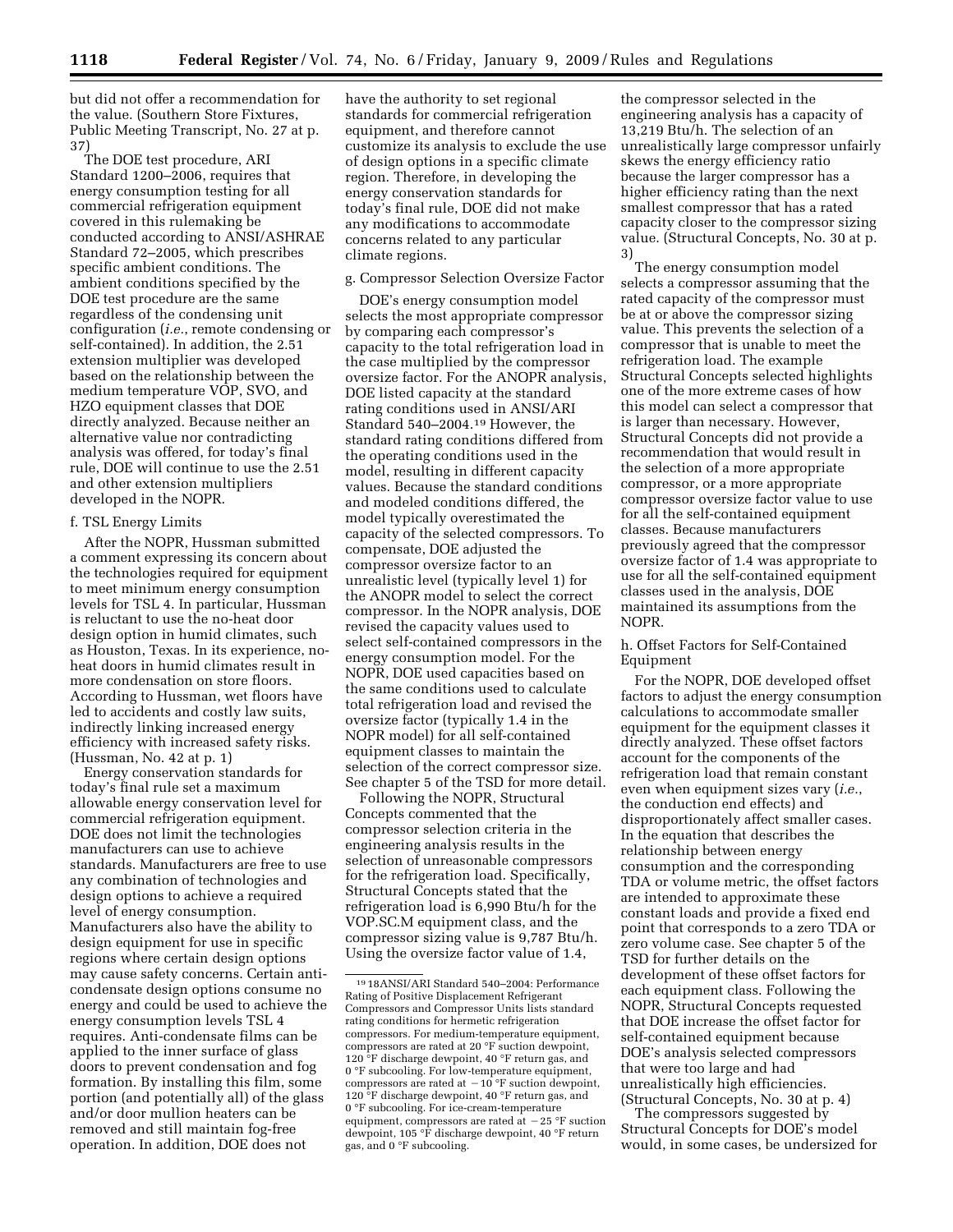but did not offer a recommendation for the value. (Southern Store Fixtures, Public Meeting Transcript, No. 27 at p. 37)

The DOE test procedure, ARI Standard 1200–2006, requires that energy consumption testing for all commercial refrigeration equipment covered in this rulemaking be conducted according to ANSI/ASHRAE Standard 72–2005, which prescribes specific ambient conditions. The ambient conditions specified by the DOE test procedure are the same regardless of the condensing unit configuration (*i.e.*, remote condensing or self-contained). In addition, the 2.51 extension multiplier was developed based on the relationship between the medium temperature VOP, SVO, and HZO equipment classes that DOE directly analyzed. Because neither an alternative value nor contradicting analysis was offered, for today's final rule, DOE will continue to use the 2.51 and other extension multipliers developed in the NOPR.

#### f. TSL Energy Limits

After the NOPR, Hussman submitted a comment expressing its concern about the technologies required for equipment to meet minimum energy consumption levels for TSL 4. In particular, Hussman is reluctant to use the no-heat door design option in humid climates, such as Houston, Texas. In its experience, no-heat doors in humid climates result in more condensation on store floors. According to Hussman, wet floors have led to accidents and costly law suits, indirectly linking increased energy efficiency with increased safety risks. (Hussman, No. 42 at p. 1)

Energy conservation standards for today's final rule set a maximum allowable energy conservation level for commercial refrigeration equipment. DOE does not limit the technologies manufacturers can use to achieve standards. Manufacturers are free to use any combination of technologies and design options to achieve a required level of energy consumption. Manufacturers also have the ability to design equipment for use in specific regions where certain design options may cause safety concerns. Certain anti-condensate design options consume no energy and could be used to achieve the energy consumption levels TSL 4 requires. Anti-condensate films can be applied to the inner surface of glass doors to prevent condensation and fog formation. By installing this film, some portion (and potentially all) of the glass and/or door mullion heaters can be removed and still maintain fog-free operation. In addition, DOE does not have the authority to set regional standards for commercial refrigeration equipment, and therefore cannot customize its analysis to exclude the use of design options in a specific climate region. Therefore, in developing the energy conservation standards for today's final rule, DOE did not make any modifications to accommodate concerns related to any particular climate regions.

#### g. Compressor Selection Oversize Factor

DOE's energy consumption model selects the most appropriate compressor by comparing each compressor's capacity to the total refrigeration load in the case multiplied by the compressor oversize factor. For the ANOPR analysis, DOE listed capacity at the standard rating conditions used in ANSI/ARI Standard 540–2004.[19] However, the standard rating conditions differed from the operating conditions used in the model, resulting in different capacity values. Because the standard conditions and modeled conditions differed, the model typically overestimated the capacity of the selected compressors. To compensate, DOE adjusted the compressor oversize factor to an unrealistic level (typically level 1) for the ANOPR model to select the correct compressor. In the NOPR analysis, DOE revised the capacity values used to select self-contained compressors in the energy consumption model. For the NOPR, DOE used capacities based on the same conditions used to calculate total refrigeration load and revised the oversize factor (typically 1.4 in the NOPR model) for all self-contained equipment classes to maintain the selection of the correct compressor size. See chapter 5 of the TSD for more detail.

Following the NOPR, Structural Concepts commented that the compressor selection criteria in the engineering analysis results in the selection of unreasonable compressors for the refrigeration load. Specifically, Structural Concepts stated that the refrigeration load is 6,990 Btu/h for the VOP.SC.M equipment class, and the compressor sizing value is 9,787 Btu/h. Using the oversize factor value of 1.4, the compressor selected in the engineering analysis has a capacity of 13,219 Btu/h. The selection of an unrealistically large compressor unfairly skews the energy efficiency ratio because the larger compressor has a higher efficiency rating than the next smallest compressor that has a rated capacity closer to the compressor sizing value. (Structural Concepts, No. 30 at p. 3)

The energy consumption model selects a compressor assuming that the rated capacity of the compressor must be at or above the compressor sizing value. This prevents the selection of a compressor that is unable to meet the refrigeration load. The example Structural Concepts selected highlights one of the more extreme cases of how this model can select a compressor that is larger than necessary. However, Structural Concepts did not provide a recommendation that would result in the selection of a more appropriate compressor, or a more appropriate compressor oversize factor value to use for all the self-contained equipment classes. Because manufacturers previously agreed that the compressor oversize factor of 1.4 was appropriate to use for all the self-contained equipment classes used in the analysis, DOE maintained its assumptions from the NOPR.

#### h. Offset Factors for Self-Contained Equipment

For the NOPR, DOE developed offset factors to adjust the energy consumption calculations to accommodate smaller equipment for the equipment classes it directly analyzed. These offset factors account for the components of the refrigeration load that remain constant even when equipment sizes vary (*i.e.*, the conduction end effects) and disproportionately affect smaller cases. In the equation that describes the relationship between energy consumption and the corresponding TDA or volume metric, the offset factors are intended to approximate these constant loads and provide a fixed end point that corresponds to a zero TDA or zero volume case. See chapter 5 of the TSD for further details on the development of these offset factors for each equipment class. Following the NOPR, Structural Concepts requested that DOE increase the offset factor for self-contained equipment because DOE's analysis selected compressors that were too large and had unrealistically high efficiencies. (Structural Concepts, No. 30 at p. 4)

The compressors suggested by Structural Concepts for DOE's model would, in some cases, be undersized for

[19] 18ANSI/ARI Standard 540–2004: Performance Rating of Positive Displacement Refrigerant Compressors and Compressor Units lists standard rating conditions for hermetic refrigeration compressors. For medium-temperature equipment, compressors are rated at 20 °F suction dewpoint, 120 °F discharge dewpoint, 40 °F return gas, and 0 °F subcooling. For low-temperature equipment, compressors are rated at −10 °F suction dewpoint, 120 °F discharge dewpoint, 40 °F return gas, and 0 °F subcooling. For ice-cream-temperature equipment, compressors are rated at −25 °F suction dewpoint, 105 °F discharge dewpoint, 40 °F return gas, and 0 °F subcooling.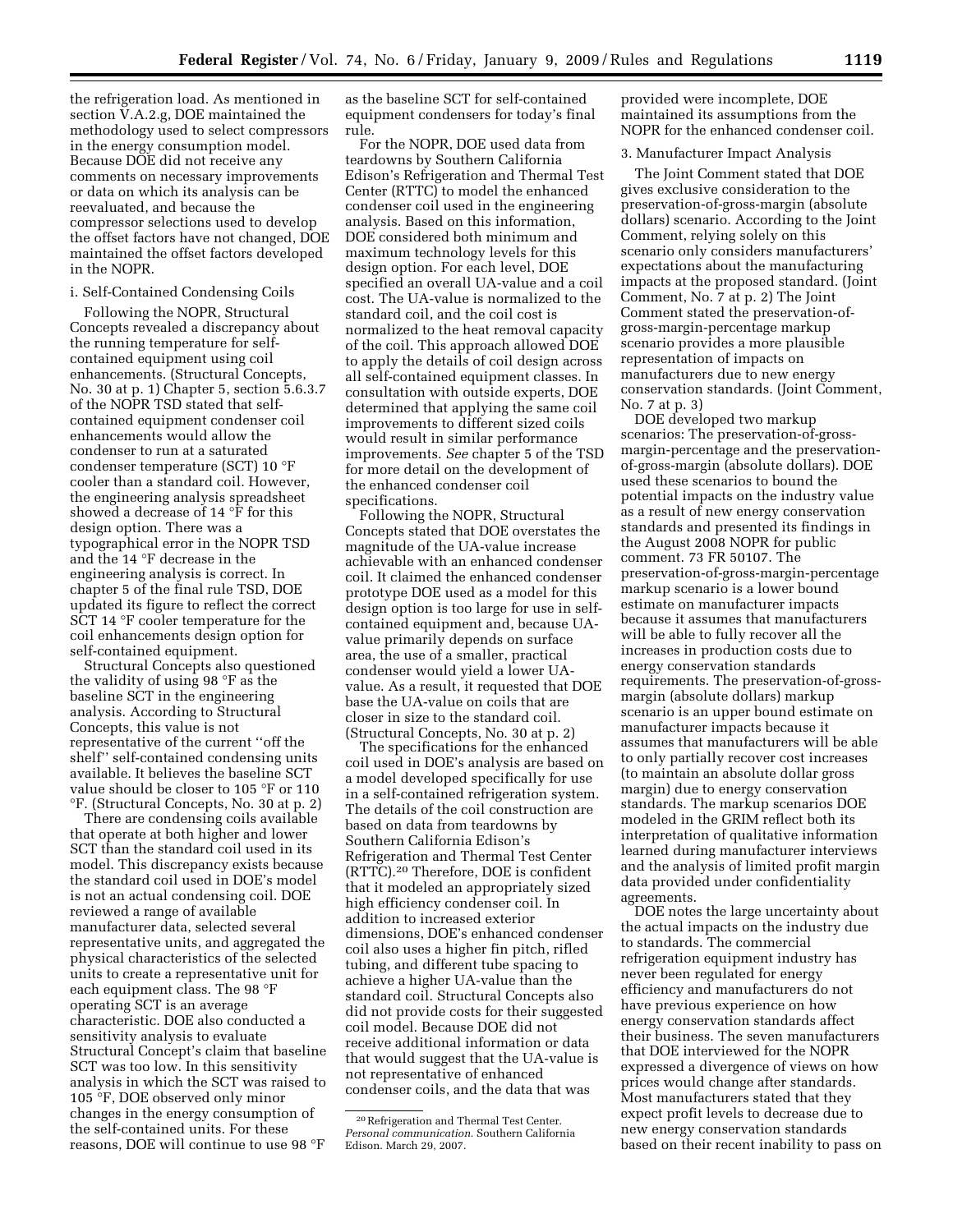the refrigeration load. As mentioned in section V.A.2.g, DOE maintained the methodology used to select compressors in the energy consumption model. Because DOE did not receive any comments on necessary improvements or data on which its analysis can be reevaluated, and because the compressor selections used to develop the offset factors have not changed, DOE maintained the offset factors developed in the NOPR.

i. Self-Contained Condensing Coils

Following the NOPR, Structural Concepts revealed a discrepancy about the running temperature for self-contained equipment using coil enhancements. (Structural Concepts, No. 30 at p. 1) Chapter 5, section 5.6.3.7 of the NOPR TSD stated that self-contained equipment condenser coil enhancements would allow the condenser to run at a saturated condenser temperature (SCT) 10 °F cooler than a standard coil. However, the engineering analysis spreadsheet showed a decrease of 14 °F for this design option. There was a typographical error in the NOPR TSD and the 14 °F decrease in the engineering analysis is correct. In chapter 5 of the final rule TSD, DOE updated its figure to reflect the correct SCT 14 °F cooler temperature for the coil enhancements design option for self-contained equipment.

Structural Concepts also questioned the validity of using 98 °F as the baseline SCT in the engineering analysis. According to Structural Concepts, this value is not representative of the current ''off the shelf'' self-contained condensing units available. It believes the baseline SCT value should be closer to 105 °F or 110 °F. (Structural Concepts, No. 30 at p. 2)

There are condensing coils available that operate at both higher and lower SCT than the standard coil used in its model. This discrepancy exists because the standard coil used in DOE's model is not an actual condensing coil. DOE reviewed a range of available manufacturer data, selected several representative units, and aggregated the physical characteristics of the selected units to create a representative unit for each equipment class. The 98 °F operating SCT is an average characteristic. DOE also conducted a sensitivity analysis to evaluate Structural Concept's claim that baseline SCT was too low. In this sensitivity analysis in which the SCT was raised to 105 °F, DOE observed only minor changes in the energy consumption of the self-contained units. For these reasons, DOE will continue to use 98 °F as the baseline SCT for self-contained equipment condensers for today's final rule.

For the NOPR, DOE used data from teardowns by Southern California Edison's Refrigeration and Thermal Test Center (RTTC) to model the enhanced condenser coil used in the engineering analysis. Based on this information, DOE considered both minimum and maximum technology levels for this design option. For each level, DOE specified an overall UA-value and a coil cost. The UA-value is normalized to the standard coil, and the coil cost is normalized to the heat removal capacity of the coil. This approach allowed DOE to apply the details of coil design across all self-contained equipment classes. In consultation with outside experts, DOE determined that applying the same coil improvements to different sized coils would result in similar performance improvements. *See* chapter 5 of the TSD for more detail on the development of the enhanced condenser coil specifications.

Following the NOPR, Structural Concepts stated that DOE overstates the magnitude of the UA-value increase achievable with an enhanced condenser coil. It claimed the enhanced condenser prototype DOE used as a model for this design option is too large for use in self-contained equipment and, because UA-value primarily depends on surface area, the use of a smaller, practical condenser would yield a lower UA-value. As a result, it requested that DOE base the UA-value on coils that are closer in size to the standard coil. (Structural Concepts, No. 30 at p. 2)

The specifications for the enhanced coil used in DOE's analysis are based on a model developed specifically for use in a self-contained refrigeration system. The details of the coil construction are based on data from teardowns by Southern California Edison's Refrigeration and Thermal Test Center (RTTC).[20] Therefore, DOE is confident that it modeled an appropriately sized high efficiency condenser coil. In addition to increased exterior dimensions, DOE's enhanced condenser coil also uses a higher fin pitch, rifled tubing, and different tube spacing to achieve a higher UA-value than the standard coil. Structural Concepts also did not provide costs for their suggested coil model. Because DOE did not receive additional information or data that would suggest that the UA-value is not representative of enhanced condenser coils, and the data that was provided were incomplete, DOE maintained its assumptions from the NOPR for the enhanced condenser coil.

[20] Refrigeration and Thermal Test Center. *Personal communication.* Southern California Edison. March 29, 2007.

3. Manufacturer Impact Analysis

The Joint Comment stated that DOE gives exclusive consideration to the preservation-of-gross-margin (absolute dollars) scenario. According to the Joint Comment, relying solely on this scenario only considers manufacturers' expectations about the manufacturing impacts at the proposed standard. (Joint Comment, No. 7 at p. 2) The Joint Comment stated the preservation-of-gross-margin-percentage markup scenario provides a more plausible representation of impacts on manufacturers due to new energy conservation standards. (Joint Comment, No. 7 at p. 3)

DOE developed two markup scenarios: The preservation-of-gross-margin-percentage and the preservation-of-gross-margin (absolute dollars). DOE used these scenarios to bound the potential impacts on the industry value as a result of new energy conservation standards and presented its findings in the August 2008 NOPR for public comment. 73 FR 50107. The preservation-of-gross-margin-percentage markup scenario is a lower bound estimate on manufacturer impacts because it assumes that manufacturers will be able to fully recover all the increases in production costs due to energy conservation standards requirements. The preservation-of-gross-margin (absolute dollars) markup scenario is an upper bound estimate on manufacturer impacts because it assumes that manufacturers will be able to only partially recover cost increases (to maintain an absolute dollar gross margin) due to energy conservation standards. The markup scenarios DOE modeled in the GRIM reflect both its interpretation of qualitative information learned during manufacturer interviews and the analysis of limited profit margin data provided under confidentiality agreements.

DOE notes the large uncertainty about the actual impacts on the industry due to standards. The commercial refrigeration equipment industry has never been regulated for energy efficiency and manufacturers do not have previous experience on how energy conservation standards affect their business. The seven manufacturers that DOE interviewed for the NOPR expressed a divergence of views on how prices would change after standards. Most manufacturers stated that they expect profit levels to decrease due to new energy conservation standards based on their recent inability to pass on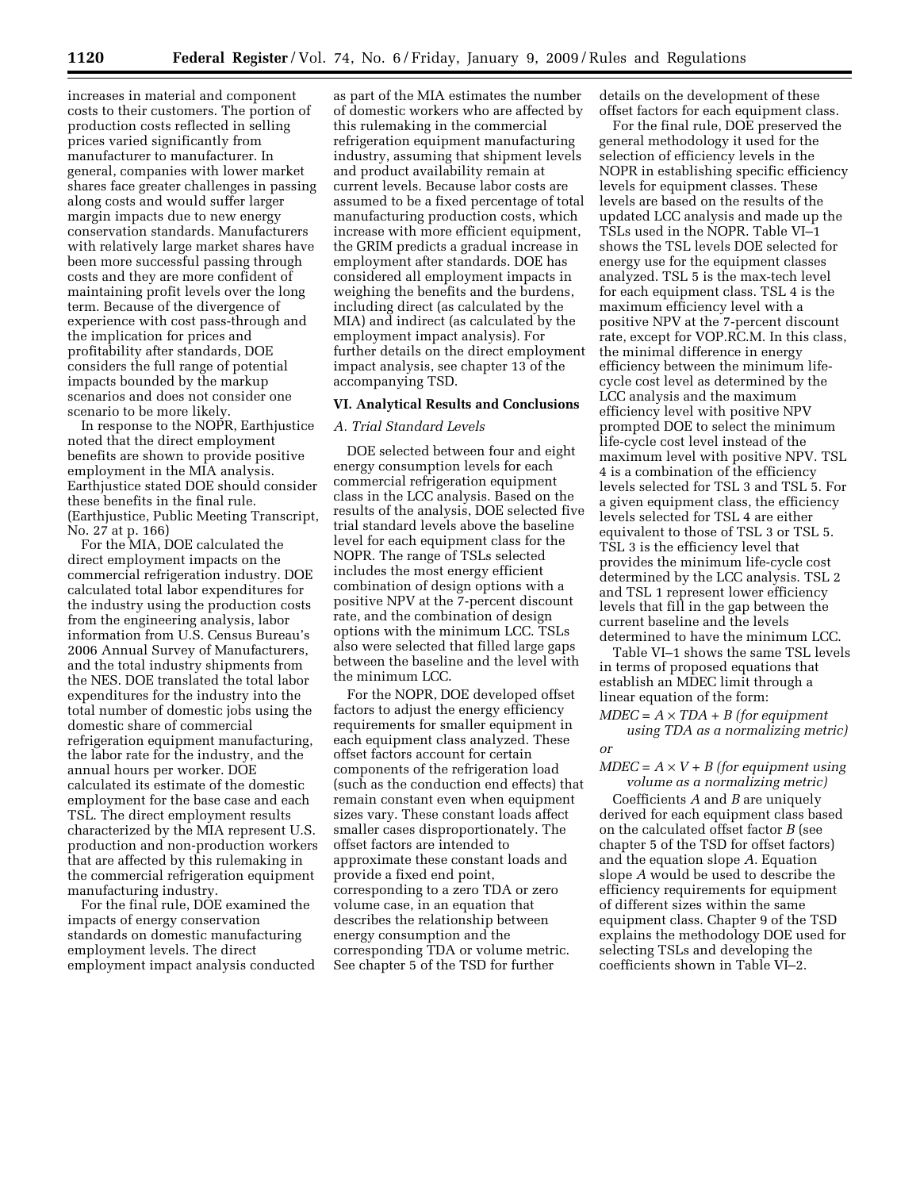increases in material and component costs to their customers. The portion of production costs reflected in selling prices varied significantly from manufacturer to manufacturer. In general, companies with lower market shares face greater challenges in passing along costs and would suffer larger margin impacts due to new energy conservation standards. Manufacturers with relatively large market shares have been more successful passing through costs and they are more confident of maintaining profit levels over the long term. Because of the divergence of experience with cost pass-through and the implication for prices and profitability after standards, DOE considers the full range of potential impacts bounded by the markup scenarios and does not consider one scenario to be more likely.

In response to the NOPR, Earthjustice noted that the direct employment benefits are shown to provide positive employment in the MIA analysis. Earthjustice stated DOE should consider these benefits in the final rule. (Earthjustice, Public Meeting Transcript, No. 27 at p. 166)

For the MIA, DOE calculated the direct employment impacts on the commercial refrigeration industry. DOE calculated total labor expenditures for the industry using the production costs from the engineering analysis, labor information from U.S. Census Bureau's 2006 Annual Survey of Manufacturers, and the total industry shipments from the NES. DOE translated the total labor expenditures for the industry into the total number of domestic jobs using the domestic share of commercial refrigeration equipment manufacturing, the labor rate for the industry, and the annual hours per worker. DOE calculated its estimate of the domestic employment for the base case and each TSL. The direct employment results characterized by the MIA represent U.S. production and non-production workers that are affected by this rulemaking in the commercial refrigeration equipment manufacturing industry.

For the final rule, DOE examined the impacts of energy conservation standards on domestic manufacturing employment levels. The direct employment impact analysis conducted as part of the MIA estimates the number of domestic workers who are affected by this rulemaking in the commercial refrigeration equipment manufacturing industry, assuming that shipment levels and product availability remain at current levels. Because labor costs are assumed to be a fixed percentage of total manufacturing production costs, which increase with more efficient equipment, the GRIM predicts a gradual increase in employment after standards. DOE has considered all employment impacts in weighing the benefits and the burdens, including direct (as calculated by the MIA) and indirect (as calculated by the employment impact analysis). For further details on the direct employment impact analysis, see chapter 13 of the accompanying TSD.

## VI. Analytical Results and Conclusions

### *A. Trial Standard Levels*

DOE selected between four and eight energy consumption levels for each commercial refrigeration equipment class in the LCC analysis. Based on the results of the analysis, DOE selected five trial standard levels above the baseline level for each equipment class for the NOPR. The range of TSLs selected includes the most energy efficient combination of design options with a positive NPV at the 7-percent discount rate, and the combination of design options with the minimum LCC. TSLs also were selected that filled large gaps between the baseline and the level with the minimum LCC.

For the NOPR, DOE developed offset factors to adjust the energy efficiency requirements for smaller equipment in each equipment class analyzed. These offset factors account for certain components of the refrigeration load (such as the conduction end effects) that remain constant even when equipment sizes vary. These constant loads affect smaller cases disproportionately. The offset factors are intended to approximate these constant loads and provide a fixed end point, corresponding to a zero TDA or zero volume case, in an equation that describes the relationship between energy consumption and the corresponding TDA or volume metric. See chapter 5 of the TSD for further details on the development of these offset factors for each equipment class.

For the final rule, DOE preserved the general methodology it used for the selection of efficiency levels in the NOPR in establishing specific efficiency levels for equipment classes. These levels are based on the results of the updated LCC analysis and made up the TSLs used in the NOPR. Table VI–1 shows the TSL levels DOE selected for energy use for the equipment classes analyzed. TSL 5 is the max-tech level for each equipment class. TSL 4 is the maximum efficiency level with a positive NPV at the 7-percent discount rate, except for VOP.RC.M. In this class, the minimal difference in energy efficiency between the minimum life-cycle cost level as determined by the LCC analysis and the maximum efficiency level with positive NPV prompted DOE to select the minimum life-cycle cost level instead of the maximum level with positive NPV. TSL 4 is a combination of the efficiency levels selected for TSL 3 and TSL 5. For a given equipment class, the efficiency levels selected for TSL 4 are either equivalent to those of TSL 3 or TSL 5. TSL 3 is the efficiency level that provides the minimum life-cycle cost determined by the LCC analysis. TSL 2 and TSL 1 represent lower efficiency levels that fill in the gap between the current baseline and the levels determined to have the minimum LCC.

Table VI–1 shows the same TSL levels in terms of proposed equations that establish an MDEC limit through a linear equation of the form:

$MDEC = A \times TDA + B$ *(for equipment using TDA as a normalizing metric)*

*or*

$MDEC = A \times V + B$ *(for equipment using volume as a normalizing metric)*

Coefficients $A$ and $B$ are uniquely derived for each equipment class based on the calculated offset factor $B$ (see chapter 5 of the TSD for offset factors) and the equation slope $A$. Equation slope $A$ would be used to describe the efficiency requirements for equipment of different sizes within the same equipment class. Chapter 9 of the TSD explains the methodology DOE used for selecting TSLs and developing the coefficients shown in Table VI–2.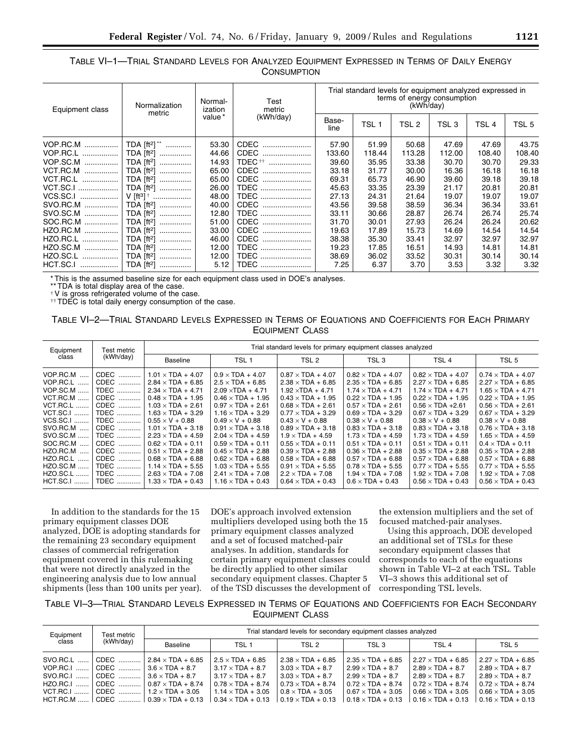TABLE VI–1—TRIAL STANDARD LEVELS FOR ANALYZED EQUIPMENT EXPRESSED IN TERMS OF DAILY ENERGY CONSUMPTION

| Equipment class | Normalization metric | Normalization value* | Test metric (kWh/day) | Trial standard levels for equipment analyzed expressed in terms of energy consumption (kWh/day) | | | | | |
|---|---|---|---|---|---|---|---|---|---|
| | | | | Baseline | TSL 1 | TSL 2 | TSL 3 | TSL 4 | TSL 5 |
| VOP.RC.M | TDA [ft²]** | 53.30 | CDEC | 57.90 | 51.99 | 50.68 | 47.69 | 47.69 | 43.75 |
| VOP.RC.L | TDA [ft²] | 44.66 | CDEC | 133.60 | 118.44 | 113.28 | 112.00 | 108.40 | 108.40 |
| VOP.SC.M | TDA [ft²] | 14.93 | TDEC†† | 39.60 | 35.95 | 33.38 | 30.70 | 30.70 | 29.33 |
| VCT.RC.M | TDA [ft²] | 65.00 | CDEC | 33.18 | 31.77 | 30.00 | 16.36 | 16.18 | 16.18 |
| VCT.RC.L | TDA [ft²] | 65.00 | CDEC | 69.31 | 65.73 | 46.90 | 39.60 | 39.18 | 39.18 |
| VCT.SC.I | TDA [ft²] | 26.00 | TDEC | 45.63 | 33.35 | 23.39 | 21.17 | 20.81 | 20.81 |
| VCS.SC.I | V [ft³]† | 48.00 | TDEC | 27.13 | 24.31 | 21.64 | 19.07 | 19.07 | 19.07 |
| SVO.RC.M | TDA [ft²] | 40.00 | CDEC | 43.56 | 39.58 | 38.59 | 36.34 | 36.34 | 33.61 |
| SVO.SC.M | TDA [ft²] | 12.80 | TDEC | 33.11 | 30.66 | 28.87 | 26.74 | 26.74 | 25.74 |
| SOC.RC.M | TDA [ft²] | 51.00 | CDEC | 31.70 | 30.01 | 27.93 | 26.24 | 26.24 | 20.62 |
| HZO.RC.M | TDA [ft²] | 33.00 | CDEC | 19.63 | 17.89 | 15.73 | 14.69 | 14.54 | 14.54 |
| HZO.RC.L | TDA [ft²] | 46.00 | CDEC | 38.38 | 35.30 | 33.41 | 32.97 | 32.97 | 32.97 |
| HZO.SC.M | TDA [ft²] | 12.00 | TDEC | 19.23 | 17.85 | 16.51 | 14.93 | 14.81 | 14.81 |
| HZO.SC.L | TDA [ft²] | 12.00 | TDEC | 38.69 | 36.02 | 33.52 | 30.31 | 30.14 | 30.14 |
| HCT.SC.I | TDA [ft²] | 5.12 | TDEC | 7.25 | 6.37 | 3.70 | 3.53 | 3.32 | 3.32 |

* This is the assumed baseline size for each equipment class used in DOE's analyses.
** TDA is total display area of the case.
† V is gross refrigerated volume of the case.
†† TDEC is total daily energy consumption of the case.

TABLE VI–2—TRIAL STANDARD LEVELS EXPRESSED IN TERMS OF EQUATIONS AND COEFFICIENTS FOR EACH PRIMARY EQUIPMENT CLASS

| Equipment class | Test metric (kWh/day) | Trial standard levels for primary equipment classes analyzed | | | | | |
|---|---|---|---|---|---|---|---|
| | | Baseline | TSL 1 | TSL 2 | TSL 3 | TSL 4 | TSL 5 |
| VOP.RC.M | CDEC | 1.01 × TDA + 4.07 | 0.9 × TDA + 4.07 | 0.87 × TDA + 4.07 | 0.82 × TDA + 4.07 | 0.82 × TDA + 4.07 | 0.74 × TDA + 4.07 |
| VOP.RC.L | CDEC | 2.84 × TDA + 6.85 | 2.5 × TDA + 6.85 | 2.38 × TDA + 6.85 | 2.35 × TDA + 6.85 | 2.27 × TDA + 6.85 | 2.27 × TDA + 6.85 |
| VOP.SC.M | TDEC | 2.34 × TDA + 4.71 | 2.09 ×TDA + 4.71 | 1.92 ×TDA + 4.71 | 1.74 × TDA + 4.71 | 1.74 × TDA + 4.71 | 1.65 × TDA + 4.71 |
| VCT.RC.M | CDEC | 0.48 × TDA + 1.95 | 0.46 × TDA + 1.95 | 0.43 × TDA + 1.95 | 0.22 × TDA + 1.95 | 0.22 × TDA + 1.95 | 0.22 × TDA + 1.95 |
| VCT.RC.L | CDEC | 1.03 × TDA + 2.61 | 0.97 × TDA + 2.61 | 0.68 × TDA + 2.61 | 0.57 × TDA + 2.61 | 0.56 × TDA +2.61 | 0.56 × TDA + 2.61 |
| VCT.SC.I | TDEC | 1.63 × TDA + 3.29 | 1.16 × TDA + 3.29 | 0.77 × TDA + 3.29 | 0.69 × TDA + 3.29 | 0.67 × TDA + 3.29 | 0.67 × TDA + 3.29 |
| VCS.SC.I | TDEC | 0.55 × V + 0.88 | 0.49 × V + 0.88 | 0.43 × V + 0.88 | 0.38 × V + 0.88 | 0.38 × V + 0.88 | 0.38 × V + 0.88 |
| SVO.RC.M | CDEC | 1.01 × TDA + 3.18 | 0.91 × TDA + 3.18 | 0.89 × TDA + 3.18 | 0.83 × TDA + 3.18 | 0.83 × TDA + 3.18 | 0.76 × TDA + 3.18 |
| SVO.SC.M | TDEC | 2.23 × TDA + 4.59 | 2.04 × TDA + 4.59 | 1.9 × TDA + 4.59 | 1.73 × TDA + 4.59 | 1.73 × TDA + 4.59 | 1.65 × TDA + 4.59 |
| SOC.RC.M | CDEC | 0.62 × TDA + 0.11 | 0.59 × TDA + 0.11 | 0.55 × TDA + 0.11 | 0.51 × TDA + 0.11 | 0.51 × TDA + 0.11 | 0.4 × TDA + 0.11 |
| HZO.RC.M | CDEC | 0.51 × TDA + 2.88 | 0.45 × TDA + 2.88 | 0.39 × TDA + 2.88 | 0.36 × TDA + 2.88 | 0.35 × TDA + 2.88 | 0.35 × TDA + 2.88 |
| HZO.RC.L | CDEC | 0.68 × TDA + 6.88 | 0.62 × TDA + 6.88 | 0.58 × TDA + 6.88 | 0.57 × TDA + 6.88 | 0.57 × TDA + 6.88 | 0.57 × TDA + 6.88 |
| HZO.SC.M | TDEC | 1.14 × TDA + 5.55 | 1.03 × TDA + 5.55 | 0.91 × TDA + 5.55 | 0.78 × TDA + 5.55 | 0.77 × TDA + 5.55 | 0.77 × TDA + 5.55 |
| HZO.SC.L | TDEC | 2.63 × TDA + 7.08 | 2.41 × TDA + 7.08 | 2.2 × TDA + 7.08 | 1.94 × TDA + 7.08 | 1.92 × TDA + 7.08 | 1.92 × TDA + 7.08 |
| HCT.SC.I | TDEC | 1.33 × TDA + 0.43 | 1.16 × TDA + 0.43 | 0.64 × TDA + 0.43 | 0.6 × TDA + 0.43 | 0.56 × TDA + 0.43 | 0.56 × TDA + 0.43 |

In addition to the standards for the 15 primary equipment classes DOE analyzed, DOE is adopting standards for the remaining 23 secondary equipment classes of commercial refrigeration equipment covered in this rulemaking that were not directly analyzed in the engineering analysis due to low annual shipments (less than 100 units per year). DOE's approach involved extension multipliers developed using both the 15 primary equipment classes analyzed and a set of focused matched-pair analyses. In addition, standards for certain primary equipment classes could be directly applied to other similar secondary equipment classes. Chapter 5 of the TSD discusses the development of the extension multipliers and the set of focused matched-pair analyses.

Using this approach, DOE developed an additional set of TSLs for these secondary equipment classes that corresponds to each of the equations shown in Table VI–2 at each TSL. Table VI–3 shows this additional set of corresponding TSL levels.

TABLE VI–3—TRIAL STANDARD LEVELS EXPRESSED IN TERMS OF EQUATIONS AND COEFFICIENTS FOR EACH SECONDARY EQUIPMENT CLASS

| Equipment class | Test metric (kWh/day) | Trial standard levels for secondary equipment classes analyzed | | | | | |
|---|---|---|---|---|---|---|---|
| | | Baseline | TSL 1 | TSL 2 | TSL 3 | TSL 4 | TSL 5 |
| SVO.RC.L | CDEC | 2.84 × TDA + 6.85 | 2.5 × TDA + 6.85 | 2.38 × TDA + 6.85 | 2.35 × TDA + 6.85 | 2.27 × TDA + 6.85 | 2.27 × TDA + 6.85 |
| VOP.RC.I | CDEC | 3.6 × TDA + 8.7 | 3.17 × TDA + 8.7 | 3.03 × TDA + 8.7 | 2.99 × TDA + 8.7 | 2.89 × TDA + 8.7 | 2.89 × TDA + 8.7 |
| SVO.RC.I | CDEC | 3.6 × TDA + 8.7 | 3.17 × TDA + 8.7 | 3.03 × TDA + 8.7 | 2.99 × TDA + 8.7 | 2.89 × TDA + 8.7 | 2.89 × TDA + 8.7 |
| HZO.RC.I | CDEC | 0.87 × TDA + 8.74 | 0.78 × TDA + 8.74 | 0.73 × TDA + 8.74 | 0.72 × TDA + 8.74 | 0.72 × TDA + 8.74 | 0.72 × TDA + 8.74 |
| VCT.RC.I | CDEC | 1.2 × TDA + 3.05 | 1.14 × TDA + 3.05 | 0.8 × TDA + 3.05 | 0.67 × TDA + 3.05 | 0.66 × TDA + 3.05 | 0.66 × TDA + 3.05 |
| HCT.RC.M | CDEC | 0.39 × TDA + 0.13 | 0.34 × TDA + 0.13 | 0.19 × TDA + 0.13 | 0.18 × TDA + 0.13 | 0.16 × TDA + 0.13 | 0.16 × TDA + 0.13 |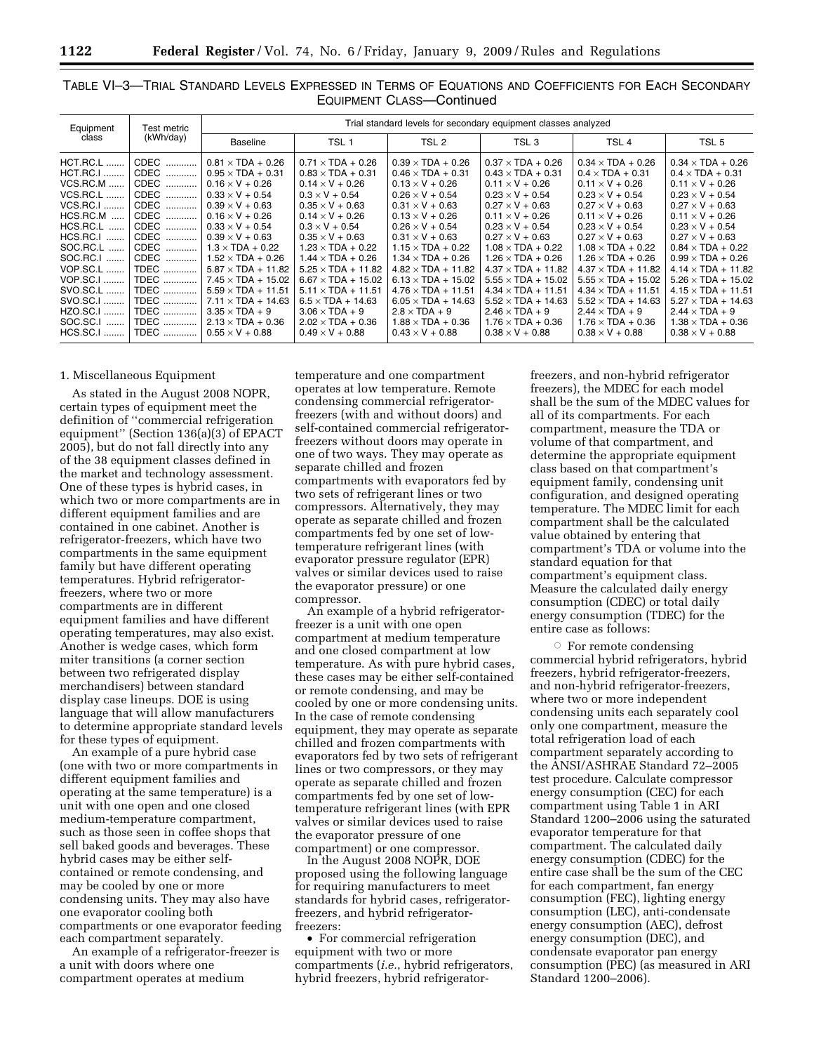TABLE VI–3—TRIAL STANDARD LEVELS EXPRESSED IN TERMS OF EQUATIONS AND COEFFICIENTS FOR EACH SECONDARY EQUIPMENT CLASS—Continued

| Equipment class | Test metric (kWh/day) | Trial standard levels for secondary equipment classes analyzed | | | | | |
|---|---|---|---|---|---|---|---|
| | | Baseline | TSL 1 | TSL 2 | TSL 3 | TSL 4 | TSL 5 |
| HCT.RC.L | CDEC | 0.81 × TDA + 0.26 | 0.71 × TDA + 0.26 | 0.39 × TDA + 0.26 | 0.37 × TDA + 0.26 | 0.34 × TDA + 0.26 | 0.34 × TDA + 0.26 |
| HCT.RC.I | CDEC | 0.95 × TDA + 0.31 | 0.83 × TDA + 0.31 | 0.46 × TDA + 0.31 | 0.43 × TDA + 0.31 | 0.4 × TDA + 0.31 | 0.4 × TDA + 0.31 |
| VCS.RC.M | CDEC | 0.16 × V + 0.26 | 0.14 × V + 0.26 | 0.13 × V + 0.26 | 0.11 × V + 0.26 | 0.11 × V + 0.26 | 0.11 × V + 0.26 |
| VCS.RC.L | CDEC | 0.33 × V + 0.54 | 0.3 × V + 0.54 | 0.26 × V + 0.54 | 0.23 × V + 0.54 | 0.23 × V + 0.54 | 0.23 × V + 0.54 |
| VCS.RC.I | CDEC | 0.39 × V + 0.63 | 0.35 × V + 0.63 | 0.31 × V + 0.63 | 0.27 × V + 0.63 | 0.27 × V + 0.63 | 0.27 × V + 0.63 |
| HCS.RC.M | CDEC | 0.16 × V + 0.26 | 0.14 × V + 0.26 | 0.13 × V + 0.26 | 0.11 × V + 0.26 | 0.11 × V + 0.26 | 0.11 × V + 0.26 |
| HCS.RC.L | CDEC | 0.33 × V + 0.54 | 0.3 × V + 0.54 | 0.26 × V + 0.54 | 0.23 × V + 0.54 | 0.23 × V + 0.54 | 0.23 × V + 0.54 |
| HCS.RC.I | CDEC | 0.39 × V + 0.63 | 0.35 × V + 0.63 | 0.31 × V + 0.63 | 0.27 × V + 0.63 | 0.27 × V + 0.63 | 0.27 × V + 0.63 |
| SOC.RC.L | CDEC | 1.3 × TDA + 0.22 | 1.23 × TDA + 0.22 | 1.15 × TDA + 0.22 | 1.08 × TDA + 0.22 | 1.08 × TDA + 0.22 | 0.84 × TDA + 0.22 |
| SOC.RC.I | CDEC | 1.52 × TDA + 0.26 | 1.44 × TDA + 0.26 | 1.34 × TDA + 0.26 | 1.26 × TDA + 0.26 | 1.26 × TDA + 0.26 | 0.99 × TDA + 0.26 |
| VOP.SC.L | TDEC | 5.87 × TDA + 11.82 | 5.25 × TDA + 11.82 | 4.82 × TDA + 11.82 | 4.37 × TDA + 11.82 | 4.37 × TDA + 11.82 | 4.14 × TDA + 11.82 |
| VOP.SC.I | TDEC | 7.45 × TDA + 15.02 | 6.67 × TDA + 15.02 | 6.13 × TDA + 15.02 | 5.55 × TDA + 15.02 | 5.55 × TDA + 15.02 | 5.26 × TDA + 15.02 |
| SVO.SC.L | TDEC | 5.59 × TDA + 11.51 | 5.11 × TDA + 11.51 | 4.76 × TDA + 11.51 | 4.34 × TDA + 11.51 | 4.34 × TDA + 11.51 | 4.15 × TDA + 11.51 |
| SVO.SC.I | TDEC | 7.11 × TDA + 14.63 | 6.5 × TDA + 14.63 | 6.05 × TDA + 14.63 | 5.52 × TDA + 14.63 | 5.52 × TDA + 14.63 | 5.27 × TDA + 14.63 |
| HZO.SC.I | TDEC | 3.35 × TDA + 9 | 3.06 × TDA + 9 | 2.8 × TDA + 9 | 2.46 × TDA + 9 | 2.44 × TDA + 9 | 2.44 × TDA + 9 |
| SOC.SC.I | TDEC | 2.13 × TDA + 0.36 | 2.02 × TDA + 0.36 | 1.88 × TDA + 0.36 | 1.76 × TDA + 0.36 | 1.76 × TDA + 0.36 | 1.38 × TDA + 0.36 |
| HCS.SC.I | TDEC | 0.55 × V + 0.88 | 0.49 × V + 0.88 | 0.43 × V + 0.88 | 0.38 × V + 0.88 | 0.38 × V + 0.88 | 0.38 × V + 0.88 |

1. Miscellaneous Equipment

As stated in the August 2008 NOPR, certain types of equipment meet the definition of "commercial refrigeration equipment" (Section 136(a)(3) of EPACT 2005), but do not fall directly into any of the 38 equipment classes defined in the market and technology assessment. One of these types is hybrid cases, in which two or more compartments are in different equipment families and are contained in one cabinet. Another is refrigerator-freezers, which have two compartments in the same equipment family but have different operating temperatures. Hybrid refrigerator-freezers, where two or more compartments are in different equipment families and have different operating temperatures, may also exist. Another is wedge cases, which form miter transitions (a corner section between two refrigerated display merchandisers) between standard display case lineups. DOE is using language that will allow manufacturers to determine appropriate standard levels for these types of equipment.

An example of a pure hybrid case (one with two or more compartments in different equipment families and operating at the same temperature) is a unit with one open and one closed medium-temperature compartment, such as those seen in coffee shops that sell baked goods and beverages. These hybrid cases may be either self-contained or remote condensing, and may be cooled by one or more condensing units. They may also have one evaporator cooling both compartments or one evaporator feeding each compartment separately.

An example of a refrigerator-freezer is a unit with doors where one compartment operates at medium temperature and one compartment operates at low temperature. Remote condensing commercial refrigerator-freezers (with and without doors) and self-contained commercial refrigerator-freezers without doors may operate in one of two ways. They may operate as separate chilled and frozen compartments with evaporators fed by two sets of refrigerant lines or two compressors. Alternatively, they may operate as separate chilled and frozen compartments fed by one set of low-temperature refrigerant lines (with evaporator pressure regulator (EPR) valves or similar devices used to raise the evaporator pressure) or one compressor.

An example of a hybrid refrigerator-freezer is a unit with one open compartment at medium temperature and one closed compartment at low temperature. As with pure hybrid cases, these cases may be either self-contained or remote condensing, and may be cooled by one or more condensing units. In the case of remote condensing equipment, they may operate as separate chilled and frozen compartments with evaporators fed by two sets of refrigerant lines or two compressors, or they may operate as separate chilled and frozen compartments fed by one set of low-temperature refrigerant lines (with EPR valves or similar devices used to raise the evaporator pressure of one compartment) or one compressor.

In the August 2008 NOPR, DOE proposed using the following language for requiring manufacturers to meet standards for hybrid cases, refrigerator-freezers, and hybrid refrigerator-freezers:

- For commercial refrigeration equipment with two or more compartments (*i.e.*, hybrid refrigerators, hybrid freezers, hybrid refrigerator-freezers, and non-hybrid refrigerator freezers), the MDEC for each model shall be the sum of the MDEC values for all of its compartments. For each compartment, measure the TDA or volume of that compartment, and determine the appropriate equipment class based on that compartment's equipment family, condensing unit configuration, and designed operating temperature. The MDEC limit for each compartment shall be the calculated value obtained by entering that compartment's TDA or volume into the standard equation for that compartment's equipment class. Measure the calculated daily energy consumption (CDEC) or total daily energy consumption (TDEC) for the entire case as follows:

  - For remote condensing commercial hybrid refrigerators, hybrid freezers, hybrid refrigerator-freezers, and non-hybrid refrigerator-freezers, where two or more independent condensing units each separately cool only one compartment, measure the total refrigeration load of each compartment separately according to the ANSI/ASHRAE Standard 72–2005 test procedure. Calculate compressor energy consumption (CEC) for each compartment using Table 1 in ARI Standard 1200–2006 using the saturated evaporator temperature for that compartment. The calculated daily energy consumption (CDEC) for the entire case shall be the sum of the CEC for each compartment, fan energy consumption (FEC), lighting energy consumption (LEC), anti-condensate energy consumption (AEC), defrost energy consumption (DEC), and condensate evaporator pan energy consumption (PEC) (as measured in ARI Standard 1200–2006).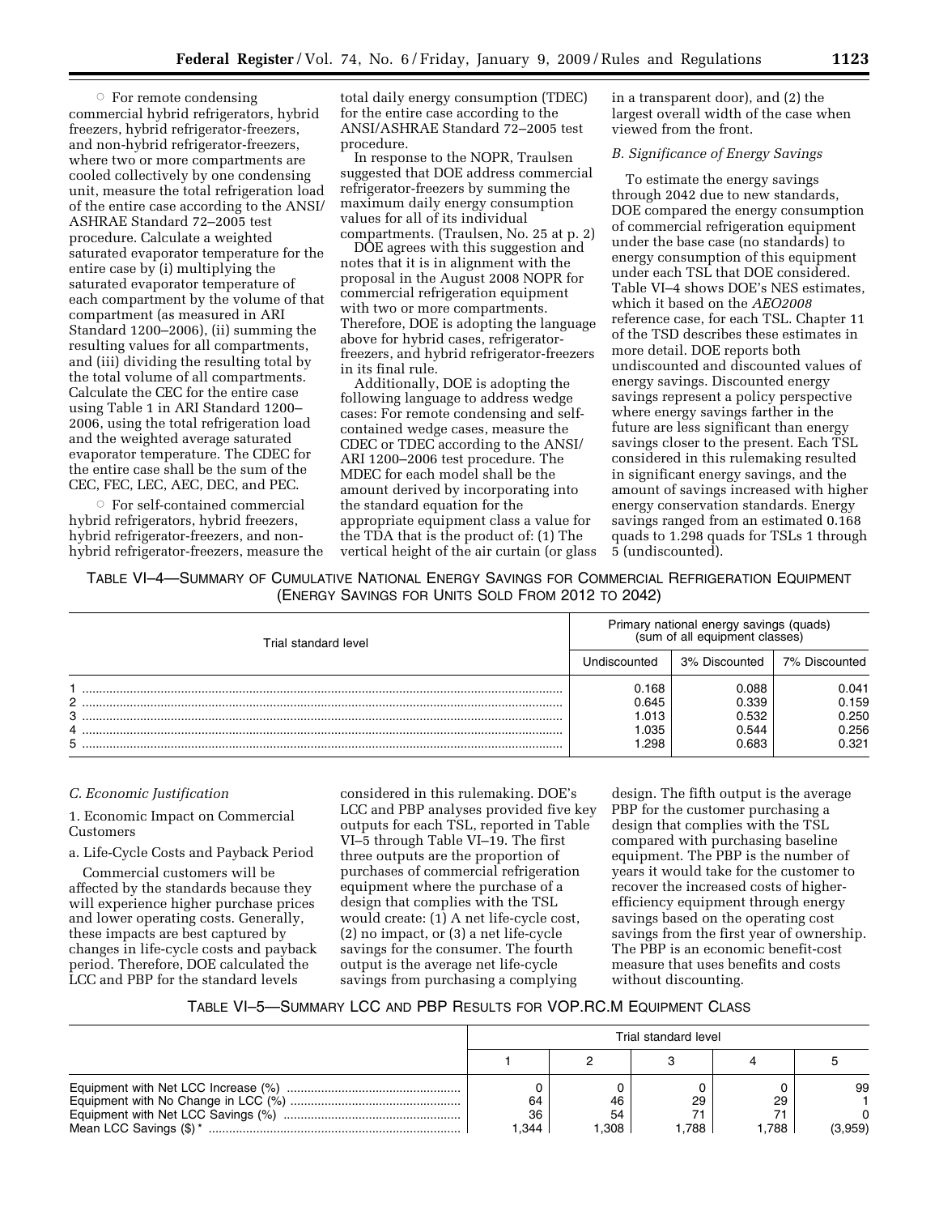○ For remote condensing commercial hybrid refrigerators, hybrid freezers, hybrid refrigerator-freezers, and non-hybrid refrigerator-freezers, where two or more compartments are cooled collectively by one condensing unit, measure the total refrigeration load of the entire case according to the ANSI/ASHRAE Standard 72–2005 test procedure. Calculate a weighted saturated evaporator temperature for the entire case by (i) multiplying the saturated evaporator temperature of each compartment by the volume of that compartment (as measured in ARI Standard 1200–2006), (ii) summing the resulting values for all compartments, and (iii) dividing the resulting total by the total volume of all compartments. Calculate the CEC for the entire case using Table 1 in ARI Standard 1200–2006, using the total refrigeration load and the weighted average saturated evaporator temperature. The CDEC for the entire case shall be the sum of the CEC, FEC, LEC, AEC, DEC, and PEC.

○ For self-contained commercial hybrid refrigerators, hybrid freezers, hybrid refrigerator-freezers, and non-hybrid refrigerator-freezers, measure the total daily energy consumption (TDEC) for the entire case according to the ANSI/ASHRAE Standard 72–2005 test procedure.

In response to the NOPR, Traulsen suggested that DOE address commercial refrigerator-freezers by summing the maximum daily energy consumption values for all of its individual compartments. (Traulsen, No. 25 at p. 2)

DOE agrees with this suggestion and notes that it is in alignment with the proposal in the August 2008 NOPR for commercial refrigeration equipment with two or more compartments. Therefore, DOE is adopting the language above for hybrid cases, refrigerator-freezers, and hybrid refrigerator-freezers in its final rule.

Additionally, DOE is adopting the following language to address wedge cases: For remote condensing and self-contained wedge cases, measure the CDEC or TDEC according to the ANSI/ARI 1200–2006 test procedure. The MDEC for each model shall be the amount derived by incorporating into the standard equation for the appropriate equipment class a value for the TDA that is the product of: (1) The vertical height of the air curtain (or glass in a transparent door), and (2) the largest overall width of the case when viewed from the front.

### B. Significance of Energy Savings

To estimate the energy savings through 2042 due to new standards, DOE compared the energy consumption of commercial refrigeration equipment under the base case (no standards) to energy consumption of this equipment under each TSL that DOE considered. Table VI–4 shows DOE's NES estimates, which it based on the *AEO2008* reference case, for each TSL. Chapter 11 of the TSD describes these estimates in more detail. DOE reports both undiscounted and discounted values of energy savings. Discounted energy savings represent a policy perspective where energy savings farther in the future are less significant than energy savings closer to the present. Each TSL considered in this rulemaking resulted in significant energy savings, and the amount of savings increased with higher energy conservation standards. Energy savings ranged from an estimated 0.168 quads to 1.298 quads for TSLs 1 through 5 (undiscounted).

TABLE VI–4—SUMMARY OF CUMULATIVE NATIONAL ENERGY SAVINGS FOR COMMERCIAL REFRIGERATION EQUIPMENT (ENERGY SAVINGS FOR UNITS SOLD FROM 2012 TO 2042)

| Trial standard level | Primary national energy savings (quads) (sum of all equipment classes) | | |
|---|---|---|---|
| | Undiscounted | 3% Discounted | 7% Discounted |
| 1 | 0.168 | 0.088 | 0.041 |
| 2 | 0.645 | 0.339 | 0.159 |
| 3 | 1.013 | 0.532 | 0.250 |
| 4 | 1.035 | 0.544 | 0.256 |
| 5 | 1.298 | 0.683 | 0.321 |

### C. Economic Justification

#### 1. Economic Impact on Commercial Customers

##### a. Life-Cycle Costs and Payback Period

Commercial customers will be affected by the standards because they will experience higher purchase prices and lower operating costs. Generally, these impacts are best captured by changes in life-cycle costs and payback period. Therefore, DOE calculated the LCC and PBP for the standard levels considered in this rulemaking. DOE's LCC and PBP analyses provided five key outputs for each TSL, reported in Table VI–5 through Table VI–19. The first three outputs are the proportion of purchases of commercial refrigeration equipment where the purchase of a design that complies with the TSL would create: (1) A net life-cycle cost, (2) no impact, or (3) a net life-cycle savings for the consumer. The fourth output is the average net life-cycle savings from purchasing a complying design. The fifth output is the average PBP for the customer purchasing a design that complies with the TSL compared with purchasing baseline equipment. The PBP is the number of years it would take for the customer to recover the increased costs of higher-efficiency equipment through energy savings based on the operating cost savings from the first year of ownership. The PBP is an economic benefit-cost measure that uses benefits and costs without discounting.

TABLE VI–5—SUMMARY LCC AND PBP RESULTS FOR VOP.RC.M EQUIPMENT CLASS

| | Trial standard level | | | | |
|---|---|---|---|---|---|
| | 1 | 2 | 3 | 4 | 5 |
| Equipment with Net LCC Increase (%) | 0 | 0 | 0 | 0 | 99 |
| Equipment with No Change in LCC (%) | 64 | 46 | 29 | 29 | 1 |
| Equipment with Net LCC Savings (%) | 36 | 54 | 71 | 71 | 0 |
| Mean LCC Savings ($)* | 1,344 | 1,308 | 1,788 | 1,788 | (3,959) |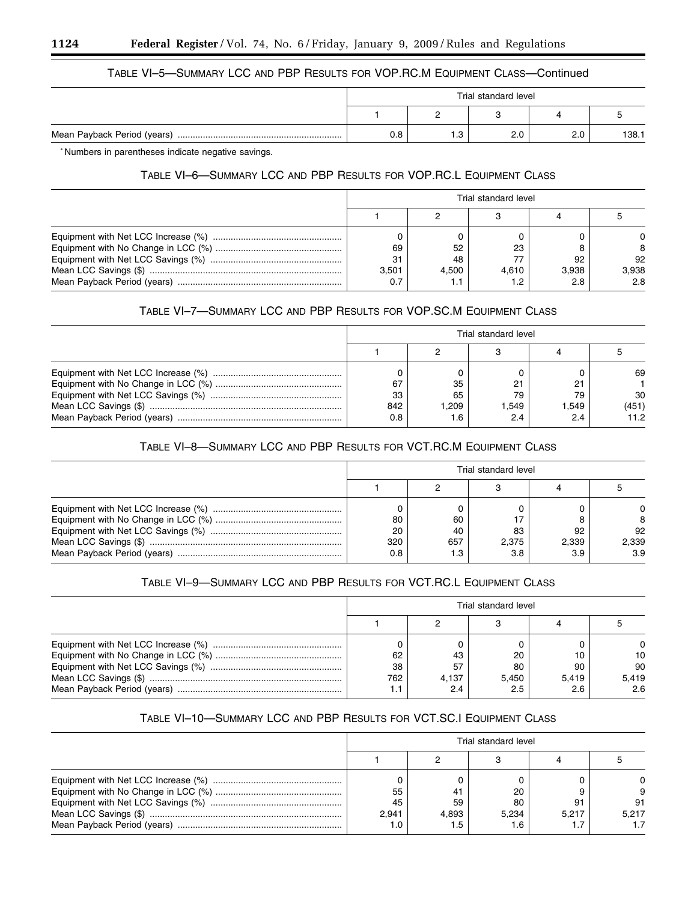### TABLE VI–5—SUMMARY LCC AND PBP RESULTS FOR VOP.RC.M EQUIPMENT CLASS—Continued

| | Trial standard level | | | | |
|---|---|---|---|---|---|
| | 1 | 2 | 3 | 4 | 5 |
| Mean Payback Period (years) | 0.8 | 1.3 | 2.0 | 2.0 | 138.1 |

* Numbers in parentheses indicate negative savings.

### TABLE VI–6—SUMMARY LCC AND PBP RESULTS FOR VOP.RC.L EQUIPMENT CLASS

| | Trial standard level | | | | |
|---|---|---|---|---|---|
| | 1 | 2 | 3 | 4 | 5 |
| Equipment with Net LCC Increase (%) | 0 | 0 | 0 | 0 | 0 |
| Equipment with No Change in LCC (%) | 69 | 52 | 23 | 8 | 8 |
| Equipment with Net LCC Savings (%) | 31 | 48 | 77 | 92 | 92 |
| Mean LCC Savings ($) | 3,501 | 4,500 | 4,610 | 3,938 | 3,938 |
| Mean Payback Period (years) | 0.7 | 1.1 | 1.2 | 2.8 | 2.8 |

### TABLE VI–7—SUMMARY LCC AND PBP RESULTS FOR VOP.SC.M EQUIPMENT CLASS

| | Trial standard level | | | | |
|---|---|---|---|---|---|
| | 1 | 2 | 3 | 4 | 5 |
| Equipment with Net LCC Increase (%) | 0 | 0 | 0 | 0 | 69 |
| Equipment with No Change in LCC (%) | 67 | 35 | 21 | 21 | 1 |
| Equipment with Net LCC Savings (%) | 33 | 65 | 79 | 79 | 30 |
| Mean LCC Savings ($) | 842 | 1,209 | 1,549 | 1,549 | (451) |
| Mean Payback Period (years) | 0.8 | 1.6 | 2.4 | 2.4 | 11.2 |

### TABLE VI–8—SUMMARY LCC AND PBP RESULTS FOR VCT.RC.M EQUIPMENT CLASS

| | Trial standard level | | | | |
|---|---|---|---|---|---|
| | 1 | 2 | 3 | 4 | 5 |
| Equipment with Net LCC Increase (%) | 0 | 0 | 0 | 0 | 0 |
| Equipment with No Change in LCC (%) | 80 | 60 | 17 | 8 | 8 |
| Equipment with Net LCC Savings (%) | 20 | 40 | 83 | 92 | 92 |
| Mean LCC Savings ($) | 320 | 657 | 2,375 | 2,339 | 2,339 |
| Mean Payback Period (years) | 0.8 | 1.3 | 3.8 | 3.9 | 3.9 |

### TABLE VI–9—SUMMARY LCC AND PBP RESULTS FOR VCT.RC.L EQUIPMENT CLASS

| | Trial standard level | | | | |
|---|---|---|---|---|---|
| | 1 | 2 | 3 | 4 | 5 |
| Equipment with Net LCC Increase (%) | 0 | 0 | 0 | 0 | 0 |
| Equipment with No Change in LCC (%) | 62 | 43 | 20 | 10 | 10 |
| Equipment with Net LCC Savings (%) | 38 | 57 | 80 | 90 | 90 |
| Mean LCC Savings ($) | 762 | 4,137 | 5,450 | 5,419 | 5,419 |
| Mean Payback Period (years) | 1.1 | 2.4 | 2.5 | 2.6 | 2.6 |

### TABLE VI–10—SUMMARY LCC AND PBP RESULTS FOR VCT.SC.I EQUIPMENT CLASS

| | Trial standard level | | | | |
|---|---|---|---|---|---|
| | 1 | 2 | 3 | 4 | 5 |
| Equipment with Net LCC Increase (%) | 0 | 0 | 0 | 0 | 0 |
| Equipment with No Change in LCC (%) | 55 | 41 | 20 | 9 | 9 |
| Equipment with Net LCC Savings (%) | 45 | 59 | 80 | 91 | 91 |
| Mean LCC Savings ($) | 2,941 | 4,893 | 5,234 | 5,217 | 5,217 |
| Mean Payback Period (years) | 1.0 | 1.5 | 1.6 | 1.7 | 1.7 |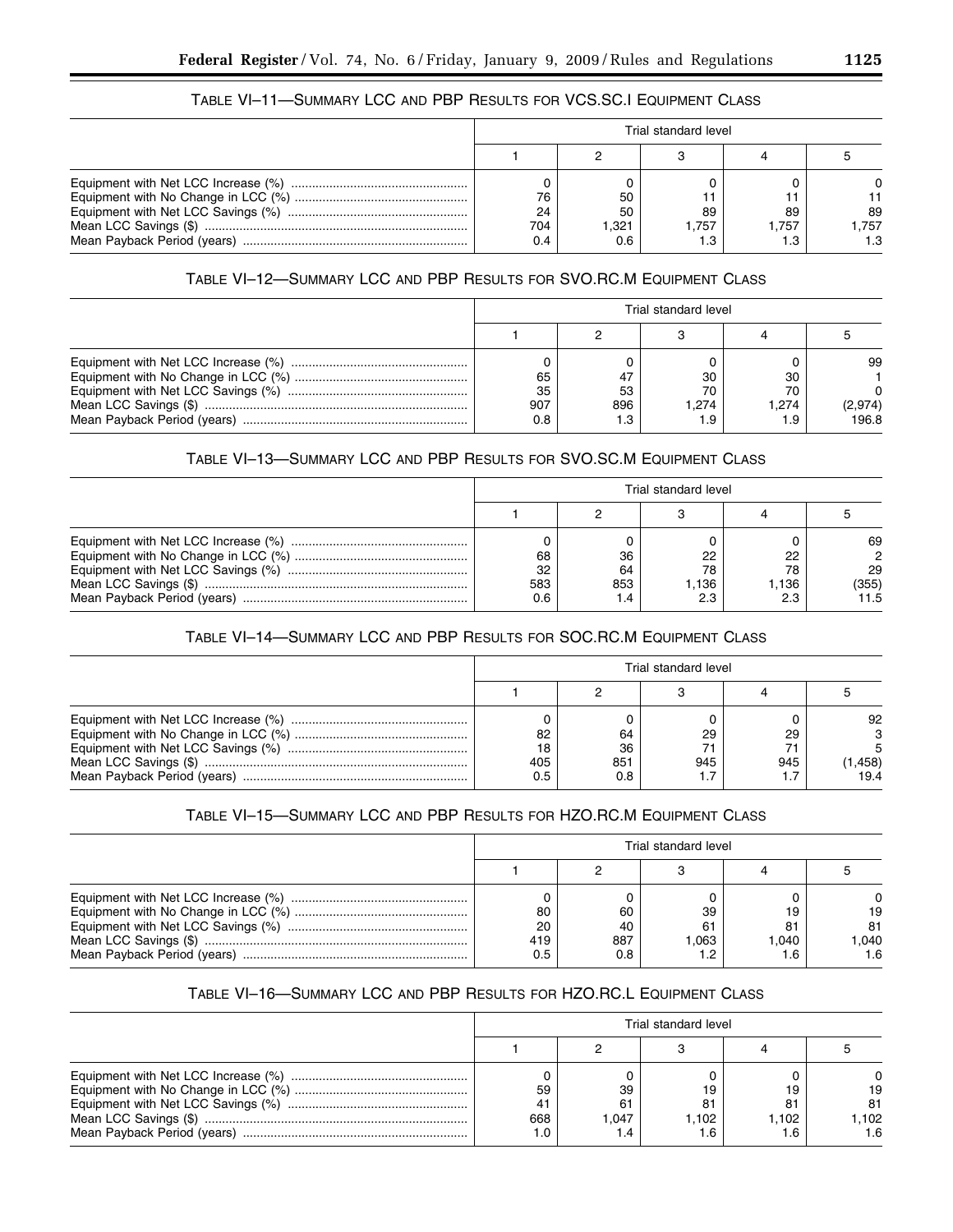TABLE VI–11—SUMMARY LCC AND PBP RESULTS FOR VCS.SC.I EQUIPMENT CLASS

| | Trial standard level | | | | |
|---|---|---|---|---|---|
| | 1 | 2 | 3 | 4 | 5 |
| Equipment with Net LCC Increase (%) | 0 | 0 | 0 | 0 | 0 |
| Equipment with No Change in LCC (%) | 76 | 50 | 11 | 11 | 11 |
| Equipment with Net LCC Savings (%) | 24 | 50 | 89 | 89 | 89 |
| Mean LCC Savings ($) | 704 | 1,321 | 1,757 | 1,757 | 1,757 |
| Mean Payback Period (years) | 0.4 | 0.6 | 1.3 | 1.3 | 1.3 |

TABLE VI–12—SUMMARY LCC AND PBP RESULTS FOR SVO.RC.M EQUIPMENT CLASS

| | Trial standard level | | | | |
|---|---|---|---|---|---|
| | 1 | 2 | 3 | 4 | 5 |
| Equipment with Net LCC Increase (%) | 0 | 0 | 0 | 0 | 99 |
| Equipment with No Change in LCC (%) | 65 | 47 | 30 | 30 | 1 |
| Equipment with Net LCC Savings (%) | 35 | 53 | 70 | 70 | 0 |
| Mean LCC Savings ($) | 907 | 896 | 1,274 | 1,274 | (2,974) |
| Mean Payback Period (years) | 0.8 | 1.3 | 1.9 | 1.9 | 196.8 |

TABLE VI–13—SUMMARY LCC AND PBP RESULTS FOR SVO.SC.M EQUIPMENT CLASS

| | Trial standard level | | | | |
|---|---|---|---|---|---|
| | 1 | 2 | 3 | 4 | 5 |
| Equipment with Net LCC Increase (%) | 0 | 0 | 0 | 0 | 69 |
| Equipment with No Change in LCC (%) | 68 | 36 | 22 | 22 | 2 |
| Equipment with Net LCC Savings (%) | 32 | 64 | 78 | 78 | 29 |
| Mean LCC Savings ($) | 583 | 853 | 1,136 | 1,136 | (355) |
| Mean Payback Period (years) | 0.6 | 1.4 | 2.3 | 2.3 | 11.5 |

TABLE VI–14—SUMMARY LCC AND PBP RESULTS FOR SOC.RC.M EQUIPMENT CLASS

| | Trial standard level | | | | |
|---|---|---|---|---|---|
| | 1 | 2 | 3 | 4 | 5 |
| Equipment with Net LCC Increase (%) | 0 | 0 | 0 | 0 | 92 |
| Equipment with No Change in LCC (%) | 82 | 64 | 29 | 29 | 3 |
| Equipment with Net LCC Savings (%) | 18 | 36 | 71 | 71 | 5 |
| Mean LCC Savings ($) | 405 | 851 | 945 | 945 | (1,458) |
| Mean Payback Period (years) | 0.5 | 0.8 | 1.7 | 1.7 | 19.4 |

TABLE VI–15—SUMMARY LCC AND PBP RESULTS FOR HZO.RC.M EQUIPMENT CLASS

| | Trial standard level | | | | |
|---|---|---|---|---|---|
| | 1 | 2 | 3 | 4 | 5 |
| Equipment with Net LCC Increase (%) | 0 | 0 | 0 | 0 | 0 |
| Equipment with No Change in LCC (%) | 80 | 60 | 39 | 19 | 19 |
| Equipment with Net LCC Savings (%) | 20 | 40 | 61 | 81 | 81 |
| Mean LCC Savings ($) | 419 | 887 | 1,063 | 1,040 | 1,040 |
| Mean Payback Period (years) | 0.5 | 0.8 | 1.2 | 1.6 | 1.6 |

TABLE VI–16—SUMMARY LCC AND PBP RESULTS FOR HZO.RC.L EQUIPMENT CLASS

| | Trial standard level | | | | |
|---|---|---|---|---|---|
| | 1 | 2 | 3 | 4 | 5 |
| Equipment with Net LCC Increase (%) | 0 | 0 | 0 | 0 | 0 |
| Equipment with No Change in LCC (%) | 59 | 39 | 19 | 19 | 19 |
| Equipment with Net LCC Savings (%) | 41 | 61 | 81 | 81 | 81 |
| Mean LCC Savings ($) | 668 | 1,047 | 1,102 | 1,102 | 1,102 |
| Mean Payback Period (years) | 1.0 | 1.4 | 1.6 | 1.6 | 1.6 |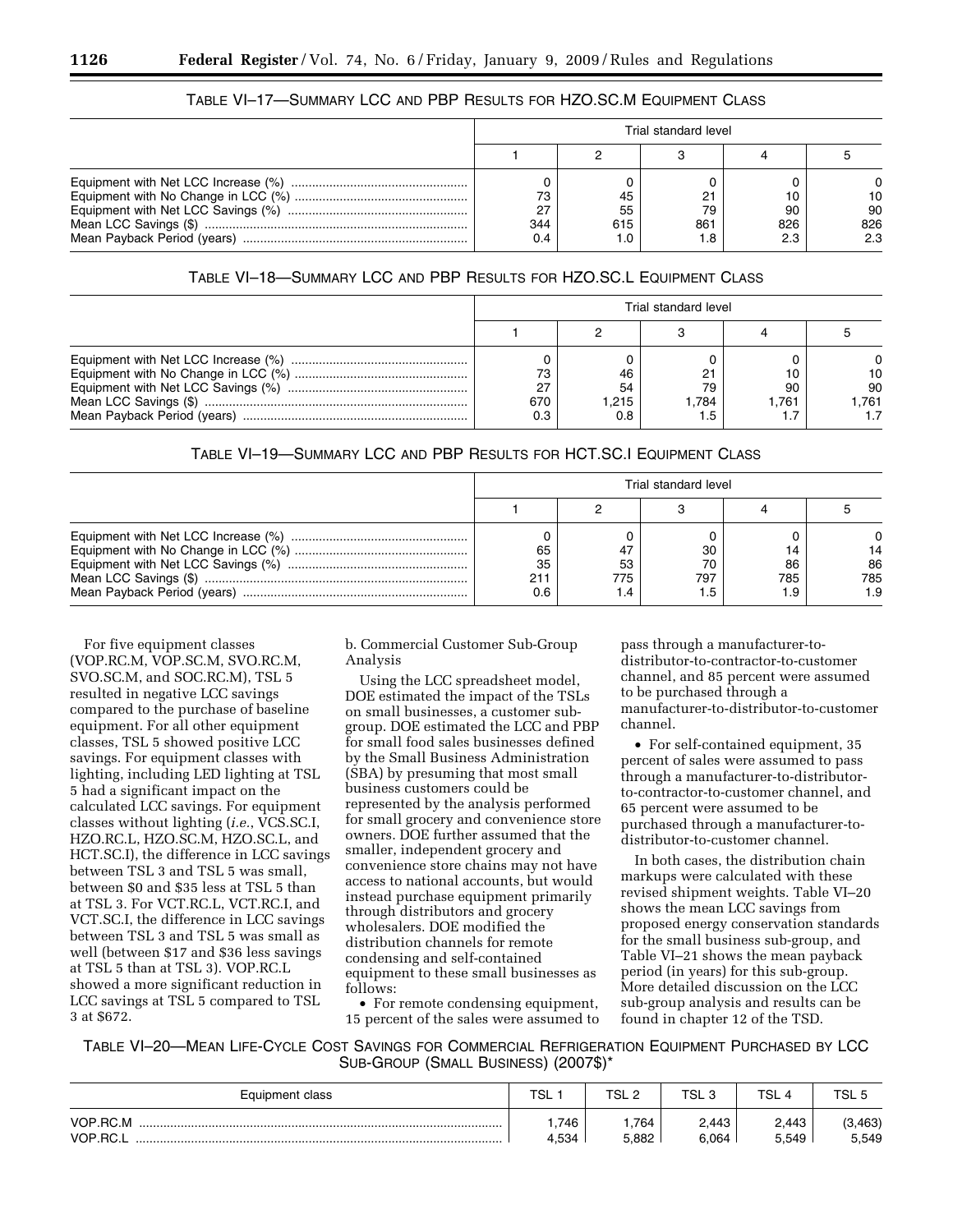TABLE VI–17—SUMMARY LCC AND PBP RESULTS FOR HZO.SC.M EQUIPMENT CLASS

| | Trial standard level | | | | |
|---|---|---|---|---|---|
| | 1 | 2 | 3 | 4 | 5 |
| Equipment with Net LCC Increase (%) | 0 | 0 | 0 | 0 | 0 |
| Equipment with No Change in LCC (%) | 73 | 45 | 21 | 10 | 10 |
| Equipment with Net LCC Savings (%) | 27 | 55 | 79 | 90 | 90 |
| Mean LCC Savings ($) | 344 | 615 | 861 | 826 | 826 |
| Mean Payback Period (years) | 0.4 | 1.0 | 1.8 | 2.3 | 2.3 |

TABLE VI–18—SUMMARY LCC AND PBP RESULTS FOR HZO.SC.L EQUIPMENT CLASS

| | Trial standard level | | | | |
|---|---|---|---|---|---|
| | 1 | 2 | 3 | 4 | 5 |
| Equipment with Net LCC Increase (%) | 0 | 0 | 0 | 0 | 0 |
| Equipment with No Change in LCC (%) | 73 | 46 | 21 | 10 | 10 |
| Equipment with Net LCC Savings (%) | 27 | 54 | 79 | 90 | 90 |
| Mean LCC Savings ($) | 670 | 1,215 | 1,784 | 1,761 | 1,761 |
| Mean Payback Period (years) | 0.3 | 0.8 | 1.5 | 1.7 | 1.7 |

TABLE VI–19—SUMMARY LCC AND PBP RESULTS FOR HCT.SC.I EQUIPMENT CLASS

| | Trial standard level | | | | |
|---|---|---|---|---|---|
| | 1 | 2 | 3 | 4 | 5 |
| Equipment with Net LCC Increase (%) | 0 | 0 | 0 | 0 | 0 |
| Equipment with No Change in LCC (%) | 65 | 47 | 30 | 14 | 14 |
| Equipment with Net LCC Savings (%) | 35 | 53 | 70 | 86 | 86 |
| Mean LCC Savings ($) | 211 | 775 | 797 | 785 | 785 |
| Mean Payback Period (years) | 0.6 | 1.4 | 1.5 | 1.9 | 1.9 |

For five equipment classes (VOP.RC.M, VOP.SC.M, SVO.RC.M, SVO.SC.M, and SOC.RC.M), TSL 5 resulted in negative LCC savings compared to the purchase of baseline equipment. For all other equipment classes, TSL 5 showed positive LCC savings. For equipment classes with lighting, including LED lighting at TSL 5 had a significant impact on the calculated LCC savings. For equipment classes without lighting (*i.e.*, VCS.SC.I, HZO.RC.L, HZO.SC.M, HZO.SC.L, and HCT.SC.I), the difference in LCC savings between TSL 3 and TSL 5 was small, between $0 and $35 less at TSL 5 than at TSL 3. For VCT.RC.L, VCT.RC.I, and VCT.SC.I, the difference in LCC savings between TSL 3 and TSL 5 was small as well (between $17 and $36 less savings at TSL 5 than at TSL 3). VOP.RC.L showed a more significant reduction in LCC savings at TSL 5 compared to TSL 3 at $672.

b. Commercial Customer Sub-Group Analysis

Using the LCC spreadsheet model, DOE estimated the impact of the TSLs on small businesses, a customer sub-group. DOE estimated the LCC and PBP for small food sales businesses defined by the Small Business Administration (SBA) by presuming that most small business customers could be represented by the analysis performed for small grocery and convenience store owners. DOE further assumed that the smaller, independent grocery and convenience store chains may not have access to national accounts, but would instead purchase equipment primarily through distributors and grocery wholesalers. DOE modified the distribution channels for remote condensing and self-contained equipment to these small businesses as follows:

- For remote condensing equipment, 15 percent of the sales were assumed to pass through a manufacturer-to-distributor-to-contractor-to-customer channel, and 85 percent were assumed to be purchased through a manufacturer-to-distributor-to-customer channel.
- For self-contained equipment, 35 percent of sales were assumed to pass through a manufacturer-to-distributor-to-contractor-to-customer channel, and 65 percent were assumed to be purchased through a manufacturer-to-distributor-to-customer channel.

In both cases, the distribution chain markups were calculated with these revised shipment weights. Table VI–20 shows the mean LCC savings from proposed energy conservation standards for the small business sub-group, and Table VI–21 shows the mean payback period (in years) for this sub-group. More detailed discussion on the LCC sub-group analysis and results can be found in chapter 12 of the TSD.

TABLE VI–20—MEAN LIFE-CYCLE COST SAVINGS FOR COMMERCIAL REFRIGERATION EQUIPMENT PURCHASED BY LCC SUB-GROUP (SMALL BUSINESS) (2007$)*

| Equipment class | TSL 1 | TSL 2 | TSL 3 | TSL 4 | TSL 5 |
|---|---|---|---|---|---|
| VOP.RC.M | 1,746 | 1,764 | 2,443 | 2,443 | (3,463) |
| VOP.RC.L | 4,534 | 5,882 | 6,064 | 5,549 | 5,549 |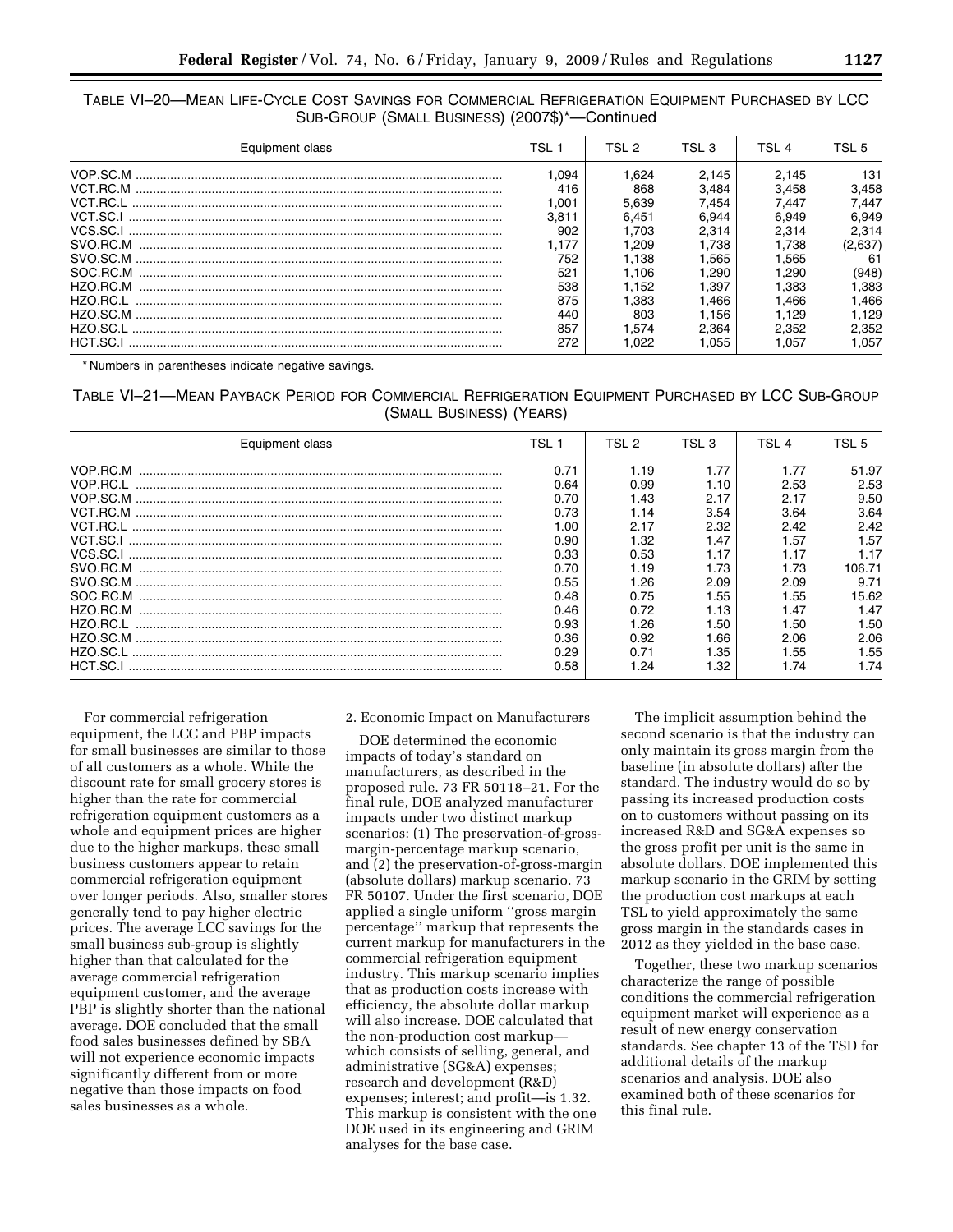TABLE VI–20—MEAN LIFE-CYCLE COST SAVINGS FOR COMMERCIAL REFRIGERATION EQUIPMENT PURCHASED BY LCC SUB-GROUP (SMALL BUSINESS) (2007$)*—Continued

| Equipment class | TSL 1 | TSL 2 | TSL 3 | TSL 4 | TSL 5 |
|---|---|---|---|---|---|
| VOP.SC.M | 1,094 | 1,624 | 2,145 | 2,145 | 131 |
| VCT.RC.M | 416 | 868 | 3,484 | 3,458 | 3,458 |
| VCT.RC.L | 1,001 | 5,639 | 7,454 | 7,447 | 7,447 |
| VCT.SC.I | 3,811 | 6,451 | 6,944 | 6,949 | 6,949 |
| VCS.SC.I | 902 | 1,703 | 2,314 | 2,314 | 2,314 |
| SVO.RC.M | 1,177 | 1,209 | 1,738 | 1,738 | (2,637) |
| SVO.SC.M | 752 | 1,138 | 1,565 | 1,565 | 61 |
| SOC.RC.M | 521 | 1,106 | 1,290 | 1,290 | (948) |
| HZO.RC.M | 538 | 1,152 | 1,397 | 1,383 | 1,383 |
| HZO.RC.L | 875 | 1,383 | 1,466 | 1,466 | 1,466 |
| HZO.SC.M | 440 | 803 | 1,156 | 1,129 | 1,129 |
| HZO.SC.L | 857 | 1,574 | 2,364 | 2,352 | 2,352 |
| HCT.SC.I | 272 | 1,022 | 1,055 | 1,057 | 1,057 |

* Numbers in parentheses indicate negative savings.

TABLE VI–21—MEAN PAYBACK PERIOD FOR COMMERCIAL REFRIGERATION EQUIPMENT PURCHASED BY LCC SUB-GROUP (SMALL BUSINESS) (YEARS)

| Equipment class | TSL 1 | TSL 2 | TSL 3 | TSL 4 | TSL 5 |
|---|---|---|---|---|---|
| VOP.RC.M | 0.71 | 1.19 | 1.77 | 1.77 | 51.97 |
| VOP.RC.L | 0.64 | 0.99 | 1.10 | 2.53 | 2.53 |
| VOP.SC.M | 0.70 | 1.43 | 2.17 | 2.17 | 9.50 |
| VCT.RC.M | 0.73 | 1.14 | 3.54 | 3.64 | 3.64 |
| VCT.RC.L | 1.00 | 2.17 | 2.32 | 2.42 | 2.42 |
| VCT.SC.I | 0.90 | 1.32 | 1.47 | 1.57 | 1.57 |
| VCS.SC.I | 0.33 | 0.53 | 1.17 | 1.17 | 1.17 |
| SVO.RC.M | 0.70 | 1.19 | 1.73 | 1.73 | 106.71 |
| SVO.SC.M | 0.55 | 1.26 | 2.09 | 2.09 | 9.71 |
| SOC.RC.M | 0.48 | 0.75 | 1.55 | 1.55 | 15.62 |
| HZO.RC.M | 0.46 | 0.72 | 1.13 | 1.47 | 1.47 |
| HZO.RC.L | 0.93 | 1.26 | 1.50 | 1.50 | 1.50 |
| HZO.SC.M | 0.36 | 0.92 | 1.66 | 2.06 | 2.06 |
| HZO.SC.L | 0.29 | 0.71 | 1.35 | 1.55 | 1.55 |
| HCT.SC.I | 0.58 | 1.24 | 1.32 | 1.74 | 1.74 |

For commercial refrigeration equipment, the LCC and PBP impacts for small businesses are similar to those of all customers as a whole. While the discount rate for small grocery stores is higher than the rate for commercial refrigeration equipment customers as a whole and equipment prices are higher due to the higher markups, these small business customers appear to retain commercial refrigeration equipment over longer periods. Also, smaller stores generally tend to pay higher electric prices. The average LCC savings for the small business sub-group is slightly higher than that calculated for the average commercial refrigeration equipment customer, and the average PBP is slightly shorter than the national average. DOE concluded that the small food sales businesses defined by SBA will not experience economic impacts significantly different from or more negative than those impacts on food sales businesses as a whole.

2. Economic Impact on Manufacturers

DOE determined the economic impacts of today's standard on manufacturers, as described in the proposed rule. 73 FR 50118–21. For the final rule, DOE analyzed manufacturer impacts under two distinct markup scenarios: (1) The preservation-of-gross-margin-percentage markup scenario, and (2) the preservation-of-gross-margin (absolute dollars) markup scenario. 73 FR 50107. Under the first scenario, DOE applied a single uniform ''gross margin percentage'' markup that represents the current markup for manufacturers in the commercial refrigeration equipment industry. This markup scenario implies that as production costs increase with efficiency, the absolute dollar markup will also increase. DOE calculated that the non-production cost markup—which consists of selling, general, and administrative (SG&A) expenses; research and development (R&D) expenses; interest; and profit—is 1.32. This markup is consistent with the one DOE used in its engineering and GRIM analyses for the base case.

The implicit assumption behind the second scenario is that the industry can only maintain its gross margin from the baseline (in absolute dollars) after the standard. The industry would do so by passing its increased production costs on to customers without passing on its increased R&D and SG&A expenses so the gross profit per unit is the same in absolute dollars. DOE implemented this markup scenario in the GRIM by setting the production cost markups at each TSL to yield approximately the same gross margin in the standards cases in 2012 as they yielded in the base case.

Together, these two markup scenarios characterize the range of possible conditions the commercial refrigeration equipment market will experience as a result of new energy conservation standards. See chapter 13 of the TSD for additional details of the markup scenarios and analysis. DOE also examined both of these scenarios for this final rule.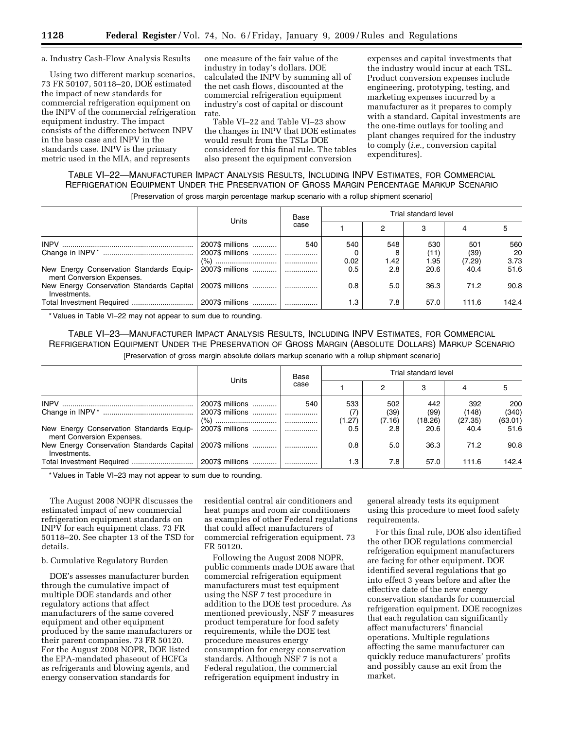a. Industry Cash-Flow Analysis Results

Using two different markup scenarios, 73 FR 50107, 50118–20, DOE estimated the impact of new standards for commercial refrigeration equipment on the INPV of the commercial refrigeration equipment industry. The impact consists of the difference between INPV in the base case and INPV in the standards case. INPV is the primary metric used in the MIA, and represents one measure of the fair value of the industry in today's dollars. DOE calculated the INPV by summing all of the net cash flows, discounted at the commercial refrigeration equipment industry's cost of capital or discount rate.

Table VI–22 and Table VI–23 show the changes in INPV that DOE estimates would result from the TSLs DOE considered for this final rule. The tables also present the equipment conversion expenses and capital investments that the industry would incur at each TSL. Product conversion expenses include engineering, prototyping, testing, and marketing expenses incurred by a manufacturer as it prepares to comply with a standard. Capital investments are the one-time outlays for tooling and plant changes required for the industry to comply (*i.e.*, conversion capital expenditures).

TABLE VI–22—MANUFACTURER IMPACT ANALYSIS RESULTS, INCLUDING INPV ESTIMATES, FOR COMMERCIAL REFRIGERATION EQUIPMENT UNDER THE PRESERVATION OF GROSS MARGIN PERCENTAGE MARKUP SCENARIO

[Preservation of gross margin percentage markup scenario with a rollup shipment scenario]

| | Units | Base case | Trial standard level | | | | |
|---|---|---|---|---|---|---|---|
| | | | 1 | 2 | 3 | 4 | 5 |
| INPV | 2007$ millions | 540 | 540 | 548 | 530 | 501 | 560 |
| Change in INPV* | 2007$ millions | | 0 | 8 | (11) | (39) | 20 |
| | (%) | | 0.02 | 1.42 | 1.95 | (7.29) | 3.73 |
| New Energy Conservation Standards Equipment Conversion Expenses. | 2007$ millions | | 0.5 | 2.8 | 20.6 | 40.4 | 51.6 |
| New Energy Conservation Standards Capital Investments. | 2007$ millions | | 0.8 | 5.0 | 36.3 | 71.2 | 90.8 |
| Total Investment Required | 2007$ millions | | 1.3 | 7.8 | 57.0 | 111.6 | 142.4 |

* Values in Table VI–22 may not appear to sum due to rounding.

TABLE VI–23—MANUFACTURER IMPACT ANALYSIS RESULTS, INCLUDING INPV ESTIMATES, FOR COMMERCIAL REFRIGERATION EQUIPMENT UNDER THE PRESERVATION OF GROSS MARGIN (ABSOLUTE DOLLARS) MARKUP SCENARIO

[Preservation of gross margin absolute dollars markup scenario with a rollup shipment scenario]

| | Units | Base case | Trial standard level | | | | |
|---|---|---|---|---|---|---|---|
| | | | 1 | 2 | 3 | 4 | 5 |
| INPV | 2007$ millions | 540 | 533 | 502 | 442 | 392 | 200 |
| Change in INPV* | 2007$ millions | | (7) | (39) | (99) | (148) | (340) |
| | (%) | | (1.27) | (7.16) | (18.26) | (27.35) | (63.01) |
| New Energy Conservation Standards Equipment Conversion Expenses. | 2007$ millions | | 0.5 | 2.8 | 20.6 | 40.4 | 51.6 |
| New Energy Conservation Standards Capital Investments. | 2007$ millions | | 0.8 | 5.0 | 36.3 | 71.2 | 90.8 |
| Total Investment Required | 2007$ millions | | 1.3 | 7.8 | 57.0 | 111.6 | 142.4 |

* Values in Table VI–23 may not appear to sum due to rounding.

The August 2008 NOPR discusses the estimated impact of new commercial refrigeration equipment standards on INPV for each equipment class. 73 FR 50118–20. See chapter 13 of the TSD for details.

b. Cumulative Regulatory Burden

DOE's assesses manufacturer burden through the cumulative impact of multiple DOE standards and other regulatory actions that affect manufacturers of the same covered equipment and other equipment produced by the same manufacturers or their parent companies. 73 FR 50120. For the August 2008 NOPR, DOE listed the EPA-mandated phaseout of HCFCs as refrigerants and blowing agents, and energy conservation standards for residential central air conditioners and heat pumps and room air conditioners as examples of other Federal regulations that could affect manufacturers of commercial refrigeration equipment. 73 FR 50120.

Following the August 2008 NOPR, public comments made DOE aware that commercial refrigeration equipment manufacturers must test equipment using the NSF 7 test procedure in addition to the DOE test procedure. As mentioned previously, NSF 7 measures product temperature for food safety requirements, while the DOE test procedure measures energy consumption for energy conservation standards. Although NSF 7 is not a Federal regulation, the commercial refrigeration equipment industry in general already tests its equipment using this procedure to meet food safety requirements.

For this final rule, DOE also identified the other DOE regulations commercial refrigeration equipment manufacturers are facing for other equipment. DOE identified several regulations that go into effect 3 years before and after the effective date of the new energy conservation standards for commercial refrigeration equipment. DOE recognizes that each regulation can significantly affect manufacturers' financial operations. Multiple regulations affecting the same manufacturer can quickly reduce manufacturers' profits and possibly cause an exit from the market.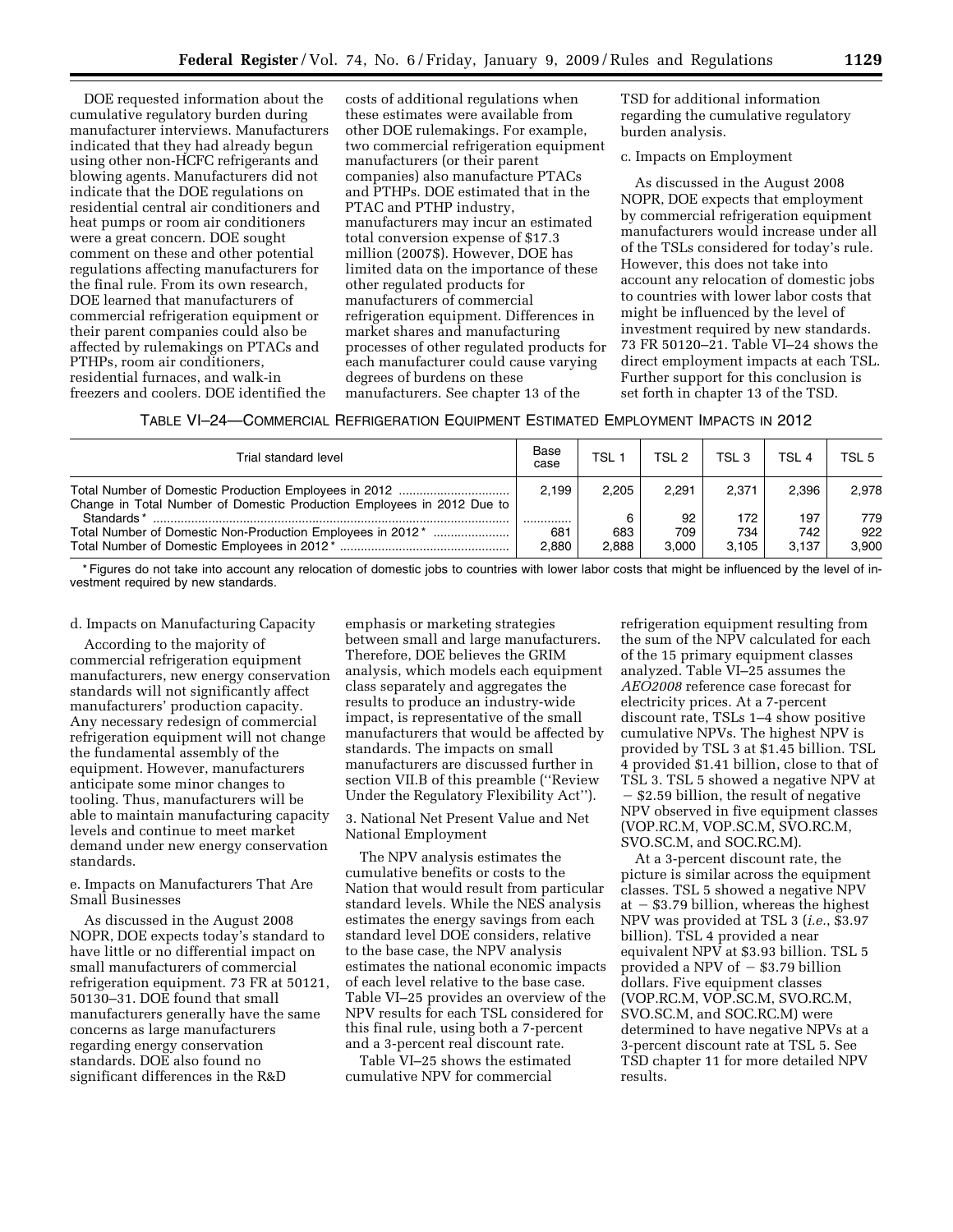DOE requested information about the cumulative regulatory burden during manufacturer interviews. Manufacturers indicated that they had already begun using other non-HCFC refrigerants and blowing agents. Manufacturers did not indicate that the DOE regulations on residential central air conditioners and heat pumps or room air conditioners were a great concern. DOE sought comment on these and other potential regulations affecting manufacturers for the final rule. From its own research, DOE learned that manufacturers of commercial refrigeration equipment or their parent companies could also be affected by rulemakings on PTACs and PTHPs, room air conditioners, residential furnaces, and walk-in freezers and coolers. DOE identified the costs of additional regulations when these estimates were available from other DOE rulemakings. For example, two commercial refrigeration equipment manufacturers (or their parent companies) also manufacture PTACs and PTHPs. DOE estimated that in the PTAC and PTHP industry, manufacturers may incur an estimated total conversion expense of $17.3 million (2007$). However, DOE has limited data on the importance of these other regulated products for manufacturers of commercial refrigeration equipment. Differences in market shares and manufacturing processes of other regulated products for each manufacturer could cause varying degrees of burdens on these manufacturers. See chapter 13 of the TSD for additional information regarding the cumulative regulatory burden analysis.

c. Impacts on Employment

As discussed in the August 2008 NOPR, DOE expects that employment by commercial refrigeration equipment manufacturers would increase under all of the TSLs considered for today's rule. However, this does not take into account any relocation of domestic jobs to countries with lower labor costs that might be influenced by the level of investment required by new standards. 73 FR 50120–21. Table VI–24 shows the direct employment impacts at each TSL. Further support for this conclusion is set forth in chapter 13 of the TSD.

TABLE VI–24—COMMERCIAL REFRIGERATION EQUIPMENT ESTIMATED EMPLOYMENT IMPACTS IN 2012

| Trial standard level | Base case | TSL 1 | TSL 2 | TSL 3 | TSL 4 | TSL 5 |
|---|---|---|---|---|---|---|
| Total Number of Domestic Production Employees in 2012 | 2,199 | 2,205 | 2,291 | 2,371 | 2,396 | 2,978 |
| Change in Total Number of Domestic Production Employees in 2012 Due to Standards* | .............. | 6 | 92 | 172 | 197 | 779 |
| Total Number of Domestic Non-Production Employees in 2012* | 681 | 683 | 709 | 734 | 742 | 922 |
| Total Number of Domestic Employees in 2012* | 2,880 | 2,888 | 3,000 | 3,105 | 3,137 | 3,900 |

\* Figures do not take into account any relocation of domestic jobs to countries with lower labor costs that might be influenced by the level of investment required by new standards.

d. Impacts on Manufacturing Capacity

According to the majority of commercial refrigeration equipment manufacturers, new energy conservation standards will not significantly affect manufacturers' production capacity. Any necessary redesign of commercial refrigeration equipment will not change the fundamental assembly of the equipment. However, manufacturers anticipate some minor changes to tooling. Thus, manufacturers will be able to maintain manufacturing capacity levels and continue to meet market demand under new energy conservation standards.

e. Impacts on Manufacturers That Are Small Businesses

As discussed in the August 2008 NOPR, DOE expects today's standard to have little or no differential impact on small manufacturers of commercial refrigeration equipment. 73 FR at 50121, 50130–31. DOE found that small manufacturers generally have the same concerns as large manufacturers regarding energy conservation standards. DOE also found no significant differences in the R&D emphasis or marketing strategies between small and large manufacturers. Therefore, DOE believes the GRIM analysis, which models each equipment class separately and aggregates the results to produce an industry-wide impact, is representative of the small manufacturers that would be affected by standards. The impacts on small manufacturers are discussed further in section VII.B of this preamble (''Review Under the Regulatory Flexibility Act'').

3. National Net Present Value and Net National Employment

The NPV analysis estimates the cumulative benefits or costs to the Nation that would result from particular standard levels. While the NES analysis estimates the energy savings from each standard level DOE considers, relative to the base case, the NPV analysis estimates the national economic impacts of each level relative to the base case. Table VI–25 provides an overview of the NPV results for each TSL considered for this final rule, using both a 7-percent and a 3-percent real discount rate.

Table VI–25 shows the estimated cumulative NPV for commercial refrigeration equipment resulting from the sum of the NPV calculated for each of the 15 primary equipment classes analyzed. Table VI–25 assumes the *AEO2008* reference case forecast for electricity prices. At a 7-percent discount rate, TSLs 1–4 show positive cumulative NPVs. The highest NPV is provided by TSL 3 at $1.45 billion. TSL 4 provided $1.41 billion, close to that of TSL 3. TSL 5 showed a negative NPV at − $2.59 billion, the result of negative NPV observed in five equipment classes (VOP.RC.M, VOP.SC.M, SVO.RC.M, SVO.SC.M, and SOC.RC.M).

At a 3-percent discount rate, the picture is similar across the equipment classes. TSL 5 showed a negative NPV at − $3.79 billion, whereas the highest NPV was provided at TSL 3 (*i.e.*, $3.97 billion). TSL 4 provided a near equivalent NPV at $3.93 billion. TSL 5 provided a NPV of − $3.79 billion dollars. Five equipment classes (VOP.RC.M, VOP.SC.M, SVO.RC.M, SVO.SC.M, and SOC.RC.M) were determined to have negative NPVs at a 3-percent discount rate at TSL 5. See TSD chapter 11 for more detailed NPV results.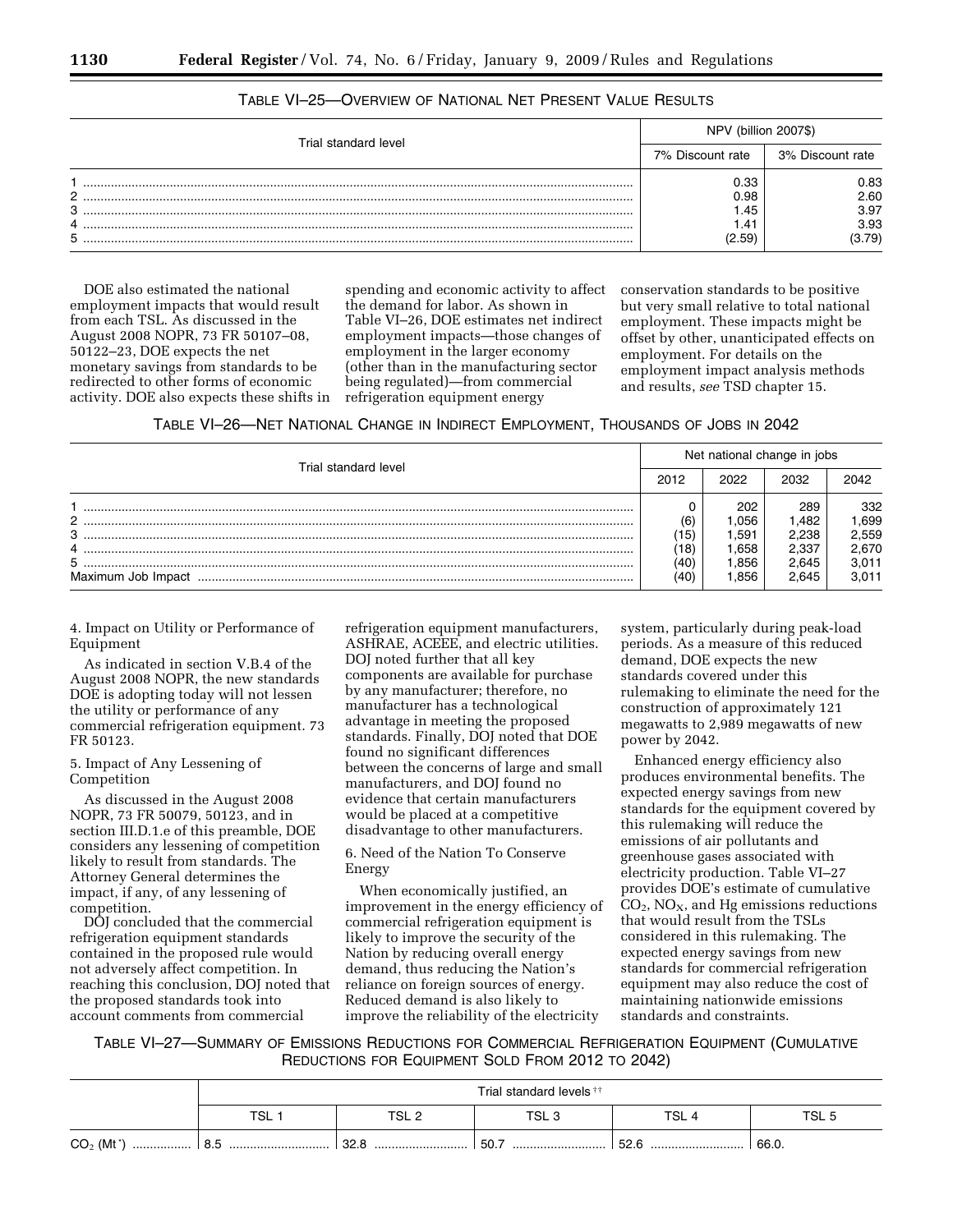TABLE VI–25—OVERVIEW OF NATIONAL NET PRESENT VALUE RESULTS

| Trial standard level | NPV (billion 2007$) | |
|---|---|---|
| | 7% Discount rate | 3% Discount rate |
| 1 | 0.33 | 0.83 |
| 2 | 0.98 | 2.60 |
| 3 | 1.45 | 3.97 |
| 4 | 1.41 | 3.93 |
| 5 | (2.59) | (3.79) |

DOE also estimated the national employment impacts that would result from each TSL. As discussed in the August 2008 NOPR, 73 FR 50107–08, 50122–23, DOE expects the net monetary savings from standards to be redirected to other forms of economic activity. DOE also expects these shifts in spending and economic activity to affect the demand for labor. As shown in Table VI–26, DOE estimates net indirect employment impacts—those changes of employment in the larger economy (other than in the manufacturing sector being regulated)—from commercial refrigeration equipment energy conservation standards to be positive but very small relative to total national employment. These impacts might be offset by other, unanticipated effects on employment. For details on the employment impact analysis methods and results, *see* TSD chapter 15.

TABLE VI–26—NET NATIONAL CHANGE IN INDIRECT EMPLOYMENT, THOUSANDS OF JOBS IN 2042

| Trial standard level | Net national change in jobs | | | |
|---|---|---|---|---|
| | 2012 | 2022 | 2032 | 2042 |
| 1 | 0 | 202 | 289 | 332 |
| 2 | (6) | 1,056 | 1,482 | 1,699 |
| 3 | (15) | 1,591 | 2,238 | 2,559 |
| 4 | (18) | 1,658 | 2,337 | 2,670 |
| 5 | (40) | 1,856 | 2,645 | 3,011 |
| Maximum Job Impact | (40) | 1,856 | 2,645 | 3,011 |

4. Impact on Utility or Performance of Equipment

As indicated in section V.B.4 of the August 2008 NOPR, the new standards DOE is adopting today will not lessen the utility or performance of any commercial refrigeration equipment. 73 FR 50123.

5. Impact of Any Lessening of Competition

As discussed in the August 2008 NOPR, 73 FR 50079, 50123, and in section III.D.1.e of this preamble, DOE considers any lessening of competition likely to result from standards. The Attorney General determines the impact, if any, of any lessening of competition.

DOJ concluded that the commercial refrigeration equipment standards contained in the proposed rule would not adversely affect competition. In reaching this conclusion, DOJ noted that the proposed standards took into account comments from commercial refrigeration equipment manufacturers, ASHRAE, ACEEE, and electric utilities. DOJ noted further that all key components are available for purchase by any manufacturer; therefore, no manufacturer has a technological advantage in meeting the proposed standards. Finally, DOJ noted that DOE found no significant differences between the concerns of large and small manufacturers, and DOJ found no evidence that certain manufacturers would be placed at a competitive disadvantage to other manufacturers.

6. Need of the Nation To Conserve Energy

When economically justified, an improvement in the energy efficiency of commercial refrigeration equipment is likely to improve the security of the Nation by reducing overall energy demand, thus reducing the Nation's reliance on foreign sources of energy. Reduced demand is also likely to improve the reliability of the electricity system, particularly during peak-load periods. As a measure of this reduced demand, DOE expects the new standards covered under this rulemaking to eliminate the need for the construction of approximately 121 megawatts to 2,989 megawatts of new power by 2042.

Enhanced energy efficiency also produces environmental benefits. The expected energy savings from new standards for the equipment covered by this rulemaking will reduce the emissions of air pollutants and greenhouse gases associated with electricity production. Table VI–27 provides DOE's estimate of cumulative $CO_2$, $NO_X$, and Hg emissions reductions that would result from the TSLs considered in this rulemaking. The expected energy savings from new standards for commercial refrigeration equipment may also reduce the cost of maintaining nationwide emissions standards and constraints.

TABLE VI–27—SUMMARY OF EMISSIONS REDUCTIONS FOR COMMERCIAL REFRIGERATION EQUIPMENT (CUMULATIVE REDUCTIONS FOR EQUIPMENT SOLD FROM 2012 TO 2042)

| | Trial standard levels †† | | | | |
|---|---|---|---|---|---|
| | TSL 1 | TSL 2 | TSL 3 | TSL 4 | TSL 5 |
| $CO_2$ (Mt*) | 8.5 | 32.8 | 50.7 | 52.6 | 66.0. |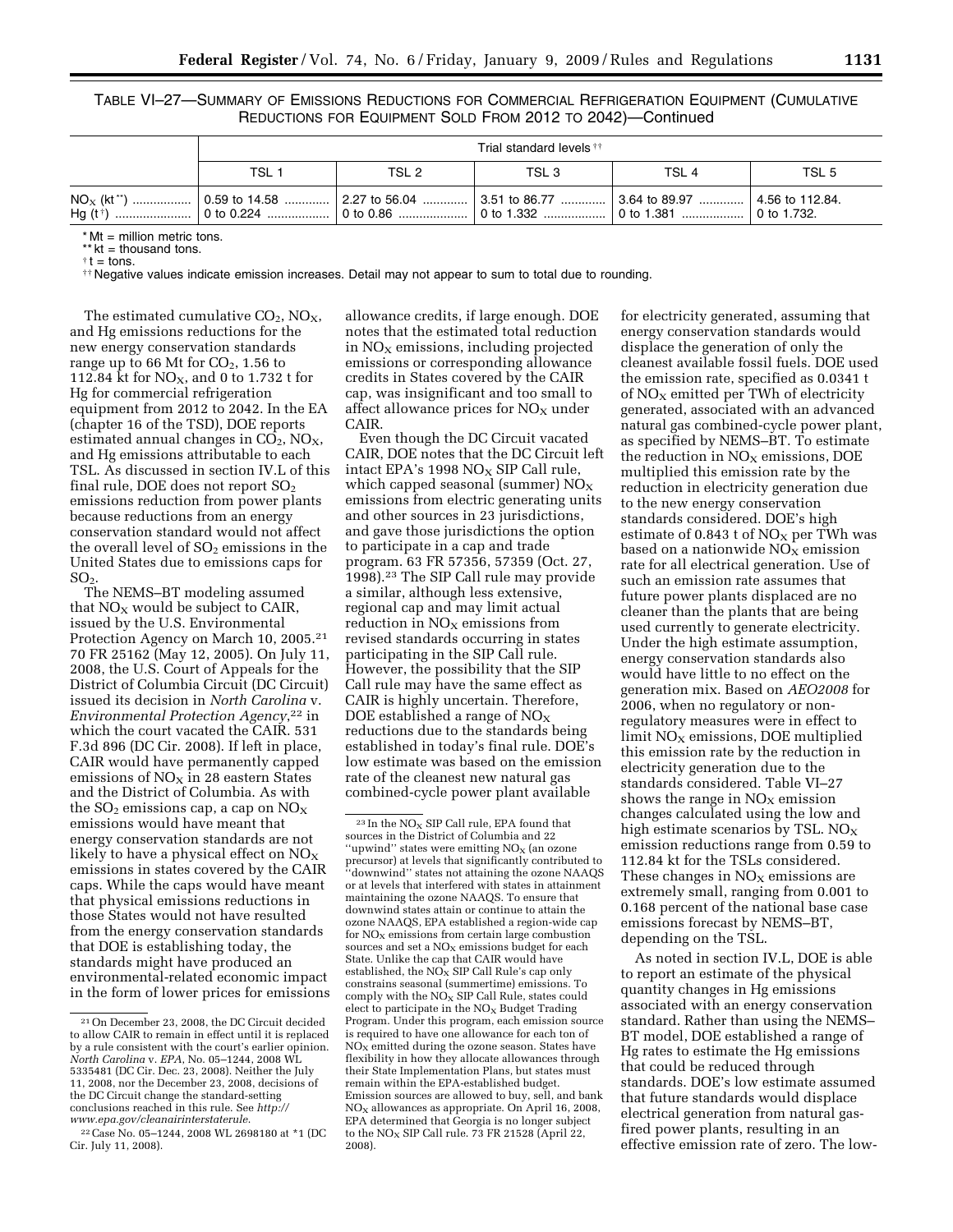TABLE VI–27—SUMMARY OF EMISSIONS REDUCTIONS FOR COMMERCIAL REFRIGERATION EQUIPMENT (CUMULATIVE REDUCTIONS FOR EQUIPMENT SOLD FROM 2012 TO 2042)—Continued

| | Trial standard levels †† | | | | |
|---|---|---|---|---|---|
| | TSL 1 | TSL 2 | TSL 3 | TSL 4 | TSL 5 |
| $NO_X$ (kt**) | 0.59 to 14.58 | 2.27 to 56.04 | 3.51 to 86.77 | 3.64 to 89.97 | 4.56 to 112.84. |
| Hg (t†) | 0 to 0.224 | 0 to 0.86 | 0 to 1.332 | 0 to 1.381 | 0 to 1.732. |

* Mt = million metric tons.
** kt = thousand tons.
† t = tons.
†† Negative values indicate emission increases. Detail may not appear to sum to total due to rounding.

The estimated cumulative $CO_2$, $NO_X$, and Hg emissions reductions for the new energy conservation standards range up to 66 Mt for $CO_2$, 1.56 to 112.84 kt for $NO_X$, and 0 to 1.732 t for Hg for commercial refrigeration equipment from 2012 to 2042. In the EA (chapter 16 of the TSD), DOE reports estimated annual changes in $CO_2$, $NO_X$, and Hg emissions attributable to each TSL. As discussed in section IV.L of this final rule, DOE does not report $SO_2$ emissions reduction from power plants because reductions from an energy conservation standard would not affect the overall level of $SO_2$ emissions in the United States due to emissions caps for $SO_2$.

The NEMS–BT modeling assumed that $NO_X$ would be subject to CAIR, issued by the U.S. Environmental Protection Agency on March 10, 2005.[21] 70 FR 25162 (May 12, 2005). On July 11, 2008, the U.S. Court of Appeals for the District of Columbia Circuit (DC Circuit) issued its decision in *North Carolina* v. *Environmental Protection Agency*,[22] in which the court vacated the CAIR. 531 F.3d 896 (DC Cir. 2008). If left in place, CAIR would have permanently capped emissions of $NO_X$ in 28 eastern States and the District of Columbia. As with the $SO_2$ emissions cap, a cap on $NO_X$ emissions would have meant that energy conservation standards are not likely to have a physical effect on $NO_X$ emissions in states covered by the CAIR caps. While the caps would have meant that physical emissions reductions in those States would not have resulted from the energy conservation standards that DOE is establishing today, the standards might have produced an environmental-related economic impact in the form of lower prices for emissions allowance credits, if large enough. DOE notes that the estimated total reduction in $NO_X$ emissions, including projected emissions or corresponding allowance credits in States covered by the CAIR cap, was insignificant and too small to affect allowance prices for $NO_X$ under CAIR.

Even though the DC Circuit vacated CAIR, DOE notes that the DC Circuit left intact EPA's 1998 $NO_X$ SIP Call rule, which capped seasonal (summer) $NO_X$ emissions from electric generating units and other sources in 23 jurisdictions, and gave those jurisdictions the option to participate in a cap and trade program. 63 FR 57356, 57359 (Oct. 27, 1998).[23] The SIP Call rule may provide a similar, although less extensive, regional cap and may limit actual reduction in $NO_X$ emissions from revised standards occurring in states participating in the SIP Call rule. However, the possibility that the SIP Call rule may have the same effect as CAIR is highly uncertain. Therefore, DOE established a range of $NO_X$ reductions due to the standards being established in today's final rule. DOE's low estimate was based on the emission rate of the cleanest new natural gas combined-cycle power plant available for electricity generated, assuming that energy conservation standards would displace the generation of only the cleanest available fossil fuels. DOE used the emission rate, specified as 0.0341 t of $NO_X$ emitted per TWh of electricity generated, associated with an advanced natural gas combined-cycle power plant, as specified by NEMS–BT. To estimate the reduction in $NO_X$ emissions, DOE multiplied this emission rate by the reduction in electricity generation due to the new energy conservation standards considered. DOE's high estimate of 0.843 t of $NO_X$ per TWh was based on a nationwide $NO_X$ emission rate for all electrical generation. Use of such an emission rate assumes that future power plants displaced are no cleaner than the plants that are being used currently to generate electricity. Under the high estimate assumption, energy conservation standards also would have little to no effect on the generation mix. Based on *AEO2008* for 2006, when no regulatory or non-regulatory measures were in effect to limit $NO_X$ emissions, DOE multiplied this emission rate by the reduction in electricity generation due to the standards considered. Table VI–27 shows the range in $NO_X$ emission changes calculated using the low and high estimate scenarios by TSL. $NO_X$ emission reductions range from 0.59 to 112.84 kt for the TSLs considered. These changes in $NO_X$ emissions are extremely small, ranging from 0.001 to 0.168 percent of the national base case emissions forecast by NEMS–BT, depending on the TSL.

As noted in section IV.L, DOE is able to report an estimate of the physical quantity changes in Hg emissions associated with an energy conservation standard. Rather than using the NEMS–BT model, DOE established a range of Hg rates to estimate the Hg emissions that could be reduced through standards. DOE's low estimate assumed that future standards would displace electrical generation from natural gas-fired power plants, resulting in an effective emission rate of zero. The low-

[21] On December 23, 2008, the DC Circuit decided to allow CAIR to remain in effect until it is replaced by a rule consistent with the court's earlier opinion. *North Carolina* v. *EPA*, No. 05–1244, 2008 WL 5335481 (DC Cir. Dec. 23, 2008). Neither the July 11, 2008, nor the December 23, 2008, decisions of the DC Circuit change the standard-setting conclusions reached in this rule. See *http://www.epa.gov/cleanairinterstaterule*.

[22] Case No. 05–1244, 2008 WL 2698180 at *1 (DC Cir. July 11, 2008).

[23] In the $NO_X$ SIP Call rule, EPA found that sources in the District of Columbia and 22 "upwind" states were emitting $NO_X$ (an ozone precursor) at levels that significantly contributed to "downwind" states not attaining the ozone NAAQS or at levels that interfered with states in attainment maintaining the ozone NAAQS. To ensure that downwind states attain or continue to attain the ozone NAAQS, EPA established a region-wide cap for $NO_X$ emissions from certain large combustion sources and set a $NO_X$ emissions budget for each State. Unlike the cap that CAIR would have established, the $NO_X$ SIP Call Rule's cap only constrains seasonal (summertime) emissions. To comply with the $NO_X$ SIP Call Rule, states could elect to participate in the $NO_X$ Budget Trading Program. Under this program, each emission source is required to have one allowance for each ton of $NO_X$ emitted during the ozone season. States have flexibility in how they allocate allowances through their State Implementation Plans, but states must remain within the EPA-established budget. Emission sources are allowed to buy, sell, and bank $NO_X$ allowances as appropriate. On April 16, 2008, EPA determined that Georgia is no longer subject to the $NO_X$ SIP Call rule. 73 FR 21528 (April 22, 2008).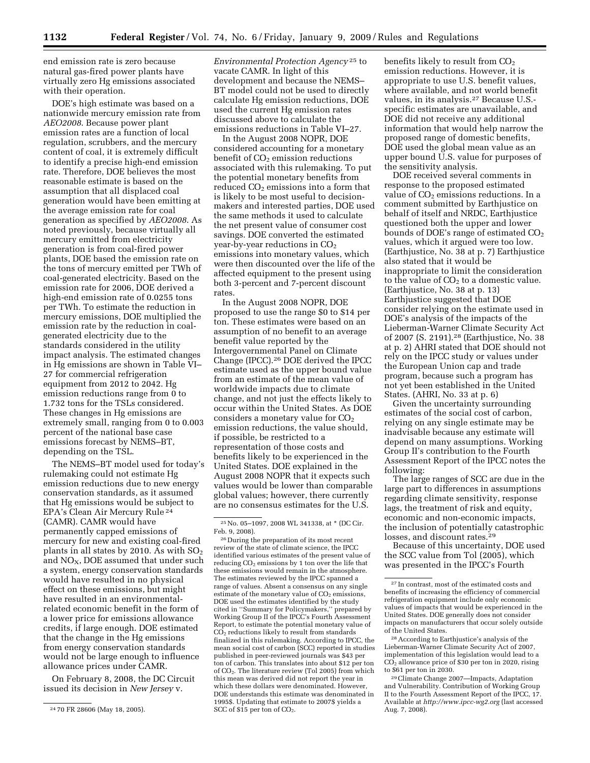end emission rate is zero because natural gas-fired power plants have virtually zero Hg emissions associated with their operation.

DOE's high estimate was based on a nationwide mercury emission rate from *AEO2008*. Because power plant emission rates are a function of local regulation, scrubbers, and the mercury content of coal, it is extremely difficult to identify a precise high-end emission rate. Therefore, DOE believes the most reasonable estimate is based on the assumption that all displaced coal generation would have been emitting at the average emission rate for coal generation as specified by *AEO2008*. As noted previously, because virtually all mercury emitted from electricity generation is from coal-fired power plants, DOE based the emission rate on the tons of mercury emitted per TWh of coal-generated electricity. Based on the emission rate for 2006, DOE derived a high-end emission rate of 0.0255 tons per TWh. To estimate the reduction in mercury emissions, DOE multiplied the emission rate by the reduction in coal-generated electricity due to the standards considered in the utility impact analysis. The estimated changes in Hg emissions are shown in Table VI–27 for commercial refrigeration equipment from 2012 to 2042. Hg emission reductions range from 0 to 1.732 tons for the TSLs considered. These changes in Hg emissions are extremely small, ranging from 0 to 0.003 percent of the national base case emissions forecast by NEMS–BT, depending on the TSL.

The NEMS–BT model used for today's rulemaking could not estimate Hg emission reductions due to new energy conservation standards, as it assumed that Hg emissions would be subject to EPA's Clean Air Mercury Rule [24] (CAMR). CAMR would have permanently capped emissions of mercury for new and existing coal-fired plants in all states by 2010. As with $SO_2$ and $NO_X$, DOE assumed that under such a system, energy conservation standards would have resulted in no physical effect on these emissions, but might have resulted in an environmental-related economic benefit in the form of a lower price for emissions allowance credits, if large enough. DOE estimated that the change in the Hg emissions from energy conservation standards would not be large enough to influence allowance prices under CAMR.

On February 8, 2008, the DC Circuit issued its decision in *New Jersey* v. *Environmental Protection Agency* [25] to vacate CAMR. In light of this development and because the NEMS–BT model could not be used to directly calculate Hg emission reductions, DOE used the current Hg emission rates discussed above to calculate the emissions reductions in Table VI–27.

In the August 2008 NOPR, DOE considered accounting for a monetary benefit of $CO_2$ emission reductions associated with this rulemaking. To put the potential monetary benefits from reduced $CO_2$ emissions into a form that is likely to be most useful to decision-makers and interested parties, DOE used the same methods it used to calculate the net present value of consumer cost savings. DOE converted the estimated year-by-year reductions in $CO_2$ emissions into monetary values, which were then discounted over the life of the affected equipment to the present using both 3-percent and 7-percent discount rates.

In the August 2008 NOPR, DOE proposed to use the range $0 to $14 per ton. These estimates were based on an assumption of no benefit to an average benefit value reported by the Intergovernmental Panel on Climate Change (IPCC).[26] DOE derived the IPCC estimate used as the upper bound value from an estimate of the mean value of worldwide impacts due to climate change, and not just the effects likely to occur within the United States. As DOE considers a monetary value for $CO_2$ emission reductions, the value should, if possible, be restricted to a representation of those costs and benefits likely to be experienced in the United States. DOE explained in the August 2008 NOPR that it expects such values would be lower than comparable global values; however, there currently are no consensus estimates for the U.S. benefits likely to result from $CO_2$ emission reductions. However, it is appropriate to use U.S. benefit values, where available, and not world benefit values, in its analysis.[27] Because U.S.-specific estimates are unavailable, and DOE did not receive any additional information that would help narrow the proposed range of domestic benefits, DOE used the global mean value as an upper bound U.S. value for purposes of the sensitivity analysis.

DOE received several comments in response to the proposed estimated value of $CO_2$ emissions reductions. In a comment submitted by Earthjustice on behalf of itself and NRDC, Earthjustice questioned both the upper and lower bounds of DOE's range of estimated $CO_2$ values, which it argued were too low. (Earthjustice, No. 38 at p. 7) Earthjustice also stated that it would be inappropriate to limit the consideration to the value of $CO_2$ to a domestic value. (Earthjustice, No. 38 at p. 13) Earthjustice suggested that DOE consider relying on the estimate used in DOE's analysis of the impacts of the Lieberman-Warner Climate Security Act of 2007 (S. 2191).[28] (Earthjustice, No. 38 at p. 2) AHRI stated that DOE should not rely on the IPCC study or values under the European Union cap and trade program, because such a program has not yet been established in the United States. (AHRI, No. 33 at p. 6)

Given the uncertainty surrounding estimates of the social cost of carbon, relying on any single estimate may be inadvisable because any estimate will depend on many assumptions. Working Group II's contribution to the Fourth Assessment Report of the IPCC notes the following:

The large ranges of SCC are due in the large part to differences in assumptions regarding climate sensitivity, response lags, the treatment of risk and equity, economic and non-economic impacts, the inclusion of potentially catastrophic losses, and discount rates.[29]

Because of this uncertainty, DOE used the SCC value from Tol (2005), which was presented in the IPCC's Fourth

---

[24] 70 FR 28606 (May 18, 2005).

[25] No. 05–1097, 2008 WL 341338, at * (DC Cir. Feb. 9, 2008).

[26] During the preparation of its most recent review of the state of climate science, the IPCC identified various estimates of the present value of reducing $CO_2$ emissions by 1 ton over the life that these emissions would remain in the atmosphere. The estimates reviewed by the IPCC spanned a range of values. Absent a consensus on any single estimate of the monetary value of $CO_2$ emissions, DOE used the estimates identified by the study cited in "Summary for Policymakers," prepared by Working Group II of the IPCC's Fourth Assessment Report, to estimate the potential monetary value of $CO_2$ reductions likely to result from standards finalized in this rulemaking. According to IPCC, the mean social cost of carbon (SCC) reported in studies published in peer-reviewed journals was $43 per ton of carbon. This translates into about $12 per ton of $CO_2$. The literature review (Tol 2005) from which this mean was derived did not report the year in which these dollars were denominated. However, DOE understands this estimate was denominated in 1995$. Updating that estimate to 2007$ yields a SCC of $15 per ton of $CO_2$.

[27] In contrast, most of the estimated costs and benefits of increasing the efficiency of commercial refrigeration equipment include only economic values of impacts that would be experienced in the United States. DOE generally does not consider impacts on manufacturers that occur solely outside of the United States.

[28] According to Earthjustice's analysis of the Lieberman-Warner Climate Security Act of 2007, implementation of this legislation would lead to a $CO_2$ allowance price of $30 per ton in 2020, rising to $61 per ton in 2030.

[29] Climate Change 2007—Impacts, Adaptation and Vulnerability. Contribution of Working Group II to the Fourth Assessment Report of the IPCC, 17. Available at *http://www.ipcc-wg2.org* (last accessed Aug. 7, 2008).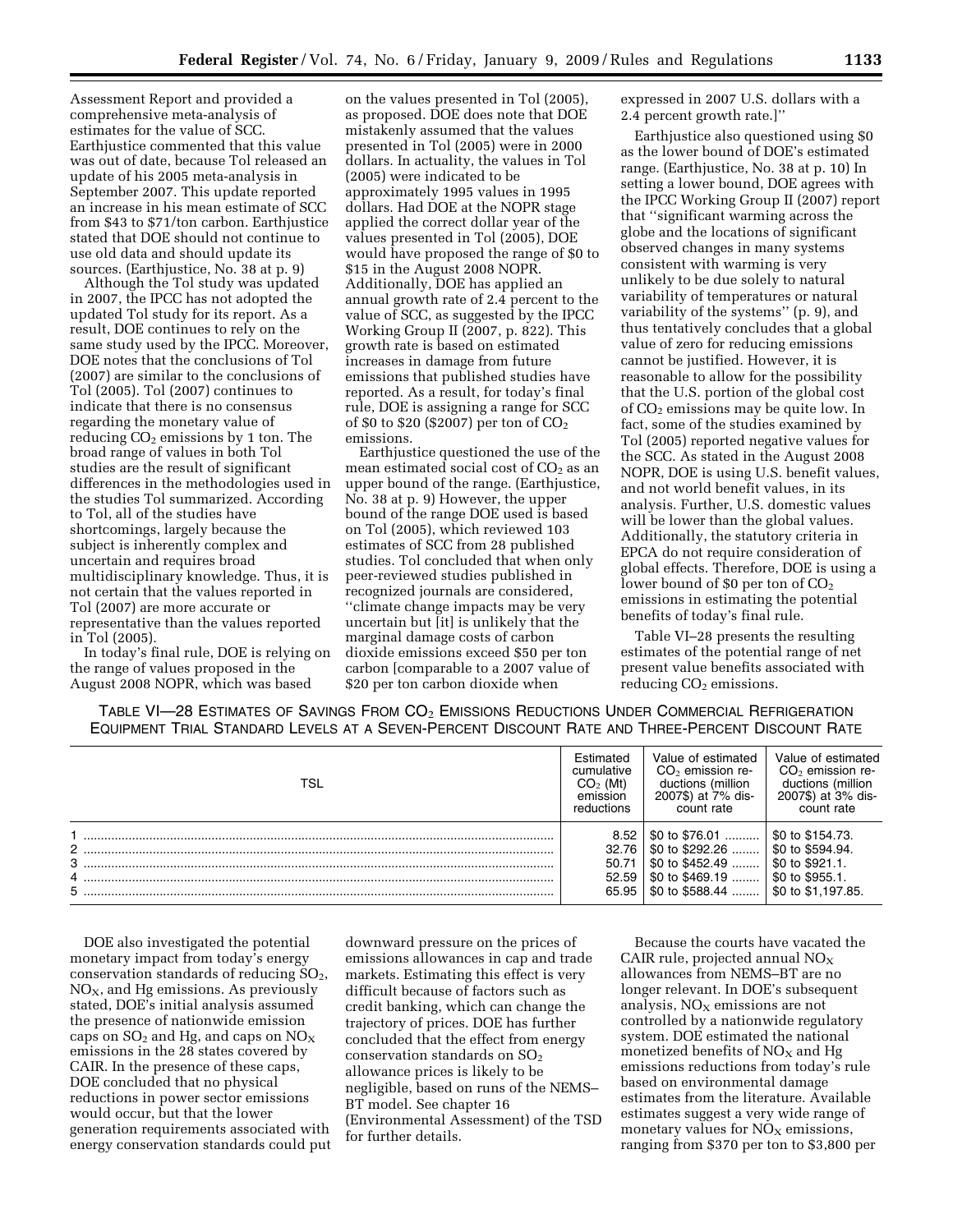Assessment Report and provided a comprehensive meta-analysis of estimates for the value of SCC. Earthjustice commented that this value was out of date, because Tol released an update of his 2005 meta-analysis in September 2007. This update reported an increase in his mean estimate of SCC from $43 to $71/ton carbon. Earthjustice stated that DOE should not continue to use old data and should update its sources. (Earthjustice, No. 38 at p. 9)

Although the Tol study was updated in 2007, the IPCC has not adopted the updated Tol study for its report. As a result, DOE continues to rely on the same study used by the IPCC. Moreover, DOE notes that the conclusions of Tol (2007) are similar to the conclusions of Tol (2005). Tol (2007) continues to indicate that there is no consensus regarding the monetary value of reducing $CO_2$ emissions by 1 ton. The broad range of values in both Tol studies are the result of significant differences in the methodologies used in the studies Tol summarized. According to Tol, all of the studies have shortcomings, largely because the subject is inherently complex and uncertain and requires broad multidisciplinary knowledge. Thus, it is not certain that the values reported in Tol (2007) are more accurate or representative than the values reported in Tol (2005).

In today's final rule, DOE is relying on the range of values proposed in the August 2008 NOPR, which was based on the values presented in Tol (2005), as proposed. DOE does note that DOE mistakenly assumed that the values presented in Tol (2005) were in 2000 dollars. In actuality, the values in Tol (2005) were indicated to be approximately 1995 values in 1995 dollars. Had DOE at the NOPR stage applied the correct dollar year of the values presented in Tol (2005), DOE would have proposed the range of $0 to $15 in the August 2008 NOPR. Additionally, DOE has applied an annual growth rate of 2.4 percent to the value of SCC, as suggested by the IPCC Working Group II (2007, p. 822). This growth rate is based on estimated increases in damage from future emissions that published studies have reported. As a result, for today's final rule, DOE is assigning a range for SCC of $0 to $20 ($2007) per ton of $CO_2$ emissions.

Earthjustice questioned the use of the mean estimated social cost of $CO_2$ as an upper bound of the range. (Earthjustice, No. 38 at p. 9) However, the upper bound of the range DOE used is based on Tol (2005), which reviewed 103 estimates of SCC from 28 published studies. Tol concluded that when only peer-reviewed studies published in recognized journals are considered, ''climate change impacts may be very uncertain but [it] is unlikely that the marginal damage costs of carbon dioxide emissions exceed $50 per ton carbon [comparable to a 2007 value of $20 per ton carbon dioxide when expressed in 2007 U.S. dollars with a 2.4 percent growth rate.]''

Earthjustice also questioned using $0 as the lower bound of DOE's estimated range. (Earthjustice, No. 38 at p. 10) In setting a lower bound, DOE agrees with the IPCC Working Group II (2007) report that ''significant warming across the globe and the locations of significant observed changes in many systems consistent with warming is very unlikely to be due solely to natural variability of temperatures or natural variability of the systems'' (p. 9), and thus tentatively concludes that a global value of zero for reducing emissions cannot be justified. However, it is reasonable to allow for the possibility that the U.S. portion of the global cost of $CO_2$ emissions may be quite low. In fact, some of the studies examined by Tol (2005) reported negative values for the SCC. As stated in the August 2008 NOPR, DOE is using U.S. benefit values, and not world benefit values, in its analysis. Further, U.S. domestic values will be lower than the global values. Additionally, the statutory criteria in EPCA do not require consideration of global effects. Therefore, DOE is using a lower bound of $0 per ton of $CO_2$ emissions in estimating the potential benefits of today's final rule.

Table VI–28 presents the resulting estimates of the potential range of net present value benefits associated with reducing $CO_2$ emissions.

TABLE VI—28 ESTIMATES OF SAVINGS FROM $CO_2$ EMISSIONS REDUCTIONS UNDER COMMERCIAL REFRIGERATION EQUIPMENT TRIAL STANDARD LEVELS AT A SEVEN-PERCENT DISCOUNT RATE AND THREE-PERCENT DISCOUNT RATE

| TSL | Estimated cumulative $CO_2$ (Mt) emission reductions | Value of estimated $CO_2$ emission reductions (million 2007$) at 7% discount rate | Value of estimated $CO_2$ emission reductions (million 2007$) at 3% discount rate |
|---|---|---|---|
| 1 | 8.52 | $0 to $76.01 | $0 to $154.73. |
| 2 | 32.76 | $0 to $292.26 | $0 to $594.94. |
| 3 | 50.71 | $0 to $452.49 | $0 to $921.1. |
| 4 | 52.59 | $0 to $469.19 | $0 to $955.1. |
| 5 | 65.95 | $0 to $588.44 | $0 to $1,197.85. |

DOE also investigated the potential monetary impact from today's energy conservation standards of reducing $SO_2$, $NO_X$, and Hg emissions. As previously stated, DOE's initial analysis assumed the presence of nationwide emission caps on $SO_2$ and Hg, and caps on $NO_X$ emissions in the 28 states covered by CAIR. In the presence of these caps, DOE concluded that no physical reductions in power sector emissions would occur, but that the lower generation requirements associated with energy conservation standards could put downward pressure on the prices of emissions allowances in cap and trade markets. Estimating this effect is very difficult because of factors such as credit banking, which can change the trajectory of prices. DOE has further concluded that the effect from energy conservation standards on $SO_2$ allowance prices is likely to be negligible, based on runs of the NEMS–BT model. See chapter 16 (Environmental Assessment) of the TSD for further details.

Because the courts have vacated the CAIR rule, projected annual $NO_X$ allowances from NEMS–BT are no longer relevant. In DOE's subsequent analysis, $NO_X$ emissions are not controlled by a nationwide regulatory system. DOE estimated the national monetized benefits of $NO_X$ and Hg emissions reductions from today's rule based on environmental damage estimates from the literature. Available estimates suggest a very wide range of monetary values for $NO_X$ emissions, ranging from $370 per ton to $3,800 per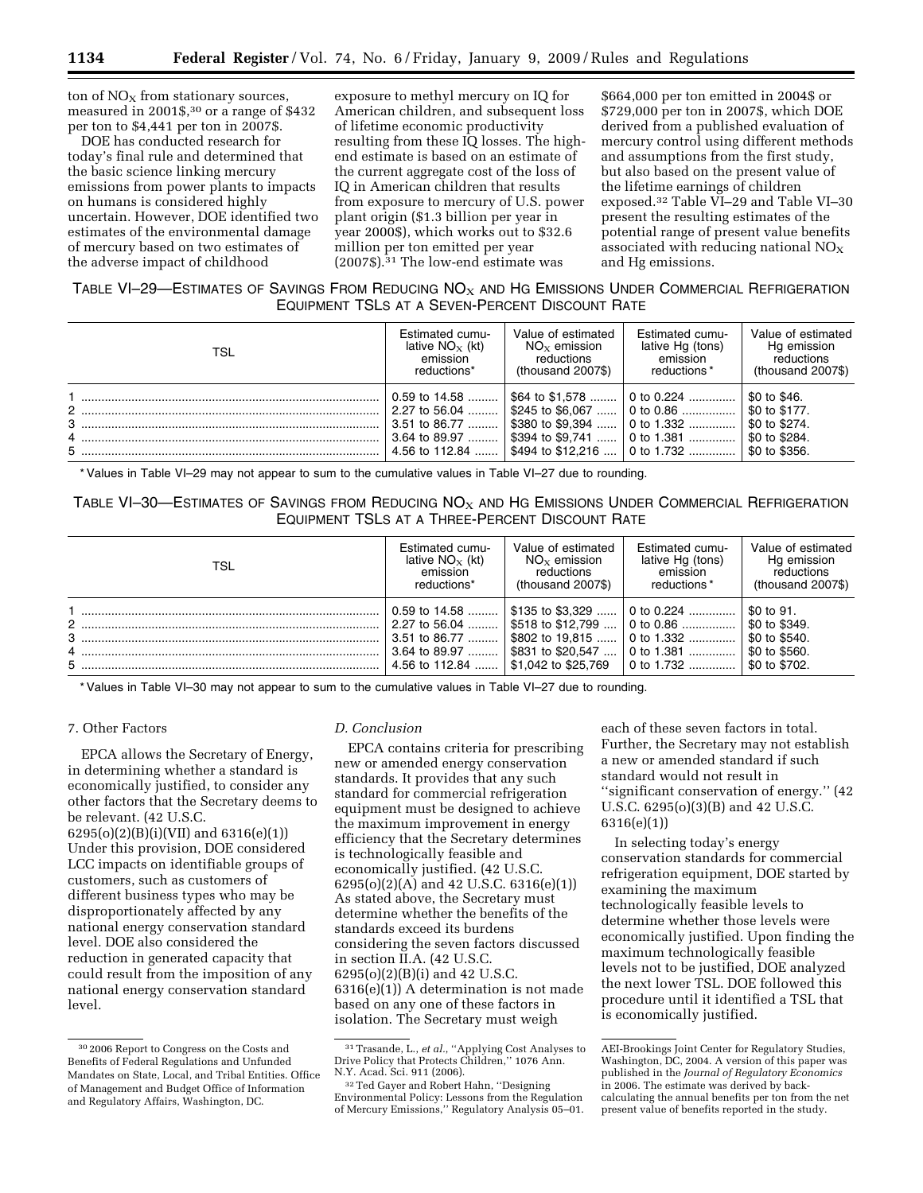ton of $NO_X$ from stationary sources, measured in 2001$,[30] or a range of $432 per ton to $4,441 per ton in 2007$.

DOE has conducted research for today's final rule and determined that the basic science linking mercury emissions from power plants to impacts on humans is considered highly uncertain. However, DOE identified two estimates of the environmental damage of mercury based on two estimates of the adverse impact of childhood exposure to methyl mercury on IQ for American children, and subsequent loss of lifetime economic productivity resulting from these IQ losses. The high-end estimate is based on an estimate of the current aggregate cost of the loss of IQ in American children that results from exposure to mercury of U.S. power plant origin ($1.3 billion per year in year 2000$), which works out to $32.6 million per ton emitted per year (2007$).[31] The low-end estimate was $664,000 per ton emitted in 2004$ or $729,000 per ton in 2007$, which DOE derived from a published evaluation of mercury control using different methods and assumptions from the first study, but also based on the present value of the lifetime earnings of children exposed.[32] Table VI–29 and Table VI–30 present the resulting estimates of the potential range of present value benefits associated with reducing national $NO_X$ and Hg emissions.

TABLE VI–29—ESTIMATES OF SAVINGS FROM REDUCING $NO_X$ AND HG EMISSIONS UNDER COMMERCIAL REFRIGERATION EQUIPMENT TSLS AT A SEVEN-PERCENT DISCOUNT RATE

| TSL | Estimated cumulative $NO_X$ (kt) emission reductions* | Value of estimated $NO_X$ emission reductions (thousand 2007$) | Estimated cumulative Hg (tons) emission reductions* | Value of estimated Hg emission reductions (thousand 2007$) |
|---|---|---|---|---|
| 1 | 0.59 to 14.58 | $64 to $1,578 | 0 to 0.224 | $0 to $46. |
| 2 | 2.27 to 56.04 | $245 to $6,067 | 0 to 0.86 | $0 to $177. |
| 3 | 3.51 to 86.77 | $380 to $9,394 | 0 to 1.332 | $0 to $274. |
| 4 | 3.64 to 89.97 | $394 to $9,741 | 0 to 1.381 | $0 to $284. |
| 5 | 4.56 to 112.84 | $494 to $12,216 | 0 to 1.732 | $0 to $356. |

* Values in Table VI–29 may not appear to sum to the cumulative values in Table VI–27 due to rounding.

TABLE VI–30—ESTIMATES OF SAVINGS FROM REDUCING $NO_X$ AND HG EMISSIONS UNDER COMMERCIAL REFRIGERATION EQUIPMENT TSLS AT A THREE-PERCENT DISCOUNT RATE

| TSL | Estimated cumulative $NO_X$ (kt) emission reductions* | Value of estimated $NO_X$ emission reductions (thousand 2007$) | Estimated cumulative Hg (tons) emission reductions* | Value of estimated Hg emission reductions (thousand 2007$) |
|---|---|---|---|---|
| 1 | 0.59 to 14.58 | $135 to $3,329 | 0 to 0.224 | $0 to 91. |
| 2 | 2.27 to 56.04 | $518 to $12,799 | 0 to 0.86 | $0 to $349. |
| 3 | 3.51 to 86.77 | $802 to 19,815 | 0 to 1.332 | $0 to $540. |
| 4 | 3.64 to 89.97 | $831 to $20,547 | 0 to 1.381 | $0 to $560. |
| 5 | 4.56 to 112.84 | $1,042 to $25,769 | 0 to 1.732 | $0 to $702. |

* Values in Table VI–30 may not appear to sum to the cumulative values in Table VI–27 due to rounding.

7. Other Factors

EPCA allows the Secretary of Energy, in determining whether a standard is economically justified, to consider any other factors that the Secretary deems to be relevant. (42 U.S.C. 6295(o)(2)(B)(i)(VII) and 6316(e)(1)) Under this provision, DOE considered LCC impacts on identifiable groups of customers, such as customers of different business types who may be disproportionately affected by any national energy conservation standard level. DOE also considered the reduction in generated capacity that could result from the imposition of any national energy conservation standard level.

### *D. Conclusion*

EPCA contains criteria for prescribing new or amended energy conservation standards. It provides that any such standard for commercial refrigeration equipment must be designed to achieve the maximum improvement in energy efficiency that the Secretary determines is technologically feasible and economically justified. (42 U.S.C. 6295(o)(2)(A) and 42 U.S.C. 6316(e)(1)) As stated above, the Secretary must determine whether the benefits of the standards exceed its burdens considering the seven factors discussed in section II.A. (42 U.S.C. 6295(o)(2)(B)(i) and 42 U.S.C. 6316(e)(1)) A determination is not made based on any one of these factors in isolation. The Secretary must weigh each of these seven factors in total. Further, the Secretary may not establish a new or amended standard if such standard would not result in ''significant conservation of energy.'' (42 U.S.C. 6295(o)(3)(B) and 42 U.S.C. 6316(e)(1))

In selecting today's energy conservation standards for commercial refrigeration equipment, DOE started by examining the maximum technologically feasible levels to determine whether those levels were economically justified. Upon finding the maximum technologically feasible levels not to be justified, DOE analyzed the next lower TSL. DOE followed this procedure until it identified a TSL that is economically justified.

[30] 2006 Report to Congress on the Costs and Benefits of Federal Regulations and Unfunded Mandates on State, Local, and Tribal Entities. Office of Management and Budget Office of Information and Regulatory Affairs, Washington, DC.

[31] Trasande, L., *et al.*, ''Applying Cost Analyses to Drive Policy that Protects Children,'' 1076 Ann. N.Y. Acad. Sci. 911 (2006).

[32] Ted Gayer and Robert Hahn, ''Designing Environmental Policy: Lessons from the Regulation of Mercury Emissions,'' Regulatory Analysis 05–01. AEI-Brookings Joint Center for Regulatory Studies, Washington, DC, 2004. A version of this paper was published in the *Journal of Regulatory Economics* in 2006. The estimate was derived by back-calculating the annual benefits per ton from the net present value of benefits reported in the study.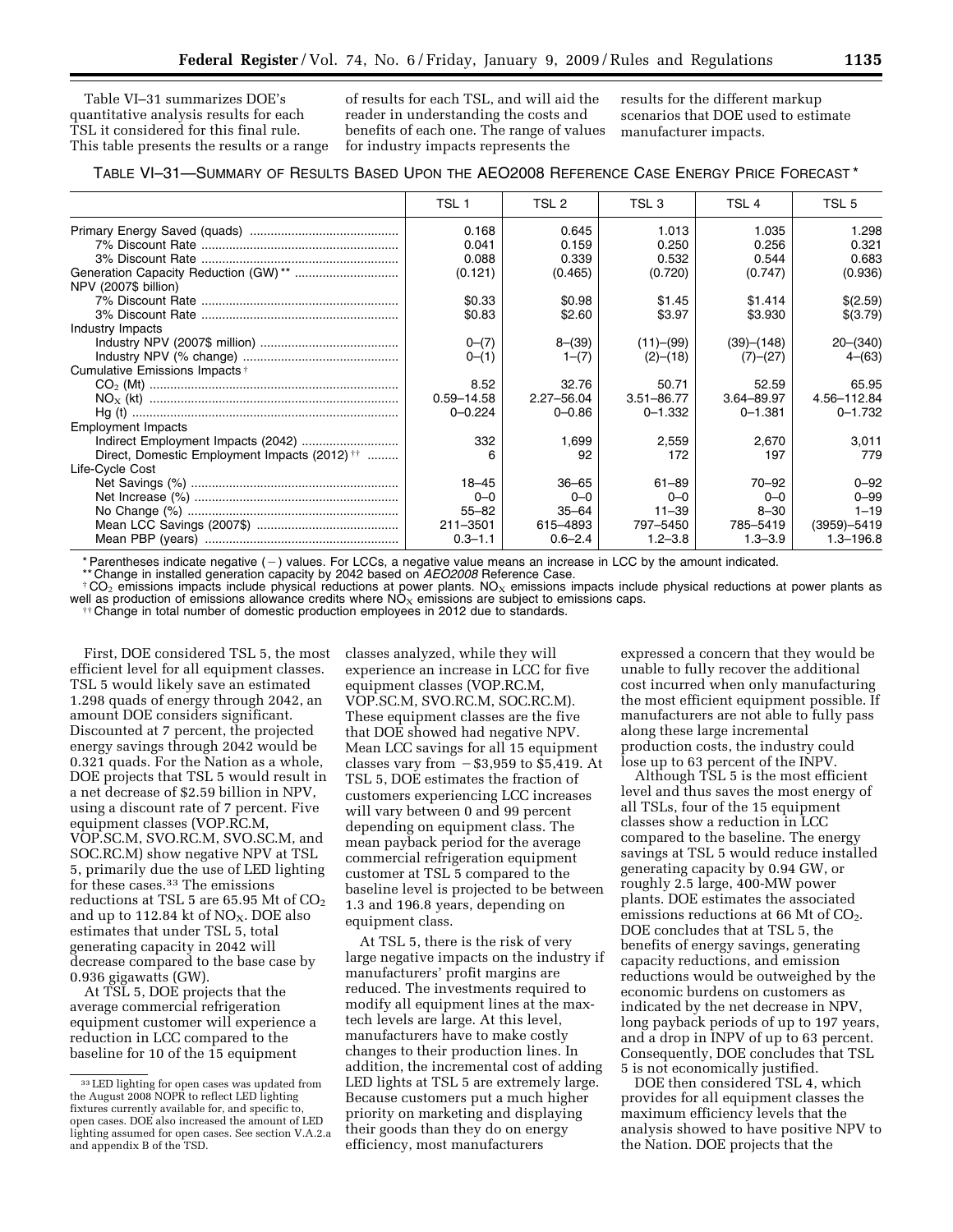Table VI–31 summarizes DOE's quantitative analysis results for each TSL it considered for this final rule. This table presents the results or a range of results for each TSL, and will aid the reader in understanding the costs and benefits of each one. The range of values for industry impacts represents the results for the different markup scenarios that DOE used to estimate manufacturer impacts.

TABLE VI–31—SUMMARY OF RESULTS BASED UPON THE AEO2008 REFERENCE CASE ENERGY PRICE FORECAST *

| | TSL 1 | TSL 2 | TSL 3 | TSL 4 | TSL 5 |
|---|---|---|---|---|---|
| Primary Energy Saved (quads) | 0.168 | 0.645 | 1.013 | 1.035 | 1.298 |
| 7% Discount Rate | 0.041 | 0.159 | 0.250 | 0.256 | 0.321 |
| 3% Discount Rate | 0.088 | 0.339 | 0.532 | 0.544 | 0.683 |
| Generation Capacity Reduction (GW) ** | (0.121) | (0.465) | (0.720) | (0.747) | (0.936) |
| NPV (2007$ billion) | | | | | |
| 7% Discount Rate | $0.33 | $0.98 | $1.45 | $1.414 | $(2.59) |
| 3% Discount Rate | $0.83 | $2.60 | $3.97 | $3.930 | $(3.79) |
| Industry Impacts | | | | | |
| Industry NPV (2007$ million) | 0–(7) | 8–(39) | (11)–(99) | (39)–(148) | 20–(340) |
| Industry NPV (% change) | 0–(1) | 1–(7) | (2)–(18) | (7)–(27) | 4–(63) |
| Cumulative Emissions Impacts † | | | | | |
| $CO_2$ (Mt) | 8.52 | 32.76 | 50.71 | 52.59 | 65.95 |
| $NO_X$ (kt) | 0.59–14.58 | 2.27–56.04 | 3.51–86.77 | 3.64–89.97 | 4.56–112.84 |
| Hg (t) | 0–0.224 | 0–0.86 | 0–1.332 | 0–1.381 | 0–1.732 |
| Employment Impacts | | | | | |
| Indirect Employment Impacts (2042) | 332 | 1,699 | 2,559 | 2,670 | 3,011 |
| Direct, Domestic Employment Impacts (2012) †† | 6 | 92 | 172 | 197 | 779 |
| Life-Cycle Cost | | | | | |
| Net Savings (%) | 18–45 | 36–65 | 61–89 | 70–92 | 0–92 |
| Net Increase (%) | 0–0 | 0–0 | 0–0 | 0–0 | 0–99 |
| No Change (%) | 55–82 | 35–64 | 11–39 | 8–30 | 1–19 |
| Mean LCC Savings (2007$) | 211–3501 | 615–4893 | 797–5450 | 785–5419 | (3959)–5419 |
| Mean PBP (years) | 0.3–1.1 | 0.6–2.4 | 1.2–3.8 | 1.3–3.9 | 1.3–196.8 |

* Parentheses indicate negative (−) values. For LCCs, a negative value means an increase in LCC by the amount indicated.
** Change in installed generation capacity by 2042 based on *AEO2008* Reference Case.
† $CO_2$ emissions impacts include physical reductions at power plants. $NO_X$ emissions impacts include physical reductions at power plants as well as production of emissions allowance credits where $NO_X$ emissions are subject to emissions caps.
†† Change in total number of domestic production employees in 2012 due to standards.

First, DOE considered TSL 5, the most efficient level for all equipment classes. TSL 5 would likely save an estimated 1.298 quads of energy through 2042, an amount DOE considers significant. Discounted at 7 percent, the projected energy savings through 2042 would be 0.321 quads. For the Nation as a whole, DOE projects that TSL 5 would result in a net decrease of $2.59 billion in NPV, using a discount rate of 7 percent. Five equipment classes (VOP.RC.M, VOP.SC.M, SVO.RC.M, SVO.SC.M, and SOC.RC.M) show negative NPV at TSL 5, primarily due the use of LED lighting for these cases.[33] The emissions reductions at TSL 5 are 65.95 Mt of $CO_2$ and up to 112.84 kt of $NO_X$. DOE also estimates that under TSL 5, total generating capacity in 2042 will decrease compared to the base case by 0.936 gigawatts (GW).

At TSL 5, DOE projects that the average commercial refrigeration equipment customer will experience a reduction in LCC compared to the baseline for 10 of the 15 equipment classes analyzed, while they will experience an increase in LCC for five equipment classes (VOP.RC.M, VOP.SC.M, SVO.RC.M, SOC.RC.M). These equipment classes are the five that DOE showed had negative NPV. Mean LCC savings for all 15 equipment classes vary from −$3,959 to $5,419. At TSL 5, DOE estimates the fraction of customers experiencing LCC increases will vary between 0 and 99 percent depending on equipment class. The mean payback period for the average commercial refrigeration equipment customer at TSL 5 compared to the baseline level is projected to be between 1.3 and 196.8 years, depending on equipment class.

At TSL 5, there is the risk of very large negative impacts on the industry if manufacturers' profit margins are reduced. The investments required to modify all equipment lines at the max-tech levels are large. At this level, manufacturers have to make costly changes to their production lines. In addition, the incremental cost of adding LED lights at TSL 5 are extremely large. Because customers put a much higher priority on marketing and displaying their goods than they do on energy efficiency, most manufacturers expressed a concern that they would be unable to fully recover the additional cost incurred when only manufacturing the most efficient equipment possible. If manufacturers are not able to fully pass along these large incremental production costs, the industry could lose up to 63 percent of the INPV.

Although TSL 5 is the most efficient level and thus saves the most energy of all TSLs, four of the 15 equipment classes show a reduction in LCC compared to the baseline. The energy savings at TSL 5 would reduce installed generating capacity by 0.94 GW, or roughly 2.5 large, 400-MW power plants. DOE estimates the associated emissions reductions at 66 Mt of $CO_2$. DOE concludes that at TSL 5, the benefits of energy savings, generating capacity reductions, and emission reductions would be outweighed by the economic burdens on customers as indicated by the net decrease in NPV, long payback periods of up to 197 years, and a drop in INPV of up to 63 percent. Consequently, DOE concludes that TSL 5 is not economically justified.

DOE then considered TSL 4, which provides for all equipment classes the maximum efficiency levels that the analysis showed to have positive NPV to the Nation. DOE projects that the

[33] LED lighting for open cases was updated from the August 2008 NOPR to reflect LED lighting fixtures currently available for, and specific to, open cases. DOE also increased the amount of LED lighting assumed for open cases. See section V.A.2.a and appendix B of the TSD.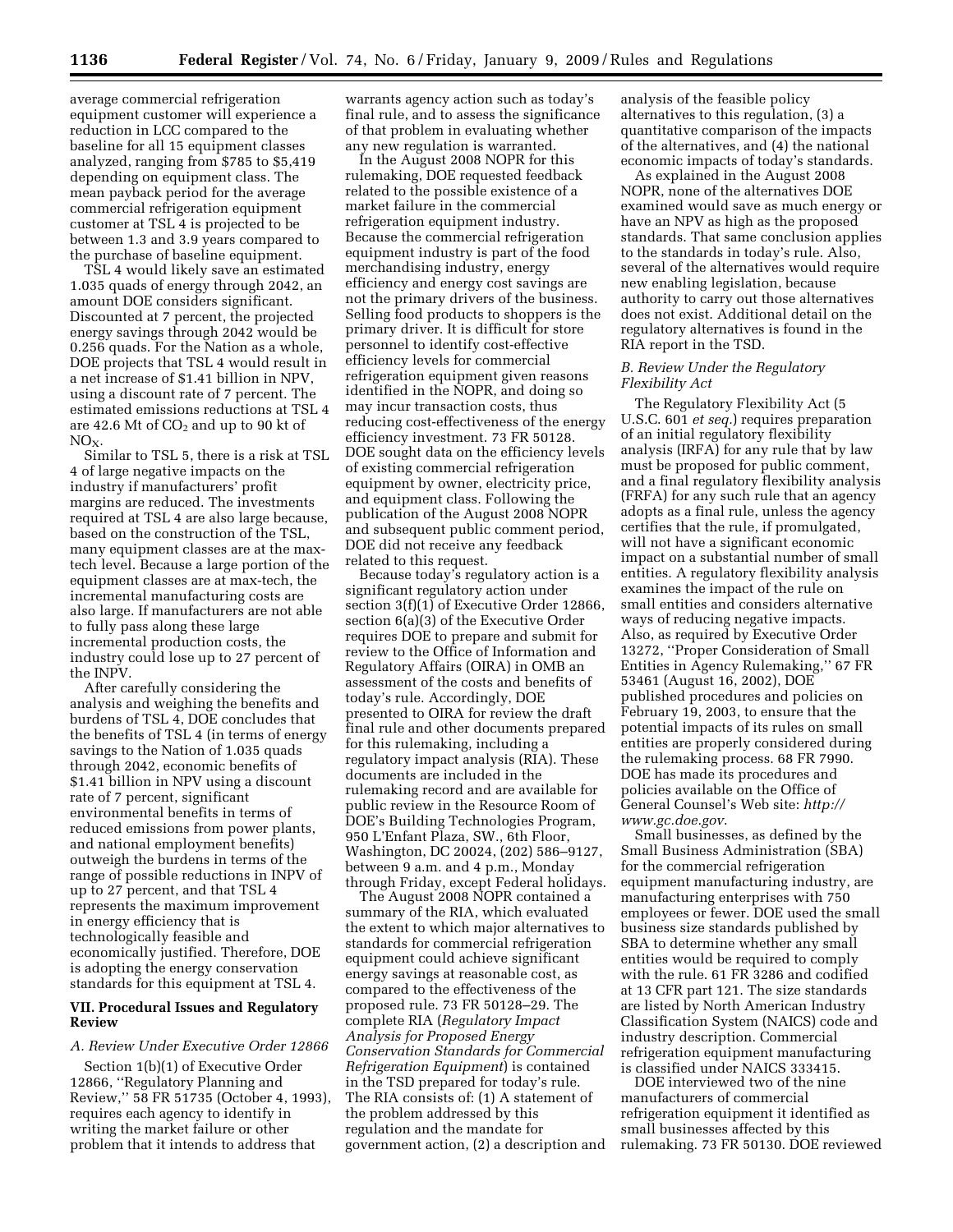average commercial refrigeration equipment customer will experience a reduction in LCC compared to the baseline for all 15 equipment classes analyzed, ranging from $785 to $5,419 depending on equipment class. The mean payback period for the average commercial refrigeration equipment customer at TSL 4 is projected to be between 1.3 and 3.9 years compared to the purchase of baseline equipment.

TSL 4 would likely save an estimated 1.035 quads of energy through 2042, an amount DOE considers significant. Discounted at 7 percent, the projected energy savings through 2042 would be 0.256 quads. For the Nation as a whole, DOE projects that TSL 4 would result in a net increase of $1.41 billion in NPV, using a discount rate of 7 percent. The estimated emissions reductions at TSL 4 are 42.6 Mt of $CO_2$ and up to 90 kt of $NO_X$.

Similar to TSL 5, there is a risk at TSL 4 of large negative impacts on the industry if manufacturers' profit margins are reduced. The investments required at TSL 4 are also large because, based on the construction of the TSL, many equipment classes are at the max-tech level. Because a large portion of the equipment classes are at max-tech, the incremental manufacturing costs are also large. If manufacturers are not able to fully pass along these large incremental production costs, the industry could lose up to 27 percent of the INPV.

After carefully considering the analysis and weighing the benefits and burdens of TSL 4, DOE concludes that the benefits of TSL 4 (in terms of energy savings to the Nation of 1.035 quads through 2042, economic benefits of $1.41 billion in NPV using a discount rate of 7 percent, significant environmental benefits in terms of reduced emissions from power plants, and national employment benefits) outweigh the burdens in terms of the range of possible reductions in INPV of up to 27 percent, and that TSL 4 represents the maximum improvement in energy efficiency that is technologically feasible and economically justified. Therefore, DOE is adopting the energy conservation standards for this equipment at TSL 4.

## VII. Procedural Issues and Regulatory Review

### A. Review Under Executive Order 12866

Section 1(b)(1) of Executive Order 12866, ''Regulatory Planning and Review,'' 58 FR 51735 (October 4, 1993), requires each agency to identify in writing the market failure or other problem that it intends to address that warrants agency action such as today's final rule, and to assess the significance of that problem in evaluating whether any new regulation is warranted.

In the August 2008 NOPR for this rulemaking, DOE requested feedback related to the possible existence of a market failure in the commercial refrigeration equipment industry. Because the commercial refrigeration equipment industry is part of the food merchandising industry, energy efficiency and energy cost savings are not the primary drivers of the business. Selling food products to shoppers is the primary driver. It is difficult for store personnel to identify cost-effective efficiency levels for commercial refrigeration equipment given reasons identified in the NOPR, and doing so may incur transaction costs, thus reducing cost-effectiveness of the energy efficiency investment. 73 FR 50128. DOE sought data on the efficiency levels of existing commercial refrigeration equipment by owner, electricity price, and equipment class. Following the publication of the August 2008 NOPR and subsequent public comment period, DOE did not receive any feedback related to this request.

Because today's regulatory action is a significant regulatory action under section 3(f)(1) of Executive Order 12866, section 6(a)(3) of the Executive Order requires DOE to prepare and submit for review to the Office of Information and Regulatory Affairs (OIRA) in OMB an assessment of the costs and benefits of today's rule. Accordingly, DOE presented to OIRA for review the draft final rule and other documents prepared for this rulemaking, including a regulatory impact analysis (RIA). These documents are included in the rulemaking record and are available for public review in the Resource Room of DOE's Building Technologies Program, 950 L'Enfant Plaza, SW., 6th Floor, Washington, DC 20024, (202) 586–9127, between 9 a.m. and 4 p.m., Monday through Friday, except Federal holidays.

The August 2008 NOPR contained a summary of the RIA, which evaluated the extent to which major alternatives to standards for commercial refrigeration equipment could achieve significant energy savings at reasonable cost, as compared to the effectiveness of the proposed rule. 73 FR 50128–29. The complete RIA (*Regulatory Impact Analysis for Proposed Energy Conservation Standards for Commercial Refrigeration Equipment*) is contained in the TSD prepared for today's rule. The RIA consists of: (1) A statement of the problem addressed by this regulation and the mandate for government action, (2) a description and analysis of the feasible policy alternatives to this regulation, (3) a quantitative comparison of the impacts of the alternatives, and (4) the national economic impacts of today's standards.

As explained in the August 2008 NOPR, none of the alternatives DOE examined would save as much energy or have an NPV as high as the proposed standards. That same conclusion applies to the standards in today's rule. Also, several of the alternatives would require new enabling legislation, because authority to carry out those alternatives does not exist. Additional detail on the regulatory alternatives is found in the RIA report in the TSD.

### B. Review Under the Regulatory Flexibility Act

The Regulatory Flexibility Act (5 U.S.C. 601 *et seq.*) requires preparation of an initial regulatory flexibility analysis (IRFA) for any rule that by law must be proposed for public comment, and a final regulatory flexibility analysis (FRFA) for any such rule that an agency adopts as a final rule, unless the agency certifies that the rule, if promulgated, will not have a significant economic impact on a substantial number of small entities. A regulatory flexibility analysis examines the impact of the rule on small entities and considers alternative ways of reducing negative impacts. Also, as required by Executive Order 13272, ''Proper Consideration of Small Entities in Agency Rulemaking,'' 67 FR 53461 (August 16, 2002), DOE published procedures and policies on February 19, 2003, to ensure that the potential impacts of its rules on small entities are properly considered during the rulemaking process. 68 FR 7990. DOE has made its procedures and policies available on the Office of General Counsel's Web site: *http://www.gc.doe.gov*.

Small businesses, as defined by the Small Business Administration (SBA) for the commercial refrigeration equipment manufacturing industry, are manufacturing enterprises with 750 employees or fewer. DOE used the small business size standards published by SBA to determine whether any small entities would be required to comply with the rule. 61 FR 3286 and codified at 13 CFR part 121. The size standards are listed by North American Industry Classification System (NAICS) code and industry description. Commercial refrigeration equipment manufacturing is classified under NAICS 333415.

DOE interviewed two of the nine manufacturers of commercial refrigeration equipment it identified as small businesses affected by this rulemaking. 73 FR 50130. DOE reviewed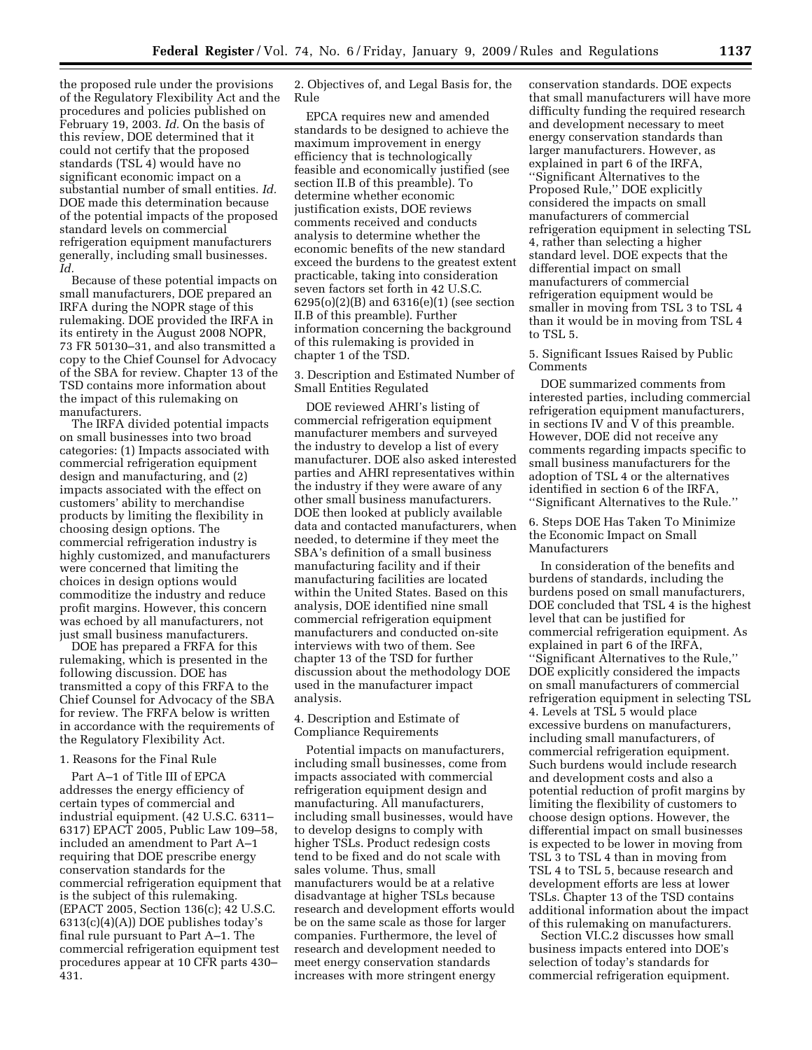the proposed rule under the provisions of the Regulatory Flexibility Act and the procedures and policies published on February 19, 2003. *Id.* On the basis of this review, DOE determined that it could not certify that the proposed standards (TSL 4) would have no significant economic impact on a substantial number of small entities. *Id.* DOE made this determination because of the potential impacts of the proposed standard levels on commercial refrigeration equipment manufacturers generally, including small businesses. *Id.*

Because of these potential impacts on small manufacturers, DOE prepared an IRFA during the NOPR stage of this rulemaking. DOE provided the IRFA in its entirety in the August 2008 NOPR, 73 FR 50130–31, and also transmitted a copy to the Chief Counsel for Advocacy of the SBA for review. Chapter 13 of the TSD contains more information about the impact of this rulemaking on manufacturers.

The IRFA divided potential impacts on small businesses into two broad categories: (1) Impacts associated with commercial refrigeration equipment design and manufacturing, and (2) impacts associated with the effect on customers' ability to merchandise products by limiting the flexibility in choosing design options. The commercial refrigeration industry is highly customized, and manufacturers were concerned that limiting the choices in design options would commoditize the industry and reduce profit margins. However, this concern was echoed by all manufacturers, not just small business manufacturers.

DOE has prepared a FRFA for this rulemaking, which is presented in the following discussion. DOE has transmitted a copy of this FRFA to the Chief Counsel for Advocacy of the SBA for review. The FRFA below is written in accordance with the requirements of the Regulatory Flexibility Act.

1. Reasons for the Final Rule

Part A–1 of Title III of EPCA addresses the energy efficiency of certain types of commercial and industrial equipment. (42 U.S.C. 6311–6317) EPACT 2005, Public Law 109–58, included an amendment to Part A–1 requiring that DOE prescribe energy conservation standards for the commercial refrigeration equipment that is the subject of this rulemaking. (EPACT 2005, Section 136(c); 42 U.S.C. 6313(c)(4)(A)) DOE publishes today's final rule pursuant to Part A–1. The commercial refrigeration equipment test procedures appear at 10 CFR parts 430–431.

2. Objectives of, and Legal Basis for, the Rule

EPCA requires new and amended standards to be designed to achieve the maximum improvement in energy efficiency that is technologically feasible and economically justified (see section II.B of this preamble). To determine whether economic justification exists, DOE reviews comments received and conducts analysis to determine whether the economic benefits of the new standard exceed the burdens to the greatest extent practicable, taking into consideration seven factors set forth in 42 U.S.C. 6295(o)(2)(B) and 6316(e)(1) (see section II.B of this preamble). Further information concerning the background of this rulemaking is provided in chapter 1 of the TSD.

3. Description and Estimated Number of Small Entities Regulated

DOE reviewed AHRI's listing of commercial refrigeration equipment manufacturer members and surveyed the industry to develop a list of every manufacturer. DOE also asked interested parties and AHRI representatives within the industry if they were aware of any other small business manufacturers. DOE then looked at publicly available data and contacted manufacturers, when needed, to determine if they meet the SBA's definition of a small business manufacturing facility and if their manufacturing facilities are located within the United States. Based on this analysis, DOE identified nine small commercial refrigeration equipment manufacturers and conducted on-site interviews with two of them. See chapter 13 of the TSD for further discussion about the methodology DOE used in the manufacturer impact analysis.

4. Description and Estimate of Compliance Requirements

Potential impacts on manufacturers, including small businesses, come from impacts associated with commercial refrigeration equipment design and manufacturing. All manufacturers, including small businesses, would have to develop designs to comply with higher TSLs. Product redesign costs tend to be fixed and do not scale with sales volume. Thus, small manufacturers would be at a relative disadvantage at higher TSLs because research and development efforts would be on the same scale as those for larger companies. Furthermore, the level of research and development needed to meet energy conservation standards increases with more stringent energy conservation standards. DOE expects that small manufacturers will have more difficulty funding the required research and development necessary to meet energy conservation standards than larger manufacturers. However, as explained in part 6 of the IRFA, "Significant Alternatives to the Proposed Rule," DOE explicitly considered the impacts on small manufacturers of commercial refrigeration equipment in selecting TSL 4, rather than selecting a higher standard level. DOE expects that the differential impact on small manufacturers of commercial refrigeration equipment would be smaller in moving from TSL 3 to TSL 4 than it would be in moving from TSL 4 to TSL 5.

5. Significant Issues Raised by Public Comments

DOE summarized comments from interested parties, including commercial refrigeration equipment manufacturers, in sections IV and V of this preamble. However, DOE did not receive any comments regarding impacts specific to small business manufacturers for the adoption of TSL 4 or the alternatives identified in section 6 of the IRFA, "Significant Alternatives to the Rule."

6. Steps DOE Has Taken To Minimize the Economic Impact on Small Manufacturers

In consideration of the benefits and burdens of standards, including the burdens posed on small manufacturers, DOE concluded that TSL 4 is the highest level that can be justified for commercial refrigeration equipment. As explained in part 6 of the IRFA, "Significant Alternatives to the Rule," DOE explicitly considered the impacts on small manufacturers of commercial refrigeration equipment in selecting TSL 4. Levels at TSL 5 would place excessive burdens on manufacturers, including small manufacturers, of commercial refrigeration equipment. Such burdens would include research and development costs and also a potential reduction of profit margins by limiting the flexibility of customers to choose design options. However, the differential impact on small businesses is expected to be lower in moving from TSL 3 to TSL 4 than in moving from TSL 4 to TSL 5, because research and development efforts are less at lower TSLs. Chapter 13 of the TSD contains additional information about the impact of this rulemaking on manufacturers.

Section VI.C.2 discusses how small business impacts entered into DOE's selection of today's standards for commercial refrigeration equipment.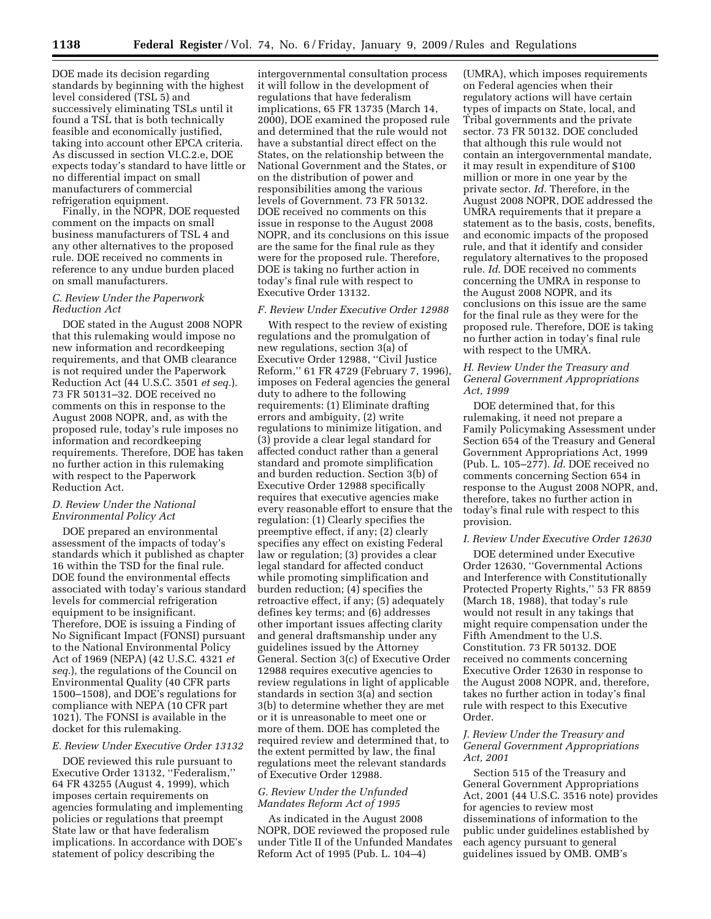DOE made its decision regarding standards by beginning with the highest level considered (TSL 5) and successively eliminating TSLs until it found a TSL that is both technically feasible and economically justified, taking into account other EPCA criteria. As discussed in section VI.C.2.e, DOE expects today's standard to have little or no differential impact on small manufacturers of commercial refrigeration equipment.

Finally, in the NOPR, DOE requested comment on the impacts on small business manufacturers of TSL 4 and any other alternatives to the proposed rule. DOE received no comments in reference to any undue burden placed on small manufacturers.

### *C. Review Under the Paperwork Reduction Act*

DOE stated in the August 2008 NOPR that this rulemaking would impose no new information and recordkeeping requirements, and that OMB clearance is not required under the Paperwork Reduction Act (44 U.S.C. 3501 *et seq.*). 73 FR 50131–32. DOE received no comments on this in response to the August 2008 NOPR, and, as with the proposed rule, today's rule imposes no information and recordkeeping requirements. Therefore, DOE has taken no further action in this rulemaking with respect to the Paperwork Reduction Act.

### *D. Review Under the National Environmental Policy Act*

DOE prepared an environmental assessment of the impacts of today's standards which it published as chapter 16 within the TSD for the final rule. DOE found the environmental effects associated with today's various standard levels for commercial refrigeration equipment to be insignificant. Therefore, DOE is issuing a Finding of No Significant Impact (FONSI) pursuant to the National Environmental Policy Act of 1969 (NEPA) (42 U.S.C. 4321 *et seq.*), the regulations of the Council on Environmental Quality (40 CFR parts 1500–1508), and DOE's regulations for compliance with NEPA (10 CFR part 1021). The FONSI is available in the docket for this rulemaking.

### *E. Review Under Executive Order 13132*

DOE reviewed this rule pursuant to Executive Order 13132, ''Federalism,'' 64 FR 43255 (August 4, 1999), which imposes certain requirements on agencies formulating and implementing policies or regulations that preempt State law or that have federalism implications. In accordance with DOE's statement of policy describing the intergovernmental consultation process it will follow in the development of regulations that have federalism implications, 65 FR 13735 (March 14, 2000), DOE examined the proposed rule and determined that the rule would not have a substantial direct effect on the States, on the relationship between the National Government and the States, or on the distribution of power and responsibilities among the various levels of Government. 73 FR 50132. DOE received no comments on this issue in response to the August 2008 NOPR, and its conclusions on this issue are the same for the final rule as they were for the proposed rule. Therefore, DOE is taking no further action in today's final rule with respect to Executive Order 13132.

### *F. Review Under Executive Order 12988*

With respect to the review of existing regulations and the promulgation of new regulations, section 3(a) of Executive Order 12988, ''Civil Justice Reform,'' 61 FR 4729 (February 7, 1996), imposes on Federal agencies the general duty to adhere to the following requirements: (1) Eliminate drafting errors and ambiguity, (2) write regulations to minimize litigation, and (3) provide a clear legal standard for affected conduct rather than a general standard and promote simplification and burden reduction. Section 3(b) of Executive Order 12988 specifically requires that executive agencies make every reasonable effort to ensure that the regulation: (1) Clearly specifies the preemptive effect, if any; (2) clearly specifies any effect on existing Federal law or regulation; (3) provides a clear legal standard for affected conduct while promoting simplification and burden reduction; (4) specifies the retroactive effect, if any; (5) adequately defines key terms; and (6) addresses other important issues affecting clarity and general draftsmanship under any guidelines issued by the Attorney General. Section 3(c) of Executive Order 12988 requires executive agencies to review regulations in light of applicable standards in section 3(a) and section 3(b) to determine whether they are met or it is unreasonable to meet one or more of them. DOE has completed the required review and determined that, to the extent permitted by law, the final regulations meet the relevant standards of Executive Order 12988.

### *G. Review Under the Unfunded Mandates Reform Act of 1995*

As indicated in the August 2008 NOPR, DOE reviewed the proposed rule under Title II of the Unfunded Mandates Reform Act of 1995 (Pub. L. 104–4) (UMRA), which imposes requirements on Federal agencies when their regulatory actions will have certain types of impacts on State, local, and Tribal governments and the private sector. 73 FR 50132. DOE concluded that although this rule would not contain an intergovernmental mandate, it may result in expenditure of $100 million or more in one year by the private sector. *Id.* Therefore, in the August 2008 NOPR, DOE addressed the UMRA requirements that it prepare a statement as to the basis, costs, benefits, and economic impacts of the proposed rule, and that it identify and consider regulatory alternatives to the proposed rule. *Id.* DOE received no comments concerning the UMRA in response to the August 2008 NOPR, and its conclusions on this issue are the same for the final rule as they were for the proposed rule. Therefore, DOE is taking no further action in today's final rule with respect to the UMRA.

### *H. Review Under the Treasury and General Government Appropriations Act, 1999*

DOE determined that, for this rulemaking, it need not prepare a Family Policymaking Assessment under Section 654 of the Treasury and General Government Appropriations Act, 1999 (Pub. L. 105–277). *Id.* DOE received no comments concerning Section 654 in response to the August 2008 NOPR, and, therefore, takes no further action in today's final rule with respect to this provision.

### *I. Review Under Executive Order 12630*

DOE determined under Executive Order 12630, ''Governmental Actions and Interference with Constitutionally Protected Property Rights,'' 53 FR 8859 (March 18, 1988), that today's rule would not result in any takings that might require compensation under the Fifth Amendment to the U.S. Constitution. 73 FR 50132. DOE received no comments concerning Executive Order 12630 in response to the August 2008 NOPR, and, therefore, takes no further action in today's final rule with respect to this Executive Order.

### *J. Review Under the Treasury and General Government Appropriations Act, 2001*

Section 515 of the Treasury and General Government Appropriations Act, 2001 (44 U.S.C. 3516 note) provides for agencies to review most disseminations of information to the public under guidelines established by each agency pursuant to general guidelines issued by OMB. OMB's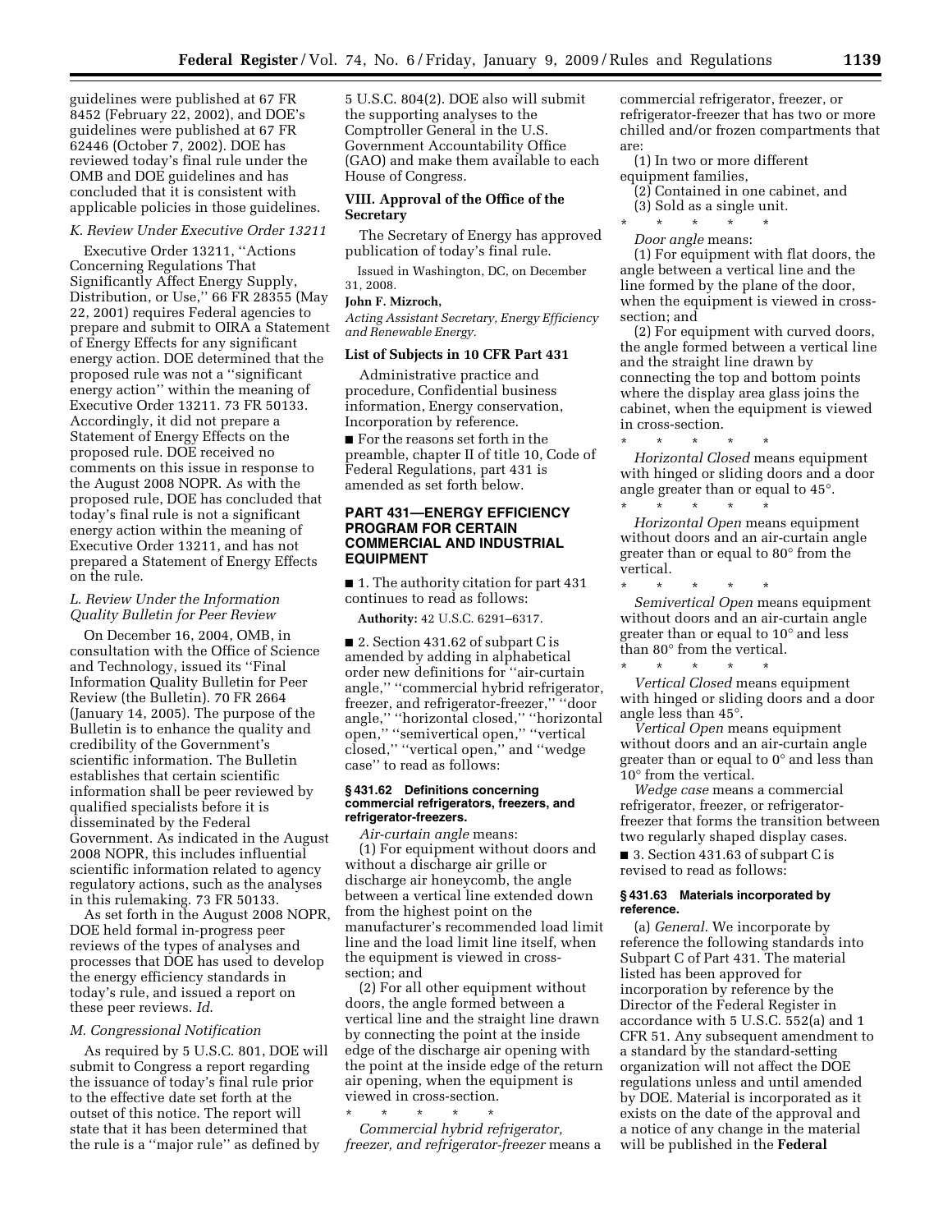guidelines were published at 67 FR 8452 (February 22, 2002), and DOE's guidelines were published at 67 FR 62446 (October 7, 2002). DOE has reviewed today's final rule under the OMB and DOE guidelines and has concluded that it is consistent with applicable policies in those guidelines.

### *K. Review Under Executive Order 13211*

Executive Order 13211, ''Actions Concerning Regulations That Significantly Affect Energy Supply, Distribution, or Use,'' 66 FR 28355 (May 22, 2001) requires Federal agencies to prepare and submit to OIRA a Statement of Energy Effects for any significant energy action. DOE determined that the proposed rule was not a ''significant energy action'' within the meaning of Executive Order 13211. 73 FR 50133. Accordingly, it did not prepare a Statement of Energy Effects on the proposed rule. DOE received no comments on this issue in response to the August 2008 NOPR. As with the proposed rule, DOE has concluded that today's final rule is not a significant energy action within the meaning of Executive Order 13211, and has not prepared a Statement of Energy Effects on the rule.

### *L. Review Under the Information Quality Bulletin for Peer Review*

On December 16, 2004, OMB, in consultation with the Office of Science and Technology, issued its ''Final Information Quality Bulletin for Peer Review (the Bulletin). 70 FR 2664 (January 14, 2005). The purpose of the Bulletin is to enhance the quality and credibility of the Government's scientific information. The Bulletin establishes that certain scientific information shall be peer reviewed by qualified specialists before it is disseminated by the Federal Government. As indicated in the August 2008 NOPR, this includes influential scientific information related to agency regulatory actions, such as the analyses in this rulemaking. 73 FR 50133.

As set forth in the August 2008 NOPR, DOE held formal in-progress peer reviews of the types of analyses and processes that DOE has used to develop the energy efficiency standards in today's rule, and issued a report on these peer reviews. *Id.*

### *M. Congressional Notification*

As required by 5 U.S.C. 801, DOE will submit to Congress a report regarding the issuance of today's final rule prior to the effective date set forth at the outset of this notice. The report will state that it has been determined that the rule is a ''major rule'' as defined by 5 U.S.C. 804(2). DOE also will submit the supporting analyses to the Comptroller General in the U.S. Government Accountability Office (GAO) and make them available to each House of Congress.

## VIII. Approval of the Office of the Secretary

The Secretary of Energy has approved publication of today's final rule.

Issued in Washington, DC, on December 31, 2008.

**John F. Mizroch,**

*Acting Assistant Secretary, Energy Efficiency and Renewable Energy.*

### List of Subjects in 10 CFR Part 431

Administrative practice and procedure, Confidential business information, Energy conservation, Incorporation by reference.

■ For the reasons set forth in the preamble, chapter II of title 10, Code of Federal Regulations, part 431 is amended as set forth below.

## PART 431—ENERGY EFFICIENCY PROGRAM FOR CERTAIN COMMERCIAL AND INDUSTRIAL EQUIPMENT

■ 1. The authority citation for part 431 continues to read as follows:

**Authority:** 42 U.S.C. 6291–6317.

■ 2. Section 431.62 of subpart C is amended by adding in alphabetical order new definitions for ''air-curtain angle,'' ''commercial hybrid refrigerator, freezer, and refrigerator-freezer,'' ''door angle,'' ''horizontal closed,'' ''horizontal open,'' ''semivertical open,'' ''vertical closed,'' ''vertical open,'' and ''wedge case'' to read as follows:

#### § 431.62 Definitions concerning commercial refrigerators, freezers, and refrigerator-freezers.

*Air-curtain angle* means:

(1) For equipment without doors and without a discharge air grille or discharge air honeycomb, the angle between a vertical line extended down from the highest point on the manufacturer's recommended load limit line and the load limit line itself, when the equipment is viewed in cross-section; and

(2) For all other equipment without doors, the angle formed between a vertical line and the straight line drawn by connecting the point at the inside edge of the discharge air opening with the point at the inside edge of the return air opening, when the equipment is viewed in cross-section.

\* \* \* \* \*

*Commercial hybrid refrigerator, freezer, and refrigerator-freezer* means a commercial refrigerator, freezer, or refrigerator-freezer that has two or more chilled and/or frozen compartments that are:

(1) In two or more different equipment families,

(2) Contained in one cabinet, and

(3) Sold as a single unit.

\* \* \* \* \*

*Door angle* means:

(1) For equipment with flat doors, the angle between a vertical line and the line formed by the plane of the door, when the equipment is viewed in cross-section; and

(2) For equipment with curved doors, the angle formed between a vertical line and the straight line drawn by connecting the top and bottom points where the display area glass joins the cabinet, when the equipment is viewed in cross-section.

\* \* \* \* \*

*Horizontal Closed* means equipment with hinged or sliding doors and a door angle greater than or equal to 45°.

\* \* \* \* \*

*Horizontal Open* means equipment without doors and an air-curtain angle greater than or equal to 80° from the vertical.

\* \* \* \* \*

*Semivertical Open* means equipment without doors and an air-curtain angle greater than or equal to 10° and less than 80° from the vertical.

\* \* \* \* \*

*Vertical Closed* means equipment with hinged or sliding doors and a door angle less than 45°.

*Vertical Open* means equipment without doors and an air-curtain angle greater than or equal to 0° and less than 10° from the vertical.

*Wedge case* means a commercial refrigerator, freezer, or refrigerator-freezer that forms the transition between two regularly shaped display cases.

■ 3. Section 431.63 of subpart C is revised to read as follows:

#### § 431.63 Materials incorporated by reference.

(a) *General.* We incorporate by reference the following standards into Subpart C of Part 431. The material listed has been approved for incorporation by reference by the Director of the Federal Register in accordance with 5 U.S.C. 552(a) and 1 CFR 51. Any subsequent amendment to a standard by the standard-setting organization will not affect the DOE regulations unless and until amended by DOE. Material is incorporated as it exists on the date of the approval and a notice of any change in the material will be published in the **Federal**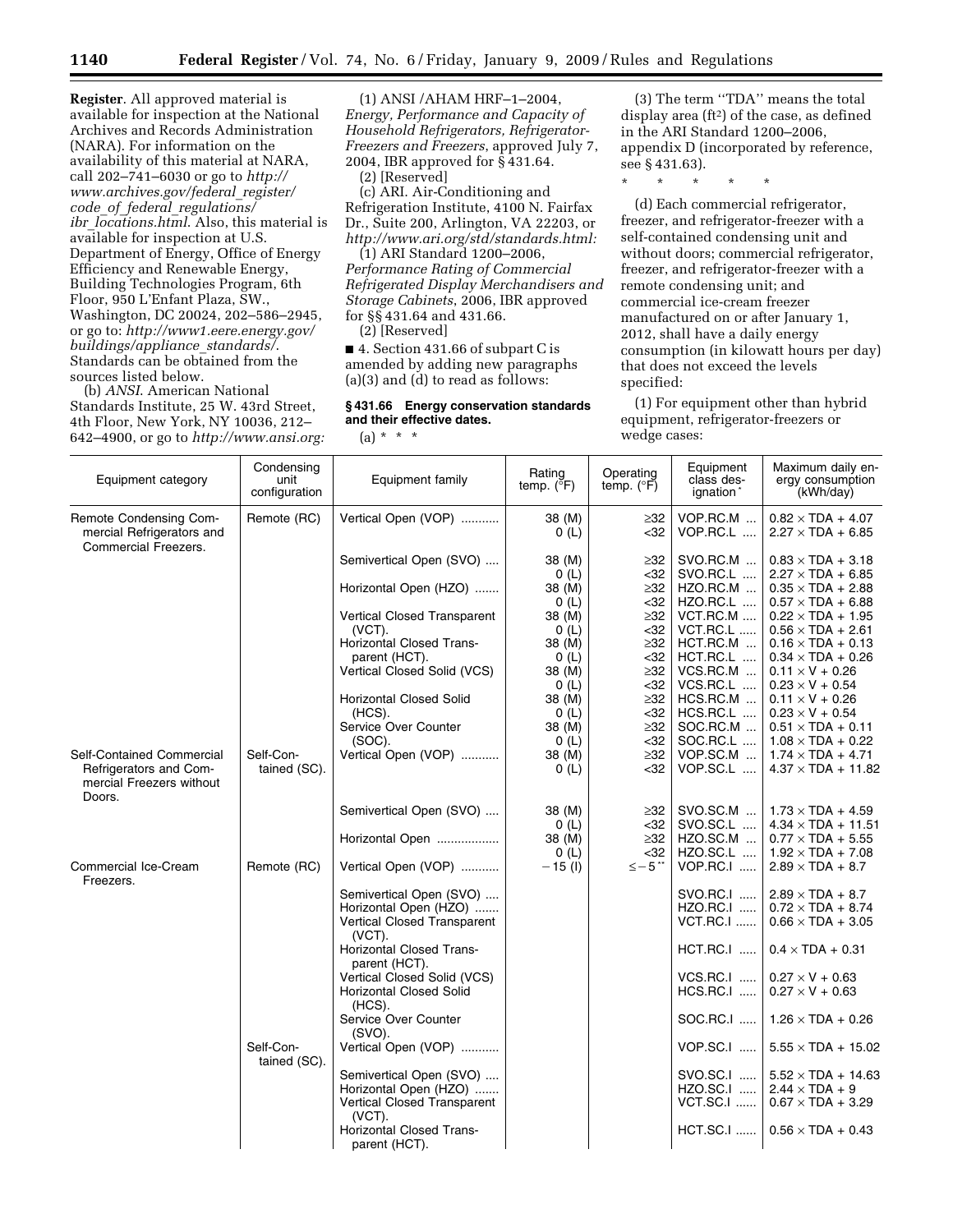**Register**. All approved material is available for inspection at the National Archives and Records Administration (NARA). For information on the availability of this material at NARA, call 202–741–6030 or go to *http://www.archives.gov/federal_register/code_of_federal_regulations/ibr_locations.html*. Also, this material is available for inspection at U.S. Department of Energy, Office of Energy Efficiency and Renewable Energy, Building Technologies Program, 6th Floor, 950 L'Enfant Plaza, SW., Washington, DC 20024, 202–586–2945, or go to: *http://www1.eere.energy.gov/buildings/appliance_standards/*. Standards can be obtained from the sources listed below.

(b) *ANSI*. American National Standards Institute, 25 W. 43rd Street, 4th Floor, New York, NY 10036, 212–642–4900, or go to *http://www.ansi.org:*

(1) ANSI /AHAM HRF–1–2004, *Energy, Performance and Capacity of Household Refrigerators, Refrigerator-Freezers and Freezers*, approved July 7, 2004, IBR approved for § 431.64.

(2) [Reserved]

(c) ARI. Air-Conditioning and Refrigeration Institute, 4100 N. Fairfax Dr., Suite 200, Arlington, VA 22203, or *http://www.ari.org/std/standards.html:*

(1) ARI Standard 1200–2006, *Performance Rating of Commercial Refrigerated Display Merchandisers and Storage Cabinets*, 2006, IBR approved for §§ 431.64 and 431.66.

(2) [Reserved]

■ 4. Section 431.66 of subpart C is amended by adding new paragraphs (a)(3) and (d) to read as follows:

**§ 431.66 Energy conservation standards and their effective dates.**

(a) * * *

(3) The term ''TDA'' means the total display area ($ft^2$) of the case, as defined in the ARI Standard 1200–2006, appendix D (incorporated by reference, see § 431.63).

\* \* \* \* \*

(d) Each commercial refrigerator, freezer, and refrigerator-freezer with a self-contained condensing unit and without doors; commercial refrigerator, freezer, and refrigerator-freezer with a remote condensing unit; and commercial ice-cream freezer manufactured on or after January 1, 2012, shall have a daily energy consumption (in kilowatt hours per day) that does not exceed the levels specified:

(1) For equipment other than hybrid equipment, refrigerator-freezers or wedge cases:

| Equipment category | Condensing unit configuration | Equipment family | Rating temp. (°F) | Operating temp. (°F) | Equipment class designation* | Maximum daily energy consumption (kWh/day) |
|---|---|---|---|---|---|---|
| Remote Condensing Commercial Refrigerators and Commercial Freezers. | Remote (RC) | Vertical Open (VOP) | 38 (M) | ≥32 | VOP.RC.M | 0.82 × TDA + 4.07 |
| | | | 0 (L) | <32 | VOP.RC.L | 2.27 × TDA + 6.85 |
| | | Semivertical Open (SVO) | 38 (M) | ≥32 | SVO.RC.M | 0.83 × TDA + 3.18 |
| | | | 0 (L) | <32 | SVO.RC.L | 2.27 × TDA + 6.85 |
| | | Horizontal Open (HZO) | 38 (M) | ≥32 | HZO.RC.M | 0.35 × TDA + 2.88 |
| | | | 0 (L) | <32 | HZO.RC.L | 0.57 × TDA + 6.88 |
| | | Vertical Closed Transparent (VCT). | 38 (M) | ≥32 | VCT.RC.M | 0.22 × TDA + 1.95 |
| | | | 0 (L) | <32 | VCT.RC.L | 0.56 × TDA + 2.61 |
| | | Horizontal Closed Transparent (HCT). | 38 (M) | ≥32 | HCT.RC.M | 0.16 × TDA + 0.13 |
| | | | 0 (L) | <32 | HCT.RC.L | 0.34 × TDA + 0.26 |
| | | Vertical Closed Solid (VCS) | 38 (M) | ≥32 | VCS.RC.M | 0.11 × V + 0.26 |
| | | | 0 (L) | <32 | VCS.RC.L | 0.23 × V + 0.54 |
| | | Horizontal Closed Solid (HCS). | 38 (M) | ≥32 | HCS.RC.M | 0.11 × V + 0.26 |
| | | | 0 (L) | <32 | HCS.RC.L | 0.23 × V + 0.54 |
| | | Service Over Counter (SOC). | 38 (M) | ≥32 | SOC.RC.M | 0.51 × TDA + 0.11 |
| | | | 0 (L) | <32 | SOC.RC.L | 1.08 × TDA + 0.22 |
| Self-Contained Commercial Refrigerators and Commercial Freezers without Doors. | Self-Contained (SC). | Vertical Open (VOP) | 38 (M) | ≥32 | VOP.SC.M | 1.74 × TDA + 4.71 |
| | | | 0 (L) | <32 | VOP.SC.L | 4.37 × TDA + 11.82 |
| | | Semivertical Open (SVO) | 38 (M) | ≥32 | SVO.SC.M | 1.73 × TDA + 4.59 |
| | | | 0 (L) | <32 | SVO.SC.L | 4.34 × TDA + 11.51 |
| | | Horizontal Open | 38 (M) | ≥32 | HZO.SC.M | 0.77 × TDA + 5.55 |
| | | | 0 (L) | <32 | HZO.SC.L | 1.92 × TDA + 7.08 |
| Commercial Ice-Cream Freezers. | Remote (RC) | Vertical Open (VOP) | −15 (I) | ≤−5** | VOP.RC.I | 2.89 × TDA + 8.7 |
| | | Semivertical Open (SVO) | | | SVO.RC.I | 2.89 × TDA + 8.7 |
| | | Horizontal Open (HZO) | | | HZO.RC.I | 0.72 × TDA + 8.74 |
| | | Vertical Closed Transparent (VCT). | | | VCT.RC.I | 0.66 × TDA + 3.05 |
| | | Horizontal Closed Transparent (HCT). | | | HCT.RC.I | 0.4 × TDA + 0.31 |
| | | Vertical Closed Solid (VCS) | | | VCS.RC.I | 0.27 × V + 0.63 |
| | | Horizontal Closed Solid (HCS). | | | HCS.RC.I | 0.27 × V + 0.63 |
| | | Service Over Counter (SVO). | | | SOC.RC.I | 1.26 × TDA + 0.26 |
| | Self-Contained (SC). | Vertical Open (VOP) | | | VOP.SC.I | 5.55 × TDA + 15.02 |
| | | Semivertical Open (SVO) | | | SVO.SC.I | 5.52 × TDA + 14.63 |
| | | Horizontal Open (HZO) | | | HZO.SC.I | 2.44 × TDA + 9 |
| | | Vertical Closed Transparent (VCT). | | | VCT.SC.I | 0.67 × TDA + 3.29 |
| | | Horizontal Closed Transparent (HCT). | | | HCT.SC.I | 0.56 × TDA + 0.43 |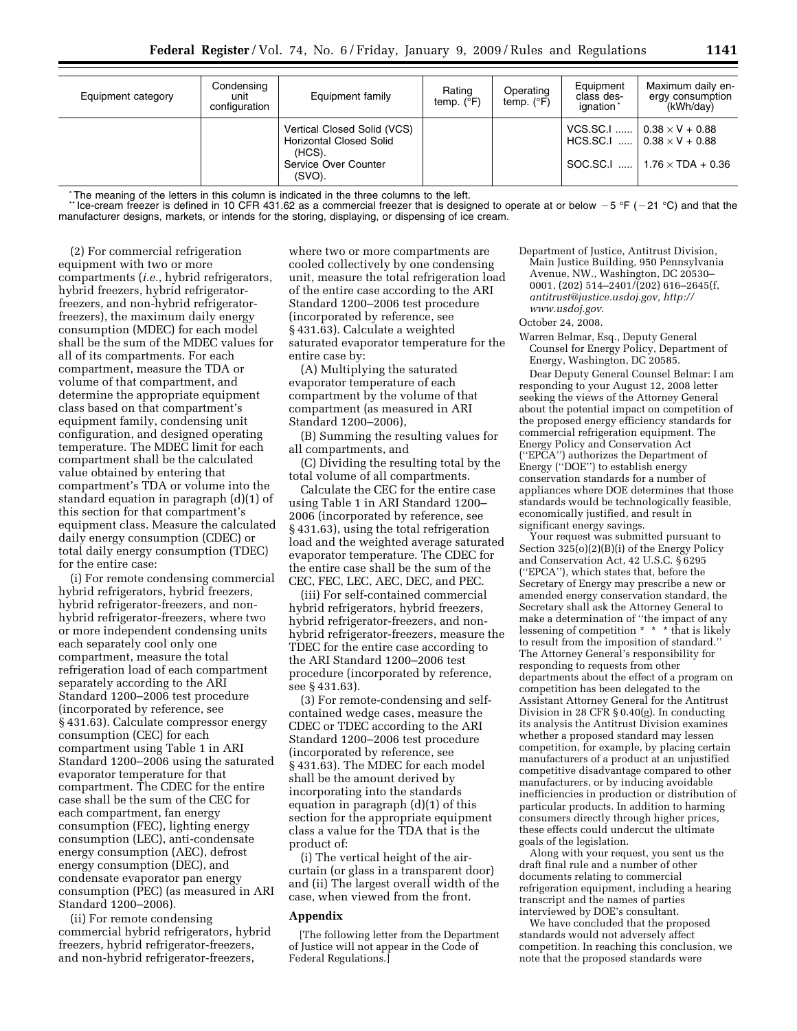| Equipment category | Condensing unit configuration | Equipment family | Rating temp. (°F) | Operating temp. (°F) | Equipment class designation* | Maximum daily energy consumption (kWh/day) |
|---|---|---|---|---|---|---|
| | | Vertical Closed Solid (VCS) | | | VCS.SC.I ...... | $0.38 \times V + 0.88$ |
| | | Horizontal Closed Solid (HCS). | | | HCS.SC.I ...... | $0.38 \times V + 0.88$ |
| | | Service Over Counter (SVO). | | | SOC.SC.I ...... | $1.76 \times TDA + 0.36$ |

* The meaning of the letters in this column is indicated in the three columns to the left.

** Ice-cream freezer is defined in 10 CFR 431.62 as a commercial freezer that is designed to operate at or below −5 °F (−21 °C) and that the manufacturer designs, markets, or intends for the storing, displaying, or dispensing of ice cream.

(2) For commercial refrigeration equipment with two or more compartments (*i.e.*, hybrid refrigerators, hybrid freezers, hybrid refrigerator-freezers, and non-hybrid refrigerator-freezers), the maximum daily energy consumption (MDEC) for each model shall be the sum of the MDEC values for all of its compartments. For each compartment, measure the TDA or volume of that compartment, and determine the appropriate equipment class based on that compartment's equipment family, condensing unit configuration, and designed operating temperature. The MDEC limit for each compartment shall be the calculated value obtained by entering that compartment's TDA or volume into the standard equation in paragraph (d)(1) of this section for that compartment's equipment class. Measure the calculated daily energy consumption (CDEC) or total daily energy consumption (TDEC) for the entire case:

(i) For remote condensing commercial hybrid refrigerators, hybrid freezers, hybrid refrigerator-freezers, and non-hybrid refrigerator-freezers, where two or more independent condensing units each separately cool only one compartment, measure the total refrigeration load of each compartment separately according to the ARI Standard 1200–2006 test procedure (incorporated by reference, see § 431.63). Calculate compressor energy consumption (CEC) for each compartment using Table 1 in ARI Standard 1200–2006 using the saturated evaporator temperature for that compartment. The CDEC for the entire case shall be the sum of the CEC for each compartment, fan energy consumption (FEC), lighting energy consumption (LEC), anti-condensate energy consumption (AEC), defrost energy consumption (DEC), and condensate evaporator pan energy consumption (PEC) (as measured in ARI Standard 1200–2006).

(ii) For remote condensing commercial hybrid refrigerators, hybrid freezers, hybrid refrigerator-freezers, and non-hybrid refrigerator-freezers, where two or more compartments are cooled collectively by one condensing unit, measure the total refrigeration load of the entire case according to the ARI Standard 1200–2006 test procedure (incorporated by reference, see § 431.63). Calculate a weighted saturated evaporator temperature for the entire case by:

(A) Multiplying the saturated evaporator temperature of each compartment by the volume of that compartment (as measured in ARI Standard 1200–2006),

(B) Summing the resulting values for all compartments, and

(C) Dividing the resulting total by the total volume of all compartments.

Calculate the CEC for the entire case using Table 1 in ARI Standard 1200–2006 (incorporated by reference, see § 431.63), using the total refrigeration load and the weighted average saturated evaporator temperature. The CDEC for the entire case shall be the sum of the CEC, FEC, LEC, AEC, DEC, and PEC.

(iii) For self-contained commercial hybrid refrigerators, hybrid freezers, hybrid refrigerator-freezers, and non-hybrid refrigerator-freezers, measure the TDEC for the entire case according to the ARI Standard 1200–2006 test procedure (incorporated by reference, see § 431.63).

(3) For remote-condensing and self-contained wedge cases, measure the CDEC or TDEC according to the ARI Standard 1200–2006 test procedure (incorporated by reference, see § 431.63). The MDEC for each model shall be the amount derived by incorporating into the standards equation in paragraph (d)(1) of this section for the appropriate equipment class a value for the TDA that is the product of:

(i) The vertical height of the air-curtain (or glass in a transparent door) and (ii) The largest overall width of the case, when viewed from the front.

## Appendix

[The following letter from the Department of Justice will not appear in the Code of Federal Regulations.]

Department of Justice, Antitrust Division, Main Justice Building, 950 Pennsylvania Avenue, NW., Washington, DC 20530–0001, (202) 514–2401/(202) 616–2645(f, *antitrust@justice.usdoj.gov, http://www.usdoj.gov*.

October 24, 2008.

Warren Belmar, Esq., Deputy General Counsel for Energy Policy, Department of Energy, Washington, DC 20585.

Dear Deputy General Counsel Belmar: I am responding to your August 12, 2008 letter seeking the views of the Attorney General about the potential impact on competition of the proposed energy efficiency standards for commercial refrigeration equipment. The Energy Policy and Conservation Act (''EPCA'') authorizes the Department of Energy (''DOE'') to establish energy conservation standards for a number of appliances where DOE determines that those standards would be technologically feasible, economically justified, and result in significant energy savings.

Your request was submitted pursuant to Section 325(o)(2)(B)(i) of the Energy Policy and Conservation Act, 42 U.S.C. § 6295 (''EPCA''), which states that, before the Secretary of Energy may prescribe a new or amended energy conservation standard, the Secretary shall ask the Attorney General to make a determination of ''the impact of any lessening of competition * * * that is likely to result from the imposition of standard.'' The Attorney General's responsibility for responding to requests from other departments about the effect of a program on competition has been delegated to the Assistant Attorney General for the Antitrust Division in 28 CFR § 0.40(g). In conducting its analysis the Antitrust Division examines whether a proposed standard may lessen competition, for example, by placing certain manufacturers of a product at an unjustified competitive disadvantage compared to other manufacturers, or by inducing avoidable inefficiencies in production or distribution of particular products. In addition to harming consumers directly through higher prices, these effects could undercut the ultimate goals of the legislation.

Along with your request, you sent us the draft final rule and a number of other documents relating to commercial refrigeration equipment, including a hearing transcript and the names of parties interviewed by DOE's consultant.

We have concluded that the proposed standards would not adversely affect competition. In reaching this conclusion, we note that the proposed standards were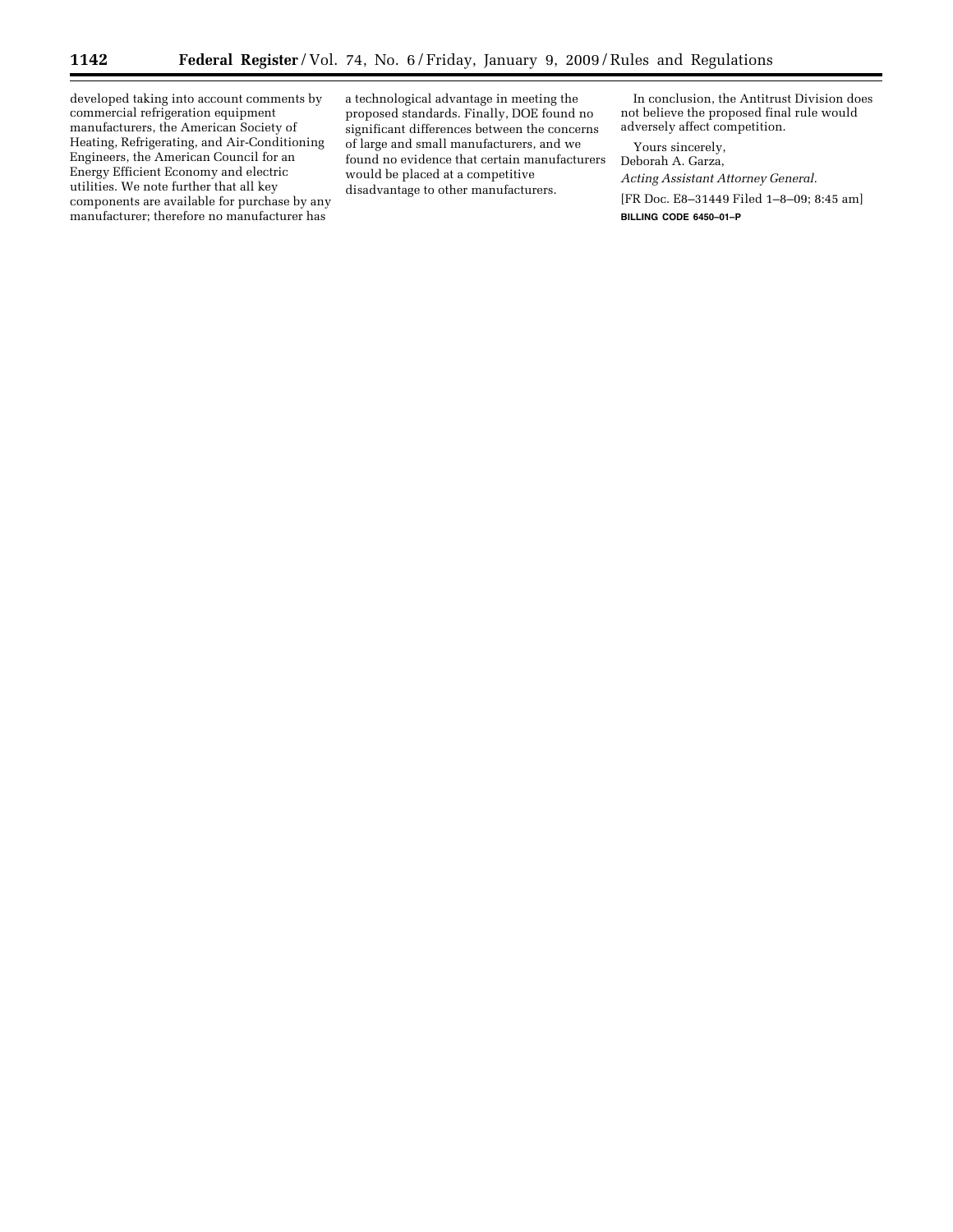developed taking into account comments by commercial refrigeration equipment manufacturers, the American Society of Heating, Refrigerating, and Air-Conditioning Engineers, the American Council for an Energy Efficient Economy and electric utilities. We note further that all key components are available for purchase by any manufacturer; therefore no manufacturer has a technological advantage in meeting the proposed standards. Finally, DOE found no significant differences between the concerns of large and small manufacturers, and we found no evidence that certain manufacturers would be placed at a competitive disadvantage to other manufacturers.

In conclusion, the Antitrust Division does not believe the proposed final rule would adversely affect competition.

Yours sincerely,
Deborah A. Garza,
*Acting Assistant Attorney General.*

[FR Doc. E8–31449 Filed 1–8–09; 8:45 am]

**BILLING CODE 6450–01–P**